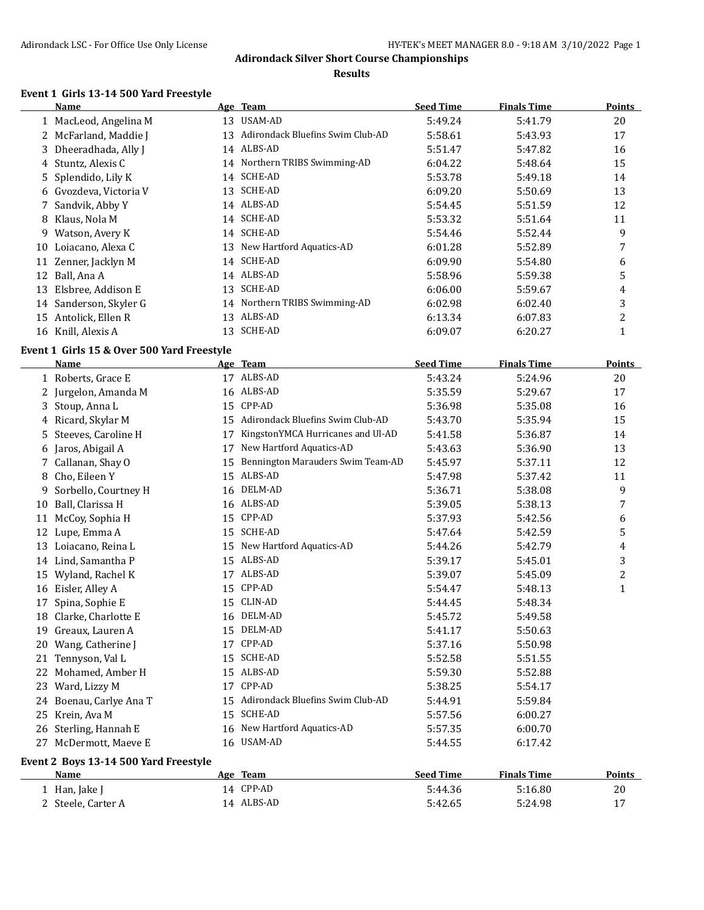# Adirondack Silver Short Course Championships

## Results

### Event 1 Girls 13-14 500 Yard Freestyle

| | Name | Age | Team | Seed Time | Finals Time | Points |
|---|---|---|---|---|---|---|
| 1 | MacLeod, Angelina M | 13 | USAM-AD | 5:49.24 | 5:41.79 | 20 |
| 2 | McFarland, Maddie J | 13 | Adirondack Bluefins Swim Club-AD | 5:58.61 | 5:43.93 | 17 |
| 3 | Dheeradhada, Ally J | 14 | ALBS-AD | 5:51.47 | 5:47.82 | 16 |
| 4 | Stuntz, Alexis C | 14 | Northern TRIBS Swimming-AD | 6:04.22 | 5:48.64 | 15 |
| 5 | Splendido, Lily K | 14 | SCHE-AD | 5:53.78 | 5:49.18 | 14 |
| 6 | Gvozdeva, Victoria V | 13 | SCHE-AD | 6:09.20 | 5:50.69 | 13 |
| 7 | Sandvik, Abby Y | 14 | ALBS-AD | 5:54.45 | 5:51.59 | 12 |
| 8 | Klaus, Nola M | 14 | SCHE-AD | 5:53.32 | 5:51.64 | 11 |
| 9 | Watson, Avery K | 14 | SCHE-AD | 5:54.46 | 5:52.44 | 9 |
| 10 | Loiacano, Alexa C | 13 | New Hartford Aquatics-AD | 6:01.28 | 5:52.89 | 7 |
| 11 | Zenner, Jacklyn M | 14 | SCHE-AD | 6:09.90 | 5:54.80 | 6 |
| 12 | Ball, Ana A | 14 | ALBS-AD | 5:58.96 | 5:59.38 | 5 |
| 13 | Elsbree, Addison E | 13 | SCHE-AD | 6:06.00 | 5:59.67 | 4 |
| 14 | Sanderson, Skyler G | 14 | Northern TRIBS Swimming-AD | 6:02.98 | 6:02.40 | 3 |
| 15 | Antolick, Ellen R | 13 | ALBS-AD | 6:13.34 | 6:07.83 | 2 |
| 16 | Knill, Alexis A | 13 | SCHE-AD | 6:09.07 | 6:20.27 | 1 |

### Event 1 Girls 15 & Over 500 Yard Freestyle

| | Name | Age | Team | Seed Time | Finals Time | Points |
|---|---|---|---|---|---|---|
| 1 | Roberts, Grace E | 17 | ALBS-AD | 5:43.24 | 5:24.96 | 20 |
| 2 | Jurgelon, Amanda M | 16 | ALBS-AD | 5:35.59 | 5:29.67 | 17 |
| 3 | Stoup, Anna L | 15 | CPP-AD | 5:36.98 | 5:35.08 | 16 |
| 4 | Ricard, Skylar M | 15 | Adirondack Bluefins Swim Club-AD | 5:43.70 | 5:35.94 | 15 |
| 5 | Steeves, Caroline H | 17 | KingstonYMCA Hurricanes and Ul-AD | 5:41.58 | 5:36.87 | 14 |
| 6 | Jaros, Abigail A | 17 | New Hartford Aquatics-AD | 5:43.63 | 5:36.90 | 13 |
| 7 | Callanan, Shay O | 15 | Bennington Marauders Swim Team-AD | 5:45.97 | 5:37.11 | 12 |
| 8 | Cho, Eileen Y | 15 | ALBS-AD | 5:47.98 | 5:37.42 | 11 |
| 9 | Sorbello, Courtney H | 16 | DELM-AD | 5:36.71 | 5:38.08 | 9 |
| 10 | Ball, Clarissa H | 16 | ALBS-AD | 5:39.05 | 5:38.13 | 7 |
| 11 | McCoy, Sophia H | 15 | CPP-AD | 5:37.93 | 5:42.56 | 6 |
| 12 | Lupe, Emma A | 15 | SCHE-AD | 5:47.64 | 5:42.59 | 5 |
| 13 | Loiacano, Reina L | 15 | New Hartford Aquatics-AD | 5:44.26 | 5:42.79 | 4 |
| 14 | Lind, Samantha P | 15 | ALBS-AD | 5:39.17 | 5:45.01 | 3 |
| 15 | Wyland, Rachel K | 17 | ALBS-AD | 5:39.07 | 5:45.09 | 2 |
| 16 | Eisler, Alley A | 15 | CPP-AD | 5:54.47 | 5:48.13 | 1 |
| 17 | Spina, Sophie E | 15 | CLIN-AD | 5:44.45 | 5:48.34 | |
| 18 | Clarke, Charlotte E | 16 | DELM-AD | 5:45.72 | 5:49.58 | |
| 19 | Greaux, Lauren A | 15 | DELM-AD | 5:41.17 | 5:50.63 | |
| 20 | Wang, Catherine J | 17 | CPP-AD | 5:37.16 | 5:50.98 | |
| 21 | Tennyson, Val L | 15 | SCHE-AD | 5:52.58 | 5:51.55 | |
| 22 | Mohamed, Amber H | 15 | ALBS-AD | 5:59.30 | 5:52.88 | |
| 23 | Ward, Lizzy M | 17 | CPP-AD | 5:38.25 | 5:54.17 | |
| 24 | Boenau, Carlye Ana T | 15 | Adirondack Bluefins Swim Club-AD | 5:44.91 | 5:59.84 | |
| 25 | Krein, Ava M | 15 | SCHE-AD | 5:57.56 | 6:00.27 | |
| 26 | Sterling, Hannah E | 16 | New Hartford Aquatics-AD | 5:57.35 | 6:00.70 | |
| 27 | McDermott, Maeve E | 16 | USAM-AD | 5:44.55 | 6:17.42 | |

### Event 2 Boys 13-14 500 Yard Freestyle

| | Name | Age | Team | Seed Time | Finals Time | Points |
|---|---|---|---|---|---|---|
| 1 | Han, Jake J | 14 | CPP-AD | 5:44.36 | 5:16.80 | 20 |
| 2 | Steele, Carter A | 14 | ALBS-AD | 5:42.65 | 5:24.98 | 17 |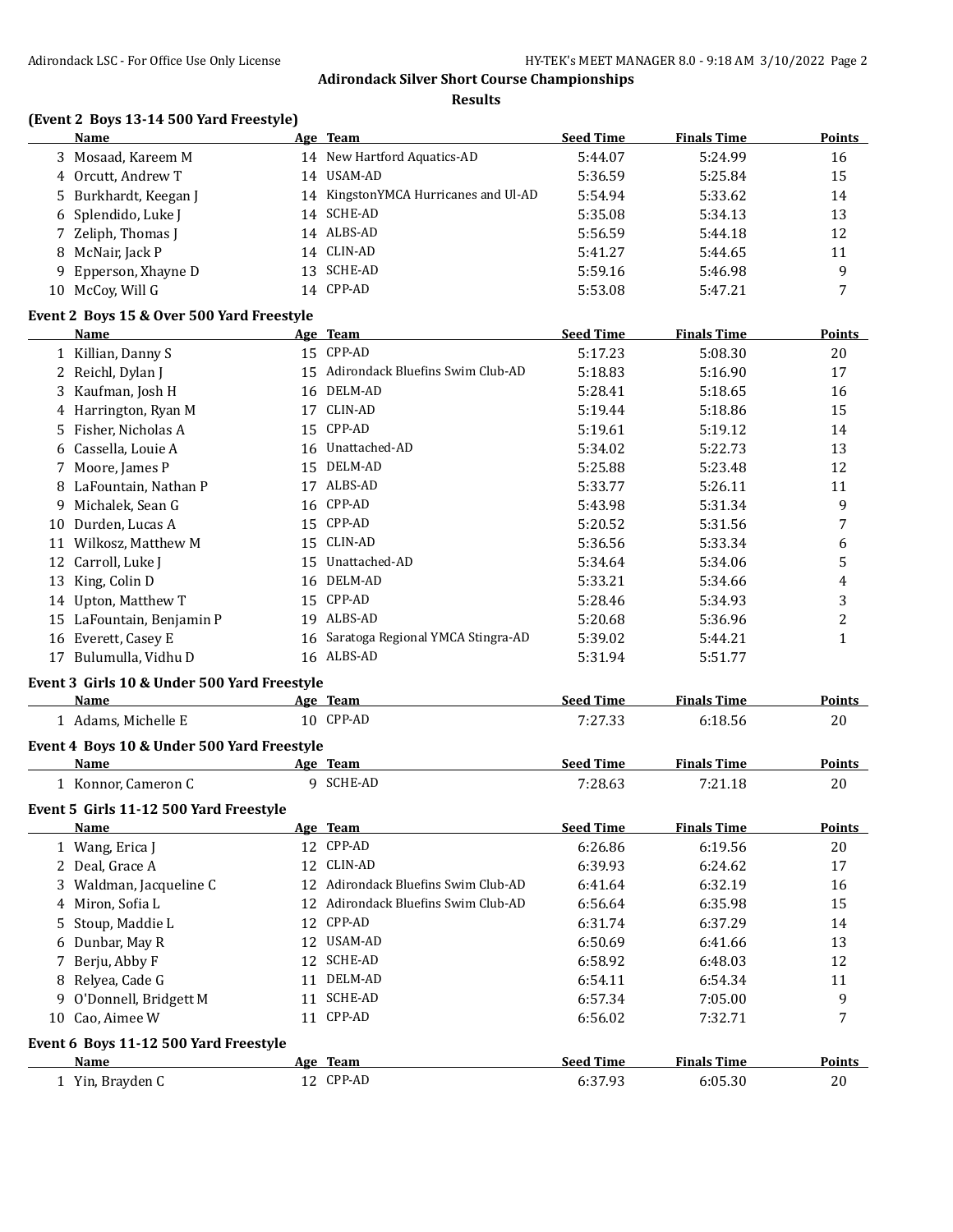## Adirondack Silver Short Course Championships

### Results

#### (Event 2 Boys 13-14 500 Yard Freestyle)

| | Name | Age | Team | Seed Time | Finals Time | Points |
|---|---|---|---|---|---|---|
| 3 | Mosaad, Kareem M | 14 | New Hartford Aquatics-AD | 5:44.07 | 5:24.99 | 16 |
| 4 | Orcutt, Andrew T | 14 | USAM-AD | 5:36.59 | 5:25.84 | 15 |
| 5 | Burkhardt, Keegan J | 14 | KingstonYMCA Hurricanes and Ul-AD | 5:54.94 | 5:33.62 | 14 |
| 6 | Splendido, Luke J | 14 | SCHE-AD | 5:35.08 | 5:34.13 | 13 |
| 7 | Zeliph, Thomas J | 14 | ALBS-AD | 5:56.59 | 5:44.18 | 12 |
| 8 | McNair, Jack P | 14 | CLIN-AD | 5:41.27 | 5:44.65 | 11 |
| 9 | Epperson, Xhayne D | 13 | SCHE-AD | 5:59.16 | 5:46.98 | 9 |
| 10 | McCoy, Will G | 14 | CPP-AD | 5:53.08 | 5:47.21 | 7 |

#### Event 2 Boys 15 & Over 500 Yard Freestyle

| | Name | Age | Team | Seed Time | Finals Time | Points |
|---|---|---|---|---|---|---|
| 1 | Killian, Danny S | 15 | CPP-AD | 5:17.23 | 5:08.30 | 20 |
| 2 | Reichl, Dylan J | 15 | Adirondack Bluefins Swim Club-AD | 5:18.83 | 5:16.90 | 17 |
| 3 | Kaufman, Josh H | 16 | DELM-AD | 5:28.41 | 5:18.65 | 16 |
| 4 | Harrington, Ryan M | 17 | CLIN-AD | 5:19.44 | 5:18.86 | 15 |
| 5 | Fisher, Nicholas A | 15 | CPP-AD | 5:19.61 | 5:19.12 | 14 |
| 6 | Cassella, Louie A | 16 | Unattached-AD | 5:34.02 | 5:22.73 | 13 |
| 7 | Moore, James P | 15 | DELM-AD | 5:25.88 | 5:23.48 | 12 |
| 8 | LaFountain, Nathan P | 17 | ALBS-AD | 5:33.77 | 5:26.11 | 11 |
| 9 | Michalek, Sean G | 16 | CPP-AD | 5:43.98 | 5:31.34 | 9 |
| 10 | Durden, Lucas A | 15 | CPP-AD | 5:20.52 | 5:31.56 | 7 |
| 11 | Wilkosz, Matthew M | 15 | CLIN-AD | 5:36.56 | 5:33.34 | 6 |
| 12 | Carroll, Luke J | 15 | Unattached-AD | 5:34.64 | 5:34.06 | 5 |
| 13 | King, Colin D | 16 | DELM-AD | 5:33.21 | 5:34.66 | 4 |
| 14 | Upton, Matthew T | 15 | CPP-AD | 5:28.46 | 5:34.93 | 3 |
| 15 | LaFountain, Benjamin P | 19 | ALBS-AD | 5:20.68 | 5:36.96 | 2 |
| 16 | Everett, Casey E | 16 | Saratoga Regional YMCA Stingra-AD | 5:39.02 | 5:44.21 | 1 |
| 17 | Bulumulla, Vidhu D | 16 | ALBS-AD | 5:31.94 | 5:51.77 | |

#### Event 3 Girls 10 & Under 500 Yard Freestyle

| | Name | Age | Team | Seed Time | Finals Time | Points |
|---|---|---|---|---|---|---|
| 1 | Adams, Michelle E | 10 | CPP-AD | 7:27.33 | 6:18.56 | 20 |

#### Event 4 Boys 10 & Under 500 Yard Freestyle

| | Name | Age | Team | Seed Time | Finals Time | Points |
|---|---|---|---|---|---|---|
| 1 | Konnor, Cameron C | 9 | SCHE-AD | 7:28.63 | 7:21.18 | 20 |

#### Event 5 Girls 11-12 500 Yard Freestyle

| | Name | Age | Team | Seed Time | Finals Time | Points |
|---|---|---|---|---|---|---|
| 1 | Wang, Erica J | 12 | CPP-AD | 6:26.86 | 6:19.56 | 20 |
| 2 | Deal, Grace A | 12 | CLIN-AD | 6:39.93 | 6:24.62 | 17 |
| 3 | Waldman, Jacqueline C | 12 | Adirondack Bluefins Swim Club-AD | 6:41.64 | 6:32.19 | 16 |
| 4 | Miron, Sofia L | 12 | Adirondack Bluefins Swim Club-AD | 6:56.64 | 6:35.98 | 15 |
| 5 | Stoup, Maddie L | 12 | CPP-AD | 6:31.74 | 6:37.29 | 14 |
| 6 | Dunbar, May R | 12 | USAM-AD | 6:50.69 | 6:41.66 | 13 |
| 7 | Berju, Abby F | 12 | SCHE-AD | 6:58.92 | 6:48.03 | 12 |
| 8 | Relyea, Cade G | 11 | DELM-AD | 6:54.11 | 6:54.34 | 11 |
| 9 | O'Donnell, Bridgett M | 11 | SCHE-AD | 6:57.34 | 7:05.00 | 9 |
| 10 | Cao, Aimee W | 11 | CPP-AD | 6:56.02 | 7:32.71 | 7 |

#### Event 6 Boys 11-12 500 Yard Freestyle

| | Name | Age | Team | Seed Time | Finals Time | Points |
|---|---|---|---|---|---|---|
| 1 | Yin, Brayden C | 12 | CPP-AD | 6:37.93 | 6:05.30 | 20 |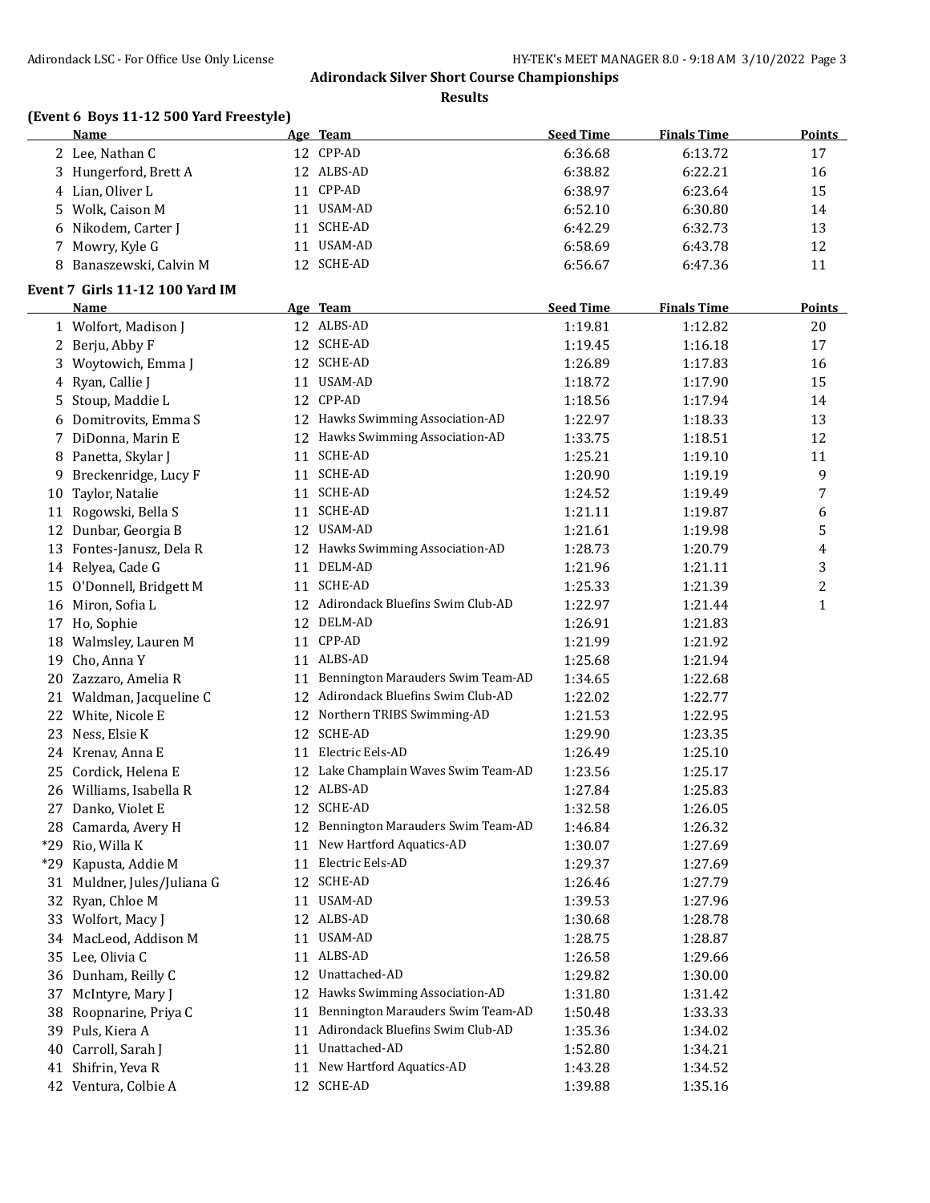# Adirondack Silver Short Course Championships

## Results

### (Event 6 Boys 11-12 500 Yard Freestyle)

| | Name | Age | Team | Seed Time | Finals Time | Points |
|---|---|---|---|---|---|---|
| 2 | Lee, Nathan C | 12 | CPP-AD | 6:36.68 | 6:13.72 | 17 |
| 3 | Hungerford, Brett A | 12 | ALBS-AD | 6:38.82 | 6:22.21 | 16 |
| 4 | Lian, Oliver L | 11 | CPP-AD | 6:38.97 | 6:23.64 | 15 |
| 5 | Wolk, Caison M | 11 | USAM-AD | 6:52.10 | 6:30.80 | 14 |
| 6 | Nikodem, Carter J | 11 | SCHE-AD | 6:42.29 | 6:32.73 | 13 |
| 7 | Mowry, Kyle G | 11 | USAM-AD | 6:58.69 | 6:43.78 | 12 |
| 8 | Banaszewski, Calvin M | 12 | SCHE-AD | 6:56.67 | 6:47.36 | 11 |

### Event 7 Girls 11-12 100 Yard IM

| | Name | Age | Team | Seed Time | Finals Time | Points |
|---|---|---|---|---|---|---|
| 1 | Wolfort, Madison J | 12 | ALBS-AD | 1:19.81 | 1:12.82 | 20 |
| 2 | Berju, Abby F | 12 | SCHE-AD | 1:19.45 | 1:16.18 | 17 |
| 3 | Woytowich, Emma J | 12 | SCHE-AD | 1:26.89 | 1:17.83 | 16 |
| 4 | Ryan, Callie J | 11 | USAM-AD | 1:18.72 | 1:17.90 | 15 |
| 5 | Stoup, Maddie L | 12 | CPP-AD | 1:18.56 | 1:17.94 | 14 |
| 6 | Domitrovits, Emma S | 12 | Hawks Swimming Association-AD | 1:22.97 | 1:18.33 | 13 |
| 7 | DiDonna, Marin E | 12 | Hawks Swimming Association-AD | 1:33.75 | 1:18.51 | 12 |
| 8 | Panetta, Skylar J | 11 | SCHE-AD | 1:25.21 | 1:19.10 | 11 |
| 9 | Breckenridge, Lucy F | 11 | SCHE-AD | 1:20.90 | 1:19.19 | 9 |
| 10 | Taylor, Natalie | 11 | SCHE-AD | 1:24.52 | 1:19.49 | 7 |
| 11 | Rogowski, Bella S | 11 | SCHE-AD | 1:21.11 | 1:19.87 | 6 |
| 12 | Dunbar, Georgia B | 12 | USAM-AD | 1:21.61 | 1:19.98 | 5 |
| 13 | Fontes-Janusz, Dela R | 12 | Hawks Swimming Association-AD | 1:28.73 | 1:20.79 | 4 |
| 14 | Relyea, Cade G | 11 | DELM-AD | 1:21.96 | 1:21.11 | 3 |
| 15 | O'Donnell, Bridgett M | 11 | SCHE-AD | 1:25.33 | 1:21.39 | 2 |
| 16 | Miron, Sofia L | 12 | Adirondack Bluefins Swim Club-AD | 1:22.97 | 1:21.44 | 1 |
| 17 | Ho, Sophie | 12 | DELM-AD | 1:26.91 | 1:21.83 | |
| 18 | Walmsley, Lauren M | 11 | CPP-AD | 1:21.99 | 1:21.92 | |
| 19 | Cho, Anna Y | 11 | ALBS-AD | 1:25.68 | 1:21.94 | |
| 20 | Zazzaro, Amelia R | 11 | Bennington Marauders Swim Team-AD | 1:34.65 | 1:22.68 | |
| 21 | Waldman, Jacqueline C | 12 | Adirondack Bluefins Swim Club-AD | 1:22.02 | 1:22.77 | |
| 22 | White, Nicole E | 12 | Northern TRIBS Swimming-AD | 1:21.53 | 1:22.95 | |
| 23 | Ness, Elsie K | 12 | SCHE-AD | 1:29.90 | 1:23.35 | |
| 24 | Krenav, Anna E | 11 | Electric Eels-AD | 1:26.49 | 1:25.10 | |
| 25 | Cordick, Helena E | 12 | Lake Champlain Waves Swim Team-AD | 1:23.56 | 1:25.17 | |
| 26 | Williams, Isabella R | 12 | ALBS-AD | 1:27.84 | 1:25.83 | |
| 27 | Danko, Violet E | 12 | SCHE-AD | 1:32.58 | 1:26.05 | |
| 28 | Camarda, Avery H | 12 | Bennington Marauders Swim Team-AD | 1:46.84 | 1:26.32 | |
| *29 | Rio, Willa K | 11 | New Hartford Aquatics-AD | 1:30.07 | 1:27.69 | |
| *29 | Kapusta, Addie M | 11 | Electric Eels-AD | 1:29.37 | 1:27.69 | |
| 31 | Muldner, Jules/Juliana G | 12 | SCHE-AD | 1:26.46 | 1:27.79 | |
| 32 | Ryan, Chloe M | 11 | USAM-AD | 1:39.53 | 1:27.96 | |
| 33 | Wolfort, Macy J | 12 | ALBS-AD | 1:30.68 | 1:28.78 | |
| 34 | MacLeod, Addison M | 11 | USAM-AD | 1:28.75 | 1:28.87 | |
| 35 | Lee, Olivia C | 11 | ALBS-AD | 1:26.58 | 1:29.66 | |
| 36 | Dunham, Reilly C | 12 | Unattached-AD | 1:29.82 | 1:30.00 | |
| 37 | McIntyre, Mary J | 12 | Hawks Swimming Association-AD | 1:31.80 | 1:31.42 | |
| 38 | Roopnarine, Priya C | 11 | Bennington Marauders Swim Team-AD | 1:50.48 | 1:33.33 | |
| 39 | Puls, Kiera A | 11 | Adirondack Bluefins Swim Club-AD | 1:35.36 | 1:34.02 | |
| 40 | Carroll, Sarah J | 11 | Unattached-AD | 1:52.80 | 1:34.21 | |
| 41 | Shifrin, Yeva R | 11 | New Hartford Aquatics-AD | 1:43.28 | 1:34.52 | |
| 42 | Ventura, Colbie A | 12 | SCHE-AD | 1:39.88 | 1:35.16 | |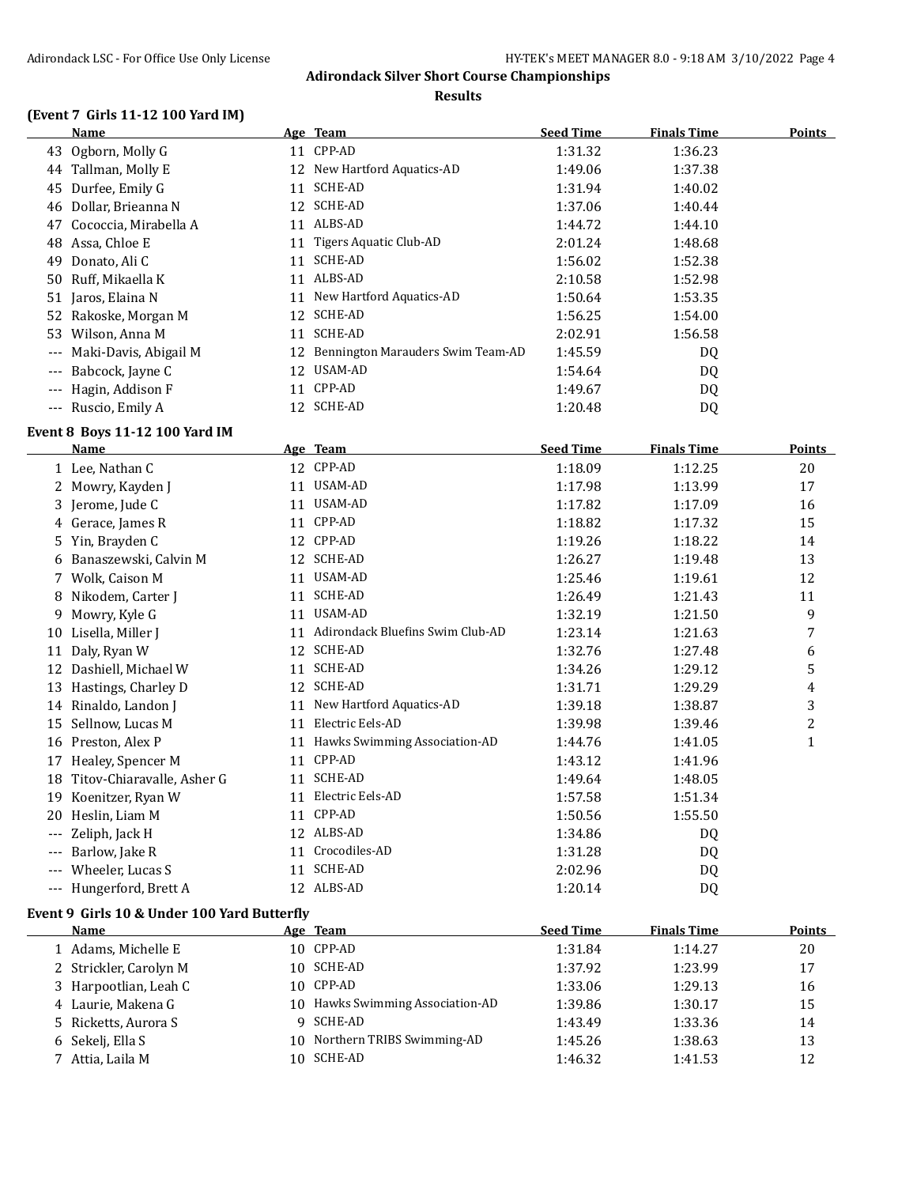## Adirondack Silver Short Course Championships

### Results

### (Event 7 Girls 11-12 100 Yard IM)

| | Name | Age | Team | Seed Time | Finals Time | Points |
|---|---|---|---|---|---|---|
| 43 | Ogborn, Molly G | 11 | CPP-AD | 1:31.32 | 1:36.23 | |
| 44 | Tallman, Molly E | 12 | New Hartford Aquatics-AD | 1:49.06 | 1:37.38 | |
| 45 | Durfee, Emily G | 11 | SCHE-AD | 1:31.94 | 1:40.02 | |
| 46 | Dollar, Brieanna N | 12 | SCHE-AD | 1:37.06 | 1:40.44 | |
| 47 | Cococcia, Mirabella A | 11 | ALBS-AD | 1:44.72 | 1:44.10 | |
| 48 | Assa, Chloe E | 11 | Tigers Aquatic Club-AD | 2:01.24 | 1:48.68 | |
| 49 | Donato, Ali C | 11 | SCHE-AD | 1:56.02 | 1:52.38 | |
| 50 | Ruff, Mikaella K | 11 | ALBS-AD | 2:10.58 | 1:52.98 | |
| 51 | Jaros, Elaina N | 11 | New Hartford Aquatics-AD | 1:50.64 | 1:53.35 | |
| 52 | Rakoske, Morgan M | 12 | SCHE-AD | 1:56.25 | 1:54.00 | |
| 53 | Wilson, Anna M | 11 | SCHE-AD | 2:02.91 | 1:56.58 | |
| --- | Maki-Davis, Abigail M | 12 | Bennington Marauders Swim Team-AD | 1:45.59 | DQ | |
| --- | Babcock, Jayne C | 12 | USAM-AD | 1:54.64 | DQ | |
| --- | Hagin, Addison F | 11 | CPP-AD | 1:49.67 | DQ | |
| --- | Ruscio, Emily A | 12 | SCHE-AD | 1:20.48 | DQ | |

### Event 8 Boys 11-12 100 Yard IM

| | Name | Age | Team | Seed Time | Finals Time | Points |
|---|---|---|---|---|---|---|
| 1 | Lee, Nathan C | 12 | CPP-AD | 1:18.09 | 1:12.25 | 20 |
| 2 | Mowry, Kayden J | 11 | USAM-AD | 1:17.98 | 1:13.99 | 17 |
| 3 | Jerome, Jude C | 11 | USAM-AD | 1:17.82 | 1:17.09 | 16 |
| 4 | Gerace, James R | 11 | CPP-AD | 1:18.82 | 1:17.32 | 15 |
| 5 | Yin, Brayden C | 12 | CPP-AD | 1:19.26 | 1:18.22 | 14 |
| 6 | Banaszewski, Calvin M | 12 | SCHE-AD | 1:26.27 | 1:19.48 | 13 |
| 7 | Wolk, Caison M | 11 | USAM-AD | 1:25.46 | 1:19.61 | 12 |
| 8 | Nikodem, Carter J | 11 | SCHE-AD | 1:26.49 | 1:21.43 | 11 |
| 9 | Mowry, Kyle G | 11 | USAM-AD | 1:32.19 | 1:21.50 | 9 |
| 10 | Lisella, Miller J | 11 | Adirondack Bluefins Swim Club-AD | 1:23.14 | 1:21.63 | 7 |
| 11 | Daly, Ryan W | 12 | SCHE-AD | 1:32.76 | 1:27.48 | 6 |
| 12 | Dashiell, Michael W | 11 | SCHE-AD | 1:34.26 | 1:29.12 | 5 |
| 13 | Hastings, Charley D | 12 | SCHE-AD | 1:31.71 | 1:29.29 | 4 |
| 14 | Rinaldo, Landon J | 11 | New Hartford Aquatics-AD | 1:39.18 | 1:38.87 | 3 |
| 15 | Sellnow, Lucas M | 11 | Electric Eels-AD | 1:39.98 | 1:39.46 | 2 |
| 16 | Preston, Alex P | 11 | Hawks Swimming Association-AD | 1:44.76 | 1:41.05 | 1 |
| 17 | Healey, Spencer M | 11 | CPP-AD | 1:43.12 | 1:41.96 | |
| 18 | Titov-Chiaravalle, Asher G | 11 | SCHE-AD | 1:49.64 | 1:48.05 | |
| 19 | Koenitzer, Ryan W | 11 | Electric Eels-AD | 1:57.58 | 1:51.34 | |
| 20 | Heslin, Liam M | 11 | CPP-AD | 1:50.56 | 1:55.50 | |
| --- | Zeliph, Jack H | 12 | ALBS-AD | 1:34.86 | DQ | |
| --- | Barlow, Jake R | 11 | Crocodiles-AD | 1:31.28 | DQ | |
| --- | Wheeler, Lucas S | 11 | SCHE-AD | 2:02.96 | DQ | |
| --- | Hungerford, Brett A | 12 | ALBS-AD | 1:20.14 | DQ | |

### Event 9 Girls 10 & Under 100 Yard Butterfly

| | Name | Age | Team | Seed Time | Finals Time | Points |
|---|---|---|---|---|---|---|
| 1 | Adams, Michelle E | 10 | CPP-AD | 1:31.84 | 1:14.27 | 20 |
| 2 | Strickler, Carolyn M | 10 | SCHE-AD | 1:37.92 | 1:23.99 | 17 |
| 3 | Harpootlian, Leah C | 10 | CPP-AD | 1:33.06 | 1:29.13 | 16 |
| 4 | Laurie, Makena G | 10 | Hawks Swimming Association-AD | 1:39.86 | 1:30.17 | 15 |
| 5 | Ricketts, Aurora S | 9 | SCHE-AD | 1:43.49 | 1:33.36 | 14 |
| 6 | Sekelj, Ella S | 10 | Northern TRIBS Swimming-AD | 1:45.26 | 1:38.63 | 13 |
| 7 | Attia, Laila M | 10 | SCHE-AD | 1:46.32 | 1:41.53 | 12 |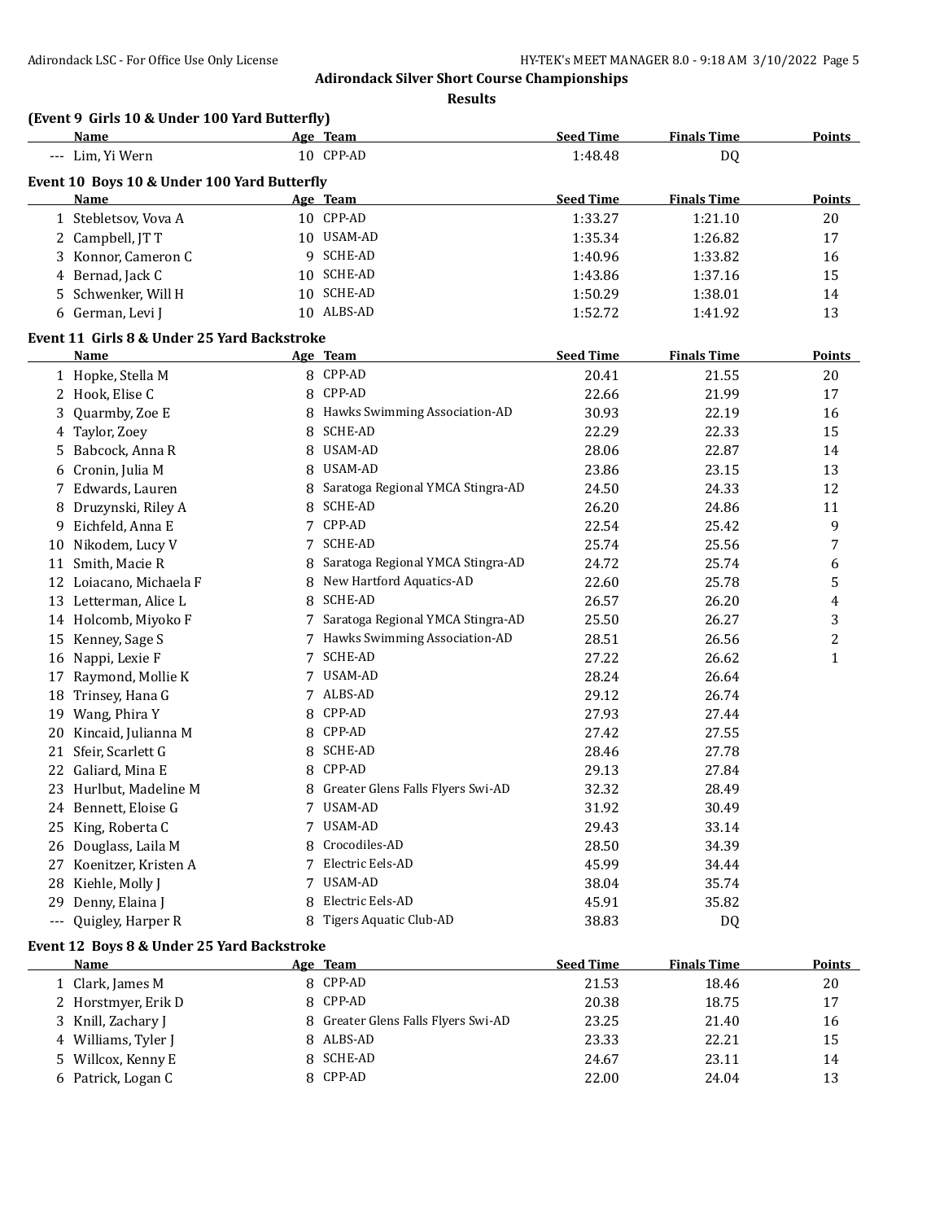**Adirondack Silver Short Course Championships**

**Results**

### (Event 9 Girls 10 & Under 100 Yard Butterfly)

| | Name | Age | Team | Seed Time | Finals Time | Points |
|---|---|---|---|---|---|---|
| --- | Lim, Yi Wern | 10 | CPP-AD | 1:48.48 | DQ | |

### Event 10 Boys 10 & Under 100 Yard Butterfly

| | Name | Age | Team | Seed Time | Finals Time | Points |
|---|---|---|---|---|---|---|
| 1 | Stebletsov, Vova A | 10 | CPP-AD | 1:33.27 | 1:21.10 | 20 |
| 2 | Campbell, JT T | 10 | USAM-AD | 1:35.34 | 1:26.82 | 17 |
| 3 | Konnor, Cameron C | 9 | SCHE-AD | 1:40.96 | 1:33.82 | 16 |
| 4 | Bernad, Jack C | 10 | SCHE-AD | 1:43.86 | 1:37.16 | 15 |
| 5 | Schwenker, Will H | 10 | SCHE-AD | 1:50.29 | 1:38.01 | 14 |
| 6 | German, Levi J | 10 | ALBS-AD | 1:52.72 | 1:41.92 | 13 |

### Event 11 Girls 8 & Under 25 Yard Backstroke

| | Name | Age | Team | Seed Time | Finals Time | Points |
|---|---|---|---|---|---|---|
| 1 | Hopke, Stella M | 8 | CPP-AD | 20.41 | 21.55 | 20 |
| 2 | Hook, Elise C | 8 | CPP-AD | 22.66 | 21.99 | 17 |
| 3 | Quarmby, Zoe E | 8 | Hawks Swimming Association-AD | 30.93 | 22.19 | 16 |
| 4 | Taylor, Zoey | 8 | SCHE-AD | 22.29 | 22.33 | 15 |
| 5 | Babcock, Anna R | 8 | USAM-AD | 28.06 | 22.87 | 14 |
| 6 | Cronin, Julia M | 8 | USAM-AD | 23.86 | 23.15 | 13 |
| 7 | Edwards, Lauren | 8 | Saratoga Regional YMCA Stingra-AD | 24.50 | 24.33 | 12 |
| 8 | Druzynski, Riley A | 8 | SCHE-AD | 26.20 | 24.86 | 11 |
| 9 | Eichfeld, Anna E | 7 | CPP-AD | 22.54 | 25.42 | 9 |
| 10 | Nikodem, Lucy V | 7 | SCHE-AD | 25.74 | 25.56 | 7 |
| 11 | Smith, Macie R | 8 | Saratoga Regional YMCA Stingra-AD | 24.72 | 25.74 | 6 |
| 12 | Loiacano, Michaela F | 8 | New Hartford Aquatics-AD | 22.60 | 25.78 | 5 |
| 13 | Letterman, Alice L | 8 | SCHE-AD | 26.57 | 26.20 | 4 |
| 14 | Holcomb, Miyoko F | 7 | Saratoga Regional YMCA Stingra-AD | 25.50 | 26.27 | 3 |
| 15 | Kenney, Sage S | 7 | Hawks Swimming Association-AD | 28.51 | 26.56 | 2 |
| 16 | Nappi, Lexie F | 7 | SCHE-AD | 27.22 | 26.62 | 1 |
| 17 | Raymond, Mollie K | 7 | USAM-AD | 28.24 | 26.64 | |
| 18 | Trinsey, Hana G | 7 | ALBS-AD | 29.12 | 26.74 | |
| 19 | Wang, Phira Y | 8 | CPP-AD | 27.93 | 27.44 | |
| 20 | Kincaid, Julianna M | 8 | CPP-AD | 27.42 | 27.55 | |
| 21 | Sfeir, Scarlett G | 8 | SCHE-AD | 28.46 | 27.78 | |
| 22 | Galiard, Mina E | 8 | CPP-AD | 29.13 | 27.84 | |
| 23 | Hurlbut, Madeline M | 8 | Greater Glens Falls Flyers Swi-AD | 32.32 | 28.49 | |
| 24 | Bennett, Eloise G | 7 | USAM-AD | 31.92 | 30.49 | |
| 25 | King, Roberta C | 7 | USAM-AD | 29.43 | 33.14 | |
| 26 | Douglass, Laila M | 8 | Crocodiles-AD | 28.50 | 34.39 | |
| 27 | Koenitzer, Kristen A | 7 | Electric Eels-AD | 45.99 | 34.44 | |
| 28 | Kiehle, Molly J | 7 | USAM-AD | 38.04 | 35.74 | |
| 29 | Denny, Elaina J | 8 | Electric Eels-AD | 45.91 | 35.82 | |
| --- | Quigley, Harper R | 8 | Tigers Aquatic Club-AD | 38.83 | DQ | |

### Event 12 Boys 8 & Under 25 Yard Backstroke

| | Name | Age | Team | Seed Time | Finals Time | Points |
|---|---|---|---|---|---|---|
| 1 | Clark, James M | 8 | CPP-AD | 21.53 | 18.46 | 20 |
| 2 | Horstmyer, Erik D | 8 | CPP-AD | 20.38 | 18.75 | 17 |
| 3 | Knill, Zachary J | 8 | Greater Glens Falls Flyers Swi-AD | 23.25 | 21.40 | 16 |
| 4 | Williams, Tyler J | 8 | ALBS-AD | 23.33 | 22.21 | 15 |
| 5 | Willcox, Kenny E | 8 | SCHE-AD | 24.67 | 23.11 | 14 |
| 6 | Patrick, Logan C | 8 | CPP-AD | 22.00 | 24.04 | 13 |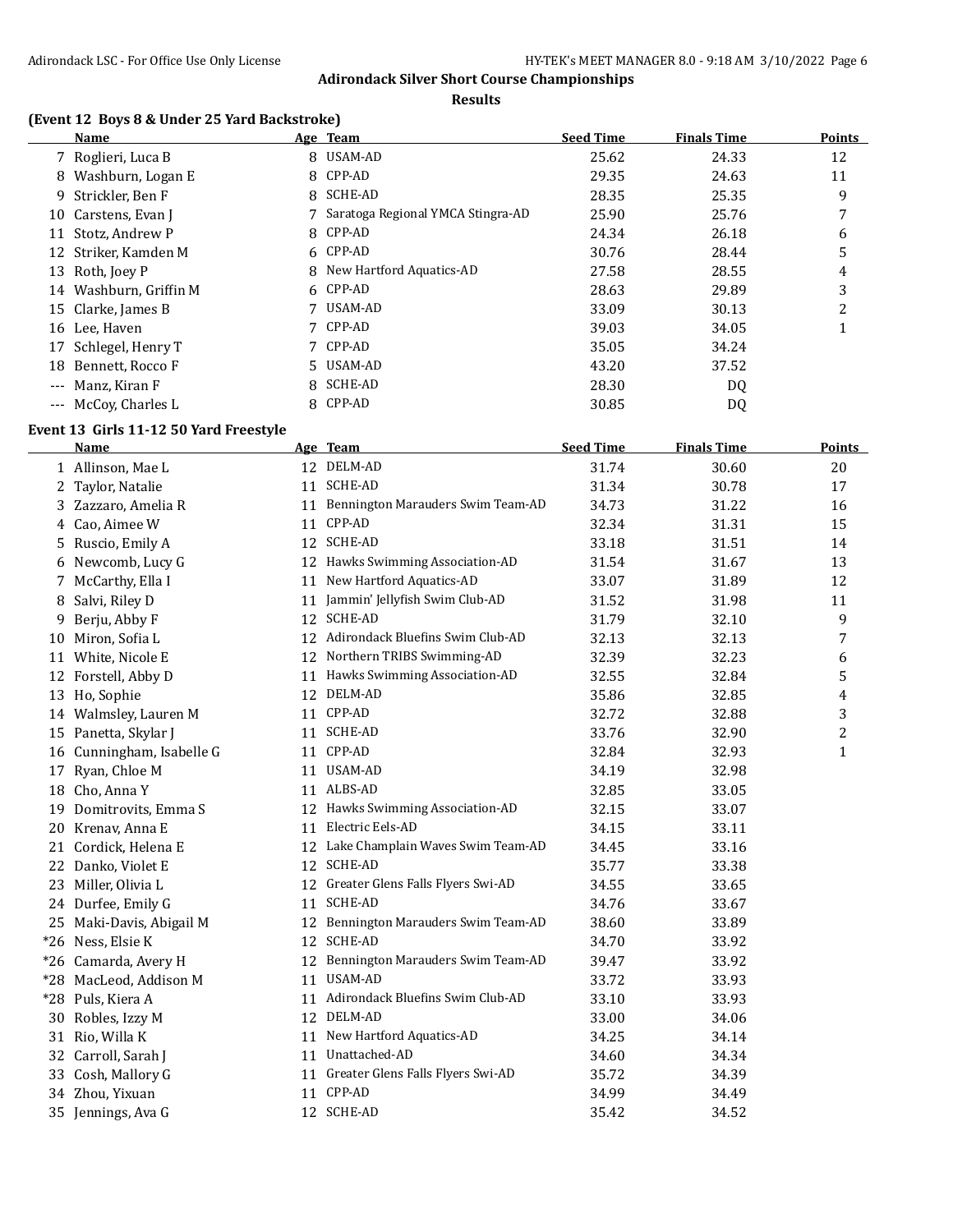# Adirondack Silver Short Course Championships

## Results

### (Event 12 Boys 8 & Under 25 Yard Backstroke)

| | Name | Age | Team | Seed Time | Finals Time | Points |
|---|---|---|---|---|---|---|
| 7 | Roglieri, Luca B | 8 | USAM-AD | 25.62 | 24.33 | 12 |
| 8 | Washburn, Logan E | 8 | CPP-AD | 29.35 | 24.63 | 11 |
| 9 | Strickler, Ben F | 8 | SCHE-AD | 28.35 | 25.35 | 9 |
| 10 | Carstens, Evan J | 7 | Saratoga Regional YMCA Stingra-AD | 25.90 | 25.76 | 7 |
| 11 | Stotz, Andrew P | 8 | CPP-AD | 24.34 | 26.18 | 6 |
| 12 | Striker, Kamden M | 6 | CPP-AD | 30.76 | 28.44 | 5 |
| 13 | Roth, Joey P | 8 | New Hartford Aquatics-AD | 27.58 | 28.55 | 4 |
| 14 | Washburn, Griffin M | 6 | CPP-AD | 28.63 | 29.89 | 3 |
| 15 | Clarke, James B | 7 | USAM-AD | 33.09 | 30.13 | 2 |
| 16 | Lee, Haven | 7 | CPP-AD | 39.03 | 34.05 | 1 |
| 17 | Schlegel, Henry T | 7 | CPP-AD | 35.05 | 34.24 | |
| 18 | Bennett, Rocco F | 5 | USAM-AD | 43.20 | 37.52 | |
| --- | Manz, Kiran F | 8 | SCHE-AD | 28.30 | DQ | |
| --- | McCoy, Charles L | 8 | CPP-AD | 30.85 | DQ | |

### Event 13 Girls 11-12 50 Yard Freestyle

| | Name | Age | Team | Seed Time | Finals Time | Points |
|---|---|---|---|---|---|---|
| 1 | Allinson, Mae L | 12 | DELM-AD | 31.74 | 30.60 | 20 |
| 2 | Taylor, Natalie | 11 | SCHE-AD | 31.34 | 30.78 | 17 |
| 3 | Zazzaro, Amelia R | 11 | Bennington Marauders Swim Team-AD | 34.73 | 31.22 | 16 |
| 4 | Cao, Aimee W | 11 | CPP-AD | 32.34 | 31.31 | 15 |
| 5 | Ruscio, Emily A | 12 | SCHE-AD | 33.18 | 31.51 | 14 |
| 6 | Newcomb, Lucy G | 12 | Hawks Swimming Association-AD | 31.54 | 31.67 | 13 |
| 7 | McCarthy, Ella I | 11 | New Hartford Aquatics-AD | 33.07 | 31.89 | 12 |
| 8 | Salvi, Riley D | 11 | Jammin' Jellyfish Swim Club-AD | 31.52 | 31.98 | 11 |
| 9 | Berju, Abby F | 12 | SCHE-AD | 31.79 | 32.10 | 9 |
| 10 | Miron, Sofia L | 12 | Adirondack Bluefins Swim Club-AD | 32.13 | 32.13 | 7 |
| 11 | White, Nicole E | 12 | Northern TRIBS Swimming-AD | 32.39 | 32.23 | 6 |
| 12 | Forstell, Abby D | 11 | Hawks Swimming Association-AD | 32.55 | 32.84 | 5 |
| 13 | Ho, Sophie | 12 | DELM-AD | 35.86 | 32.85 | 4 |
| 14 | Walmsley, Lauren M | 11 | CPP-AD | 32.72 | 32.88 | 3 |
| 15 | Panetta, Skylar J | 11 | SCHE-AD | 33.76 | 32.90 | 2 |
| 16 | Cunningham, Isabelle G | 11 | CPP-AD | 32.84 | 32.93 | 1 |
| 17 | Ryan, Chloe M | 11 | USAM-AD | 34.19 | 32.98 | |
| 18 | Cho, Anna Y | 11 | ALBS-AD | 32.85 | 33.05 | |
| 19 | Domitrovits, Emma S | 12 | Hawks Swimming Association-AD | 32.15 | 33.07 | |
| 20 | Krenav, Anna E | 11 | Electric Eels-AD | 34.15 | 33.11 | |
| 21 | Cordick, Helena E | 12 | Lake Champlain Waves Swim Team-AD | 34.45 | 33.16 | |
| 22 | Danko, Violet E | 12 | SCHE-AD | 35.77 | 33.38 | |
| 23 | Miller, Olivia L | 12 | Greater Glens Falls Flyers Swi-AD | 34.55 | 33.65 | |
| 24 | Durfee, Emily G | 11 | SCHE-AD | 34.76 | 33.67 | |
| 25 | Maki-Davis, Abigail M | 12 | Bennington Marauders Swim Team-AD | 38.60 | 33.89 | |
| *26 | Ness, Elsie K | 12 | SCHE-AD | 34.70 | 33.92 | |
| *26 | Camarda, Avery H | 12 | Bennington Marauders Swim Team-AD | 39.47 | 33.92 | |
| *28 | MacLeod, Addison M | 11 | USAM-AD | 33.72 | 33.93 | |
| *28 | Puls, Kiera A | 11 | Adirondack Bluefins Swim Club-AD | 33.10 | 33.93 | |
| 30 | Robles, Izzy M | 12 | DELM-AD | 33.00 | 34.06 | |
| 31 | Rio, Willa K | 11 | New Hartford Aquatics-AD | 34.25 | 34.14 | |
| 32 | Carroll, Sarah J | 11 | Unattached-AD | 34.60 | 34.34 | |
| 33 | Cosh, Mallory G | 11 | Greater Glens Falls Flyers Swi-AD | 35.72 | 34.39 | |
| 34 | Zhou, Yixuan | 11 | CPP-AD | 34.99 | 34.49 | |
| 35 | Jennings, Ava G | 12 | SCHE-AD | 35.42 | 34.52 | |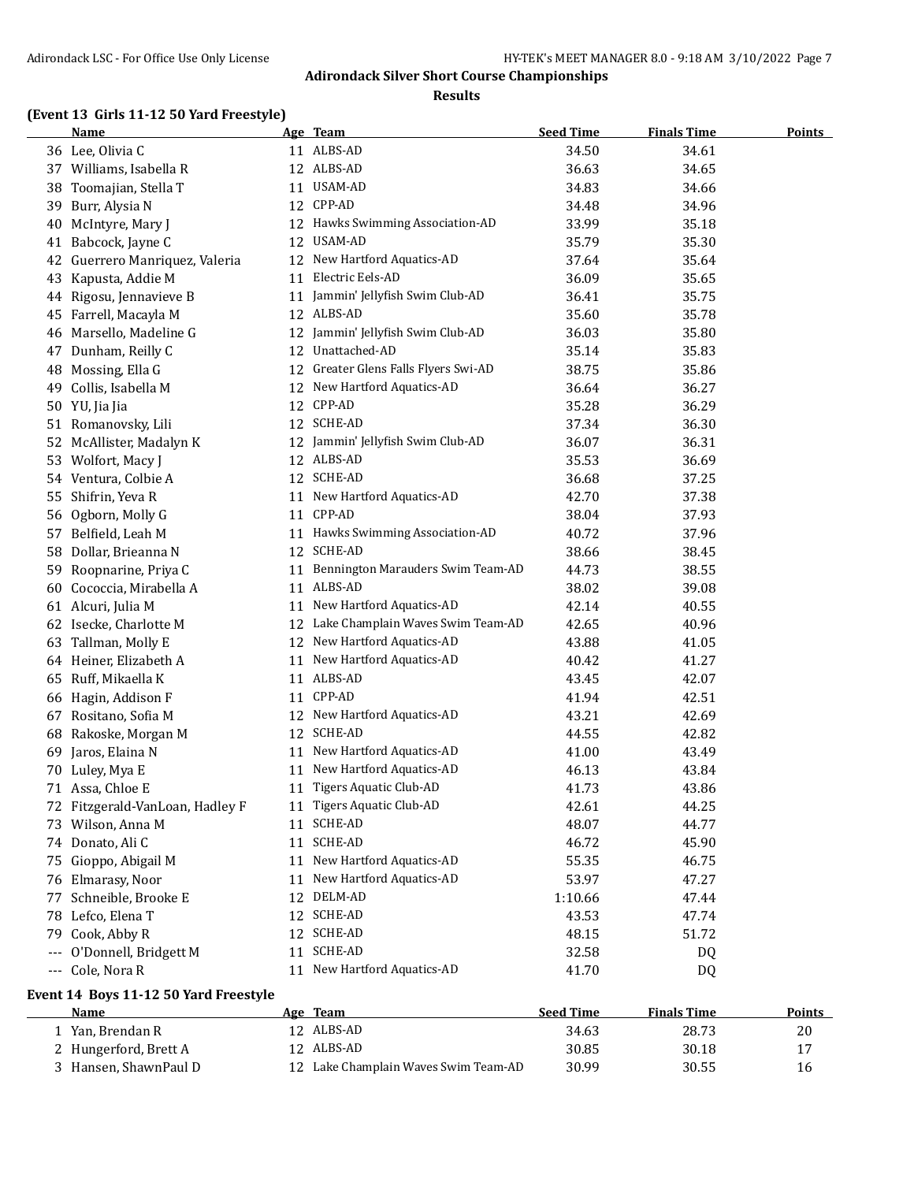# Adirondack Silver Short Course Championships

## Results

### (Event 13 Girls 11-12 50 Yard Freestyle)

| | Name | Age | Team | Seed Time | Finals Time | Points |
|---|---|---|---|---|---|---|
| 36 | Lee, Olivia C | 11 | ALBS-AD | 34.50 | 34.61 | |
| 37 | Williams, Isabella R | 12 | ALBS-AD | 36.63 | 34.65 | |
| 38 | Toomajian, Stella T | 11 | USAM-AD | 34.83 | 34.66 | |
| 39 | Burr, Alysia N | 12 | CPP-AD | 34.48 | 34.96 | |
| 40 | McIntyre, Mary J | 12 | Hawks Swimming Association-AD | 33.99 | 35.18 | |
| 41 | Babcock, Jayne C | 12 | USAM-AD | 35.79 | 35.30 | |
| 42 | Guerrero Manriquez, Valeria | 12 | New Hartford Aquatics-AD | 37.64 | 35.64 | |
| 43 | Kapusta, Addie M | 11 | Electric Eels-AD | 36.09 | 35.65 | |
| 44 | Rigosu, Jennavieve B | 11 | Jammin' Jellyfish Swim Club-AD | 36.41 | 35.75 | |
| 45 | Farrell, Macayla M | 12 | ALBS-AD | 35.60 | 35.78 | |
| 46 | Marsello, Madeline G | 12 | Jammin' Jellyfish Swim Club-AD | 36.03 | 35.80 | |
| 47 | Dunham, Reilly C | 12 | Unattached-AD | 35.14 | 35.83 | |
| 48 | Mossing, Ella G | 12 | Greater Glens Falls Flyers Swi-AD | 38.75 | 35.86 | |
| 49 | Collis, Isabella M | 12 | New Hartford Aquatics-AD | 36.64 | 36.27 | |
| 50 | YU, Jia Jia | 12 | CPP-AD | 35.28 | 36.29 | |
| 51 | Romanovsky, Lili | 12 | SCHE-AD | 37.34 | 36.30 | |
| 52 | McAllister, Madalyn K | 12 | Jammin' Jellyfish Swim Club-AD | 36.07 | 36.31 | |
| 53 | Wolfort, Macy J | 12 | ALBS-AD | 35.53 | 36.69 | |
| 54 | Ventura, Colbie A | 12 | SCHE-AD | 36.68 | 37.25 | |
| 55 | Shifrin, Yeva R | 11 | New Hartford Aquatics-AD | 42.70 | 37.38 | |
| 56 | Ogborn, Molly G | 11 | CPP-AD | 38.04 | 37.93 | |
| 57 | Belfield, Leah M | 11 | Hawks Swimming Association-AD | 40.72 | 37.96 | |
| 58 | Dollar, Brieanna N | 12 | SCHE-AD | 38.66 | 38.45 | |
| 59 | Roopnarine, Priya C | 11 | Bennington Marauders Swim Team-AD | 44.73 | 38.55 | |
| 60 | Cococcia, Mirabella A | 11 | ALBS-AD | 38.02 | 39.08 | |
| 61 | Alcuri, Julia M | 11 | New Hartford Aquatics-AD | 42.14 | 40.55 | |
| 62 | Isecke, Charlotte M | 12 | Lake Champlain Waves Swim Team-AD | 42.65 | 40.96 | |
| 63 | Tallman, Molly E | 12 | New Hartford Aquatics-AD | 43.88 | 41.05 | |
| 64 | Heiner, Elizabeth A | 11 | New Hartford Aquatics-AD | 40.42 | 41.27 | |
| 65 | Ruff, Mikaella K | 11 | ALBS-AD | 43.45 | 42.07 | |
| 66 | Hagin, Addison F | 11 | CPP-AD | 41.94 | 42.51 | |
| 67 | Rositano, Sofia M | 12 | New Hartford Aquatics-AD | 43.21 | 42.69 | |
| 68 | Rakoske, Morgan M | 12 | SCHE-AD | 44.55 | 42.82 | |
| 69 | Jaros, Elaina N | 11 | New Hartford Aquatics-AD | 41.00 | 43.49 | |
| 70 | Luley, Mya E | 11 | New Hartford Aquatics-AD | 46.13 | 43.84 | |
| 71 | Assa, Chloe E | 11 | Tigers Aquatic Club-AD | 41.73 | 43.86 | |
| 72 | Fitzgerald-VanLoan, Hadley F | 11 | Tigers Aquatic Club-AD | 42.61 | 44.25 | |
| 73 | Wilson, Anna M | 11 | SCHE-AD | 48.07 | 44.77 | |
| 74 | Donato, Ali C | 11 | SCHE-AD | 46.72 | 45.90 | |
| 75 | Gioppo, Abigail M | 11 | New Hartford Aquatics-AD | 55.35 | 46.75 | |
| 76 | Elmarasy, Noor | 11 | New Hartford Aquatics-AD | 53.97 | 47.27 | |
| 77 | Schneible, Brooke E | 12 | DELM-AD | 1:10.66 | 47.44 | |
| 78 | Lefco, Elena T | 12 | SCHE-AD | 43.53 | 47.74 | |
| 79 | Cook, Abby R | 12 | SCHE-AD | 48.15 | 51.72 | |
| --- | O'Donnell, Bridgett M | 11 | SCHE-AD | 32.58 | DQ | |
| --- | Cole, Nora R | 11 | New Hartford Aquatics-AD | 41.70 | DQ | |

### Event 14 Boys 11-12 50 Yard Freestyle

| | Name | Age | Team | Seed Time | Finals Time | Points |
|---|---|---|---|---|---|---|
| 1 | Yan, Brendan R | 12 | ALBS-AD | 34.63 | 28.73 | 20 |
| 2 | Hungerford, Brett A | 12 | ALBS-AD | 30.85 | 30.18 | 17 |
| 3 | Hansen, ShawnPaul D | 12 | Lake Champlain Waves Swim Team-AD | 30.99 | 30.55 | 16 |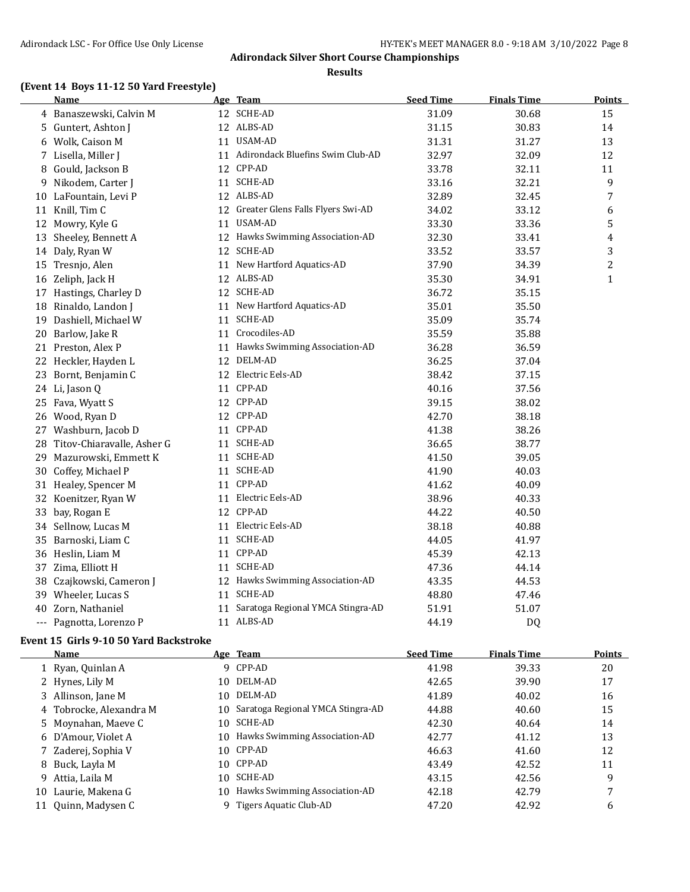## Adirondack Silver Short Course Championships

### Results

### (Event 14 Boys 11-12 50 Yard Freestyle)

| | Name | Age | Team | Seed Time | Finals Time | Points |
|---|---|---|---|---|---|---|
| 4 | Banaszewski, Calvin M | 12 | SCHE-AD | 31.09 | 30.68 | 15 |
| 5 | Guntert, Ashton J | 12 | ALBS-AD | 31.15 | 30.83 | 14 |
| 6 | Wolk, Caison M | 11 | USAM-AD | 31.31 | 31.27 | 13 |
| 7 | Lisella, Miller J | 11 | Adirondack Bluefins Swim Club-AD | 32.97 | 32.09 | 12 |
| 8 | Gould, Jackson B | 12 | CPP-AD | 33.78 | 32.11 | 11 |
| 9 | Nikodem, Carter J | 11 | SCHE-AD | 33.16 | 32.21 | 9 |
| 10 | LaFountain, Levi P | 12 | ALBS-AD | 32.89 | 32.45 | 7 |
| 11 | Knill, Tim C | 12 | Greater Glens Falls Flyers Swi-AD | 34.02 | 33.12 | 6 |
| 12 | Mowry, Kyle G | 11 | USAM-AD | 33.30 | 33.36 | 5 |
| 13 | Sheeley, Bennett A | 12 | Hawks Swimming Association-AD | 32.30 | 33.41 | 4 |
| 14 | Daly, Ryan W | 12 | SCHE-AD | 33.52 | 33.57 | 3 |
| 15 | Tresnjo, Alen | 11 | New Hartford Aquatics-AD | 37.90 | 34.39 | 2 |
| 16 | Zeliph, Jack H | 12 | ALBS-AD | 35.30 | 34.91 | 1 |
| 17 | Hastings, Charley D | 12 | SCHE-AD | 36.72 | 35.15 | |
| 18 | Rinaldo, Landon J | 11 | New Hartford Aquatics-AD | 35.01 | 35.50 | |
| 19 | Dashiell, Michael W | 11 | SCHE-AD | 35.09 | 35.74 | |
| 20 | Barlow, Jake R | 11 | Crocodiles-AD | 35.59 | 35.88 | |
| 21 | Preston, Alex P | 11 | Hawks Swimming Association-AD | 36.28 | 36.59 | |
| 22 | Heckler, Hayden L | 12 | DELM-AD | 36.25 | 37.04 | |
| 23 | Bornt, Benjamin C | 12 | Electric Eels-AD | 38.42 | 37.15 | |
| 24 | Li, Jason Q | 11 | CPP-AD | 40.16 | 37.56 | |
| 25 | Fava, Wyatt S | 12 | CPP-AD | 39.15 | 38.02 | |
| 26 | Wood, Ryan D | 12 | CPP-AD | 42.70 | 38.18 | |
| 27 | Washburn, Jacob D | 11 | CPP-AD | 41.38 | 38.26 | |
| 28 | Titov-Chiaravalle, Asher G | 11 | SCHE-AD | 36.65 | 38.77 | |
| 29 | Mazurowski, Emmett K | 11 | SCHE-AD | 41.50 | 39.05 | |
| 30 | Coffey, Michael P | 11 | SCHE-AD | 41.90 | 40.03 | |
| 31 | Healey, Spencer M | 11 | CPP-AD | 41.62 | 40.09 | |
| 32 | Koenitzer, Ryan W | 11 | Electric Eels-AD | 38.96 | 40.33 | |
| 33 | bay, Rogan E | 12 | CPP-AD | 44.22 | 40.50 | |
| 34 | Sellnow, Lucas M | 11 | Electric Eels-AD | 38.18 | 40.88 | |
| 35 | Barnoski, Liam C | 11 | SCHE-AD | 44.05 | 41.97 | |
| 36 | Heslin, Liam M | 11 | CPP-AD | 45.39 | 42.13 | |
| 37 | Zima, Elliott H | 11 | SCHE-AD | 47.36 | 44.14 | |
| 38 | Czajkowski, Cameron J | 12 | Hawks Swimming Association-AD | 43.35 | 44.53 | |
| 39 | Wheeler, Lucas S | 11 | SCHE-AD | 48.80 | 47.46 | |
| 40 | Zorn, Nathaniel | 11 | Saratoga Regional YMCA Stingra-AD | 51.91 | 51.07 | |
| --- | Pagnotta, Lorenzo P | 11 | ALBS-AD | 44.19 | DQ | |

### Event 15 Girls 9-10 50 Yard Backstroke

| | Name | Age | Team | Seed Time | Finals Time | Points |
|---|---|---|---|---|---|---|
| 1 | Ryan, Quinlan A | 9 | CPP-AD | 41.98 | 39.33 | 20 |
| 2 | Hynes, Lily M | 10 | DELM-AD | 42.65 | 39.90 | 17 |
| 3 | Allinson, Jane M | 10 | DELM-AD | 41.89 | 40.02 | 16 |
| 4 | Tobrocke, Alexandra M | 10 | Saratoga Regional YMCA Stingra-AD | 44.88 | 40.60 | 15 |
| 5 | Moynahan, Maeve C | 10 | SCHE-AD | 42.30 | 40.64 | 14 |
| 6 | D'Amour, Violet A | 10 | Hawks Swimming Association-AD | 42.77 | 41.12 | 13 |
| 7 | Zaderej, Sophia V | 10 | CPP-AD | 46.63 | 41.60 | 12 |
| 8 | Buck, Layla M | 10 | CPP-AD | 43.49 | 42.52 | 11 |
| 9 | Attia, Laila M | 10 | SCHE-AD | 43.15 | 42.56 | 9 |
| 10 | Laurie, Makena G | 10 | Hawks Swimming Association-AD | 42.18 | 42.79 | 7 |
| 11 | Quinn, Madysen C | 9 | Tigers Aquatic Club-AD | 47.20 | 42.92 | 6 |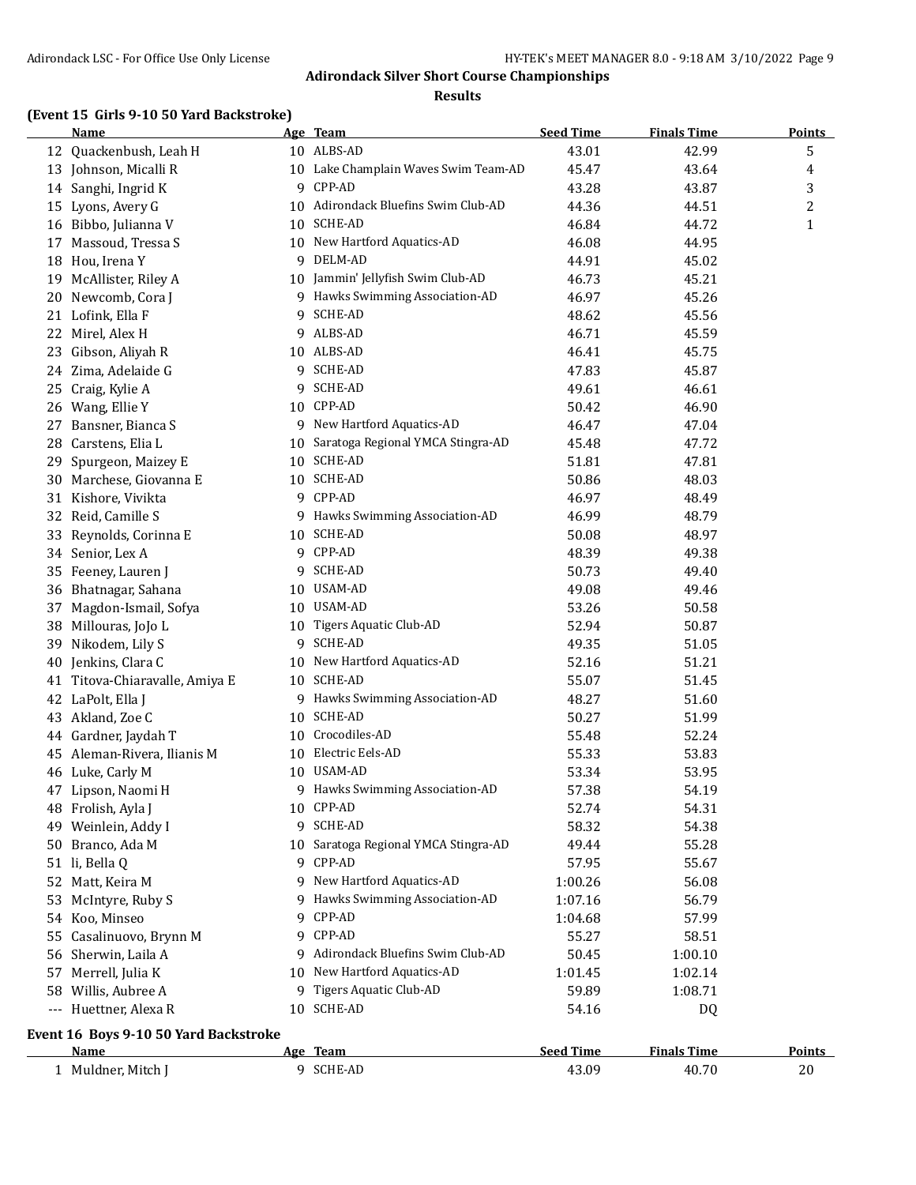## Adirondack Silver Short Course Championships

### Results

**(Event 15 Girls 9-10 50 Yard Backstroke)**

| | Name | Age | Team | Seed Time | Finals Time | Points |
|---|---|---|---|---|---|---|
| 12 | Quackenbush, Leah H | 10 | ALBS-AD | 43.01 | 42.99 | 5 |
| 13 | Johnson, Micalli R | 10 | Lake Champlain Waves Swim Team-AD | 45.47 | 43.64 | 4 |
| 14 | Sanghi, Ingrid K | 9 | CPP-AD | 43.28 | 43.87 | 3 |
| 15 | Lyons, Avery G | 10 | Adirondack Bluefins Swim Club-AD | 44.36 | 44.51 | 2 |
| 16 | Bibbo, Julianna V | 10 | SCHE-AD | 46.84 | 44.72 | 1 |
| 17 | Massoud, Tressa S | 10 | New Hartford Aquatics-AD | 46.08 | 44.95 | |
| 18 | Hou, Irena Y | 9 | DELM-AD | 44.91 | 45.02 | |
| 19 | McAllister, Riley A | 10 | Jammin' Jellyfish Swim Club-AD | 46.73 | 45.21 | |
| 20 | Newcomb, Cora J | 9 | Hawks Swimming Association-AD | 46.97 | 45.26 | |
| 21 | Lofink, Ella F | 9 | SCHE-AD | 48.62 | 45.56 | |
| 22 | Mirel, Alex H | 9 | ALBS-AD | 46.71 | 45.59 | |
| 23 | Gibson, Aliyah R | 10 | ALBS-AD | 46.41 | 45.75 | |
| 24 | Zima, Adelaide G | 9 | SCHE-AD | 47.83 | 45.87 | |
| 25 | Craig, Kylie A | 9 | SCHE-AD | 49.61 | 46.61 | |
| 26 | Wang, Ellie Y | 10 | CPP-AD | 50.42 | 46.90 | |
| 27 | Bansner, Bianca S | 9 | New Hartford Aquatics-AD | 46.47 | 47.04 | |
| 28 | Carstens, Elia L | 10 | Saratoga Regional YMCA Stingra-AD | 45.48 | 47.72 | |
| 29 | Spurgeon, Maizey E | 10 | SCHE-AD | 51.81 | 47.81 | |
| 30 | Marchese, Giovanna E | 10 | SCHE-AD | 50.86 | 48.03 | |
| 31 | Kishore, Vivikta | 9 | CPP-AD | 46.97 | 48.49 | |
| 32 | Reid, Camille S | 9 | Hawks Swimming Association-AD | 46.99 | 48.79 | |
| 33 | Reynolds, Corinna E | 10 | SCHE-AD | 50.08 | 48.97 | |
| 34 | Senior, Lex A | 9 | CPP-AD | 48.39 | 49.38 | |
| 35 | Feeney, Lauren J | 9 | SCHE-AD | 50.73 | 49.40 | |
| 36 | Bhatnagar, Sahana | 10 | USAM-AD | 49.08 | 49.46 | |
| 37 | Magdon-Ismail, Sofya | 10 | USAM-AD | 53.26 | 50.58 | |
| 38 | Millouras, JoJo L | 10 | Tigers Aquatic Club-AD | 52.94 | 50.87 | |
| 39 | Nikodem, Lily S | 9 | SCHE-AD | 49.35 | 51.05 | |
| 40 | Jenkins, Clara C | 10 | New Hartford Aquatics-AD | 52.16 | 51.21 | |
| 41 | Titova-Chiaravalle, Amiya E | 10 | SCHE-AD | 55.07 | 51.45 | |
| 42 | LaPolt, Ella J | 9 | Hawks Swimming Association-AD | 48.27 | 51.60 | |
| 43 | Akland, Zoe C | 10 | SCHE-AD | 50.27 | 51.99 | |
| 44 | Gardner, Jaydah T | 10 | Crocodiles-AD | 55.48 | 52.24 | |
| 45 | Aleman-Rivera, Ilianis M | 10 | Electric Eels-AD | 55.33 | 53.83 | |
| 46 | Luke, Carly M | 10 | USAM-AD | 53.34 | 53.95 | |
| 47 | Lipson, Naomi H | 9 | Hawks Swimming Association-AD | 57.38 | 54.19 | |
| 48 | Frolish, Ayla J | 10 | CPP-AD | 52.74 | 54.31 | |
| 49 | Weinlein, Addy I | 9 | SCHE-AD | 58.32 | 54.38 | |
| 50 | Branco, Ada M | 10 | Saratoga Regional YMCA Stingra-AD | 49.44 | 55.28 | |
| 51 | li, Bella Q | 9 | CPP-AD | 57.95 | 55.67 | |
| 52 | Matt, Keira M | 9 | New Hartford Aquatics-AD | 1:00.26 | 56.08 | |
| 53 | McIntyre, Ruby S | 9 | Hawks Swimming Association-AD | 1:07.16 | 56.79 | |
| 54 | Koo, Minseo | 9 | CPP-AD | 1:04.68 | 57.99 | |
| 55 | Casalinuovo, Brynn M | 9 | CPP-AD | 55.27 | 58.51 | |
| 56 | Sherwin, Laila A | 9 | Adirondack Bluefins Swim Club-AD | 50.45 | 1:00.10 | |
| 57 | Merrell, Julia K | 10 | New Hartford Aquatics-AD | 1:01.45 | 1:02.14 | |
| 58 | Willis, Aubree A | 9 | Tigers Aquatic Club-AD | 59.89 | 1:08.71 | |
| --- | Huettner, Alexa R | 10 | SCHE-AD | 54.16 | DQ | |

**Event 16 Boys 9-10 50 Yard Backstroke**

| | Name | Age | Team | Seed Time | Finals Time | Points |
|---|---|---|---|---|---|---|
| 1 | Muldner, Mitch J | 9 | SCHE-AD | 43.09 | 40.70 | 20 |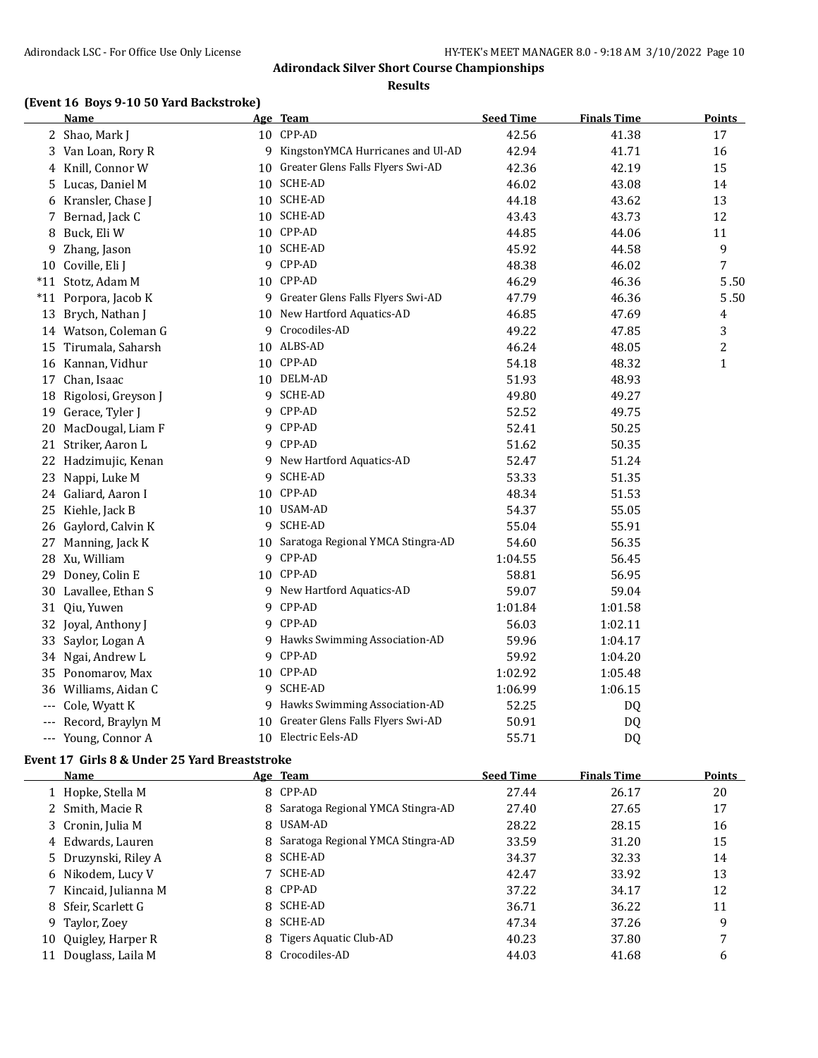## Adirondack Silver Short Course Championships

### Results

**(Event 16 Boys 9-10 50 Yard Backstroke)**

| | Name | Age | Team | Seed Time | Finals Time | Points |
|---|---|---|---|---|---|---|
| 2 | Shao, Mark J | 10 | CPP-AD | 42.56 | 41.38 | 17 |
| 3 | Van Loan, Rory R | 9 | KingstonYMCA Hurricanes and Ul-AD | 42.94 | 41.71 | 16 |
| 4 | Knill, Connor W | 10 | Greater Glens Falls Flyers Swi-AD | 42.36 | 42.19 | 15 |
| 5 | Lucas, Daniel M | 10 | SCHE-AD | 46.02 | 43.08 | 14 |
| 6 | Kransler, Chase J | 10 | SCHE-AD | 44.18 | 43.62 | 13 |
| 7 | Bernad, Jack C | 10 | SCHE-AD | 43.43 | 43.73 | 12 |
| 8 | Buck, Eli W | 10 | CPP-AD | 44.85 | 44.06 | 11 |
| 9 | Zhang, Jason | 10 | SCHE-AD | 45.92 | 44.58 | 9 |
| 10 | Coville, Eli J | 9 | CPP-AD | 48.38 | 46.02 | 7 |
| *11 | Stotz, Adam M | 10 | CPP-AD | 46.29 | 46.36 | 5.50 |
| *11 | Porpora, Jacob K | 9 | Greater Glens Falls Flyers Swi-AD | 47.79 | 46.36 | 5.50 |
| 13 | Brych, Nathan J | 10 | New Hartford Aquatics-AD | 46.85 | 47.69 | 4 |
| 14 | Watson, Coleman G | 9 | Crocodiles-AD | 49.22 | 47.85 | 3 |
| 15 | Tirumala, Saharsh | 10 | ALBS-AD | 46.24 | 48.05 | 2 |
| 16 | Kannan, Vidhur | 10 | CPP-AD | 54.18 | 48.32 | 1 |
| 17 | Chan, Isaac | 10 | DELM-AD | 51.93 | 48.93 | |
| 18 | Rigolosi, Greyson J | 9 | SCHE-AD | 49.80 | 49.27 | |
| 19 | Gerace, Tyler J | 9 | CPP-AD | 52.52 | 49.75 | |
| 20 | MacDougal, Liam F | 9 | CPP-AD | 52.41 | 50.25 | |
| 21 | Striker, Aaron L | 9 | CPP-AD | 51.62 | 50.35 | |
| 22 | Hadzimujic, Kenan | 9 | New Hartford Aquatics-AD | 52.47 | 51.24 | |
| 23 | Nappi, Luke M | 9 | SCHE-AD | 53.33 | 51.35 | |
| 24 | Galiard, Aaron I | 10 | CPP-AD | 48.34 | 51.53 | |
| 25 | Kiehle, Jack B | 10 | USAM-AD | 54.37 | 55.05 | |
| 26 | Gaylord, Calvin K | 9 | SCHE-AD | 55.04 | 55.91 | |
| 27 | Manning, Jack K | 10 | Saratoga Regional YMCA Stingra-AD | 54.60 | 56.35 | |
| 28 | Xu, William | 9 | CPP-AD | 1:04.55 | 56.45 | |
| 29 | Doney, Colin E | 10 | CPP-AD | 58.81 | 56.95 | |
| 30 | Lavallee, Ethan S | 9 | New Hartford Aquatics-AD | 59.07 | 59.04 | |
| 31 | Qiu, Yuwen | 9 | CPP-AD | 1:01.84 | 1:01.58 | |
| 32 | Joyal, Anthony J | 9 | CPP-AD | 56.03 | 1:02.11 | |
| 33 | Saylor, Logan A | 9 | Hawks Swimming Association-AD | 59.96 | 1:04.17 | |
| 34 | Ngai, Andrew L | 9 | CPP-AD | 59.92 | 1:04.20 | |
| 35 | Ponomarov, Max | 10 | CPP-AD | 1:02.92 | 1:05.48 | |
| 36 | Williams, Aidan C | 9 | SCHE-AD | 1:06.99 | 1:06.15 | |
| --- | Cole, Wyatt K | 9 | Hawks Swimming Association-AD | 52.25 | DQ | |
| --- | Record, Braylyn M | 10 | Greater Glens Falls Flyers Swi-AD | 50.91 | DQ | |
| --- | Young, Connor A | 10 | Electric Eels-AD | 55.71 | DQ | |

**Event 17 Girls 8 & Under 25 Yard Breaststroke**

| | Name | Age | Team | Seed Time | Finals Time | Points |
|---|---|---|---|---|---|---|
| 1 | Hopke, Stella M | 8 | CPP-AD | 27.44 | 26.17 | 20 |
| 2 | Smith, Macie R | 8 | Saratoga Regional YMCA Stingra-AD | 27.40 | 27.65 | 17 |
| 3 | Cronin, Julia M | 8 | USAM-AD | 28.22 | 28.15 | 16 |
| 4 | Edwards, Lauren | 8 | Saratoga Regional YMCA Stingra-AD | 33.59 | 31.20 | 15 |
| 5 | Druzynski, Riley A | 8 | SCHE-AD | 34.37 | 32.33 | 14 |
| 6 | Nikodem, Lucy V | 7 | SCHE-AD | 42.47 | 33.92 | 13 |
| 7 | Kincaid, Julianna M | 8 | CPP-AD | 37.22 | 34.17 | 12 |
| 8 | Sfeir, Scarlett G | 8 | SCHE-AD | 36.71 | 36.22 | 11 |
| 9 | Taylor, Zoey | 8 | SCHE-AD | 47.34 | 37.26 | 9 |
| 10 | Quigley, Harper R | 8 | Tigers Aquatic Club-AD | 40.23 | 37.80 | 7 |
| 11 | Douglass, Laila M | 8 | Crocodiles-AD | 44.03 | 41.68 | 6 |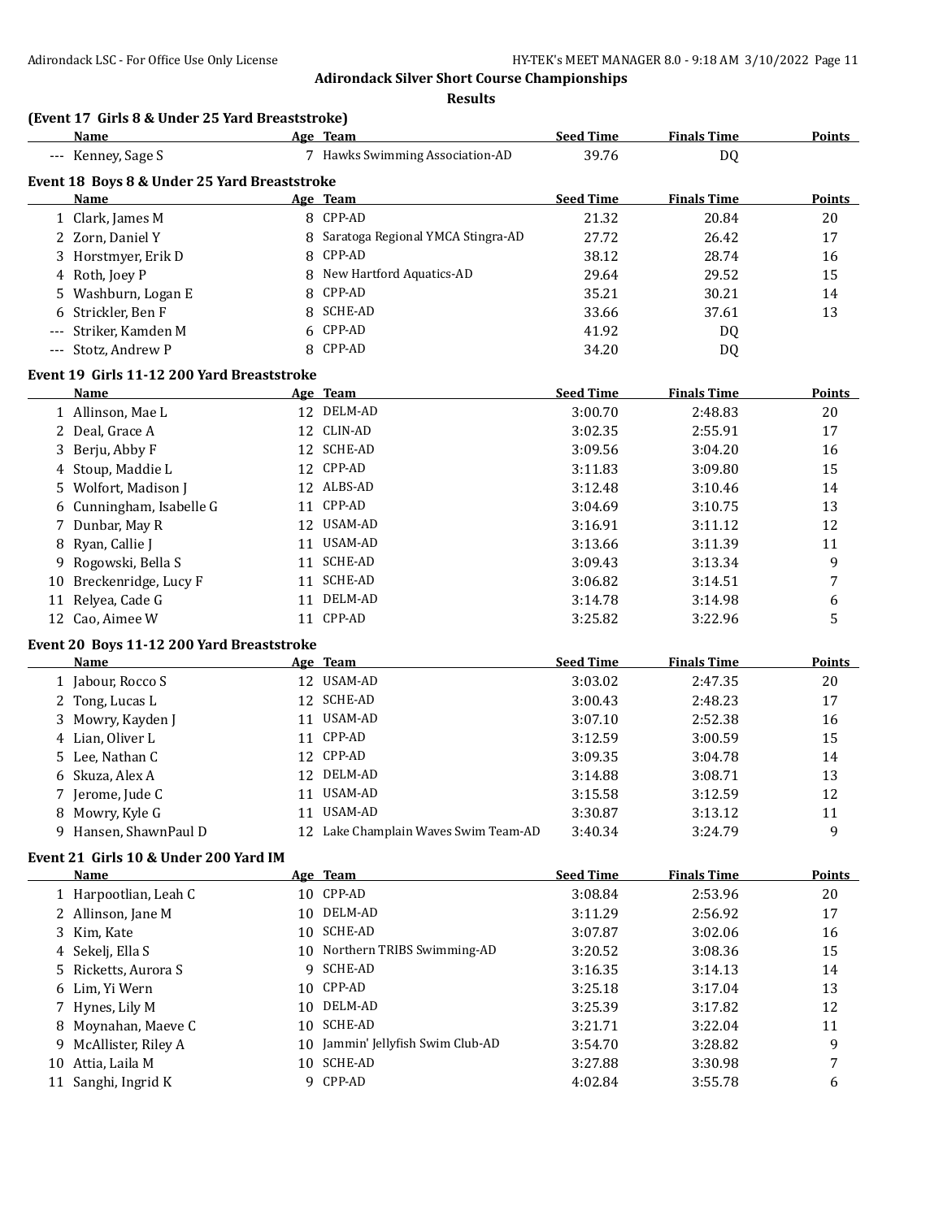# Adirondack Silver Short Course Championships

## Results

### (Event 17 Girls 8 & Under 25 Yard Breaststroke)

| | Name | Age | Team | Seed Time | Finals Time | Points |
|---|---|---|---|---|---|---|
| --- | Kenney, Sage S | 7 | Hawks Swimming Association-AD | 39.76 | DQ | |

### Event 18 Boys 8 & Under 25 Yard Breaststroke

| | Name | Age | Team | Seed Time | Finals Time | Points |
|---|---|---|---|---|---|---|
| 1 | Clark, James M | 8 | CPP-AD | 21.32 | 20.84 | 20 |
| 2 | Zorn, Daniel Y | 8 | Saratoga Regional YMCA Stingra-AD | 27.72 | 26.42 | 17 |
| 3 | Horstmyer, Erik D | 8 | CPP-AD | 38.12 | 28.74 | 16 |
| 4 | Roth, Joey P | 8 | New Hartford Aquatics-AD | 29.64 | 29.52 | 15 |
| 5 | Washburn, Logan E | 8 | CPP-AD | 35.21 | 30.21 | 14 |
| 6 | Strickler, Ben F | 8 | SCHE-AD | 33.66 | 37.61 | 13 |
| --- | Striker, Kamden M | 6 | CPP-AD | 41.92 | DQ | |
| --- | Stotz, Andrew P | 8 | CPP-AD | 34.20 | DQ | |

### Event 19 Girls 11-12 200 Yard Breaststroke

| | Name | Age | Team | Seed Time | Finals Time | Points |
|---|---|---|---|---|---|---|
| 1 | Allinson, Mae L | 12 | DELM-AD | 3:00.70 | 2:48.83 | 20 |
| 2 | Deal, Grace A | 12 | CLIN-AD | 3:02.35 | 2:55.91 | 17 |
| 3 | Berju, Abby F | 12 | SCHE-AD | 3:09.56 | 3:04.20 | 16 |
| 4 | Stoup, Maddie L | 12 | CPP-AD | 3:11.83 | 3:09.80 | 15 |
| 5 | Wolfort, Madison J | 12 | ALBS-AD | 3:12.48 | 3:10.46 | 14 |
| 6 | Cunningham, Isabelle G | 11 | CPP-AD | 3:04.69 | 3:10.75 | 13 |
| 7 | Dunbar, May R | 12 | USAM-AD | 3:16.91 | 3:11.12 | 12 |
| 8 | Ryan, Callie J | 11 | USAM-AD | 3:13.66 | 3:11.39 | 11 |
| 9 | Rogowski, Bella S | 11 | SCHE-AD | 3:09.43 | 3:13.34 | 9 |
| 10 | Breckenridge, Lucy F | 11 | SCHE-AD | 3:06.82 | 3:14.51 | 7 |
| 11 | Relyea, Cade G | 11 | DELM-AD | 3:14.78 | 3:14.98 | 6 |
| 12 | Cao, Aimee W | 11 | CPP-AD | 3:25.82 | 3:22.96 | 5 |

### Event 20 Boys 11-12 200 Yard Breaststroke

| | Name | Age | Team | Seed Time | Finals Time | Points |
|---|---|---|---|---|---|---|
| 1 | Jabour, Rocco S | 12 | USAM-AD | 3:03.02 | 2:47.35 | 20 |
| 2 | Tong, Lucas L | 12 | SCHE-AD | 3:00.43 | 2:48.23 | 17 |
| 3 | Mowry, Kayden J | 11 | USAM-AD | 3:07.10 | 2:52.38 | 16 |
| 4 | Lian, Oliver L | 11 | CPP-AD | 3:12.59 | 3:00.59 | 15 |
| 5 | Lee, Nathan C | 12 | CPP-AD | 3:09.35 | 3:04.78 | 14 |
| 6 | Skuza, Alex A | 12 | DELM-AD | 3:14.88 | 3:08.71 | 13 |
| 7 | Jerome, Jude C | 11 | USAM-AD | 3:15.58 | 3:12.59 | 12 |
| 8 | Mowry, Kyle G | 11 | USAM-AD | 3:30.87 | 3:13.12 | 11 |
| 9 | Hansen, ShawnPaul D | 12 | Lake Champlain Waves Swim Team-AD | 3:40.34 | 3:24.79 | 9 |

### Event 21 Girls 10 & Under 200 Yard IM

| | Name | Age | Team | Seed Time | Finals Time | Points |
|---|---|---|---|---|---|---|
| 1 | Harpootlian, Leah C | 10 | CPP-AD | 3:08.84 | 2:53.96 | 20 |
| 2 | Allinson, Jane M | 10 | DELM-AD | 3:11.29 | 2:56.92 | 17 |
| 3 | Kim, Kate | 10 | SCHE-AD | 3:07.87 | 3:02.06 | 16 |
| 4 | Sekelj, Ella S | 10 | Northern TRIBS Swimming-AD | 3:20.52 | 3:08.36 | 15 |
| 5 | Ricketts, Aurora S | 9 | SCHE-AD | 3:16.35 | 3:14.13 | 14 |
| 6 | Lim, Yi Wern | 10 | CPP-AD | 3:25.18 | 3:17.04 | 13 |
| 7 | Hynes, Lily M | 10 | DELM-AD | 3:25.39 | 3:17.82 | 12 |
| 8 | Moynahan, Maeve C | 10 | SCHE-AD | 3:21.71 | 3:22.04 | 11 |
| 9 | McAllister, Riley A | 10 | Jammin' Jellyfish Swim Club-AD | 3:54.70 | 3:28.82 | 9 |
| 10 | Attia, Laila M | 10 | SCHE-AD | 3:27.88 | 3:30.98 | 7 |
| 11 | Sanghi, Ingrid K | 9 | CPP-AD | 4:02.84 | 3:55.78 | 6 |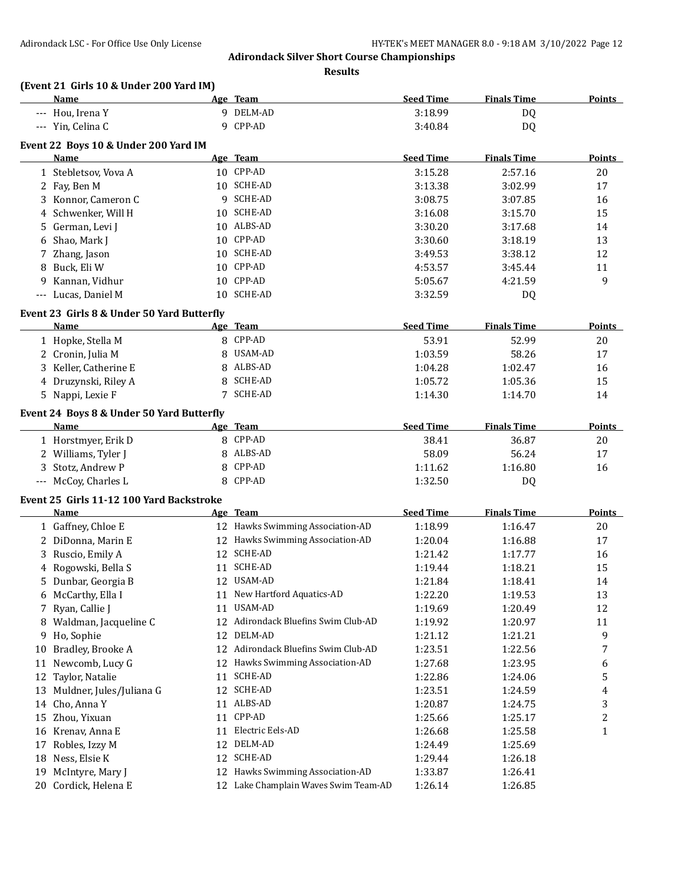# Adirondack Silver Short Course Championships

## Results

### (Event 21 Girls 10 & Under 200 Yard IM)

| | Name | Age | Team | Seed Time | Finals Time | Points |
|---|---|---|---|---|---|---|
| --- | Hou, Irena Y | 9 | DELM-AD | 3:18.99 | DQ | |
| --- | Yin, Celina C | 9 | CPP-AD | 3:40.84 | DQ | |

### Event 22 Boys 10 & Under 200 Yard IM

| | Name | Age | Team | Seed Time | Finals Time | Points |
|---|---|---|---|---|---|---|
| 1 | Stebletsov, Vova A | 10 | CPP-AD | 3:15.28 | 2:57.16 | 20 |
| 2 | Fay, Ben M | 10 | SCHE-AD | 3:13.38 | 3:02.99 | 17 |
| 3 | Konnor, Cameron C | 9 | SCHE-AD | 3:08.75 | 3:07.85 | 16 |
| 4 | Schwenker, Will H | 10 | SCHE-AD | 3:16.08 | 3:15.70 | 15 |
| 5 | German, Levi J | 10 | ALBS-AD | 3:30.20 | 3:17.68 | 14 |
| 6 | Shao, Mark J | 10 | CPP-AD | 3:30.60 | 3:18.19 | 13 |
| 7 | Zhang, Jason | 10 | SCHE-AD | 3:49.53 | 3:38.12 | 12 |
| 8 | Buck, Eli W | 10 | CPP-AD | 4:53.57 | 3:45.44 | 11 |
| 9 | Kannan, Vidhur | 10 | CPP-AD | 5:05.67 | 4:21.59 | 9 |
| --- | Lucas, Daniel M | 10 | SCHE-AD | 3:32.59 | DQ | |

### Event 23 Girls 8 & Under 50 Yard Butterfly

| | Name | Age | Team | Seed Time | Finals Time | Points |
|---|---|---|---|---|---|---|
| 1 | Hopke, Stella M | 8 | CPP-AD | 53.91 | 52.99 | 20 |
| 2 | Cronin, Julia M | 8 | USAM-AD | 1:03.59 | 58.26 | 17 |
| 3 | Keller, Catherine E | 8 | ALBS-AD | 1:04.28 | 1:02.47 | 16 |
| 4 | Druzynski, Riley A | 8 | SCHE-AD | 1:05.72 | 1:05.36 | 15 |
| 5 | Nappi, Lexie F | 7 | SCHE-AD | 1:14.30 | 1:14.70 | 14 |

### Event 24 Boys 8 & Under 50 Yard Butterfly

| | Name | Age | Team | Seed Time | Finals Time | Points |
|---|---|---|---|---|---|---|
| 1 | Horstmyer, Erik D | 8 | CPP-AD | 38.41 | 36.87 | 20 |
| 2 | Williams, Tyler J | 8 | ALBS-AD | 58.09 | 56.24 | 17 |
| 3 | Stotz, Andrew P | 8 | CPP-AD | 1:11.62 | 1:16.80 | 16 |
| --- | McCoy, Charles L | 8 | CPP-AD | 1:32.50 | DQ | |

### Event 25 Girls 11-12 100 Yard Backstroke

| | Name | Age | Team | Seed Time | Finals Time | Points |
|---|---|---|---|---|---|---|
| 1 | Gaffney, Chloe E | 12 | Hawks Swimming Association-AD | 1:18.99 | 1:16.47 | 20 |
| 2 | DiDonna, Marin E | 12 | Hawks Swimming Association-AD | 1:20.04 | 1:16.88 | 17 |
| 3 | Ruscio, Emily A | 12 | SCHE-AD | 1:21.42 | 1:17.77 | 16 |
| 4 | Rogowski, Bella S | 11 | SCHE-AD | 1:19.44 | 1:18.21 | 15 |
| 5 | Dunbar, Georgia B | 12 | USAM-AD | 1:21.84 | 1:18.41 | 14 |
| 6 | McCarthy, Ella I | 11 | New Hartford Aquatics-AD | 1:22.20 | 1:19.53 | 13 |
| 7 | Ryan, Callie J | 11 | USAM-AD | 1:19.69 | 1:20.49 | 12 |
| 8 | Waldman, Jacqueline C | 12 | Adirondack Bluefins Swim Club-AD | 1:19.92 | 1:20.97 | 11 |
| 9 | Ho, Sophie | 12 | DELM-AD | 1:21.12 | 1:21.21 | 9 |
| 10 | Bradley, Brooke A | 12 | Adirondack Bluefins Swim Club-AD | 1:23.51 | 1:22.56 | 7 |
| 11 | Newcomb, Lucy G | 12 | Hawks Swimming Association-AD | 1:27.68 | 1:23.95 | 6 |
| 12 | Taylor, Natalie | 11 | SCHE-AD | 1:22.86 | 1:24.06 | 5 |
| 13 | Muldner, Jules/Juliana G | 12 | SCHE-AD | 1:23.51 | 1:24.59 | 4 |
| 14 | Cho, Anna Y | 11 | ALBS-AD | 1:20.87 | 1:24.75 | 3 |
| 15 | Zhou, Yixuan | 11 | CPP-AD | 1:25.66 | 1:25.17 | 2 |
| 16 | Krenav, Anna E | 11 | Electric Eels-AD | 1:26.68 | 1:25.58 | 1 |
| 17 | Robles, Izzy M | 12 | DELM-AD | 1:24.49 | 1:25.69 | |
| 18 | Ness, Elsie K | 12 | SCHE-AD | 1:29.44 | 1:26.18 | |
| 19 | McIntyre, Mary J | 12 | Hawks Swimming Association-AD | 1:33.87 | 1:26.41 | |
| 20 | Cordick, Helena E | 12 | Lake Champlain Waves Swim Team-AD | 1:26.14 | 1:26.85 | |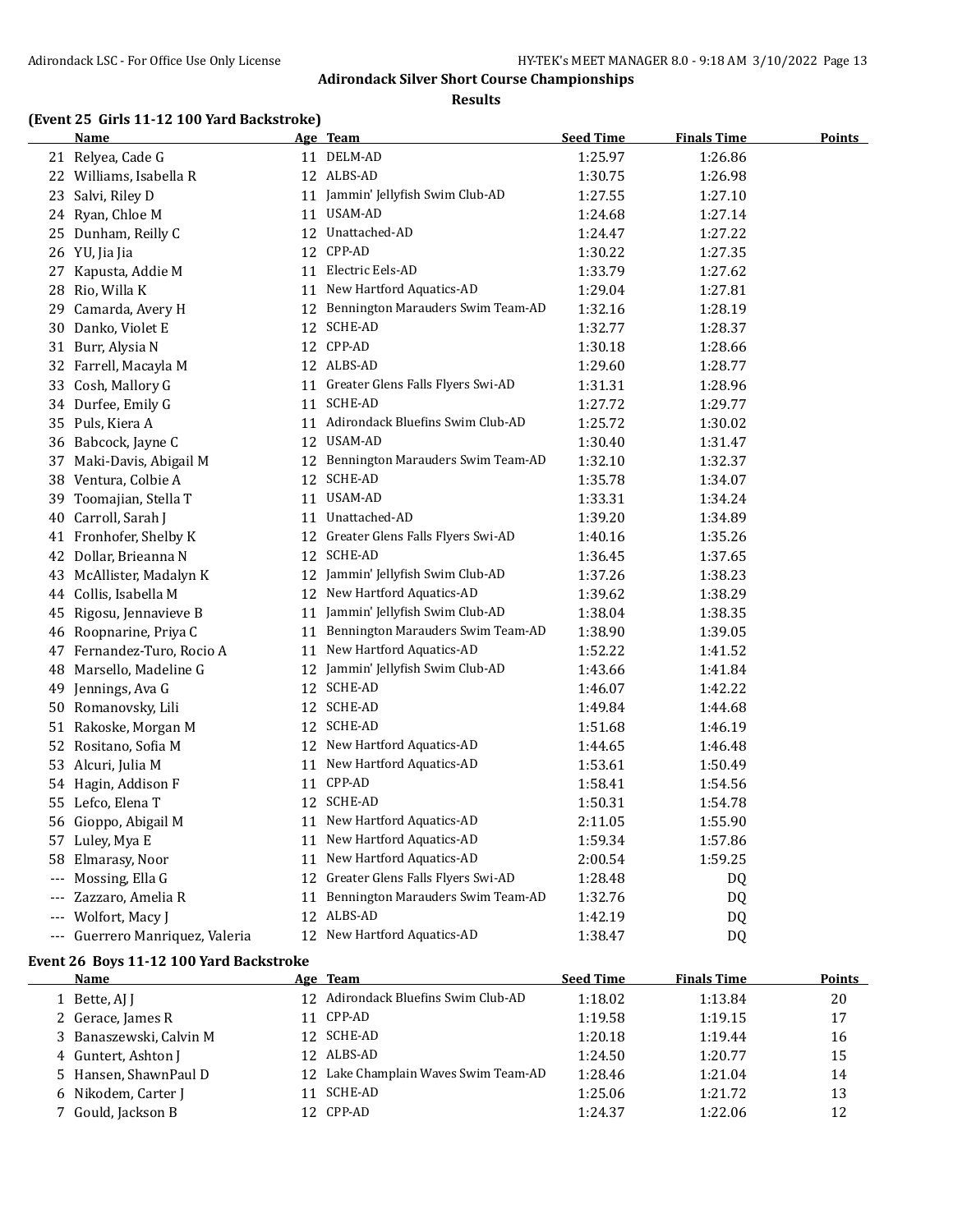## Adirondack Silver Short Course Championships

### Results

### (Event 25 Girls 11-12 100 Yard Backstroke)

| | Name | Age | Team | Seed Time | Finals Time | Points |
|---|---|---|---|---|---|---|
| 21 | Relyea, Cade G | 11 | DELM-AD | 1:25.97 | 1:26.86 | |
| 22 | Williams, Isabella R | 12 | ALBS-AD | 1:30.75 | 1:26.98 | |
| 23 | Salvi, Riley D | 11 | Jammin' Jellyfish Swim Club-AD | 1:27.55 | 1:27.10 | |
| 24 | Ryan, Chloe M | 11 | USAM-AD | 1:24.68 | 1:27.14 | |
| 25 | Dunham, Reilly C | 12 | Unattached-AD | 1:24.47 | 1:27.22 | |
| 26 | YU, Jia Jia | 12 | CPP-AD | 1:30.22 | 1:27.35 | |
| 27 | Kapusta, Addie M | 11 | Electric Eels-AD | 1:33.79 | 1:27.62 | |
| 28 | Rio, Willa K | 11 | New Hartford Aquatics-AD | 1:29.04 | 1:27.81 | |
| 29 | Camarda, Avery H | 12 | Bennington Marauders Swim Team-AD | 1:32.16 | 1:28.19 | |
| 30 | Danko, Violet E | 12 | SCHE-AD | 1:32.77 | 1:28.37 | |
| 31 | Burr, Alysia N | 12 | CPP-AD | 1:30.18 | 1:28.66 | |
| 32 | Farrell, Macayla M | 12 | ALBS-AD | 1:29.60 | 1:28.77 | |
| 33 | Cosh, Mallory G | 11 | Greater Glens Falls Flyers Swi-AD | 1:31.31 | 1:28.96 | |
| 34 | Durfee, Emily G | 11 | SCHE-AD | 1:27.72 | 1:29.77 | |
| 35 | Puls, Kiera A | 11 | Adirondack Bluefins Swim Club-AD | 1:25.72 | 1:30.02 | |
| 36 | Babcock, Jayne C | 12 | USAM-AD | 1:30.40 | 1:31.47 | |
| 37 | Maki-Davis, Abigail M | 12 | Bennington Marauders Swim Team-AD | 1:32.10 | 1:32.37 | |
| 38 | Ventura, Colbie A | 12 | SCHE-AD | 1:35.78 | 1:34.07 | |
| 39 | Toomajian, Stella T | 11 | USAM-AD | 1:33.31 | 1:34.24 | |
| 40 | Carroll, Sarah J | 11 | Unattached-AD | 1:39.20 | 1:34.89 | |
| 41 | Fronhofer, Shelby K | 12 | Greater Glens Falls Flyers Swi-AD | 1:40.16 | 1:35.26 | |
| 42 | Dollar, Brieanna N | 12 | SCHE-AD | 1:36.45 | 1:37.65 | |
| 43 | McAllister, Madalyn K | 12 | Jammin' Jellyfish Swim Club-AD | 1:37.26 | 1:38.23 | |
| 44 | Collis, Isabella M | 12 | New Hartford Aquatics-AD | 1:39.62 | 1:38.29 | |
| 45 | Rigosu, Jennavieve B | 11 | Jammin' Jellyfish Swim Club-AD | 1:38.04 | 1:38.35 | |
| 46 | Roopnarine, Priya C | 11 | Bennington Marauders Swim Team-AD | 1:38.90 | 1:39.05 | |
| 47 | Fernandez-Turo, Rocio A | 11 | New Hartford Aquatics-AD | 1:52.22 | 1:41.52 | |
| 48 | Marsello, Madeline G | 12 | Jammin' Jellyfish Swim Club-AD | 1:43.66 | 1:41.84 | |
| 49 | Jennings, Ava G | 12 | SCHE-AD | 1:46.07 | 1:42.22 | |
| 50 | Romanovsky, Lili | 12 | SCHE-AD | 1:49.84 | 1:44.68 | |
| 51 | Rakoske, Morgan M | 12 | SCHE-AD | 1:51.68 | 1:46.19 | |
| 52 | Rositano, Sofia M | 12 | New Hartford Aquatics-AD | 1:44.65 | 1:46.48 | |
| 53 | Alcuri, Julia M | 11 | New Hartford Aquatics-AD | 1:53.61 | 1:50.49 | |
| 54 | Hagin, Addison F | 11 | CPP-AD | 1:58.41 | 1:54.56 | |
| 55 | Lefco, Elena T | 12 | SCHE-AD | 1:50.31 | 1:54.78 | |
| 56 | Gioppo, Abigail M | 11 | New Hartford Aquatics-AD | 2:11.05 | 1:55.90 | |
| 57 | Luley, Mya E | 11 | New Hartford Aquatics-AD | 1:59.34 | 1:57.86 | |
| 58 | Elmarasy, Noor | 11 | New Hartford Aquatics-AD | 2:00.54 | 1:59.25 | |
| --- | Mossing, Ella G | 12 | Greater Glens Falls Flyers Swi-AD | 1:28.48 | DQ | |
| --- | Zazzaro, Amelia R | 11 | Bennington Marauders Swim Team-AD | 1:32.76 | DQ | |
| --- | Wolfort, Macy J | 12 | ALBS-AD | 1:42.19 | DQ | |
| --- | Guerrero Manriquez, Valeria | 12 | New Hartford Aquatics-AD | 1:38.47 | DQ | |

### Event 26 Boys 11-12 100 Yard Backstroke

| | Name | Age | Team | Seed Time | Finals Time | Points |
|---|---|---|---|---|---|---|
| 1 | Bette, AJ J | 12 | Adirondack Bluefins Swim Club-AD | 1:18.02 | 1:13.84 | 20 |
| 2 | Gerace, James R | 11 | CPP-AD | 1:19.58 | 1:19.15 | 17 |
| 3 | Banaszewski, Calvin M | 12 | SCHE-AD | 1:20.18 | 1:19.44 | 16 |
| 4 | Guntert, Ashton J | 12 | ALBS-AD | 1:24.50 | 1:20.77 | 15 |
| 5 | Hansen, ShawnPaul D | 12 | Lake Champlain Waves Swim Team-AD | 1:28.46 | 1:21.04 | 14 |
| 6 | Nikodem, Carter J | 11 | SCHE-AD | 1:25.06 | 1:21.72 | 13 |
| 7 | Gould, Jackson B | 12 | CPP-AD | 1:24.37 | 1:22.06 | 12 |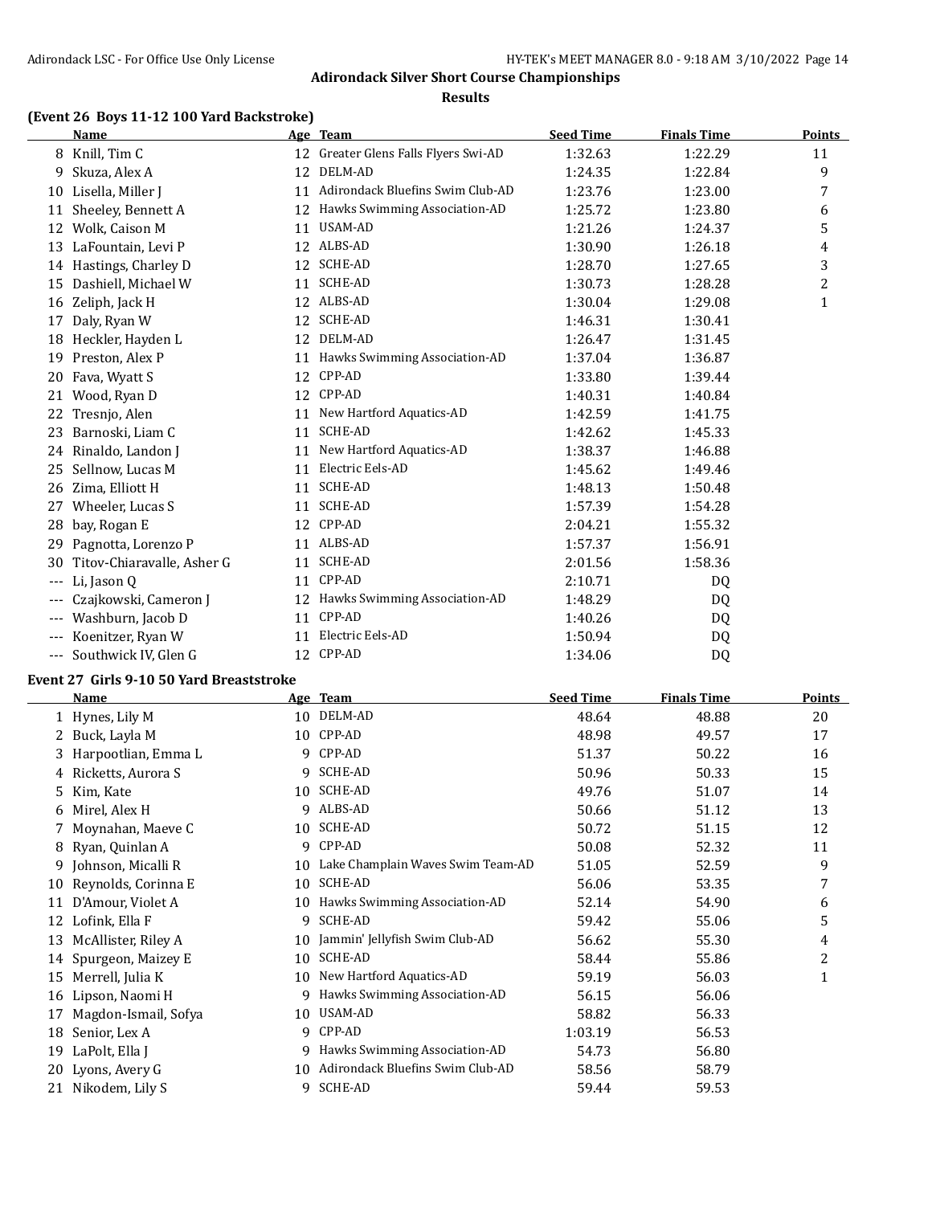# Adirondack Silver Short Course Championships

## Results

### (Event 26 Boys 11-12 100 Yard Backstroke)

| | Name | Age | Team | Seed Time | Finals Time | Points |
|---|---|---|---|---|---|---|
| 8 | Knill, Tim C | 12 | Greater Glens Falls Flyers Swi-AD | 1:32.63 | 1:22.29 | 11 |
| 9 | Skuza, Alex A | 12 | DELM-AD | 1:24.35 | 1:22.84 | 9 |
| 10 | Lisella, Miller J | 11 | Adirondack Bluefins Swim Club-AD | 1:23.76 | 1:23.00 | 7 |
| 11 | Sheeley, Bennett A | 12 | Hawks Swimming Association-AD | 1:25.72 | 1:23.80 | 6 |
| 12 | Wolk, Caison M | 11 | USAM-AD | 1:21.26 | 1:24.37 | 5 |
| 13 | LaFountain, Levi P | 12 | ALBS-AD | 1:30.90 | 1:26.18 | 4 |
| 14 | Hastings, Charley D | 12 | SCHE-AD | 1:28.70 | 1:27.65 | 3 |
| 15 | Dashiell, Michael W | 11 | SCHE-AD | 1:30.73 | 1:28.28 | 2 |
| 16 | Zeliph, Jack H | 12 | ALBS-AD | 1:30.04 | 1:29.08 | 1 |
| 17 | Daly, Ryan W | 12 | SCHE-AD | 1:46.31 | 1:30.41 | |
| 18 | Heckler, Hayden L | 12 | DELM-AD | 1:26.47 | 1:31.45 | |
| 19 | Preston, Alex P | 11 | Hawks Swimming Association-AD | 1:37.04 | 1:36.87 | |
| 20 | Fava, Wyatt S | 12 | CPP-AD | 1:33.80 | 1:39.44 | |
| 21 | Wood, Ryan D | 12 | CPP-AD | 1:40.31 | 1:40.84 | |
| 22 | Tresnjo, Alen | 11 | New Hartford Aquatics-AD | 1:42.59 | 1:41.75 | |
| 23 | Barnoski, Liam C | 11 | SCHE-AD | 1:42.62 | 1:45.33 | |
| 24 | Rinaldo, Landon J | 11 | New Hartford Aquatics-AD | 1:38.37 | 1:46.88 | |
| 25 | Sellnow, Lucas M | 11 | Electric Eels-AD | 1:45.62 | 1:49.46 | |
| 26 | Zima, Elliott H | 11 | SCHE-AD | 1:48.13 | 1:50.48 | |
| 27 | Wheeler, Lucas S | 11 | SCHE-AD | 1:57.39 | 1:54.28 | |
| 28 | bay, Rogan E | 12 | CPP-AD | 2:04.21 | 1:55.32 | |
| 29 | Pagnotta, Lorenzo P | 11 | ALBS-AD | 1:57.37 | 1:56.91 | |
| 30 | Titov-Chiaravalle, Asher G | 11 | SCHE-AD | 2:01.56 | 1:58.36 | |
| --- | Li, Jason Q | 11 | CPP-AD | 2:10.71 | DQ | |
| --- | Czajkowski, Cameron J | 12 | Hawks Swimming Association-AD | 1:48.29 | DQ | |
| --- | Washburn, Jacob D | 11 | CPP-AD | 1:40.26 | DQ | |
| --- | Koenitzer, Ryan W | 11 | Electric Eels-AD | 1:50.94 | DQ | |
| --- | Southwick IV, Glen G | 12 | CPP-AD | 1:34.06 | DQ | |

### Event 27 Girls 9-10 50 Yard Breaststroke

| | Name | Age | Team | Seed Time | Finals Time | Points |
|---|---|---|---|---|---|---|
| 1 | Hynes, Lily M | 10 | DELM-AD | 48.64 | 48.88 | 20 |
| 2 | Buck, Layla M | 10 | CPP-AD | 48.98 | 49.57 | 17 |
| 3 | Harpootlian, Emma L | 9 | CPP-AD | 51.37 | 50.22 | 16 |
| 4 | Ricketts, Aurora S | 9 | SCHE-AD | 50.96 | 50.33 | 15 |
| 5 | Kim, Kate | 10 | SCHE-AD | 49.76 | 51.07 | 14 |
| 6 | Mirel, Alex H | 9 | ALBS-AD | 50.66 | 51.12 | 13 |
| 7 | Moynahan, Maeve C | 10 | SCHE-AD | 50.72 | 51.15 | 12 |
| 8 | Ryan, Quinlan A | 9 | CPP-AD | 50.08 | 52.32 | 11 |
| 9 | Johnson, Micalli R | 10 | Lake Champlain Waves Swim Team-AD | 51.05 | 52.59 | 9 |
| 10 | Reynolds, Corinna E | 10 | SCHE-AD | 56.06 | 53.35 | 7 |
| 11 | D'Amour, Violet A | 10 | Hawks Swimming Association-AD | 52.14 | 54.90 | 6 |
| 12 | Lofink, Ella F | 9 | SCHE-AD | 59.42 | 55.06 | 5 |
| 13 | McAllister, Riley A | 10 | Jammin' Jellyfish Swim Club-AD | 56.62 | 55.30 | 4 |
| 14 | Spurgeon, Maizey E | 10 | SCHE-AD | 58.44 | 55.86 | 2 |
| 15 | Merrell, Julia K | 10 | New Hartford Aquatics-AD | 59.19 | 56.03 | 1 |
| 16 | Lipson, Naomi H | 9 | Hawks Swimming Association-AD | 56.15 | 56.06 | |
| 17 | Magdon-Ismail, Sofya | 10 | USAM-AD | 58.82 | 56.33 | |
| 18 | Senior, Lex A | 9 | CPP-AD | 1:03.19 | 56.53 | |
| 19 | LaPolt, Ella J | 9 | Hawks Swimming Association-AD | 54.73 | 56.80 | |
| 20 | Lyons, Avery G | 10 | Adirondack Bluefins Swim Club-AD | 58.56 | 58.79 | |
| 21 | Nikodem, Lily S | 9 | SCHE-AD | 59.44 | 59.53 | |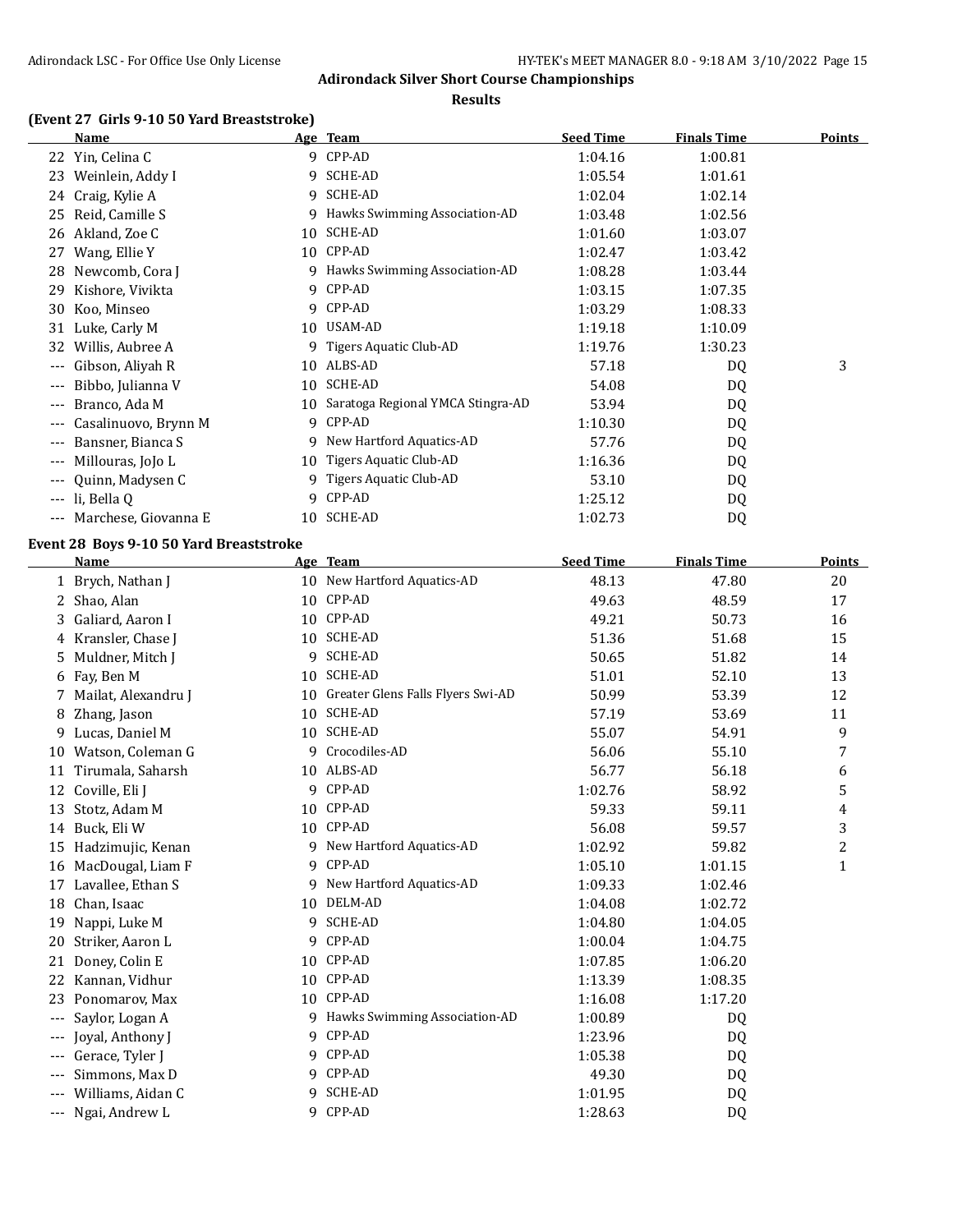# Adirondack Silver Short Course Championships

## Results

### (Event 27 Girls 9-10 50 Yard Breaststroke)

| | Name | Age | Team | Seed Time | Finals Time | Points |
|---|---|---|---|---|---|---|
| 22 | Yin, Celina C | 9 | CPP-AD | 1:04.16 | 1:00.81 | |
| 23 | Weinlein, Addy I | 9 | SCHE-AD | 1:05.54 | 1:01.61 | |
| 24 | Craig, Kylie A | 9 | SCHE-AD | 1:02.04 | 1:02.14 | |
| 25 | Reid, Camille S | 9 | Hawks Swimming Association-AD | 1:03.48 | 1:02.56 | |
| 26 | Akland, Zoe C | 10 | SCHE-AD | 1:01.60 | 1:03.07 | |
| 27 | Wang, Ellie Y | 10 | CPP-AD | 1:02.47 | 1:03.42 | |
| 28 | Newcomb, Cora J | 9 | Hawks Swimming Association-AD | 1:08.28 | 1:03.44 | |
| 29 | Kishore, Vivikta | 9 | CPP-AD | 1:03.15 | 1:07.35 | |
| 30 | Koo, Minseo | 9 | CPP-AD | 1:03.29 | 1:08.33 | |
| 31 | Luke, Carly M | 10 | USAM-AD | 1:19.18 | 1:10.09 | |
| 32 | Willis, Aubree A | 9 | Tigers Aquatic Club-AD | 1:19.76 | 1:30.23 | |
| --- | Gibson, Aliyah R | 10 | ALBS-AD | 57.18 | DQ | 3 |
| --- | Bibbo, Julianna V | 10 | SCHE-AD | 54.08 | DQ | |
| --- | Branco, Ada M | 10 | Saratoga Regional YMCA Stingra-AD | 53.94 | DQ | |
| --- | Casalinuovo, Brynn M | 9 | CPP-AD | 1:10.30 | DQ | |
| --- | Bansner, Bianca S | 9 | New Hartford Aquatics-AD | 57.76 | DQ | |
| --- | Millouras, JoJo L | 10 | Tigers Aquatic Club-AD | 1:16.36 | DQ | |
| --- | Quinn, Madysen C | 9 | Tigers Aquatic Club-AD | 53.10 | DQ | |
| --- | li, Bella Q | 9 | CPP-AD | 1:25.12 | DQ | |
| --- | Marchese, Giovanna E | 10 | SCHE-AD | 1:02.73 | DQ | |

### Event 28 Boys 9-10 50 Yard Breaststroke

| | Name | Age | Team | Seed Time | Finals Time | Points |
|---|---|---|---|---|---|---|
| 1 | Brych, Nathan J | 10 | New Hartford Aquatics-AD | 48.13 | 47.80 | 20 |
| 2 | Shao, Alan | 10 | CPP-AD | 49.63 | 48.59 | 17 |
| 3 | Galiard, Aaron I | 10 | CPP-AD | 49.21 | 50.73 | 16 |
| 4 | Kransler, Chase J | 10 | SCHE-AD | 51.36 | 51.68 | 15 |
| 5 | Muldner, Mitch J | 9 | SCHE-AD | 50.65 | 51.82 | 14 |
| 6 | Fay, Ben M | 10 | SCHE-AD | 51.01 | 52.10 | 13 |
| 7 | Mailat, Alexandru J | 10 | Greater Glens Falls Flyers Swi-AD | 50.99 | 53.39 | 12 |
| 8 | Zhang, Jason | 10 | SCHE-AD | 57.19 | 53.69 | 11 |
| 9 | Lucas, Daniel M | 10 | SCHE-AD | 55.07 | 54.91 | 9 |
| 10 | Watson, Coleman G | 9 | Crocodiles-AD | 56.06 | 55.10 | 7 |
| 11 | Tirumala, Saharsh | 10 | ALBS-AD | 56.77 | 56.18 | 6 |
| 12 | Coville, Eli J | 9 | CPP-AD | 1:02.76 | 58.92 | 5 |
| 13 | Stotz, Adam M | 10 | CPP-AD | 59.33 | 59.11 | 4 |
| 14 | Buck, Eli W | 10 | CPP-AD | 56.08 | 59.57 | 3 |
| 15 | Hadzimujic, Kenan | 9 | New Hartford Aquatics-AD | 1:02.92 | 59.82 | 2 |
| 16 | MacDougal, Liam F | 9 | CPP-AD | 1:05.10 | 1:01.15 | 1 |
| 17 | Lavallee, Ethan S | 9 | New Hartford Aquatics-AD | 1:09.33 | 1:02.46 | |
| 18 | Chan, Isaac | 10 | DELM-AD | 1:04.08 | 1:02.72 | |
| 19 | Nappi, Luke M | 9 | SCHE-AD | 1:04.80 | 1:04.05 | |
| 20 | Striker, Aaron L | 9 | CPP-AD | 1:00.04 | 1:04.75 | |
| 21 | Doney, Colin E | 10 | CPP-AD | 1:07.85 | 1:06.20 | |
| 22 | Kannan, Vidhur | 10 | CPP-AD | 1:13.39 | 1:08.35 | |
| 23 | Ponomarov, Max | 10 | CPP-AD | 1:16.08 | 1:17.20 | |
| --- | Saylor, Logan A | 9 | Hawks Swimming Association-AD | 1:00.89 | DQ | |
| --- | Joyal, Anthony J | 9 | CPP-AD | 1:23.96 | DQ | |
| --- | Gerace, Tyler J | 9 | CPP-AD | 1:05.38 | DQ | |
| --- | Simmons, Max D | 9 | CPP-AD | 49.30 | DQ | |
| --- | Williams, Aidan C | 9 | SCHE-AD | 1:01.95 | DQ | |
| --- | Ngai, Andrew L | 9 | CPP-AD | 1:28.63 | DQ | |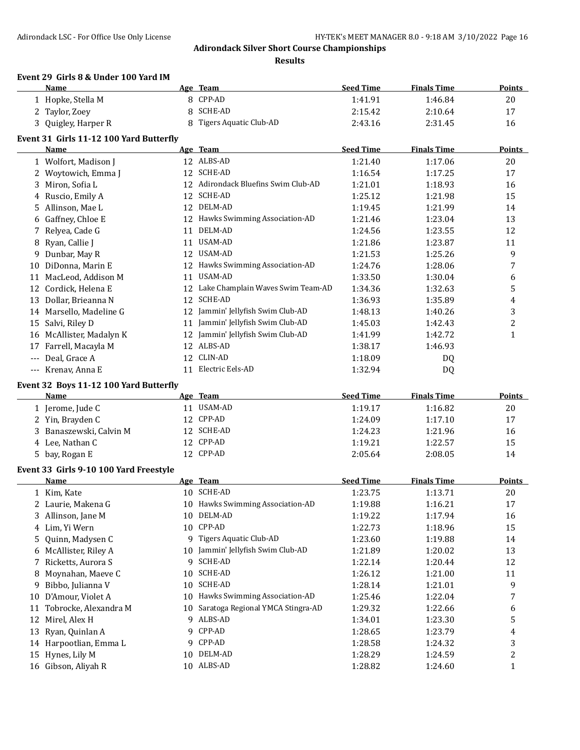## Adirondack Silver Short Course Championships

### Results

#### Event 29 Girls 8 & Under 100 Yard IM

| | Name | Age | Team | Seed Time | Finals Time | Points |
|---|---|---|---|---|---|---|
| 1 | Hopke, Stella M | 8 | CPP-AD | 1:41.91 | 1:46.84 | 20 |
| 2 | Taylor, Zoey | 8 | SCHE-AD | 2:15.42 | 2:10.64 | 17 |
| 3 | Quigley, Harper R | 8 | Tigers Aquatic Club-AD | 2:43.16 | 2:31.45 | 16 |

#### Event 31 Girls 11-12 100 Yard Butterfly

| | Name | Age | Team | Seed Time | Finals Time | Points |
|---|---|---|---|---|---|---|
| 1 | Wolfort, Madison J | 12 | ALBS-AD | 1:21.40 | 1:17.06 | 20 |
| 2 | Woytowich, Emma J | 12 | SCHE-AD | 1:16.54 | 1:17.25 | 17 |
| 3 | Miron, Sofia L | 12 | Adirondack Bluefins Swim Club-AD | 1:21.01 | 1:18.93 | 16 |
| 4 | Ruscio, Emily A | 12 | SCHE-AD | 1:25.12 | 1:21.98 | 15 |
| 5 | Allinson, Mae L | 12 | DELM-AD | 1:19.45 | 1:21.99 | 14 |
| 6 | Gaffney, Chloe E | 12 | Hawks Swimming Association-AD | 1:21.46 | 1:23.04 | 13 |
| 7 | Relyea, Cade G | 11 | DELM-AD | 1:24.56 | 1:23.55 | 12 |
| 8 | Ryan, Callie J | 11 | USAM-AD | 1:21.86 | 1:23.87 | 11 |
| 9 | Dunbar, May R | 12 | USAM-AD | 1:21.53 | 1:25.26 | 9 |
| 10 | DiDonna, Marin E | 12 | Hawks Swimming Association-AD | 1:24.76 | 1:28.06 | 7 |
| 11 | MacLeod, Addison M | 11 | USAM-AD | 1:33.50 | 1:30.04 | 6 |
| 12 | Cordick, Helena E | 12 | Lake Champlain Waves Swim Team-AD | 1:34.36 | 1:32.63 | 5 |
| 13 | Dollar, Brieanna N | 12 | SCHE-AD | 1:36.93 | 1:35.89 | 4 |
| 14 | Marsello, Madeline G | 12 | Jammin' Jellyfish Swim Club-AD | 1:48.13 | 1:40.26 | 3 |
| 15 | Salvi, Riley D | 11 | Jammin' Jellyfish Swim Club-AD | 1:45.03 | 1:42.43 | 2 |
| 16 | McAllister, Madalyn K | 12 | Jammin' Jellyfish Swim Club-AD | 1:41.99 | 1:42.72 | 1 |
| 17 | Farrell, Macayla M | 12 | ALBS-AD | 1:38.17 | 1:46.93 | |
| --- | Deal, Grace A | 12 | CLIN-AD | 1:18.09 | DQ | |
| --- | Krenav, Anna E | 11 | Electric Eels-AD | 1:32.94 | DQ | |

#### Event 32 Boys 11-12 100 Yard Butterfly

| | Name | Age | Team | Seed Time | Finals Time | Points |
|---|---|---|---|---|---|---|
| 1 | Jerome, Jude C | 11 | USAM-AD | 1:19.17 | 1:16.82 | 20 |
| 2 | Yin, Brayden C | 12 | CPP-AD | 1:24.09 | 1:17.10 | 17 |
| 3 | Banaszewski, Calvin M | 12 | SCHE-AD | 1:24.23 | 1:21.96 | 16 |
| 4 | Lee, Nathan C | 12 | CPP-AD | 1:19.21 | 1:22.57 | 15 |
| 5 | bay, Rogan E | 12 | CPP-AD | 2:05.64 | 2:08.05 | 14 |

#### Event 33 Girls 9-10 100 Yard Freestyle

| | Name | Age | Team | Seed Time | Finals Time | Points |
|---|---|---|---|---|---|---|
| 1 | Kim, Kate | 10 | SCHE-AD | 1:23.75 | 1:13.71 | 20 |
| 2 | Laurie, Makena G | 10 | Hawks Swimming Association-AD | 1:19.88 | 1:16.21 | 17 |
| 3 | Allinson, Jane M | 10 | DELM-AD | 1:19.22 | 1:17.94 | 16 |
| 4 | Lim, Yi Wern | 10 | CPP-AD | 1:22.73 | 1:18.96 | 15 |
| 5 | Quinn, Madysen C | 9 | Tigers Aquatic Club-AD | 1:23.60 | 1:19.88 | 14 |
| 6 | McAllister, Riley A | 10 | Jammin' Jellyfish Swim Club-AD | 1:21.89 | 1:20.02 | 13 |
| 7 | Ricketts, Aurora S | 9 | SCHE-AD | 1:22.14 | 1:20.44 | 12 |
| 8 | Moynahan, Maeve C | 10 | SCHE-AD | 1:26.12 | 1:21.00 | 11 |
| 9 | Bibbo, Julianna V | 10 | SCHE-AD | 1:28.14 | 1:21.01 | 9 |
| 10 | D'Amour, Violet A | 10 | Hawks Swimming Association-AD | 1:25.46 | 1:22.04 | 7 |
| 11 | Tobrocke, Alexandra M | 10 | Saratoga Regional YMCA Stingra-AD | 1:29.32 | 1:22.66 | 6 |
| 12 | Mirel, Alex H | 9 | ALBS-AD | 1:34.01 | 1:23.30 | 5 |
| 13 | Ryan, Quinlan A | 9 | CPP-AD | 1:28.65 | 1:23.79 | 4 |
| 14 | Harpootlian, Emma L | 9 | CPP-AD | 1:28.58 | 1:24.32 | 3 |
| 15 | Hynes, Lily M | 10 | DELM-AD | 1:28.29 | 1:24.59 | 2 |
| 16 | Gibson, Aliyah R | 10 | ALBS-AD | 1:28.82 | 1:24.60 | 1 |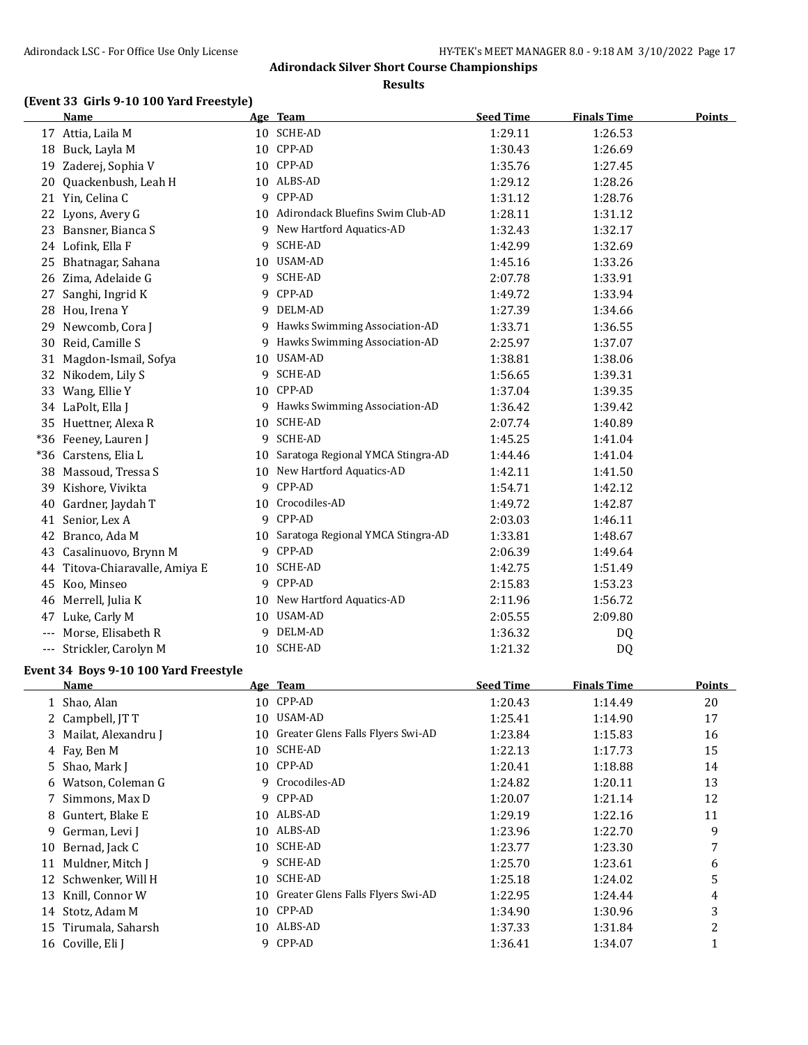## Adirondack Silver Short Course Championships

### Results

### (Event 33 Girls 9-10 100 Yard Freestyle)

| | Name | Age | Team | Seed Time | Finals Time | Points |
|---|---|---|---|---|---|---|
| 17 | Attia, Laila M | 10 | SCHE-AD | 1:29.11 | 1:26.53 | |
| 18 | Buck, Layla M | 10 | CPP-AD | 1:30.43 | 1:26.69 | |
| 19 | Zaderej, Sophia V | 10 | CPP-AD | 1:35.76 | 1:27.45 | |
| 20 | Quackenbush, Leah H | 10 | ALBS-AD | 1:29.12 | 1:28.26 | |
| 21 | Yin, Celina C | 9 | CPP-AD | 1:31.12 | 1:28.76 | |
| 22 | Lyons, Avery G | 10 | Adirondack Bluefins Swim Club-AD | 1:28.11 | 1:31.12 | |
| 23 | Bansner, Bianca S | 9 | New Hartford Aquatics-AD | 1:32.43 | 1:32.17 | |
| 24 | Lofink, Ella F | 9 | SCHE-AD | 1:42.99 | 1:32.69 | |
| 25 | Bhatnagar, Sahana | 10 | USAM-AD | 1:45.16 | 1:33.26 | |
| 26 | Zima, Adelaide G | 9 | SCHE-AD | 2:07.78 | 1:33.91 | |
| 27 | Sanghi, Ingrid K | 9 | CPP-AD | 1:49.72 | 1:33.94 | |
| 28 | Hou, Irena Y | 9 | DELM-AD | 1:27.39 | 1:34.66 | |
| 29 | Newcomb, Cora J | 9 | Hawks Swimming Association-AD | 1:33.71 | 1:36.55 | |
| 30 | Reid, Camille S | 9 | Hawks Swimming Association-AD | 2:25.97 | 1:37.07 | |
| 31 | Magdon-Ismail, Sofya | 10 | USAM-AD | 1:38.81 | 1:38.06 | |
| 32 | Nikodem, Lily S | 9 | SCHE-AD | 1:56.65 | 1:39.31 | |
| 33 | Wang, Ellie Y | 10 | CPP-AD | 1:37.04 | 1:39.35 | |
| 34 | LaPolt, Ella J | 9 | Hawks Swimming Association-AD | 1:36.42 | 1:39.42 | |
| 35 | Huettner, Alexa R | 10 | SCHE-AD | 2:07.74 | 1:40.89 | |
| *36 | Feeney, Lauren J | 9 | SCHE-AD | 1:45.25 | 1:41.04 | |
| *36 | Carstens, Elia L | 10 | Saratoga Regional YMCA Stingra-AD | 1:44.46 | 1:41.04 | |
| 38 | Massoud, Tressa S | 10 | New Hartford Aquatics-AD | 1:42.11 | 1:41.50 | |
| 39 | Kishore, Vivikta | 9 | CPP-AD | 1:54.71 | 1:42.12 | |
| 40 | Gardner, Jaydah T | 10 | Crocodiles-AD | 1:49.72 | 1:42.87 | |
| 41 | Senior, Lex A | 9 | CPP-AD | 2:03.03 | 1:46.11 | |
| 42 | Branco, Ada M | 10 | Saratoga Regional YMCA Stingra-AD | 1:33.81 | 1:48.67 | |
| 43 | Casalinuovo, Brynn M | 9 | CPP-AD | 2:06.39 | 1:49.64 | |
| 44 | Titova-Chiaravalle, Amiya E | 10 | SCHE-AD | 1:42.75 | 1:51.49 | |
| 45 | Koo, Minseo | 9 | CPP-AD | 2:15.83 | 1:53.23 | |
| 46 | Merrell, Julia K | 10 | New Hartford Aquatics-AD | 2:11.96 | 1:56.72 | |
| 47 | Luke, Carly M | 10 | USAM-AD | 2:05.55 | 2:09.80 | |
| --- | Morse, Elisabeth R | 9 | DELM-AD | 1:36.32 | DQ | |
| --- | Strickler, Carolyn M | 10 | SCHE-AD | 1:21.32 | DQ | |

### Event 34 Boys 9-10 100 Yard Freestyle

| | Name | Age | Team | Seed Time | Finals Time | Points |
|---|---|---|---|---|---|---|
| 1 | Shao, Alan | 10 | CPP-AD | 1:20.43 | 1:14.49 | 20 |
| 2 | Campbell, JT T | 10 | USAM-AD | 1:25.41 | 1:14.90 | 17 |
| 3 | Mailat, Alexandru J | 10 | Greater Glens Falls Flyers Swi-AD | 1:23.84 | 1:15.83 | 16 |
| 4 | Fay, Ben M | 10 | SCHE-AD | 1:22.13 | 1:17.73 | 15 |
| 5 | Shao, Mark J | 10 | CPP-AD | 1:20.41 | 1:18.88 | 14 |
| 6 | Watson, Coleman G | 9 | Crocodiles-AD | 1:24.82 | 1:20.11 | 13 |
| 7 | Simmons, Max D | 9 | CPP-AD | 1:20.07 | 1:21.14 | 12 |
| 8 | Guntert, Blake E | 10 | ALBS-AD | 1:29.19 | 1:22.16 | 11 |
| 9 | German, Levi J | 10 | ALBS-AD | 1:23.96 | 1:22.70 | 9 |
| 10 | Bernad, Jack C | 10 | SCHE-AD | 1:23.77 | 1:23.30 | 7 |
| 11 | Muldner, Mitch J | 9 | SCHE-AD | 1:25.70 | 1:23.61 | 6 |
| 12 | Schwenker, Will H | 10 | SCHE-AD | 1:25.18 | 1:24.02 | 5 |
| 13 | Knill, Connor W | 10 | Greater Glens Falls Flyers Swi-AD | 1:22.95 | 1:24.44 | 4 |
| 14 | Stotz, Adam M | 10 | CPP-AD | 1:34.90 | 1:30.96 | 3 |
| 15 | Tirumala, Saharsh | 10 | ALBS-AD | 1:37.33 | 1:31.84 | 2 |
| 16 | Coville, Eli J | 9 | CPP-AD | 1:36.41 | 1:34.07 | 1 |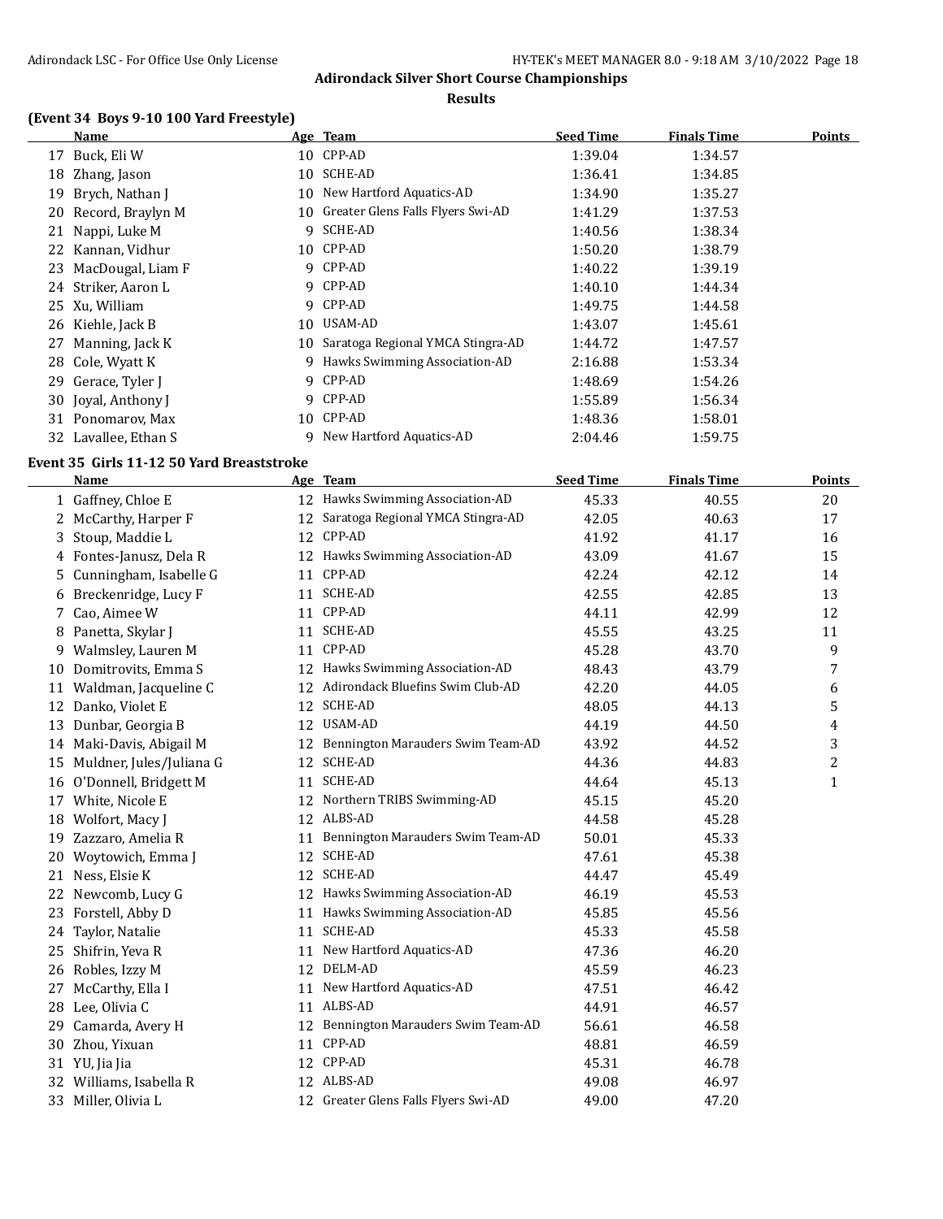## Adirondack Silver Short Course Championships

### Results

### (Event 34 Boys 9-10 100 Yard Freestyle)

| | Name | Age | Team | Seed Time | Finals Time | Points |
|---|---|---|---|---|---|---|
| 17 | Buck, Eli W | 10 | CPP-AD | 1:39.04 | 1:34.57 | |
| 18 | Zhang, Jason | 10 | SCHE-AD | 1:36.41 | 1:34.85 | |
| 19 | Brych, Nathan J | 10 | New Hartford Aquatics-AD | 1:34.90 | 1:35.27 | |
| 20 | Record, Braylyn M | 10 | Greater Glens Falls Flyers Swi-AD | 1:41.29 | 1:37.53 | |
| 21 | Nappi, Luke M | 9 | SCHE-AD | 1:40.56 | 1:38.34 | |
| 22 | Kannan, Vidhur | 10 | CPP-AD | 1:50.20 | 1:38.79 | |
| 23 | MacDougal, Liam F | 9 | CPP-AD | 1:40.22 | 1:39.19 | |
| 24 | Striker, Aaron L | 9 | CPP-AD | 1:40.10 | 1:44.34 | |
| 25 | Xu, William | 9 | CPP-AD | 1:49.75 | 1:44.58 | |
| 26 | Kiehle, Jack B | 10 | USAM-AD | 1:43.07 | 1:45.61 | |
| 27 | Manning, Jack K | 10 | Saratoga Regional YMCA Stingra-AD | 1:44.72 | 1:47.57 | |
| 28 | Cole, Wyatt K | 9 | Hawks Swimming Association-AD | 2:16.88 | 1:53.34 | |
| 29 | Gerace, Tyler J | 9 | CPP-AD | 1:48.69 | 1:54.26 | |
| 30 | Joyal, Anthony J | 9 | CPP-AD | 1:55.89 | 1:56.34 | |
| 31 | Ponomarov, Max | 10 | CPP-AD | 1:48.36 | 1:58.01 | |
| 32 | Lavallee, Ethan S | 9 | New Hartford Aquatics-AD | 2:04.46 | 1:59.75 | |

### Event 35 Girls 11-12 50 Yard Breaststroke

| | Name | Age | Team | Seed Time | Finals Time | Points |
|---|---|---|---|---|---|---|
| 1 | Gaffney, Chloe E | 12 | Hawks Swimming Association-AD | 45.33 | 40.55 | 20 |
| 2 | McCarthy, Harper F | 12 | Saratoga Regional YMCA Stingra-AD | 42.05 | 40.63 | 17 |
| 3 | Stoup, Maddie L | 12 | CPP-AD | 41.92 | 41.17 | 16 |
| 4 | Fontes-Janusz, Dela R | 12 | Hawks Swimming Association-AD | 43.09 | 41.67 | 15 |
| 5 | Cunningham, Isabelle G | 11 | CPP-AD | 42.24 | 42.12 | 14 |
| 6 | Breckenridge, Lucy F | 11 | SCHE-AD | 42.55 | 42.85 | 13 |
| 7 | Cao, Aimee W | 11 | CPP-AD | 44.11 | 42.99 | 12 |
| 8 | Panetta, Skylar J | 11 | SCHE-AD | 45.55 | 43.25 | 11 |
| 9 | Walmsley, Lauren M | 11 | CPP-AD | 45.28 | 43.70 | 9 |
| 10 | Domitrovits, Emma S | 12 | Hawks Swimming Association-AD | 48.43 | 43.79 | 7 |
| 11 | Waldman, Jacqueline C | 12 | Adirondack Bluefins Swim Club-AD | 42.20 | 44.05 | 6 |
| 12 | Danko, Violet E | 12 | SCHE-AD | 48.05 | 44.13 | 5 |
| 13 | Dunbar, Georgia B | 12 | USAM-AD | 44.19 | 44.50 | 4 |
| 14 | Maki-Davis, Abigail M | 12 | Bennington Marauders Swim Team-AD | 43.92 | 44.52 | 3 |
| 15 | Muldner, Jules/Juliana G | 12 | SCHE-AD | 44.36 | 44.83 | 2 |
| 16 | O'Donnell, Bridgett M | 11 | SCHE-AD | 44.64 | 45.13 | 1 |
| 17 | White, Nicole E | 12 | Northern TRIBS Swimming-AD | 45.15 | 45.20 | |
| 18 | Wolfort, Macy J | 12 | ALBS-AD | 44.58 | 45.28 | |
| 19 | Zazzaro, Amelia R | 11 | Bennington Marauders Swim Team-AD | 50.01 | 45.33 | |
| 20 | Woytowich, Emma J | 12 | SCHE-AD | 47.61 | 45.38 | |
| 21 | Ness, Elsie K | 12 | SCHE-AD | 44.47 | 45.49 | |
| 22 | Newcomb, Lucy G | 12 | Hawks Swimming Association-AD | 46.19 | 45.53 | |
| 23 | Forstell, Abby D | 11 | Hawks Swimming Association-AD | 45.85 | 45.56 | |
| 24 | Taylor, Natalie | 11 | SCHE-AD | 45.33 | 45.58 | |
| 25 | Shifrin, Yeva R | 11 | New Hartford Aquatics-AD | 47.36 | 46.20 | |
| 26 | Robles, Izzy M | 12 | DELM-AD | 45.59 | 46.23 | |
| 27 | McCarthy, Ella I | 11 | New Hartford Aquatics-AD | 47.51 | 46.42 | |
| 28 | Lee, Olivia C | 11 | ALBS-AD | 44.91 | 46.57 | |
| 29 | Camarda, Avery H | 12 | Bennington Marauders Swim Team-AD | 56.61 | 46.58 | |
| 30 | Zhou, Yixuan | 11 | CPP-AD | 48.81 | 46.59 | |
| 31 | YU, Jia Jia | 12 | CPP-AD | 45.31 | 46.78 | |
| 32 | Williams, Isabella R | 12 | ALBS-AD | 49.08 | 46.97 | |
| 33 | Miller, Olivia L | 12 | Greater Glens Falls Flyers Swi-AD | 49.00 | 47.20 | |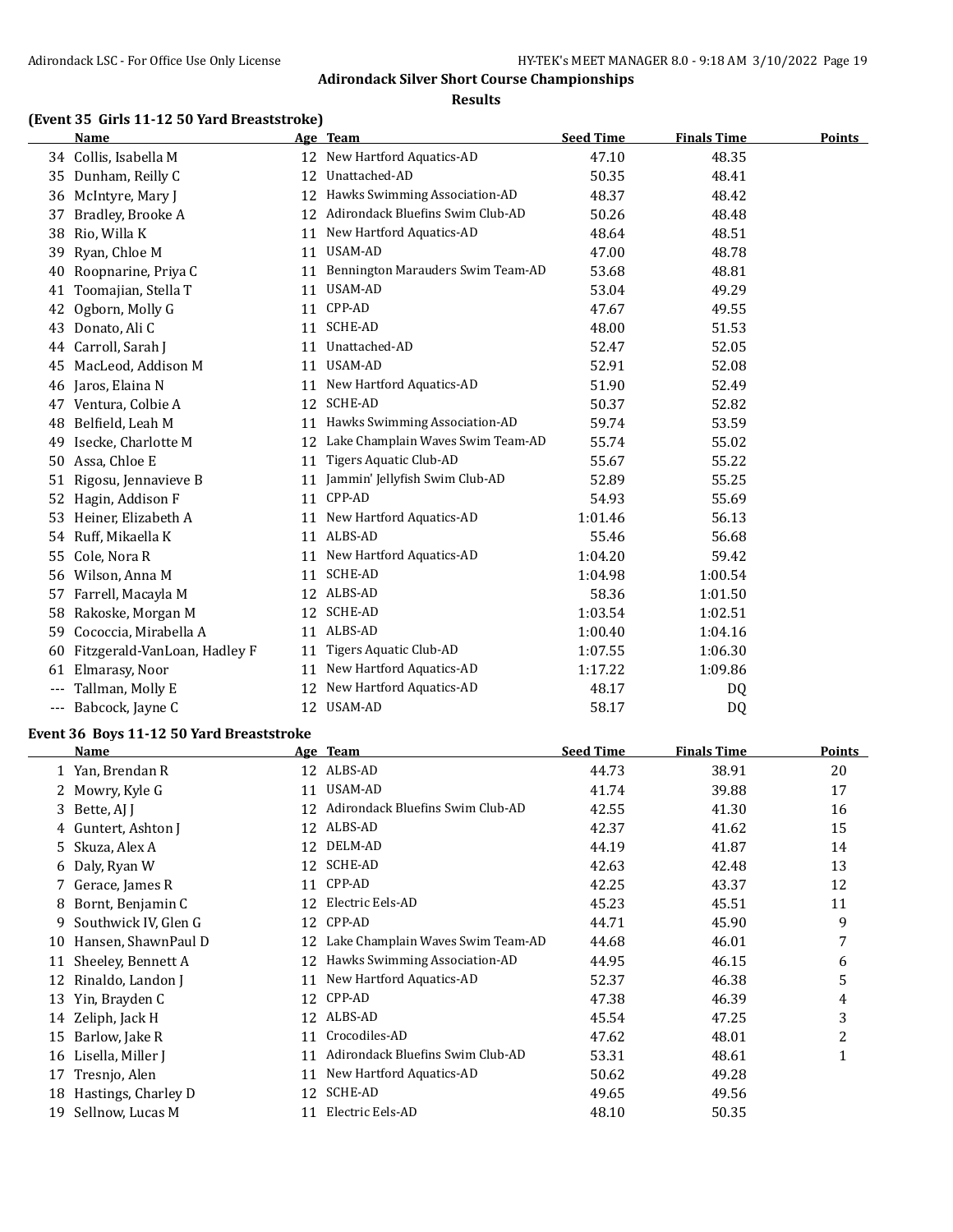## Adirondack Silver Short Course Championships

### Results

### (Event 35 Girls 11-12 50 Yard Breaststroke)

| | Name | Age | Team | Seed Time | Finals Time | Points |
|---|---|---|---|---|---|---|
| 34 | Collis, Isabella M | 12 | New Hartford Aquatics-AD | 47.10 | 48.35 | |
| 35 | Dunham, Reilly C | 12 | Unattached-AD | 50.35 | 48.41 | |
| 36 | McIntyre, Mary J | 12 | Hawks Swimming Association-AD | 48.37 | 48.42 | |
| 37 | Bradley, Brooke A | 12 | Adirondack Bluefins Swim Club-AD | 50.26 | 48.48 | |
| 38 | Rio, Willa K | 11 | New Hartford Aquatics-AD | 48.64 | 48.51 | |
| 39 | Ryan, Chloe M | 11 | USAM-AD | 47.00 | 48.78 | |
| 40 | Roopnarine, Priya C | 11 | Bennington Marauders Swim Team-AD | 53.68 | 48.81 | |
| 41 | Toomajian, Stella T | 11 | USAM-AD | 53.04 | 49.29 | |
| 42 | Ogborn, Molly G | 11 | CPP-AD | 47.67 | 49.55 | |
| 43 | Donato, Ali C | 11 | SCHE-AD | 48.00 | 51.53 | |
| 44 | Carroll, Sarah J | 11 | Unattached-AD | 52.47 | 52.05 | |
| 45 | MacLeod, Addison M | 11 | USAM-AD | 52.91 | 52.08 | |
| 46 | Jaros, Elaina N | 11 | New Hartford Aquatics-AD | 51.90 | 52.49 | |
| 47 | Ventura, Colbie A | 12 | SCHE-AD | 50.37 | 52.82 | |
| 48 | Belfield, Leah M | 11 | Hawks Swimming Association-AD | 59.74 | 53.59 | |
| 49 | Isecke, Charlotte M | 12 | Lake Champlain Waves Swim Team-AD | 55.74 | 55.02 | |
| 50 | Assa, Chloe E | 11 | Tigers Aquatic Club-AD | 55.67 | 55.22 | |
| 51 | Rigosu, Jennavieve B | 11 | Jammin' Jellyfish Swim Club-AD | 52.89 | 55.25 | |
| 52 | Hagin, Addison F | 11 | CPP-AD | 54.93 | 55.69 | |
| 53 | Heiner, Elizabeth A | 11 | New Hartford Aquatics-AD | 1:01.46 | 56.13 | |
| 54 | Ruff, Mikaella K | 11 | ALBS-AD | 55.46 | 56.68 | |
| 55 | Cole, Nora R | 11 | New Hartford Aquatics-AD | 1:04.20 | 59.42 | |
| 56 | Wilson, Anna M | 11 | SCHE-AD | 1:04.98 | 1:00.54 | |
| 57 | Farrell, Macayla M | 12 | ALBS-AD | 58.36 | 1:01.50 | |
| 58 | Rakoske, Morgan M | 12 | SCHE-AD | 1:03.54 | 1:02.51 | |
| 59 | Cococcia, Mirabella A | 11 | ALBS-AD | 1:00.40 | 1:04.16 | |
| 60 | Fitzgerald-VanLoan, Hadley F | 11 | Tigers Aquatic Club-AD | 1:07.55 | 1:06.30 | |
| 61 | Elmarasy, Noor | 11 | New Hartford Aquatics-AD | 1:17.22 | 1:09.86 | |
| --- | Tallman, Molly E | 12 | New Hartford Aquatics-AD | 48.17 | DQ | |
| --- | Babcock, Jayne C | 12 | USAM-AD | 58.17 | DQ | |

### Event 36 Boys 11-12 50 Yard Breaststroke

| | Name | Age | Team | Seed Time | Finals Time | Points |
|---|---|---|---|---|---|---|
| 1 | Yan, Brendan R | 12 | ALBS-AD | 44.73 | 38.91 | 20 |
| 2 | Mowry, Kyle G | 11 | USAM-AD | 41.74 | 39.88 | 17 |
| 3 | Bette, AJ J | 12 | Adirondack Bluefins Swim Club-AD | 42.55 | 41.30 | 16 |
| 4 | Guntert, Ashton J | 12 | ALBS-AD | 42.37 | 41.62 | 15 |
| 5 | Skuza, Alex A | 12 | DELM-AD | 44.19 | 41.87 | 14 |
| 6 | Daly, Ryan W | 12 | SCHE-AD | 42.63 | 42.48 | 13 |
| 7 | Gerace, James R | 11 | CPP-AD | 42.25 | 43.37 | 12 |
| 8 | Bornt, Benjamin C | 12 | Electric Eels-AD | 45.23 | 45.51 | 11 |
| 9 | Southwick IV, Glen G | 12 | CPP-AD | 44.71 | 45.90 | 9 |
| 10 | Hansen, ShawnPaul D | 12 | Lake Champlain Waves Swim Team-AD | 44.68 | 46.01 | 7 |
| 11 | Sheeley, Bennett A | 12 | Hawks Swimming Association-AD | 44.95 | 46.15 | 6 |
| 12 | Rinaldo, Landon J | 11 | New Hartford Aquatics-AD | 52.37 | 46.38 | 5 |
| 13 | Yin, Brayden C | 12 | CPP-AD | 47.38 | 46.39 | 4 |
| 14 | Zeliph, Jack H | 12 | ALBS-AD | 45.54 | 47.25 | 3 |
| 15 | Barlow, Jake R | 11 | Crocodiles-AD | 47.62 | 48.01 | 2 |
| 16 | Lisella, Miller J | 11 | Adirondack Bluefins Swim Club-AD | 53.31 | 48.61 | 1 |
| 17 | Tresnjo, Alen | 11 | New Hartford Aquatics-AD | 50.62 | 49.28 | |
| 18 | Hastings, Charley D | 12 | SCHE-AD | 49.65 | 49.56 | |
| 19 | Sellnow, Lucas M | 11 | Electric Eels-AD | 48.10 | 50.35 | |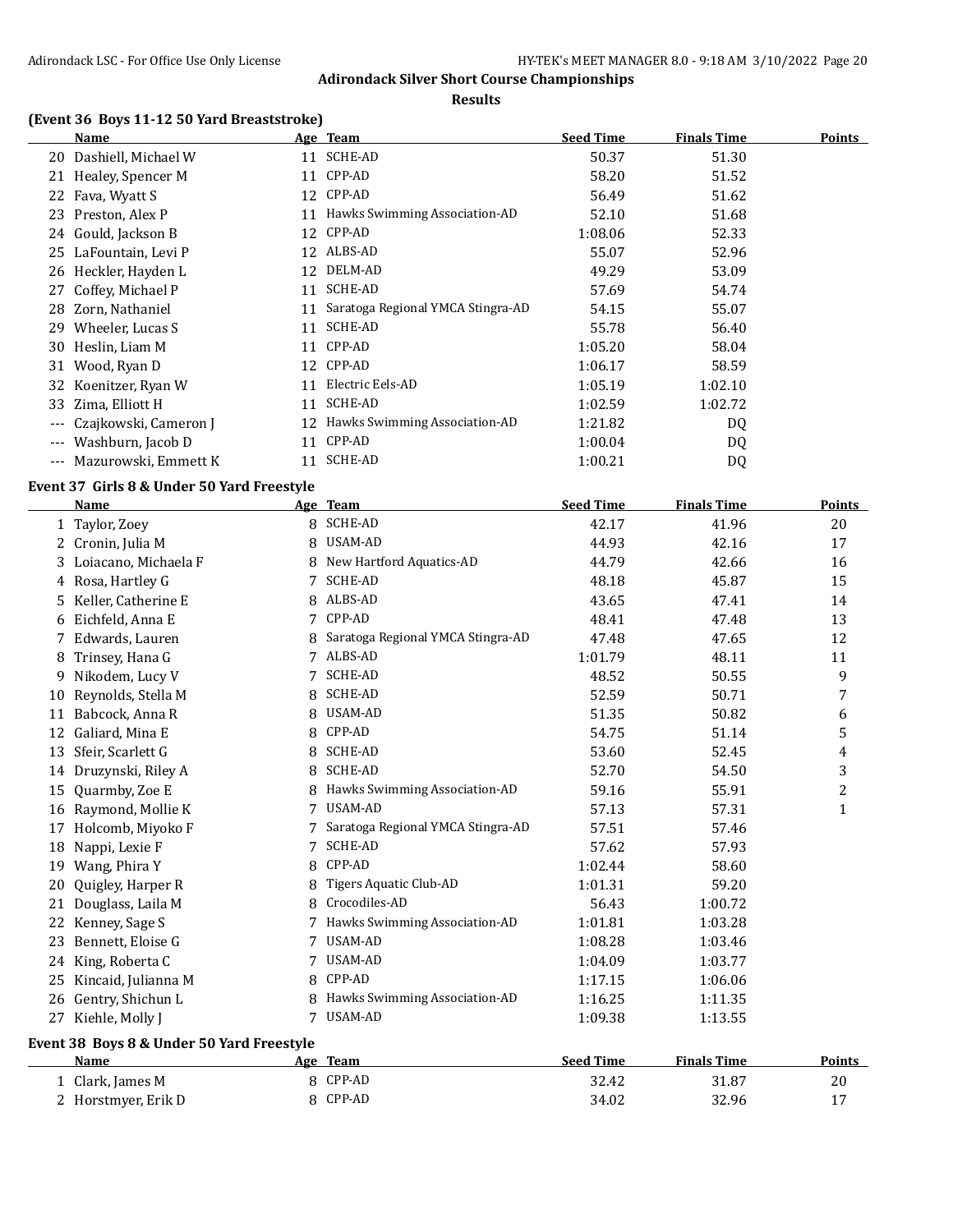## Adirondack Silver Short Course Championships

### Results

#### (Event 36 Boys 11-12 50 Yard Breaststroke)

| | Name | Age | Team | Seed Time | Finals Time | Points |
|---|---|---|---|---|---|---|
| 20 | Dashiell, Michael W | 11 | SCHE-AD | 50.37 | 51.30 | |
| 21 | Healey, Spencer M | 11 | CPP-AD | 58.20 | 51.52 | |
| 22 | Fava, Wyatt S | 12 | CPP-AD | 56.49 | 51.62 | |
| 23 | Preston, Alex P | 11 | Hawks Swimming Association-AD | 52.10 | 51.68 | |
| 24 | Gould, Jackson B | 12 | CPP-AD | 1:08.06 | 52.33 | |
| 25 | LaFountain, Levi P | 12 | ALBS-AD | 55.07 | 52.96 | |
| 26 | Heckler, Hayden L | 12 | DELM-AD | 49.29 | 53.09 | |
| 27 | Coffey, Michael P | 11 | SCHE-AD | 57.69 | 54.74 | |
| 28 | Zorn, Nathaniel | 11 | Saratoga Regional YMCA Stingra-AD | 54.15 | 55.07 | |
| 29 | Wheeler, Lucas S | 11 | SCHE-AD | 55.78 | 56.40 | |
| 30 | Heslin, Liam M | 11 | CPP-AD | 1:05.20 | 58.04 | |
| 31 | Wood, Ryan D | 12 | CPP-AD | 1:06.17 | 58.59 | |
| 32 | Koenitzer, Ryan W | 11 | Electric Eels-AD | 1:05.19 | 1:02.10 | |
| 33 | Zima, Elliott H | 11 | SCHE-AD | 1:02.59 | 1:02.72 | |
| --- | Czajkowski, Cameron J | 12 | Hawks Swimming Association-AD | 1:21.82 | DQ | |
| --- | Washburn, Jacob D | 11 | CPP-AD | 1:00.04 | DQ | |
| --- | Mazurowski, Emmett K | 11 | SCHE-AD | 1:00.21 | DQ | |

#### Event 37 Girls 8 & Under 50 Yard Freestyle

| | Name | Age | Team | Seed Time | Finals Time | Points |
|---|---|---|---|---|---|---|
| 1 | Taylor, Zoey | 8 | SCHE-AD | 42.17 | 41.96 | 20 |
| 2 | Cronin, Julia M | 8 | USAM-AD | 44.93 | 42.16 | 17 |
| 3 | Loiacano, Michaela F | 8 | New Hartford Aquatics-AD | 44.79 | 42.66 | 16 |
| 4 | Rosa, Hartley G | 7 | SCHE-AD | 48.18 | 45.87 | 15 |
| 5 | Keller, Catherine E | 8 | ALBS-AD | 43.65 | 47.41 | 14 |
| 6 | Eichfeld, Anna E | 7 | CPP-AD | 48.41 | 47.48 | 13 |
| 7 | Edwards, Lauren | 8 | Saratoga Regional YMCA Stingra-AD | 47.48 | 47.65 | 12 |
| 8 | Trinsey, Hana G | 7 | ALBS-AD | 1:01.79 | 48.11 | 11 |
| 9 | Nikodem, Lucy V | 7 | SCHE-AD | 48.52 | 50.55 | 9 |
| 10 | Reynolds, Stella M | 8 | SCHE-AD | 52.59 | 50.71 | 7 |
| 11 | Babcock, Anna R | 8 | USAM-AD | 51.35 | 50.82 | 6 |
| 12 | Galiard, Mina E | 8 | CPP-AD | 54.75 | 51.14 | 5 |
| 13 | Sfeir, Scarlett G | 8 | SCHE-AD | 53.60 | 52.45 | 4 |
| 14 | Druzynski, Riley A | 8 | SCHE-AD | 52.70 | 54.50 | 3 |
| 15 | Quarmby, Zoe E | 8 | Hawks Swimming Association-AD | 59.16 | 55.91 | 2 |
| 16 | Raymond, Mollie K | 7 | USAM-AD | 57.13 | 57.31 | 1 |
| 17 | Holcomb, Miyoko F | 7 | Saratoga Regional YMCA Stingra-AD | 57.51 | 57.46 | |
| 18 | Nappi, Lexie F | 7 | SCHE-AD | 57.62 | 57.93 | |
| 19 | Wang, Phira Y | 8 | CPP-AD | 1:02.44 | 58.60 | |
| 20 | Quigley, Harper R | 8 | Tigers Aquatic Club-AD | 1:01.31 | 59.20 | |
| 21 | Douglass, Laila M | 8 | Crocodiles-AD | 56.43 | 1:00.72 | |
| 22 | Kenney, Sage S | 7 | Hawks Swimming Association-AD | 1:01.81 | 1:03.28 | |
| 23 | Bennett, Eloise G | 7 | USAM-AD | 1:08.28 | 1:03.46 | |
| 24 | King, Roberta C | 7 | USAM-AD | 1:04.09 | 1:03.77 | |
| 25 | Kincaid, Julianna M | 8 | CPP-AD | 1:17.15 | 1:06.06 | |
| 26 | Gentry, Shichun L | 8 | Hawks Swimming Association-AD | 1:16.25 | 1:11.35 | |
| 27 | Kiehle, Molly J | 7 | USAM-AD | 1:09.38 | 1:13.55 | |

#### Event 38 Boys 8 & Under 50 Yard Freestyle

| | Name | Age | Team | Seed Time | Finals Time | Points |
|---|---|---|---|---|---|---|
| 1 | Clark, James M | 8 | CPP-AD | 32.42 | 31.87 | 20 |
| 2 | Horstmyer, Erik D | 8 | CPP-AD | 34.02 | 32.96 | 17 |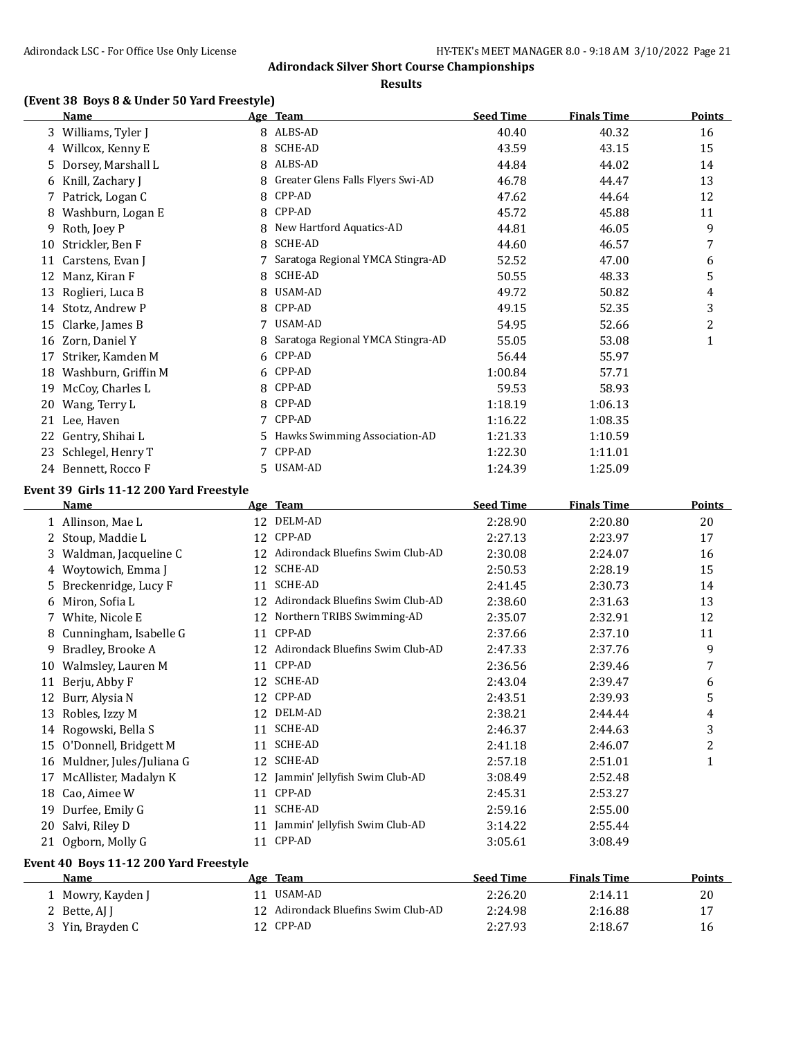# Adirondack Silver Short Course Championships

## Results

### (Event 38 Boys 8 & Under 50 Yard Freestyle)

| | Name | Age | Team | Seed Time | Finals Time | Points |
|---|---|---|---|---|---|---|
| 3 | Williams, Tyler J | 8 | ALBS-AD | 40.40 | 40.32 | 16 |
| 4 | Willcox, Kenny E | 8 | SCHE-AD | 43.59 | 43.15 | 15 |
| 5 | Dorsey, Marshall L | 8 | ALBS-AD | 44.84 | 44.02 | 14 |
| 6 | Knill, Zachary J | 8 | Greater Glens Falls Flyers Swi-AD | 46.78 | 44.47 | 13 |
| 7 | Patrick, Logan C | 8 | CPP-AD | 47.62 | 44.64 | 12 |
| 8 | Washburn, Logan E | 8 | CPP-AD | 45.72 | 45.88 | 11 |
| 9 | Roth, Joey P | 8 | New Hartford Aquatics-AD | 44.81 | 46.05 | 9 |
| 10 | Strickler, Ben F | 8 | SCHE-AD | 44.60 | 46.57 | 7 |
| 11 | Carstens, Evan J | 7 | Saratoga Regional YMCA Stingra-AD | 52.52 | 47.00 | 6 |
| 12 | Manz, Kiran F | 8 | SCHE-AD | 50.55 | 48.33 | 5 |
| 13 | Roglieri, Luca B | 8 | USAM-AD | 49.72 | 50.82 | 4 |
| 14 | Stotz, Andrew P | 8 | CPP-AD | 49.15 | 52.35 | 3 |
| 15 | Clarke, James B | 7 | USAM-AD | 54.95 | 52.66 | 2 |
| 16 | Zorn, Daniel Y | 8 | Saratoga Regional YMCA Stingra-AD | 55.05 | 53.08 | 1 |
| 17 | Striker, Kamden M | 6 | CPP-AD | 56.44 | 55.97 | |
| 18 | Washburn, Griffin M | 6 | CPP-AD | 1:00.84 | 57.71 | |
| 19 | McCoy, Charles L | 8 | CPP-AD | 59.53 | 58.93 | |
| 20 | Wang, Terry L | 8 | CPP-AD | 1:18.19 | 1:06.13 | |
| 21 | Lee, Haven | 7 | CPP-AD | 1:16.22 | 1:08.35 | |
| 22 | Gentry, Shihai L | 5 | Hawks Swimming Association-AD | 1:21.33 | 1:10.59 | |
| 23 | Schlegel, Henry T | 7 | CPP-AD | 1:22.30 | 1:11.01 | |
| 24 | Bennett, Rocco F | 5 | USAM-AD | 1:24.39 | 1:25.09 | |

### Event 39 Girls 11-12 200 Yard Freestyle

| | Name | Age | Team | Seed Time | Finals Time | Points |
|---|---|---|---|---|---|---|
| 1 | Allinson, Mae L | 12 | DELM-AD | 2:28.90 | 2:20.80 | 20 |
| 2 | Stoup, Maddie L | 12 | CPP-AD | 2:27.13 | 2:23.97 | 17 |
| 3 | Waldman, Jacqueline C | 12 | Adirondack Bluefins Swim Club-AD | 2:30.08 | 2:24.07 | 16 |
| 4 | Woytowich, Emma J | 12 | SCHE-AD | 2:50.53 | 2:28.19 | 15 |
| 5 | Breckenridge, Lucy F | 11 | SCHE-AD | 2:41.45 | 2:30.73 | 14 |
| 6 | Miron, Sofia L | 12 | Adirondack Bluefins Swim Club-AD | 2:38.60 | 2:31.63 | 13 |
| 7 | White, Nicole E | 12 | Northern TRIBS Swimming-AD | 2:35.07 | 2:32.91 | 12 |
| 8 | Cunningham, Isabelle G | 11 | CPP-AD | 2:37.66 | 2:37.10 | 11 |
| 9 | Bradley, Brooke A | 12 | Adirondack Bluefins Swim Club-AD | 2:47.33 | 2:37.76 | 9 |
| 10 | Walmsley, Lauren M | 11 | CPP-AD | 2:36.56 | 2:39.46 | 7 |
| 11 | Berju, Abby F | 12 | SCHE-AD | 2:43.04 | 2:39.47 | 6 |
| 12 | Burr, Alysia N | 12 | CPP-AD | 2:43.51 | 2:39.93 | 5 |
| 13 | Robles, Izzy M | 12 | DELM-AD | 2:38.21 | 2:44.44 | 4 |
| 14 | Rogowski, Bella S | 11 | SCHE-AD | 2:46.37 | 2:44.63 | 3 |
| 15 | O'Donnell, Bridgett M | 11 | SCHE-AD | 2:41.18 | 2:46.07 | 2 |
| 16 | Muldner, Jules/Juliana G | 12 | SCHE-AD | 2:57.18 | 2:51.01 | 1 |
| 17 | McAllister, Madalyn K | 12 | Jammin' Jellyfish Swim Club-AD | 3:08.49 | 2:52.48 | |
| 18 | Cao, Aimee W | 11 | CPP-AD | 2:45.31 | 2:53.27 | |
| 19 | Durfee, Emily G | 11 | SCHE-AD | 2:59.16 | 2:55.00 | |
| 20 | Salvi, Riley D | 11 | Jammin' Jellyfish Swim Club-AD | 3:14.22 | 2:55.44 | |
| 21 | Ogborn, Molly G | 11 | CPP-AD | 3:05.61 | 3:08.49 | |

### Event 40 Boys 11-12 200 Yard Freestyle

| | Name | Age | Team | Seed Time | Finals Time | Points |
|---|---|---|---|---|---|---|
| 1 | Mowry, Kayden J | 11 | USAM-AD | 2:26.20 | 2:14.11 | 20 |
| 2 | Bette, AJ J | 12 | Adirondack Bluefins Swim Club-AD | 2:24.98 | 2:16.88 | 17 |
| 3 | Yin, Brayden C | 12 | CPP-AD | 2:27.93 | 2:18.67 | 16 |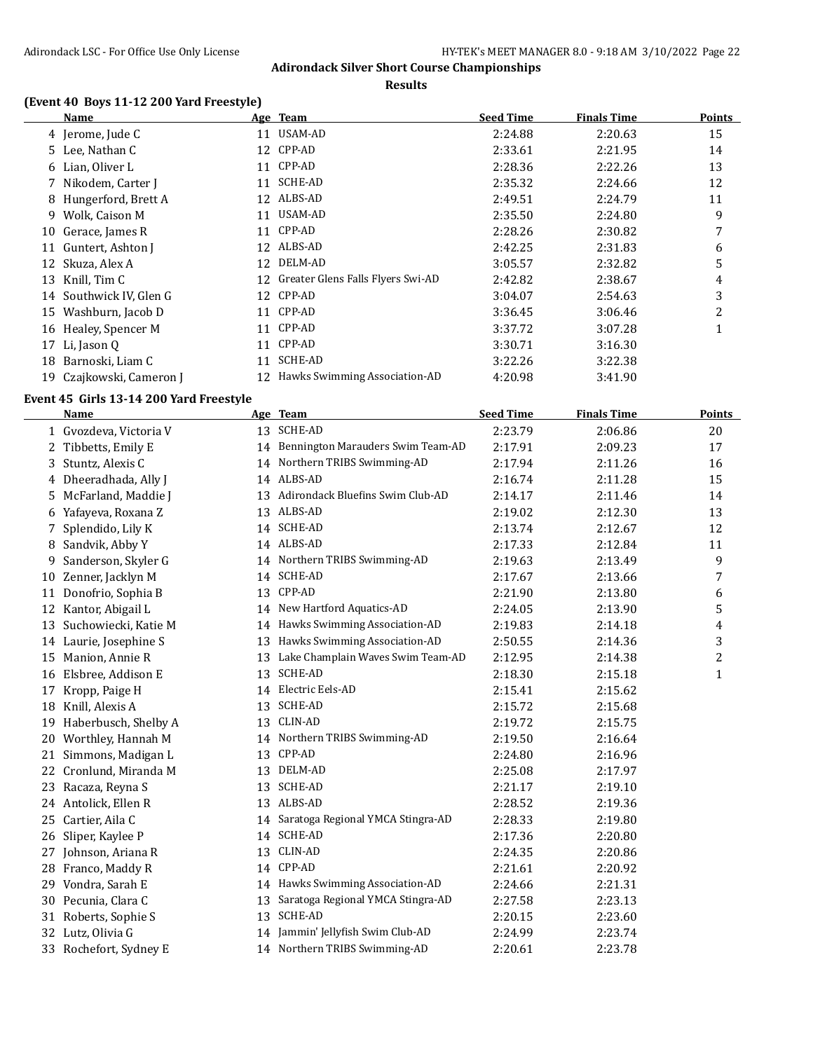# Adirondack Silver Short Course Championships

## Results

### (Event 40 Boys 11-12 200 Yard Freestyle)

| | Name | Age | Team | Seed Time | Finals Time | Points |
|---|---|---|---|---|---|---|
| 4 | Jerome, Jude C | 11 | USAM-AD | 2:24.88 | 2:20.63 | 15 |
| 5 | Lee, Nathan C | 12 | CPP-AD | 2:33.61 | 2:21.95 | 14 |
| 6 | Lian, Oliver L | 11 | CPP-AD | 2:28.36 | 2:22.26 | 13 |
| 7 | Nikodem, Carter J | 11 | SCHE-AD | 2:35.32 | 2:24.66 | 12 |
| 8 | Hungerford, Brett A | 12 | ALBS-AD | 2:49.51 | 2:24.79 | 11 |
| 9 | Wolk, Caison M | 11 | USAM-AD | 2:35.50 | 2:24.80 | 9 |
| 10 | Gerace, James R | 11 | CPP-AD | 2:28.26 | 2:30.82 | 7 |
| 11 | Guntert, Ashton J | 12 | ALBS-AD | 2:42.25 | 2:31.83 | 6 |
| 12 | Skuza, Alex A | 12 | DELM-AD | 3:05.57 | 2:32.82 | 5 |
| 13 | Knill, Tim C | 12 | Greater Glens Falls Flyers Swi-AD | 2:42.82 | 2:38.67 | 4 |
| 14 | Southwick IV, Glen G | 12 | CPP-AD | 3:04.07 | 2:54.63 | 3 |
| 15 | Washburn, Jacob D | 11 | CPP-AD | 3:36.45 | 3:06.46 | 2 |
| 16 | Healey, Spencer M | 11 | CPP-AD | 3:37.72 | 3:07.28 | 1 |
| 17 | Li, Jason Q | 11 | CPP-AD | 3:30.71 | 3:16.30 | |
| 18 | Barnoski, Liam C | 11 | SCHE-AD | 3:22.26 | 3:22.38 | |
| 19 | Czajkowski, Cameron J | 12 | Hawks Swimming Association-AD | 4:20.98 | 3:41.90 | |

### Event 45 Girls 13-14 200 Yard Freestyle

| | Name | Age | Team | Seed Time | Finals Time | Points |
|---|---|---|---|---|---|---|
| 1 | Gvozdeva, Victoria V | 13 | SCHE-AD | 2:23.79 | 2:06.86 | 20 |
| 2 | Tibbetts, Emily E | 14 | Bennington Marauders Swim Team-AD | 2:17.91 | 2:09.23 | 17 |
| 3 | Stuntz, Alexis C | 14 | Northern TRIBS Swimming-AD | 2:17.94 | 2:11.26 | 16 |
| 4 | Dheeradhada, Ally J | 14 | ALBS-AD | 2:16.74 | 2:11.28 | 15 |
| 5 | McFarland, Maddie J | 13 | Adirondack Bluefins Swim Club-AD | 2:14.17 | 2:11.46 | 14 |
| 6 | Yafayeva, Roxana Z | 13 | ALBS-AD | 2:19.02 | 2:12.30 | 13 |
| 7 | Splendido, Lily K | 14 | SCHE-AD | 2:13.74 | 2:12.67 | 12 |
| 8 | Sandvik, Abby Y | 14 | ALBS-AD | 2:17.33 | 2:12.84 | 11 |
| 9 | Sanderson, Skyler G | 14 | Northern TRIBS Swimming-AD | 2:19.63 | 2:13.49 | 9 |
| 10 | Zenner, Jacklyn M | 14 | SCHE-AD | 2:17.67 | 2:13.66 | 7 |
| 11 | Donofrio, Sophia B | 13 | CPP-AD | 2:21.90 | 2:13.80 | 6 |
| 12 | Kantor, Abigail L | 14 | New Hartford Aquatics-AD | 2:24.05 | 2:13.90 | 5 |
| 13 | Suchowiecki, Katie M | 14 | Hawks Swimming Association-AD | 2:19.83 | 2:14.18 | 4 |
| 14 | Laurie, Josephine S | 13 | Hawks Swimming Association-AD | 2:50.55 | 2:14.36 | 3 |
| 15 | Manion, Annie R | 13 | Lake Champlain Waves Swim Team-AD | 2:12.95 | 2:14.38 | 2 |
| 16 | Elsbree, Addison E | 13 | SCHE-AD | 2:18.30 | 2:15.18 | 1 |
| 17 | Kropp, Paige H | 14 | Electric Eels-AD | 2:15.41 | 2:15.62 | |
| 18 | Knill, Alexis A | 13 | SCHE-AD | 2:15.72 | 2:15.68 | |
| 19 | Haberbusch, Shelby A | 13 | CLIN-AD | 2:19.72 | 2:15.75 | |
| 20 | Worthley, Hannah M | 14 | Northern TRIBS Swimming-AD | 2:19.50 | 2:16.64 | |
| 21 | Simmons, Madigan L | 13 | CPP-AD | 2:24.80 | 2:16.96 | |
| 22 | Cronlund, Miranda M | 13 | DELM-AD | 2:25.08 | 2:17.97 | |
| 23 | Racaza, Reyna S | 13 | SCHE-AD | 2:21.17 | 2:19.10 | |
| 24 | Antolick, Ellen R | 13 | ALBS-AD | 2:28.52 | 2:19.36 | |
| 25 | Cartier, Aila C | 14 | Saratoga Regional YMCA Stingra-AD | 2:28.33 | 2:19.80 | |
| 26 | Sliper, Kaylee P | 14 | SCHE-AD | 2:17.36 | 2:20.80 | |
| 27 | Johnson, Ariana R | 13 | CLIN-AD | 2:24.35 | 2:20.86 | |
| 28 | Franco, Maddy R | 14 | CPP-AD | 2:21.61 | 2:20.92 | |
| 29 | Vondra, Sarah E | 14 | Hawks Swimming Association-AD | 2:24.66 | 2:21.31 | |
| 30 | Pecunia, Clara C | 13 | Saratoga Regional YMCA Stingra-AD | 2:27.58 | 2:23.13 | |
| 31 | Roberts, Sophie S | 13 | SCHE-AD | 2:20.15 | 2:23.60 | |
| 32 | Lutz, Olivia G | 14 | Jammin' Jellyfish Swim Club-AD | 2:24.99 | 2:23.74 | |
| 33 | Rochefort, Sydney E | 14 | Northern TRIBS Swimming-AD | 2:20.61 | 2:23.78 | |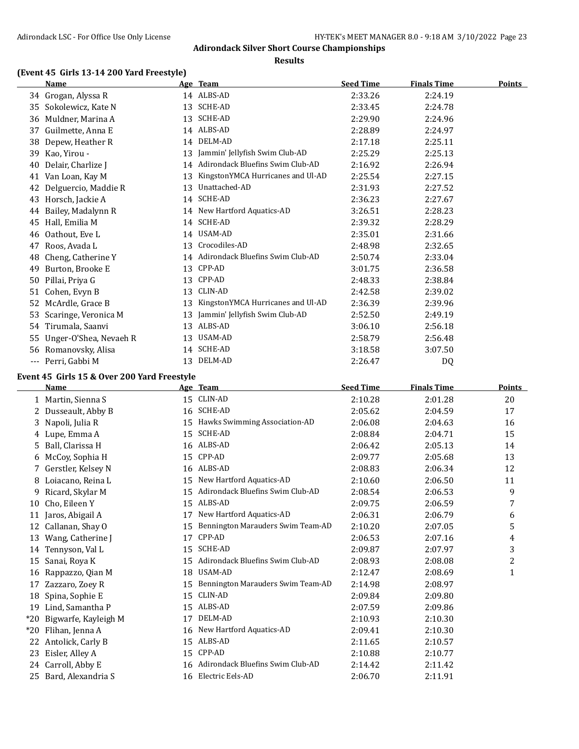## Adirondack Silver Short Course Championships

### Results

#### (Event 45 Girls 13-14 200 Yard Freestyle)

| | Name | Age | Team | Seed Time | Finals Time | Points |
|---|---|---|---|---|---|---|
| 34 | Grogan, Alyssa R | 14 | ALBS-AD | 2:33.26 | 2:24.19 | |
| 35 | Sokolewicz, Kate N | 13 | SCHE-AD | 2:33.45 | 2:24.78 | |
| 36 | Muldner, Marina A | 13 | SCHE-AD | 2:29.90 | 2:24.96 | |
| 37 | Guilmette, Anna E | 14 | ALBS-AD | 2:28.89 | 2:24.97 | |
| 38 | Depew, Heather R | 14 | DELM-AD | 2:17.18 | 2:25.11 | |
| 39 | Kao, Yirou - | 13 | Jammin' Jellyfish Swim Club-AD | 2:25.29 | 2:25.13 | |
| 40 | Delair, Charlize J | 14 | Adirondack Bluefins Swim Club-AD | 2:16.92 | 2:26.94 | |
| 41 | Van Loan, Kay M | 13 | KingstonYMCA Hurricanes and Ul-AD | 2:25.54 | 2:27.15 | |
| 42 | Delguercio, Maddie R | 13 | Unattached-AD | 2:31.93 | 2:27.52 | |
| 43 | Horsch, Jackie A | 14 | SCHE-AD | 2:36.23 | 2:27.67 | |
| 44 | Bailey, Madalynn R | 14 | New Hartford Aquatics-AD | 3:26.51 | 2:28.23 | |
| 45 | Hall, Emilia M | 14 | SCHE-AD | 2:39.32 | 2:28.29 | |
| 46 | Oathout, Eve L | 14 | USAM-AD | 2:35.01 | 2:31.66 | |
| 47 | Roos, Avada L | 13 | Crocodiles-AD | 2:48.98 | 2:32.65 | |
| 48 | Cheng, Catherine Y | 14 | Adirondack Bluefins Swim Club-AD | 2:50.74 | 2:33.04 | |
| 49 | Burton, Brooke E | 13 | CPP-AD | 3:01.75 | 2:36.58 | |
| 50 | Pillai, Priya G | 13 | CPP-AD | 2:48.33 | 2:38.84 | |
| 51 | Cohen, Evyn B | 13 | CLIN-AD | 2:42.58 | 2:39.02 | |
| 52 | McArdle, Grace B | 13 | KingstonYMCA Hurricanes and Ul-AD | 2:36.39 | 2:39.96 | |
| 53 | Scaringe, Veronica M | 13 | Jammin' Jellyfish Swim Club-AD | 2:52.50 | 2:49.19 | |
| 54 | Tirumala, Saanvi | 13 | ALBS-AD | 3:06.10 | 2:56.18 | |
| 55 | Unger-O'Shea, Nevaeh R | 13 | USAM-AD | 2:58.79 | 2:56.48 | |
| 56 | Romanovsky, Alisa | 14 | SCHE-AD | 3:18.58 | 3:07.50 | |
| --- | Perri, Gabbi M | 13 | DELM-AD | 2:26.47 | DQ | |

#### Event 45 Girls 15 & Over 200 Yard Freestyle

| | Name | Age | Team | Seed Time | Finals Time | Points |
|---|---|---|---|---|---|---|
| 1 | Martin, Sienna S | 15 | CLIN-AD | 2:10.28 | 2:01.28 | 20 |
| 2 | Dusseault, Abby B | 16 | SCHE-AD | 2:05.62 | 2:04.59 | 17 |
| 3 | Napoli, Julia R | 15 | Hawks Swimming Association-AD | 2:06.08 | 2:04.63 | 16 |
| 4 | Lupe, Emma A | 15 | SCHE-AD | 2:08.84 | 2:04.71 | 15 |
| 5 | Ball, Clarissa H | 16 | ALBS-AD | 2:06.42 | 2:05.13 | 14 |
| 6 | McCoy, Sophia H | 15 | CPP-AD | 2:09.77 | 2:05.68 | 13 |
| 7 | Gerstler, Kelsey N | 16 | ALBS-AD | 2:08.83 | 2:06.34 | 12 |
| 8 | Loiacano, Reina L | 15 | New Hartford Aquatics-AD | 2:10.60 | 2:06.50 | 11 |
| 9 | Ricard, Skylar M | 15 | Adirondack Bluefins Swim Club-AD | 2:08.54 | 2:06.53 | 9 |
| 10 | Cho, Eileen Y | 15 | ALBS-AD | 2:09.75 | 2:06.59 | 7 |
| 11 | Jaros, Abigail A | 17 | New Hartford Aquatics-AD | 2:06.31 | 2:06.79 | 6 |
| 12 | Callanan, Shay O | 15 | Bennington Marauders Swim Team-AD | 2:10.20 | 2:07.05 | 5 |
| 13 | Wang, Catherine J | 17 | CPP-AD | 2:06.53 | 2:07.16 | 4 |
| 14 | Tennyson, Val L | 15 | SCHE-AD | 2:09.87 | 2:07.97 | 3 |
| 15 | Sanai, Roya K | 15 | Adirondack Bluefins Swim Club-AD | 2:08.93 | 2:08.08 | 2 |
| 16 | Rappazzo, Qian M | 18 | USAM-AD | 2:12.47 | 2:08.69 | 1 |
| 17 | Zazzaro, Zoey R | 15 | Bennington Marauders Swim Team-AD | 2:14.98 | 2:08.97 | |
| 18 | Spina, Sophie E | 15 | CLIN-AD | 2:09.84 | 2:09.80 | |
| 19 | Lind, Samantha P | 15 | ALBS-AD | 2:07.59 | 2:09.86 | |
| *20 | Bigwarfe, Kayleigh M | 17 | DELM-AD | 2:10.93 | 2:10.30 | |
| *20 | Flihan, Jenna A | 16 | New Hartford Aquatics-AD | 2:09.41 | 2:10.30 | |
| 22 | Antolick, Carly B | 15 | ALBS-AD | 2:11.65 | 2:10.57 | |
| 23 | Eisler, Alley A | 15 | CPP-AD | 2:10.88 | 2:10.77 | |
| 24 | Carroll, Abby E | 16 | Adirondack Bluefins Swim Club-AD | 2:14.42 | 2:11.42 | |
| 25 | Bard, Alexandria S | 16 | Electric Eels-AD | 2:06.70 | 2:11.91 | |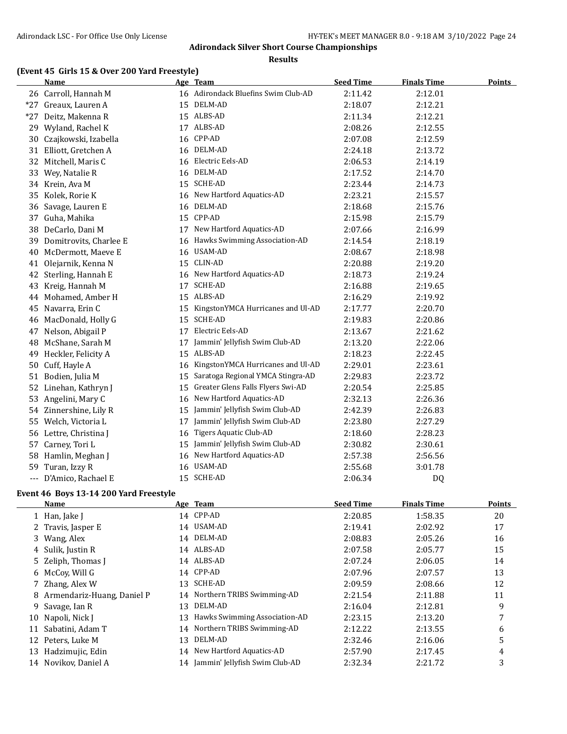# Adirondack Silver Short Course Championships

## Results

### (Event 45 Girls 15 & Over 200 Yard Freestyle)

| | Name | Age | Team | Seed Time | Finals Time | Points |
|---|---|---|---|---|---|---|
| 26 | Carroll, Hannah M | 16 | Adirondack Bluefins Swim Club-AD | 2:11.42 | 2:12.01 | |
| *27 | Greaux, Lauren A | 15 | DELM-AD | 2:18.07 | 2:12.21 | |
| *27 | Deitz, Makenna R | 15 | ALBS-AD | 2:11.34 | 2:12.21 | |
| 29 | Wyland, Rachel K | 17 | ALBS-AD | 2:08.26 | 2:12.55 | |
| 30 | Czajkowski, Izabella | 16 | CPP-AD | 2:07.08 | 2:12.59 | |
| 31 | Elliott, Gretchen A | 16 | DELM-AD | 2:24.18 | 2:13.72 | |
| 32 | Mitchell, Maris C | 16 | Electric Eels-AD | 2:06.53 | 2:14.19 | |
| 33 | Wey, Natalie R | 16 | DELM-AD | 2:17.52 | 2:14.70 | |
| 34 | Krein, Ava M | 15 | SCHE-AD | 2:23.44 | 2:14.73 | |
| 35 | Kolek, Rorie K | 16 | New Hartford Aquatics-AD | 2:23.21 | 2:15.57 | |
| 36 | Savage, Lauren E | 16 | DELM-AD | 2:18.68 | 2:15.76 | |
| 37 | Guha, Mahika | 15 | CPP-AD | 2:15.98 | 2:15.79 | |
| 38 | DeCarlo, Dani M | 17 | New Hartford Aquatics-AD | 2:07.66 | 2:16.99 | |
| 39 | Domitrovits, Charlee E | 16 | Hawks Swimming Association-AD | 2:14.54 | 2:18.19 | |
| 40 | McDermott, Maeve E | 16 | USAM-AD | 2:08.67 | 2:18.98 | |
| 41 | Olejarnik, Kenna N | 15 | CLIN-AD | 2:20.88 | 2:19.20 | |
| 42 | Sterling, Hannah E | 16 | New Hartford Aquatics-AD | 2:18.73 | 2:19.24 | |
| 43 | Kreig, Hannah M | 17 | SCHE-AD | 2:16.88 | 2:19.65 | |
| 44 | Mohamed, Amber H | 15 | ALBS-AD | 2:16.29 | 2:19.92 | |
| 45 | Navarra, Erin C | 15 | KingstonYMCA Hurricanes and Ul-AD | 2:17.77 | 2:20.70 | |
| 46 | MacDonald, Holly G | 15 | SCHE-AD | 2:19.83 | 2:20.86 | |
| 47 | Nelson, Abigail P | 17 | Electric Eels-AD | 2:13.67 | 2:21.62 | |
| 48 | McShane, Sarah M | 17 | Jammin' Jellyfish Swim Club-AD | 2:13.20 | 2:22.06 | |
| 49 | Heckler, Felicity A | 15 | ALBS-AD | 2:18.23 | 2:22.45 | |
| 50 | Cuff, Hayle A | 16 | KingstonYMCA Hurricanes and Ul-AD | 2:29.01 | 2:23.61 | |
| 51 | Bodien, Julia M | 15 | Saratoga Regional YMCA Stingra-AD | 2:29.83 | 2:23.72 | |
| 52 | Linehan, Kathryn J | 15 | Greater Glens Falls Flyers Swi-AD | 2:20.54 | 2:25.85 | |
| 53 | Angelini, Mary C | 16 | New Hartford Aquatics-AD | 2:32.13 | 2:26.36 | |
| 54 | Zinnershine, Lily R | 15 | Jammin' Jellyfish Swim Club-AD | 2:42.39 | 2:26.83 | |
| 55 | Welch, Victoria L | 17 | Jammin' Jellyfish Swim Club-AD | 2:23.80 | 2:27.29 | |
| 56 | Lettre, Christina J | 16 | Tigers Aquatic Club-AD | 2:18.60 | 2:28.23 | |
| 57 | Carney, Tori L | 15 | Jammin' Jellyfish Swim Club-AD | 2:30.82 | 2:30.61 | |
| 58 | Hamlin, Meghan J | 16 | New Hartford Aquatics-AD | 2:57.38 | 2:56.56 | |
| 59 | Turan, Izzy R | 16 | USAM-AD | 2:55.68 | 3:01.78 | |
| --- | D'Amico, Rachael E | 15 | SCHE-AD | 2:06.34 | DQ | |

### Event 46 Boys 13-14 200 Yard Freestyle

| | Name | Age | Team | Seed Time | Finals Time | Points |
|---|---|---|---|---|---|---|
| 1 | Han, Jake J | 14 | CPP-AD | 2:20.85 | 1:58.35 | 20 |
| 2 | Travis, Jasper E | 14 | USAM-AD | 2:19.41 | 2:02.92 | 17 |
| 3 | Wang, Alex | 14 | DELM-AD | 2:08.83 | 2:05.26 | 16 |
| 4 | Sulik, Justin R | 14 | ALBS-AD | 2:07.58 | 2:05.77 | 15 |
| 5 | Zeliph, Thomas J | 14 | ALBS-AD | 2:07.24 | 2:06.05 | 14 |
| 6 | McCoy, Will G | 14 | CPP-AD | 2:07.96 | 2:07.57 | 13 |
| 7 | Zhang, Alex W | 13 | SCHE-AD | 2:09.59 | 2:08.66 | 12 |
| 8 | Armendariz-Huang, Daniel P | 14 | Northern TRIBS Swimming-AD | 2:21.54 | 2:11.88 | 11 |
| 9 | Savage, Ian R | 13 | DELM-AD | 2:16.04 | 2:12.81 | 9 |
| 10 | Napoli, Nick J | 13 | Hawks Swimming Association-AD | 2:23.15 | 2:13.20 | 7 |
| 11 | Sabatini, Adam T | 14 | Northern TRIBS Swimming-AD | 2:12.22 | 2:13.55 | 6 |
| 12 | Peters, Luke M | 13 | DELM-AD | 2:32.46 | 2:16.06 | 5 |
| 13 | Hadzimujic, Edin | 14 | New Hartford Aquatics-AD | 2:57.90 | 2:17.45 | 4 |
| 14 | Novikov, Daniel A | 14 | Jammin' Jellyfish Swim Club-AD | 2:32.34 | 2:21.72 | 3 |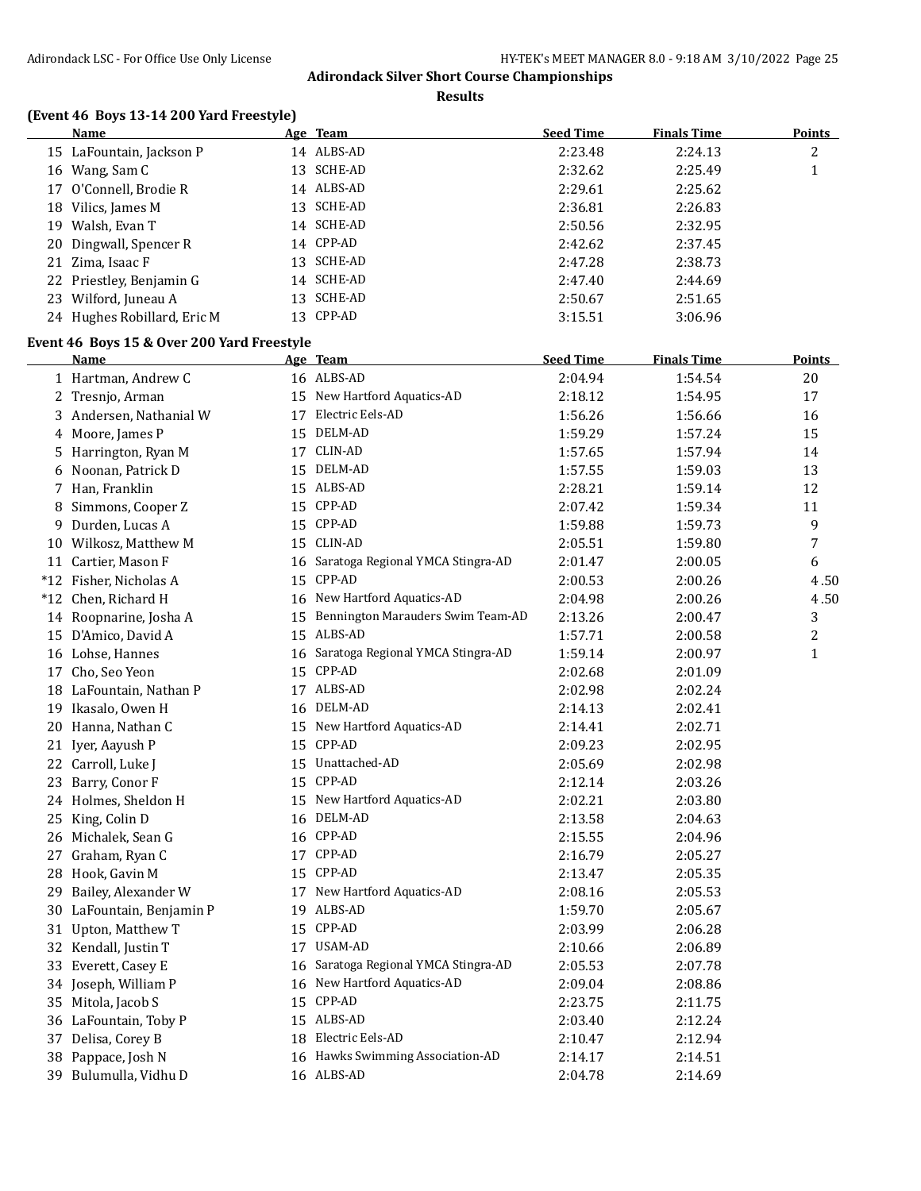# Adirondack Silver Short Course Championships

## Results

### (Event 46 Boys 13-14 200 Yard Freestyle)

| | Name | Age | Team | Seed Time | Finals Time | Points |
|---|---|---|---|---|---|---|
| 15 | LaFountain, Jackson P | 14 | ALBS-AD | 2:23.48 | 2:24.13 | 2 |
| 16 | Wang, Sam C | 13 | SCHE-AD | 2:32.62 | 2:25.49 | 1 |
| 17 | O'Connell, Brodie R | 14 | ALBS-AD | 2:29.61 | 2:25.62 | |
| 18 | Vilics, James M | 13 | SCHE-AD | 2:36.81 | 2:26.83 | |
| 19 | Walsh, Evan T | 14 | SCHE-AD | 2:50.56 | 2:32.95 | |
| 20 | Dingwall, Spencer R | 14 | CPP-AD | 2:42.62 | 2:37.45 | |
| 21 | Zima, Isaac F | 13 | SCHE-AD | 2:47.28 | 2:38.73 | |
| 22 | Priestley, Benjamin G | 14 | SCHE-AD | 2:47.40 | 2:44.69 | |
| 23 | Wilford, Juneau A | 13 | SCHE-AD | 2:50.67 | 2:51.65 | |
| 24 | Hughes Robillard, Eric M | 13 | CPP-AD | 3:15.51 | 3:06.96 | |

### Event 46 Boys 15 & Over 200 Yard Freestyle

| | Name | Age | Team | Seed Time | Finals Time | Points |
|---|---|---|---|---|---|---|
| 1 | Hartman, Andrew C | 16 | ALBS-AD | 2:04.94 | 1:54.54 | 20 |
| 2 | Tresnjo, Arman | 15 | New Hartford Aquatics-AD | 2:18.12 | 1:54.95 | 17 |
| 3 | Andersen, Nathanial W | 17 | Electric Eels-AD | 1:56.26 | 1:56.66 | 16 |
| 4 | Moore, James P | 15 | DELM-AD | 1:59.29 | 1:57.24 | 15 |
| 5 | Harrington, Ryan M | 17 | CLIN-AD | 1:57.65 | 1:57.94 | 14 |
| 6 | Noonan, Patrick D | 15 | DELM-AD | 1:57.55 | 1:59.03 | 13 |
| 7 | Han, Franklin | 15 | ALBS-AD | 2:28.21 | 1:59.14 | 12 |
| 8 | Simmons, Cooper Z | 15 | CPP-AD | 2:07.42 | 1:59.34 | 11 |
| 9 | Durden, Lucas A | 15 | CPP-AD | 1:59.88 | 1:59.73 | 9 |
| 10 | Wilkosz, Matthew M | 15 | CLIN-AD | 2:05.51 | 1:59.80 | 7 |
| 11 | Cartier, Mason F | 16 | Saratoga Regional YMCA Stingra-AD | 2:01.47 | 2:00.05 | 6 |
| *12 | Fisher, Nicholas A | 15 | CPP-AD | 2:00.53 | 2:00.26 | 4.50 |
| *12 | Chen, Richard H | 16 | New Hartford Aquatics-AD | 2:04.98 | 2:00.26 | 4.50 |
| 14 | Roopnarine, Josha A | 15 | Bennington Marauders Swim Team-AD | 2:13.26 | 2:00.47 | 3 |
| 15 | D'Amico, David A | 15 | ALBS-AD | 1:57.71 | 2:00.58 | 2 |
| 16 | Lohse, Hannes | 16 | Saratoga Regional YMCA Stingra-AD | 1:59.14 | 2:00.97 | 1 |
| 17 | Cho, Seo Yeon | 15 | CPP-AD | 2:02.68 | 2:01.09 | |
| 18 | LaFountain, Nathan P | 17 | ALBS-AD | 2:02.98 | 2:02.24 | |
| 19 | Ikasalo, Owen H | 16 | DELM-AD | 2:14.13 | 2:02.41 | |
| 20 | Hanna, Nathan C | 15 | New Hartford Aquatics-AD | 2:14.41 | 2:02.71 | |
| 21 | Iyer, Aayush P | 15 | CPP-AD | 2:09.23 | 2:02.95 | |
| 22 | Carroll, Luke J | 15 | Unattached-AD | 2:05.69 | 2:02.98 | |
| 23 | Barry, Conor F | 15 | CPP-AD | 2:12.14 | 2:03.26 | |
| 24 | Holmes, Sheldon H | 15 | New Hartford Aquatics-AD | 2:02.21 | 2:03.80 | |
| 25 | King, Colin D | 16 | DELM-AD | 2:13.58 | 2:04.63 | |
| 26 | Michalek, Sean G | 16 | CPP-AD | 2:15.55 | 2:04.96 | |
| 27 | Graham, Ryan C | 17 | CPP-AD | 2:16.79 | 2:05.27 | |
| 28 | Hook, Gavin M | 15 | CPP-AD | 2:13.47 | 2:05.35 | |
| 29 | Bailey, Alexander W | 17 | New Hartford Aquatics-AD | 2:08.16 | 2:05.53 | |
| 30 | LaFountain, Benjamin P | 19 | ALBS-AD | 1:59.70 | 2:05.67 | |
| 31 | Upton, Matthew T | 15 | CPP-AD | 2:03.99 | 2:06.28 | |
| 32 | Kendall, Justin T | 17 | USAM-AD | 2:10.66 | 2:06.89 | |
| 33 | Everett, Casey E | 16 | Saratoga Regional YMCA Stingra-AD | 2:05.53 | 2:07.78 | |
| 34 | Joseph, William P | 16 | New Hartford Aquatics-AD | 2:09.04 | 2:08.86 | |
| 35 | Mitola, Jacob S | 15 | CPP-AD | 2:23.75 | 2:11.75 | |
| 36 | LaFountain, Toby P | 15 | ALBS-AD | 2:03.40 | 2:12.24 | |
| 37 | Delisa, Corey B | 18 | Electric Eels-AD | 2:10.47 | 2:12.94 | |
| 38 | Pappace, Josh N | 16 | Hawks Swimming Association-AD | 2:14.17 | 2:14.51 | |
| 39 | Bulumulla, Vidhu D | 16 | ALBS-AD | 2:04.78 | 2:14.69 | |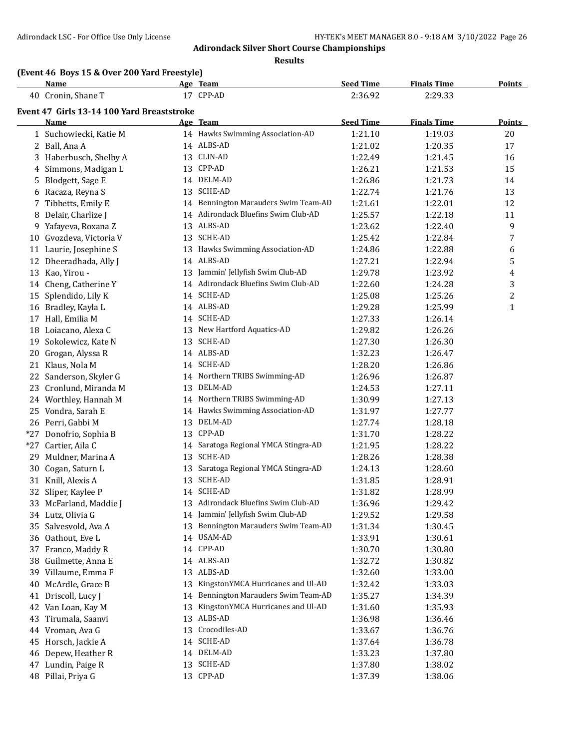## Adirondack Silver Short Course Championships

### Results

**(Event 46 Boys 15 & Over 200 Yard Freestyle)**

| | Name | Age | Team | Seed Time | Finals Time | Points |
|---|---|---|---|---|---|---|
| 40 | Cronin, Shane T | 17 | CPP-AD | 2:36.92 | 2:29.33 | |

**Event 47 Girls 13-14 100 Yard Breaststroke**

| | Name | Age | Team | Seed Time | Finals Time | Points |
|---|---|---|---|---|---|---|
| 1 | Suchowiecki, Katie M | 14 | Hawks Swimming Association-AD | 1:21.10 | 1:19.03 | 20 |
| 2 | Ball, Ana A | 14 | ALBS-AD | 1:21.02 | 1:20.35 | 17 |
| 3 | Haberbusch, Shelby A | 13 | CLIN-AD | 1:22.49 | 1:21.45 | 16 |
| 4 | Simmons, Madigan L | 13 | CPP-AD | 1:26.21 | 1:21.53 | 15 |
| 5 | Blodgett, Sage E | 14 | DELM-AD | 1:26.86 | 1:21.73 | 14 |
| 6 | Racaza, Reyna S | 13 | SCHE-AD | 1:22.74 | 1:21.76 | 13 |
| 7 | Tibbetts, Emily E | 14 | Bennington Marauders Swim Team-AD | 1:21.61 | 1:22.01 | 12 |
| 8 | Delair, Charlize J | 14 | Adirondack Bluefins Swim Club-AD | 1:25.57 | 1:22.18 | 11 |
| 9 | Yafayeva, Roxana Z | 13 | ALBS-AD | 1:23.62 | 1:22.40 | 9 |
| 10 | Gvozdeva, Victoria V | 13 | SCHE-AD | 1:25.42 | 1:22.84 | 7 |
| 11 | Laurie, Josephine S | 13 | Hawks Swimming Association-AD | 1:24.86 | 1:22.88 | 6 |
| 12 | Dheeradhada, Ally J | 14 | ALBS-AD | 1:27.21 | 1:22.94 | 5 |
| 13 | Kao, Yirou - | 13 | Jammin' Jellyfish Swim Club-AD | 1:29.78 | 1:23.92 | 4 |
| 14 | Cheng, Catherine Y | 14 | Adirondack Bluefins Swim Club-AD | 1:22.60 | 1:24.28 | 3 |
| 15 | Splendido, Lily K | 14 | SCHE-AD | 1:25.08 | 1:25.26 | 2 |
| 16 | Bradley, Kayla L | 14 | ALBS-AD | 1:29.28 | 1:25.99 | 1 |
| 17 | Hall, Emilia M | 14 | SCHE-AD | 1:27.33 | 1:26.14 | |
| 18 | Loiacano, Alexa C | 13 | New Hartford Aquatics-AD | 1:29.82 | 1:26.26 | |
| 19 | Sokolewicz, Kate N | 13 | SCHE-AD | 1:27.30 | 1:26.30 | |
| 20 | Grogan, Alyssa R | 14 | ALBS-AD | 1:32.23 | 1:26.47 | |
| 21 | Klaus, Nola M | 14 | SCHE-AD | 1:28.20 | 1:26.86 | |
| 22 | Sanderson, Skyler G | 14 | Northern TRIBS Swimming-AD | 1:26.96 | 1:26.87 | |
| 23 | Cronlund, Miranda M | 13 | DELM-AD | 1:24.53 | 1:27.11 | |
| 24 | Worthley, Hannah M | 14 | Northern TRIBS Swimming-AD | 1:30.99 | 1:27.13 | |
| 25 | Vondra, Sarah E | 14 | Hawks Swimming Association-AD | 1:31.97 | 1:27.77 | |
| 26 | Perri, Gabbi M | 13 | DELM-AD | 1:27.74 | 1:28.18 | |
| *27 | Donofrio, Sophia B | 13 | CPP-AD | 1:31.70 | 1:28.22 | |
| *27 | Cartier, Aila C | 14 | Saratoga Regional YMCA Stingra-AD | 1:21.95 | 1:28.22 | |
| 29 | Muldner, Marina A | 13 | SCHE-AD | 1:28.26 | 1:28.38 | |
| 30 | Cogan, Saturn L | 13 | Saratoga Regional YMCA Stingra-AD | 1:24.13 | 1:28.60 | |
| 31 | Knill, Alexis A | 13 | SCHE-AD | 1:31.85 | 1:28.91 | |
| 32 | Sliper, Kaylee P | 14 | SCHE-AD | 1:31.82 | 1:28.99 | |
| 33 | McFarland, Maddie J | 13 | Adirondack Bluefins Swim Club-AD | 1:36.96 | 1:29.42 | |
| 34 | Lutz, Olivia G | 14 | Jammin' Jellyfish Swim Club-AD | 1:29.52 | 1:29.58 | |
| 35 | Salvesvold, Ava A | 13 | Bennington Marauders Swim Team-AD | 1:31.34 | 1:30.45 | |
| 36 | Oathout, Eve L | 14 | USAM-AD | 1:33.91 | 1:30.61 | |
| 37 | Franco, Maddy R | 14 | CPP-AD | 1:30.70 | 1:30.80 | |
| 38 | Guilmette, Anna E | 14 | ALBS-AD | 1:32.72 | 1:30.82 | |
| 39 | Villaume, Emma F | 13 | ALBS-AD | 1:32.60 | 1:33.00 | |
| 40 | McArdle, Grace B | 13 | KingstonYMCA Hurricanes and Ul-AD | 1:32.42 | 1:33.03 | |
| 41 | Driscoll, Lucy J | 14 | Bennington Marauders Swim Team-AD | 1:35.27 | 1:34.39 | |
| 42 | Van Loan, Kay M | 13 | KingstonYMCA Hurricanes and Ul-AD | 1:31.60 | 1:35.93 | |
| 43 | Tirumala, Saanvi | 13 | ALBS-AD | 1:36.98 | 1:36.46 | |
| 44 | Vroman, Ava G | 13 | Crocodiles-AD | 1:33.67 | 1:36.76 | |
| 45 | Horsch, Jackie A | 14 | SCHE-AD | 1:37.64 | 1:36.78 | |
| 46 | Depew, Heather R | 14 | DELM-AD | 1:33.23 | 1:37.80 | |
| 47 | Lundin, Paige R | 13 | SCHE-AD | 1:37.80 | 1:38.02 | |
| 48 | Pillai, Priya G | 13 | CPP-AD | 1:37.39 | 1:38.06 | |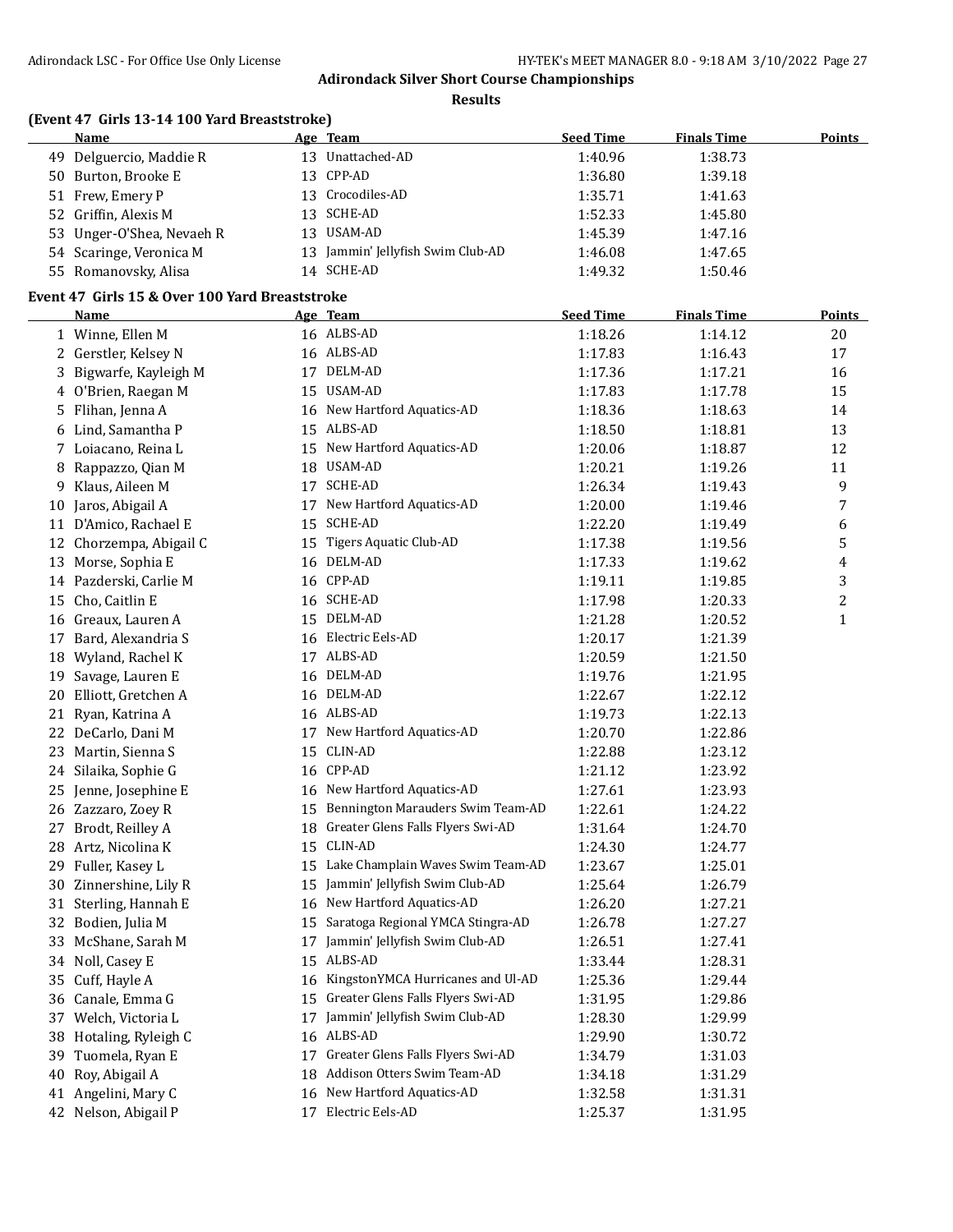# Adirondack Silver Short Course Championships

## Results

### (Event 47 Girls 13-14 100 Yard Breaststroke)

| | Name | Age | Team | Seed Time | Finals Time | Points |
|---|---|---|---|---|---|---|
| 49 | Delguercio, Maddie R | 13 | Unattached-AD | 1:40.96 | 1:38.73 | |
| 50 | Burton, Brooke E | 13 | CPP-AD | 1:36.80 | 1:39.18 | |
| 51 | Frew, Emery P | 13 | Crocodiles-AD | 1:35.71 | 1:41.63 | |
| 52 | Griffin, Alexis M | 13 | SCHE-AD | 1:52.33 | 1:45.80 | |
| 53 | Unger-O'Shea, Nevaeh R | 13 | USAM-AD | 1:45.39 | 1:47.16 | |
| 54 | Scaringe, Veronica M | 13 | Jammin' Jellyfish Swim Club-AD | 1:46.08 | 1:47.65 | |
| 55 | Romanovsky, Alisa | 14 | SCHE-AD | 1:49.32 | 1:50.46 | |

### Event 47 Girls 15 & Over 100 Yard Breaststroke

| | Name | Age | Team | Seed Time | Finals Time | Points |
|---|---|---|---|---|---|---|
| 1 | Winne, Ellen M | 16 | ALBS-AD | 1:18.26 | 1:14.12 | 20 |
| 2 | Gerstler, Kelsey N | 16 | ALBS-AD | 1:17.83 | 1:16.43 | 17 |
| 3 | Bigwarfe, Kayleigh M | 17 | DELM-AD | 1:17.36 | 1:17.21 | 16 |
| 4 | O'Brien, Raegan M | 15 | USAM-AD | 1:17.83 | 1:17.78 | 15 |
| 5 | Flihan, Jenna A | 16 | New Hartford Aquatics-AD | 1:18.36 | 1:18.63 | 14 |
| 6 | Lind, Samantha P | 15 | ALBS-AD | 1:18.50 | 1:18.81 | 13 |
| 7 | Loiacano, Reina L | 15 | New Hartford Aquatics-AD | 1:20.06 | 1:18.87 | 12 |
| 8 | Rappazzo, Qian M | 18 | USAM-AD | 1:20.21 | 1:19.26 | 11 |
| 9 | Klaus, Aileen M | 17 | SCHE-AD | 1:26.34 | 1:19.43 | 9 |
| 10 | Jaros, Abigail A | 17 | New Hartford Aquatics-AD | 1:20.00 | 1:19.46 | 7 |
| 11 | D'Amico, Rachael E | 15 | SCHE-AD | 1:22.20 | 1:19.49 | 6 |
| 12 | Chorzempa, Abigail C | 15 | Tigers Aquatic Club-AD | 1:17.38 | 1:19.56 | 5 |
| 13 | Morse, Sophia E | 16 | DELM-AD | 1:17.33 | 1:19.62 | 4 |
| 14 | Pazderski, Carlie M | 16 | CPP-AD | 1:19.11 | 1:19.85 | 3 |
| 15 | Cho, Caitlin E | 16 | SCHE-AD | 1:17.98 | 1:20.33 | 2 |
| 16 | Greaux, Lauren A | 15 | DELM-AD | 1:21.28 | 1:20.52 | 1 |
| 17 | Bard, Alexandria S | 16 | Electric Eels-AD | 1:20.17 | 1:21.39 | |
| 18 | Wyland, Rachel K | 17 | ALBS-AD | 1:20.59 | 1:21.50 | |
| 19 | Savage, Lauren E | 16 | DELM-AD | 1:19.76 | 1:21.95 | |
| 20 | Elliott, Gretchen A | 16 | DELM-AD | 1:22.67 | 1:22.12 | |
| 21 | Ryan, Katrina A | 16 | ALBS-AD | 1:19.73 | 1:22.13 | |
| 22 | DeCarlo, Dani M | 17 | New Hartford Aquatics-AD | 1:20.70 | 1:22.86 | |
| 23 | Martin, Sienna S | 15 | CLIN-AD | 1:22.88 | 1:23.12 | |
| 24 | Silaika, Sophie G | 16 | CPP-AD | 1:21.12 | 1:23.92 | |
| 25 | Jenne, Josephine E | 16 | New Hartford Aquatics-AD | 1:27.61 | 1:23.93 | |
| 26 | Zazzaro, Zoey R | 15 | Bennington Marauders Swim Team-AD | 1:22.61 | 1:24.22 | |
| 27 | Brodt, Reilley A | 18 | Greater Glens Falls Flyers Swi-AD | 1:31.64 | 1:24.70 | |
| 28 | Artz, Nicolina K | 15 | CLIN-AD | 1:24.30 | 1:24.77 | |
| 29 | Fuller, Kasey L | 15 | Lake Champlain Waves Swim Team-AD | 1:23.67 | 1:25.01 | |
| 30 | Zinnershine, Lily R | 15 | Jammin' Jellyfish Swim Club-AD | 1:25.64 | 1:26.79 | |
| 31 | Sterling, Hannah E | 16 | New Hartford Aquatics-AD | 1:26.20 | 1:27.21 | |
| 32 | Bodien, Julia M | 15 | Saratoga Regional YMCA Stingra-AD | 1:26.78 | 1:27.27 | |
| 33 | McShane, Sarah M | 17 | Jammin' Jellyfish Swim Club-AD | 1:26.51 | 1:27.41 | |
| 34 | Noll, Casey E | 15 | ALBS-AD | 1:33.44 | 1:28.31 | |
| 35 | Cuff, Hayle A | 16 | KingstonYMCA Hurricanes and Ul-AD | 1:25.36 | 1:29.44 | |
| 36 | Canale, Emma G | 15 | Greater Glens Falls Flyers Swi-AD | 1:31.95 | 1:29.86 | |
| 37 | Welch, Victoria L | 17 | Jammin' Jellyfish Swim Club-AD | 1:28.30 | 1:29.99 | |
| 38 | Hotaling, Ryleigh C | 16 | ALBS-AD | 1:29.90 | 1:30.72 | |
| 39 | Tuomela, Ryan E | 17 | Greater Glens Falls Flyers Swi-AD | 1:34.79 | 1:31.03 | |
| 40 | Roy, Abigail A | 18 | Addison Otters Swim Team-AD | 1:34.18 | 1:31.29 | |
| 41 | Angelini, Mary C | 16 | New Hartford Aquatics-AD | 1:32.58 | 1:31.31 | |
| 42 | Nelson, Abigail P | 17 | Electric Eels-AD | 1:25.37 | 1:31.95 | |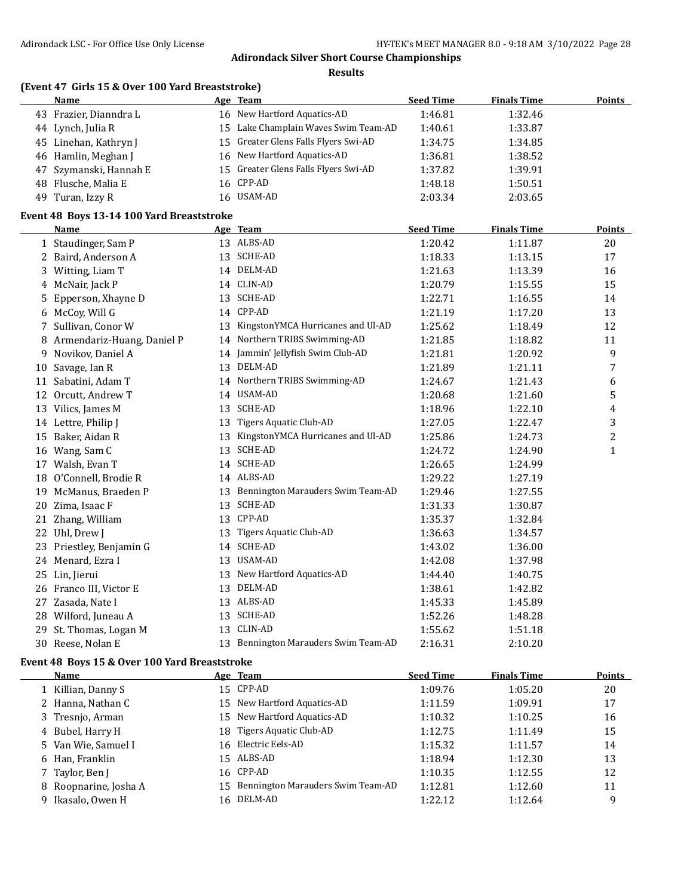# Adirondack Silver Short Course Championships

## Results

### (Event 47 Girls 15 & Over 100 Yard Breaststroke)

| | Name | Age | Team | Seed Time | Finals Time | Points |
|---|---|---|---|---|---|---|
| 43 | Frazier, Dianndra L | 16 | New Hartford Aquatics-AD | 1:46.81 | 1:32.46 | |
| 44 | Lynch, Julia R | 15 | Lake Champlain Waves Swim Team-AD | 1:40.61 | 1:33.87 | |
| 45 | Linehan, Kathryn J | 15 | Greater Glens Falls Flyers Swi-AD | 1:34.75 | 1:34.85 | |
| 46 | Hamlin, Meghan J | 16 | New Hartford Aquatics-AD | 1:36.81 | 1:38.52 | |
| 47 | Szymanski, Hannah E | 15 | Greater Glens Falls Flyers Swi-AD | 1:37.82 | 1:39.91 | |
| 48 | Flusche, Malia E | 16 | CPP-AD | 1:48.18 | 1:50.51 | |
| 49 | Turan, Izzy R | 16 | USAM-AD | 2:03.34 | 2:03.65 | |

### Event 48 Boys 13-14 100 Yard Breaststroke

| | Name | Age | Team | Seed Time | Finals Time | Points |
|---|---|---|---|---|---|---|
| 1 | Staudinger, Sam P | 13 | ALBS-AD | 1:20.42 | 1:11.87 | 20 |
| 2 | Baird, Anderson A | 13 | SCHE-AD | 1:18.33 | 1:13.15 | 17 |
| 3 | Witting, Liam T | 14 | DELM-AD | 1:21.63 | 1:13.39 | 16 |
| 4 | McNair, Jack P | 14 | CLIN-AD | 1:20.79 | 1:15.55 | 15 |
| 5 | Epperson, Xhayne D | 13 | SCHE-AD | 1:22.71 | 1:16.55 | 14 |
| 6 | McCoy, Will G | 14 | CPP-AD | 1:21.19 | 1:17.20 | 13 |
| 7 | Sullivan, Conor W | 13 | KingstonYMCA Hurricanes and Ul-AD | 1:25.62 | 1:18.49 | 12 |
| 8 | Armendariz-Huang, Daniel P | 14 | Northern TRIBS Swimming-AD | 1:21.85 | 1:18.82 | 11 |
| 9 | Novikov, Daniel A | 14 | Jammin' Jellyfish Swim Club-AD | 1:21.81 | 1:20.92 | 9 |
| 10 | Savage, Ian R | 13 | DELM-AD | 1:21.89 | 1:21.11 | 7 |
| 11 | Sabatini, Adam T | 14 | Northern TRIBS Swimming-AD | 1:24.67 | 1:21.43 | 6 |
| 12 | Orcutt, Andrew T | 14 | USAM-AD | 1:20.68 | 1:21.60 | 5 |
| 13 | Vilics, James M | 13 | SCHE-AD | 1:18.96 | 1:22.10 | 4 |
| 14 | Lettre, Philip J | 13 | Tigers Aquatic Club-AD | 1:27.05 | 1:22.47 | 3 |
| 15 | Baker, Aidan R | 13 | KingstonYMCA Hurricanes and Ul-AD | 1:25.86 | 1:24.73 | 2 |
| 16 | Wang, Sam C | 13 | SCHE-AD | 1:24.72 | 1:24.90 | 1 |
| 17 | Walsh, Evan T | 14 | SCHE-AD | 1:26.65 | 1:24.99 | |
| 18 | O'Connell, Brodie R | 14 | ALBS-AD | 1:29.22 | 1:27.19 | |
| 19 | McManus, Braeden P | 13 | Bennington Marauders Swim Team-AD | 1:29.46 | 1:27.55 | |
| 20 | Zima, Isaac F | 13 | SCHE-AD | 1:31.33 | 1:30.87 | |
| 21 | Zhang, William | 13 | CPP-AD | 1:35.37 | 1:32.84 | |
| 22 | Uhl, Drew J | 13 | Tigers Aquatic Club-AD | 1:36.63 | 1:34.57 | |
| 23 | Priestley, Benjamin G | 14 | SCHE-AD | 1:43.02 | 1:36.00 | |
| 24 | Menard, Ezra I | 13 | USAM-AD | 1:42.08 | 1:37.98 | |
| 25 | Lin, Jierui | 13 | New Hartford Aquatics-AD | 1:44.40 | 1:40.75 | |
| 26 | Franco III, Victor E | 13 | DELM-AD | 1:38.61 | 1:42.82 | |
| 27 | Zasada, Nate I | 13 | ALBS-AD | 1:45.33 | 1:45.89 | |
| 28 | Wilford, Juneau A | 13 | SCHE-AD | 1:52.26 | 1:48.28 | |
| 29 | St. Thomas, Logan M | 13 | CLIN-AD | 1:55.62 | 1:51.18 | |
| 30 | Reese, Nolan E | 13 | Bennington Marauders Swim Team-AD | 2:16.31 | 2:10.20 | |

### Event 48 Boys 15 & Over 100 Yard Breaststroke

| | Name | Age | Team | Seed Time | Finals Time | Points |
|---|---|---|---|---|---|---|
| 1 | Killian, Danny S | 15 | CPP-AD | 1:09.76 | 1:05.20 | 20 |
| 2 | Hanna, Nathan C | 15 | New Hartford Aquatics-AD | 1:11.59 | 1:09.91 | 17 |
| 3 | Tresnjo, Arman | 15 | New Hartford Aquatics-AD | 1:10.32 | 1:10.25 | 16 |
| 4 | Bubel, Harry H | 18 | Tigers Aquatic Club-AD | 1:12.75 | 1:11.49 | 15 |
| 5 | Van Wie, Samuel I | 16 | Electric Eels-AD | 1:15.32 | 1:11.57 | 14 |
| 6 | Han, Franklin | 15 | ALBS-AD | 1:18.94 | 1:12.30 | 13 |
| 7 | Taylor, Ben J | 16 | CPP-AD | 1:10.35 | 1:12.55 | 12 |
| 8 | Roopnarine, Josha A | 15 | Bennington Marauders Swim Team-AD | 1:12.81 | 1:12.60 | 11 |
| 9 | Ikasalo, Owen H | 16 | DELM-AD | 1:22.12 | 1:12.64 | 9 |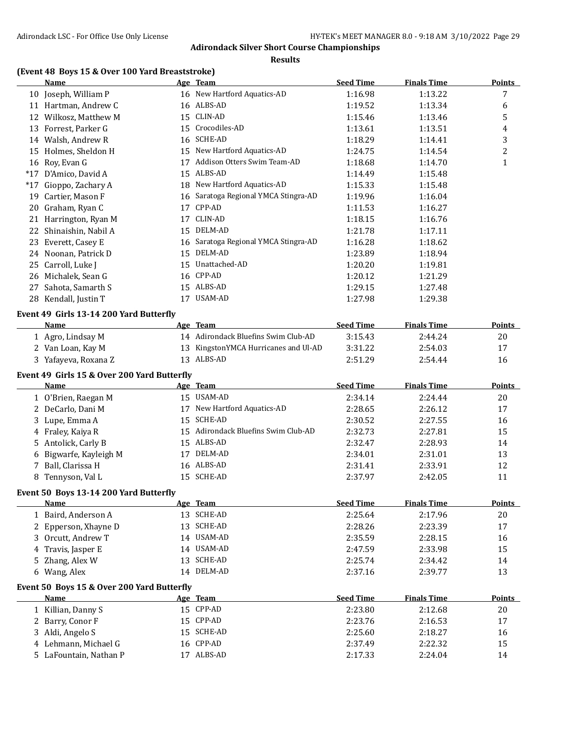## Adirondack Silver Short Course Championships

### Results

### (Event 48 Boys 15 & Over 100 Yard Breaststroke)

| | Name | Age | Team | Seed Time | Finals Time | Points |
|---|---|---|---|---|---|---|
| 10 | Joseph, William P | 16 | New Hartford Aquatics-AD | 1:16.98 | 1:13.22 | 7 |
| 11 | Hartman, Andrew C | 16 | ALBS-AD | 1:19.52 | 1:13.34 | 6 |
| 12 | Wilkosz, Matthew M | 15 | CLIN-AD | 1:15.46 | 1:13.46 | 5 |
| 13 | Forrest, Parker G | 15 | Crocodiles-AD | 1:13.61 | 1:13.51 | 4 |
| 14 | Walsh, Andrew R | 16 | SCHE-AD | 1:18.29 | 1:14.41 | 3 |
| 15 | Holmes, Sheldon H | 15 | New Hartford Aquatics-AD | 1:24.75 | 1:14.54 | 2 |
| 16 | Roy, Evan G | 17 | Addison Otters Swim Team-AD | 1:18.68 | 1:14.70 | 1 |
| *17 | D'Amico, David A | 15 | ALBS-AD | 1:14.49 | 1:15.48 | |
| *17 | Gioppo, Zachary A | 18 | New Hartford Aquatics-AD | 1:15.33 | 1:15.48 | |
| 19 | Cartier, Mason F | 16 | Saratoga Regional YMCA Stingra-AD | 1:19.96 | 1:16.04 | |
| 20 | Graham, Ryan C | 17 | CPP-AD | 1:11.53 | 1:16.27 | |
| 21 | Harrington, Ryan M | 17 | CLIN-AD | 1:18.15 | 1:16.76 | |
| 22 | Shinaishin, Nabil A | 15 | DELM-AD | 1:21.78 | 1:17.11 | |
| 23 | Everett, Casey E | 16 | Saratoga Regional YMCA Stingra-AD | 1:16.28 | 1:18.62 | |
| 24 | Noonan, Patrick D | 15 | DELM-AD | 1:23.89 | 1:18.94 | |
| 25 | Carroll, Luke J | 15 | Unattached-AD | 1:20.20 | 1:19.81 | |
| 26 | Michalek, Sean G | 16 | CPP-AD | 1:20.12 | 1:21.29 | |
| 27 | Sahota, Samarth S | 15 | ALBS-AD | 1:29.15 | 1:27.48 | |
| 28 | Kendall, Justin T | 17 | USAM-AD | 1:27.98 | 1:29.38 | |

### Event 49 Girls 13-14 200 Yard Butterfly

| | Name | Age | Team | Seed Time | Finals Time | Points |
|---|---|---|---|---|---|---|
| 1 | Agro, Lindsay M | 14 | Adirondack Bluefins Swim Club-AD | 3:15.43 | 2:44.24 | 20 |
| 2 | Van Loan, Kay M | 13 | KingstonYMCA Hurricanes and Ul-AD | 3:31.22 | 2:54.03 | 17 |
| 3 | Yafayeva, Roxana Z | 13 | ALBS-AD | 2:51.29 | 2:54.44 | 16 |

### Event 49 Girls 15 & Over 200 Yard Butterfly

| | Name | Age | Team | Seed Time | Finals Time | Points |
|---|---|---|---|---|---|---|
| 1 | O'Brien, Raegan M | 15 | USAM-AD | 2:34.14 | 2:24.44 | 20 |
| 2 | DeCarlo, Dani M | 17 | New Hartford Aquatics-AD | 2:28.65 | 2:26.12 | 17 |
| 3 | Lupe, Emma A | 15 | SCHE-AD | 2:30.52 | 2:27.55 | 16 |
| 4 | Fraley, Kaiya R | 15 | Adirondack Bluefins Swim Club-AD | 2:32.73 | 2:27.81 | 15 |
| 5 | Antolick, Carly B | 15 | ALBS-AD | 2:32.47 | 2:28.93 | 14 |
| 6 | Bigwarfe, Kayleigh M | 17 | DELM-AD | 2:34.01 | 2:31.01 | 13 |
| 7 | Ball, Clarissa H | 16 | ALBS-AD | 2:31.41 | 2:33.91 | 12 |
| 8 | Tennyson, Val L | 15 | SCHE-AD | 2:37.97 | 2:42.05 | 11 |

### Event 50 Boys 13-14 200 Yard Butterfly

| | Name | Age | Team | Seed Time | Finals Time | Points |
|---|---|---|---|---|---|---|
| 1 | Baird, Anderson A | 13 | SCHE-AD | 2:25.64 | 2:17.96 | 20 |
| 2 | Epperson, Xhayne D | 13 | SCHE-AD | 2:28.26 | 2:23.39 | 17 |
| 3 | Orcutt, Andrew T | 14 | USAM-AD | 2:35.59 | 2:28.15 | 16 |
| 4 | Travis, Jasper E | 14 | USAM-AD | 2:47.59 | 2:33.98 | 15 |
| 5 | Zhang, Alex W | 13 | SCHE-AD | 2:25.74 | 2:34.42 | 14 |
| 6 | Wang, Alex | 14 | DELM-AD | 2:37.16 | 2:39.77 | 13 |

### Event 50 Boys 15 & Over 200 Yard Butterfly

| | Name | Age | Team | Seed Time | Finals Time | Points |
|---|---|---|---|---|---|---|
| 1 | Killian, Danny S | 15 | CPP-AD | 2:23.80 | 2:12.68 | 20 |
| 2 | Barry, Conor F | 15 | CPP-AD | 2:23.76 | 2:16.53 | 17 |
| 3 | Aldi, Angelo S | 15 | SCHE-AD | 2:25.60 | 2:18.27 | 16 |
| 4 | Lehmann, Michael G | 16 | CPP-AD | 2:37.49 | 2:22.32 | 15 |
| 5 | LaFountain, Nathan P | 17 | ALBS-AD | 2:17.33 | 2:24.04 | 14 |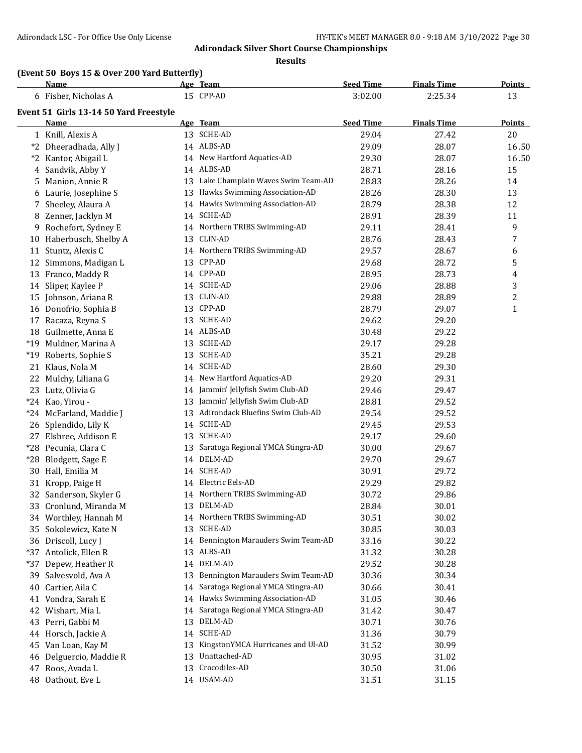**Adirondack Silver Short Course Championships**

**Results**

### (Event 50 Boys 15 & Over 200 Yard Butterfly)

| | Name | Age | Team | Seed Time | Finals Time | Points |
|---|---|---|---|---|---|---|
| 6 | Fisher, Nicholas A | 15 | CPP-AD | 3:02.00 | 2:25.34 | 13 |

### Event 51 Girls 13-14 50 Yard Freestyle

| | Name | Age | Team | Seed Time | Finals Time | Points |
|---|---|---|---|---|---|---|
| 1 | Knill, Alexis A | 13 | SCHE-AD | 29.04 | 27.42 | 20 |
| *2 | Dheeradhada, Ally J | 14 | ALBS-AD | 29.09 | 28.07 | 16.50 |
| *2 | Kantor, Abigail L | 14 | New Hartford Aquatics-AD | 29.30 | 28.07 | 16.50 |
| 4 | Sandvik, Abby Y | 14 | ALBS-AD | 28.71 | 28.16 | 15 |
| 5 | Manion, Annie R | 13 | Lake Champlain Waves Swim Team-AD | 28.83 | 28.26 | 14 |
| 6 | Laurie, Josephine S | 13 | Hawks Swimming Association-AD | 28.26 | 28.30 | 13 |
| 7 | Sheeley, Alaura A | 14 | Hawks Swimming Association-AD | 28.79 | 28.38 | 12 |
| 8 | Zenner, Jacklyn M | 14 | SCHE-AD | 28.91 | 28.39 | 11 |
| 9 | Rochefort, Sydney E | 14 | Northern TRIBS Swimming-AD | 29.11 | 28.41 | 9 |
| 10 | Haberbusch, Shelby A | 13 | CLIN-AD | 28.76 | 28.43 | 7 |
| 11 | Stuntz, Alexis C | 14 | Northern TRIBS Swimming-AD | 29.57 | 28.67 | 6 |
| 12 | Simmons, Madigan L | 13 | CPP-AD | 29.68 | 28.72 | 5 |
| 13 | Franco, Maddy R | 14 | CPP-AD | 28.95 | 28.73 | 4 |
| 14 | Sliper, Kaylee P | 14 | SCHE-AD | 29.06 | 28.88 | 3 |
| 15 | Johnson, Ariana R | 13 | CLIN-AD | 29.88 | 28.89 | 2 |
| 16 | Donofrio, Sophia B | 13 | CPP-AD | 28.79 | 29.07 | 1 |
| 17 | Racaza, Reyna S | 13 | SCHE-AD | 29.62 | 29.20 | |
| 18 | Guilmette, Anna E | 14 | ALBS-AD | 30.48 | 29.22 | |
| *19 | Muldner, Marina A | 13 | SCHE-AD | 29.17 | 29.28 | |
| *19 | Roberts, Sophie S | 13 | SCHE-AD | 35.21 | 29.28 | |
| 21 | Klaus, Nola M | 14 | SCHE-AD | 28.60 | 29.30 | |
| 22 | Mulchy, Liliana G | 14 | New Hartford Aquatics-AD | 29.20 | 29.31 | |
| 23 | Lutz, Olivia G | 14 | Jammin' Jellyfish Swim Club-AD | 29.46 | 29.47 | |
| *24 | Kao, Yirou - | 13 | Jammin' Jellyfish Swim Club-AD | 28.81 | 29.52 | |
| *24 | McFarland, Maddie J | 13 | Adirondack Bluefins Swim Club-AD | 29.54 | 29.52 | |
| 26 | Splendido, Lily K | 14 | SCHE-AD | 29.45 | 29.53 | |
| 27 | Elsbree, Addison E | 13 | SCHE-AD | 29.17 | 29.60 | |
| *28 | Pecunia, Clara C | 13 | Saratoga Regional YMCA Stingra-AD | 30.00 | 29.67 | |
| *28 | Blodgett, Sage E | 14 | DELM-AD | 29.70 | 29.67 | |
| 30 | Hall, Emilia M | 14 | SCHE-AD | 30.91 | 29.72 | |
| 31 | Kropp, Paige H | 14 | Electric Eels-AD | 29.29 | 29.82 | |
| 32 | Sanderson, Skyler G | 14 | Northern TRIBS Swimming-AD | 30.72 | 29.86 | |
| 33 | Cronlund, Miranda M | 13 | DELM-AD | 28.84 | 30.01 | |
| 34 | Worthley, Hannah M | 14 | Northern TRIBS Swimming-AD | 30.51 | 30.02 | |
| 35 | Sokolewicz, Kate N | 13 | SCHE-AD | 30.85 | 30.03 | |
| 36 | Driscoll, Lucy J | 14 | Bennington Marauders Swim Team-AD | 33.16 | 30.22 | |
| *37 | Antolick, Ellen R | 13 | ALBS-AD | 31.32 | 30.28 | |
| *37 | Depew, Heather R | 14 | DELM-AD | 29.52 | 30.28 | |
| 39 | Salvesvold, Ava A | 13 | Bennington Marauders Swim Team-AD | 30.36 | 30.34 | |
| 40 | Cartier, Aila C | 14 | Saratoga Regional YMCA Stingra-AD | 30.66 | 30.41 | |
| 41 | Vondra, Sarah E | 14 | Hawks Swimming Association-AD | 31.05 | 30.46 | |
| 42 | Wishart, Mia L | 14 | Saratoga Regional YMCA Stingra-AD | 31.42 | 30.47 | |
| 43 | Perri, Gabbi M | 13 | DELM-AD | 30.71 | 30.76 | |
| 44 | Horsch, Jackie A | 14 | SCHE-AD | 31.36 | 30.79 | |
| 45 | Van Loan, Kay M | 13 | KingstonYMCA Hurricanes and Ul-AD | 31.52 | 30.99 | |
| 46 | Delguercio, Maddie R | 13 | Unattached-AD | 30.95 | 31.02 | |
| 47 | Roos, Avada L | 13 | Crocodiles-AD | 30.50 | 31.06 | |
| 48 | Oathout, Eve L | 14 | USAM-AD | 31.51 | 31.15 | |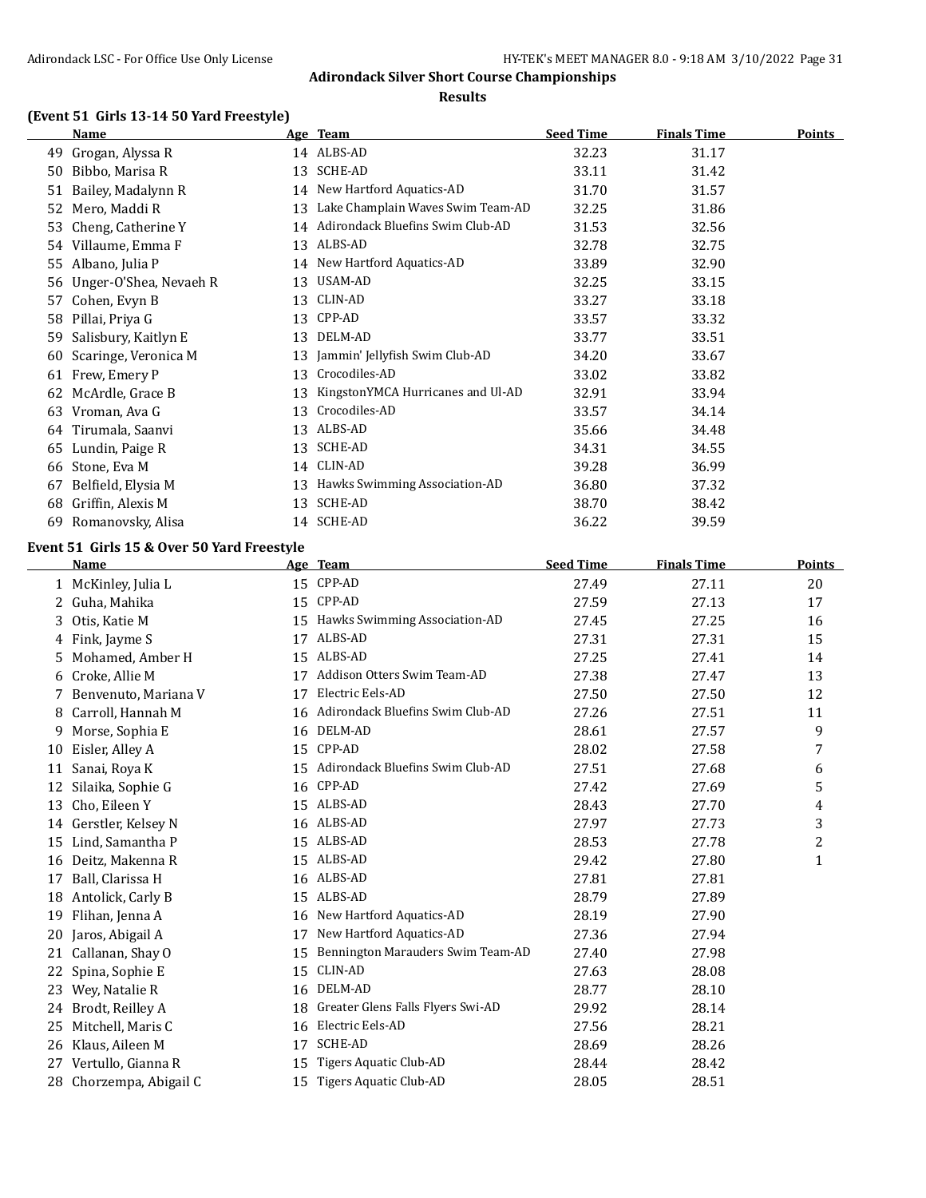## Adirondack Silver Short Course Championships

### Results

#### (Event 51 Girls 13-14 50 Yard Freestyle)

| | Name | Age | Team | Seed Time | Finals Time | Points |
|---|---|---|---|---|---|---|
| 49 | Grogan, Alyssa R | 14 | ALBS-AD | 32.23 | 31.17 | |
| 50 | Bibbo, Marisa R | 13 | SCHE-AD | 33.11 | 31.42 | |
| 51 | Bailey, Madalynn R | 14 | New Hartford Aquatics-AD | 31.70 | 31.57 | |
| 52 | Mero, Maddi R | 13 | Lake Champlain Waves Swim Team-AD | 32.25 | 31.86 | |
| 53 | Cheng, Catherine Y | 14 | Adirondack Bluefins Swim Club-AD | 31.53 | 32.56 | |
| 54 | Villaume, Emma F | 13 | ALBS-AD | 32.78 | 32.75 | |
| 55 | Albano, Julia P | 14 | New Hartford Aquatics-AD | 33.89 | 32.90 | |
| 56 | Unger-O'Shea, Nevaeh R | 13 | USAM-AD | 32.25 | 33.15 | |
| 57 | Cohen, Evyn B | 13 | CLIN-AD | 33.27 | 33.18 | |
| 58 | Pillai, Priya G | 13 | CPP-AD | 33.57 | 33.32 | |
| 59 | Salisbury, Kaitlyn E | 13 | DELM-AD | 33.77 | 33.51 | |
| 60 | Scaringe, Veronica M | 13 | Jammin' Jellyfish Swim Club-AD | 34.20 | 33.67 | |
| 61 | Frew, Emery P | 13 | Crocodiles-AD | 33.02 | 33.82 | |
| 62 | McArdle, Grace B | 13 | KingstonYMCA Hurricanes and Ul-AD | 32.91 | 33.94 | |
| 63 | Vroman, Ava G | 13 | Crocodiles-AD | 33.57 | 34.14 | |
| 64 | Tirumala, Saanvi | 13 | ALBS-AD | 35.66 | 34.48 | |
| 65 | Lundin, Paige R | 13 | SCHE-AD | 34.31 | 34.55 | |
| 66 | Stone, Eva M | 14 | CLIN-AD | 39.28 | 36.99 | |
| 67 | Belfield, Elysia M | 13 | Hawks Swimming Association-AD | 36.80 | 37.32 | |
| 68 | Griffin, Alexis M | 13 | SCHE-AD | 38.70 | 38.42 | |
| 69 | Romanovsky, Alisa | 14 | SCHE-AD | 36.22 | 39.59 | |

#### Event 51 Girls 15 & Over 50 Yard Freestyle

| | Name | Age | Team | Seed Time | Finals Time | Points |
|---|---|---|---|---|---|---|
| 1 | McKinley, Julia L | 15 | CPP-AD | 27.49 | 27.11 | 20 |
| 2 | Guha, Mahika | 15 | CPP-AD | 27.59 | 27.13 | 17 |
| 3 | Otis, Katie M | 15 | Hawks Swimming Association-AD | 27.45 | 27.25 | 16 |
| 4 | Fink, Jayme S | 17 | ALBS-AD | 27.31 | 27.31 | 15 |
| 5 | Mohamed, Amber H | 15 | ALBS-AD | 27.25 | 27.41 | 14 |
| 6 | Croke, Allie M | 17 | Addison Otters Swim Team-AD | 27.38 | 27.47 | 13 |
| 7 | Benvenuto, Mariana V | 17 | Electric Eels-AD | 27.50 | 27.50 | 12 |
| 8 | Carroll, Hannah M | 16 | Adirondack Bluefins Swim Club-AD | 27.26 | 27.51 | 11 |
| 9 | Morse, Sophia E | 16 | DELM-AD | 28.61 | 27.57 | 9 |
| 10 | Eisler, Alley A | 15 | CPP-AD | 28.02 | 27.58 | 7 |
| 11 | Sanai, Roya K | 15 | Adirondack Bluefins Swim Club-AD | 27.51 | 27.68 | 6 |
| 12 | Silaika, Sophie G | 16 | CPP-AD | 27.42 | 27.69 | 5 |
| 13 | Cho, Eileen Y | 15 | ALBS-AD | 28.43 | 27.70 | 4 |
| 14 | Gerstler, Kelsey N | 16 | ALBS-AD | 27.97 | 27.73 | 3 |
| 15 | Lind, Samantha P | 15 | ALBS-AD | 28.53 | 27.78 | 2 |
| 16 | Deitz, Makenna R | 15 | ALBS-AD | 29.42 | 27.80 | 1 |
| 17 | Ball, Clarissa H | 16 | ALBS-AD | 27.81 | 27.81 | |
| 18 | Antolick, Carly B | 15 | ALBS-AD | 28.79 | 27.89 | |
| 19 | Flihan, Jenna A | 16 | New Hartford Aquatics-AD | 28.19 | 27.90 | |
| 20 | Jaros, Abigail A | 17 | New Hartford Aquatics-AD | 27.36 | 27.94 | |
| 21 | Callanan, Shay O | 15 | Bennington Marauders Swim Team-AD | 27.40 | 27.98 | |
| 22 | Spina, Sophie E | 15 | CLIN-AD | 27.63 | 28.08 | |
| 23 | Wey, Natalie R | 16 | DELM-AD | 28.77 | 28.10 | |
| 24 | Brodt, Reilley A | 18 | Greater Glens Falls Flyers Swi-AD | 29.92 | 28.14 | |
| 25 | Mitchell, Maris C | 16 | Electric Eels-AD | 27.56 | 28.21 | |
| 26 | Klaus, Aileen M | 17 | SCHE-AD | 28.69 | 28.26 | |
| 27 | Vertullo, Gianna R | 15 | Tigers Aquatic Club-AD | 28.44 | 28.42 | |
| 28 | Chorzempa, Abigail C | 15 | Tigers Aquatic Club-AD | 28.05 | 28.51 | |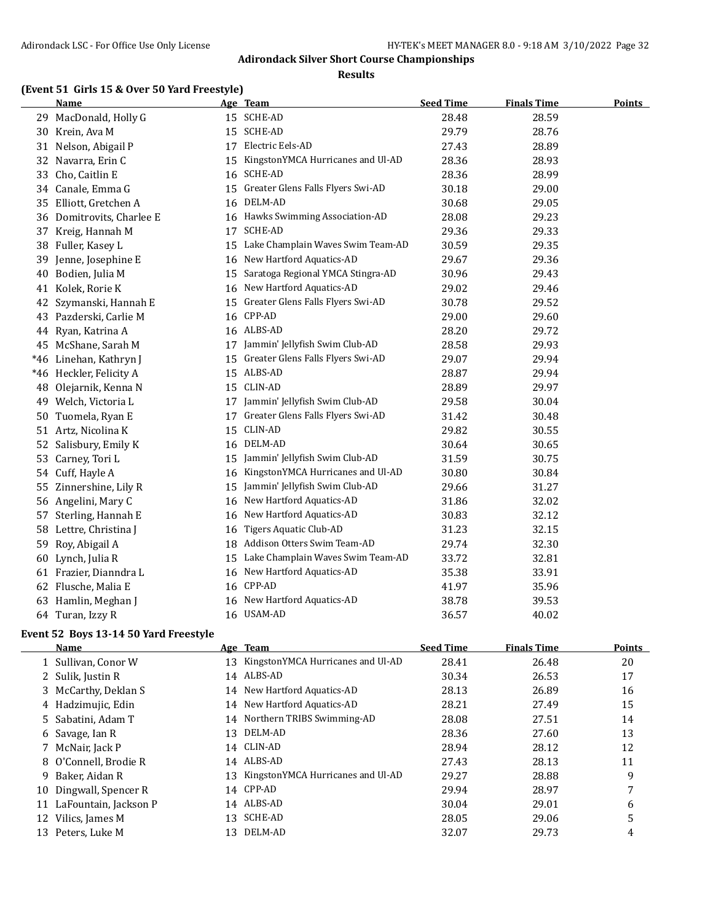## Adirondack Silver Short Course Championships

### Results

### (Event 51 Girls 15 & Over 50 Yard Freestyle)

| | Name | Age | Team | Seed Time | Finals Time | Points |
|---|---|---|---|---|---|---|
| 29 | MacDonald, Holly G | 15 | SCHE-AD | 28.48 | 28.59 | |
| 30 | Krein, Ava M | 15 | SCHE-AD | 29.79 | 28.76 | |
| 31 | Nelson, Abigail P | 17 | Electric Eels-AD | 27.43 | 28.89 | |
| 32 | Navarra, Erin C | 15 | KingstonYMCA Hurricanes and Ul-AD | 28.36 | 28.93 | |
| 33 | Cho, Caitlin E | 16 | SCHE-AD | 28.36 | 28.99 | |
| 34 | Canale, Emma G | 15 | Greater Glens Falls Flyers Swi-AD | 30.18 | 29.00 | |
| 35 | Elliott, Gretchen A | 16 | DELM-AD | 30.68 | 29.05 | |
| 36 | Domitrovits, Charlee E | 16 | Hawks Swimming Association-AD | 28.08 | 29.23 | |
| 37 | Kreig, Hannah M | 17 | SCHE-AD | 29.36 | 29.33 | |
| 38 | Fuller, Kasey L | 15 | Lake Champlain Waves Swim Team-AD | 30.59 | 29.35 | |
| 39 | Jenne, Josephine E | 16 | New Hartford Aquatics-AD | 29.67 | 29.36 | |
| 40 | Bodien, Julia M | 15 | Saratoga Regional YMCA Stingra-AD | 30.96 | 29.43 | |
| 41 | Kolek, Rorie K | 16 | New Hartford Aquatics-AD | 29.02 | 29.46 | |
| 42 | Szymanski, Hannah E | 15 | Greater Glens Falls Flyers Swi-AD | 30.78 | 29.52 | |
| 43 | Pazderski, Carlie M | 16 | CPP-AD | 29.00 | 29.60 | |
| 44 | Ryan, Katrina A | 16 | ALBS-AD | 28.20 | 29.72 | |
| 45 | McShane, Sarah M | 17 | Jammin' Jellyfish Swim Club-AD | 28.58 | 29.93 | |
| *46 | Linehan, Kathryn J | 15 | Greater Glens Falls Flyers Swi-AD | 29.07 | 29.94 | |
| *46 | Heckler, Felicity A | 15 | ALBS-AD | 28.87 | 29.94 | |
| 48 | Olejarnik, Kenna N | 15 | CLIN-AD | 28.89 | 29.97 | |
| 49 | Welch, Victoria L | 17 | Jammin' Jellyfish Swim Club-AD | 29.58 | 30.04 | |
| 50 | Tuomela, Ryan E | 17 | Greater Glens Falls Flyers Swi-AD | 31.42 | 30.48 | |
| 51 | Artz, Nicolina K | 15 | CLIN-AD | 29.82 | 30.55 | |
| 52 | Salisbury, Emily K | 16 | DELM-AD | 30.64 | 30.65 | |
| 53 | Carney, Tori L | 15 | Jammin' Jellyfish Swim Club-AD | 31.59 | 30.75 | |
| 54 | Cuff, Hayle A | 16 | KingstonYMCA Hurricanes and Ul-AD | 30.80 | 30.84 | |
| 55 | Zinnershine, Lily R | 15 | Jammin' Jellyfish Swim Club-AD | 29.66 | 31.27 | |
| 56 | Angelini, Mary C | 16 | New Hartford Aquatics-AD | 31.86 | 32.02 | |
| 57 | Sterling, Hannah E | 16 | New Hartford Aquatics-AD | 30.83 | 32.12 | |
| 58 | Lettre, Christina J | 16 | Tigers Aquatic Club-AD | 31.23 | 32.15 | |
| 59 | Roy, Abigail A | 18 | Addison Otters Swim Team-AD | 29.74 | 32.30 | |
| 60 | Lynch, Julia R | 15 | Lake Champlain Waves Swim Team-AD | 33.72 | 32.81 | |
| 61 | Frazier, Dianndra L | 16 | New Hartford Aquatics-AD | 35.38 | 33.91 | |
| 62 | Flusche, Malia E | 16 | CPP-AD | 41.97 | 35.96 | |
| 63 | Hamlin, Meghan J | 16 | New Hartford Aquatics-AD | 38.78 | 39.53 | |
| 64 | Turan, Izzy R | 16 | USAM-AD | 36.57 | 40.02 | |

### Event 52 Boys 13-14 50 Yard Freestyle

| | Name | Age | Team | Seed Time | Finals Time | Points |
|---|---|---|---|---|---|---|
| 1 | Sullivan, Conor W | 13 | KingstonYMCA Hurricanes and Ul-AD | 28.41 | 26.48 | 20 |
| 2 | Sulik, Justin R | 14 | ALBS-AD | 30.34 | 26.53 | 17 |
| 3 | McCarthy, Deklan S | 14 | New Hartford Aquatics-AD | 28.13 | 26.89 | 16 |
| 4 | Hadzimujic, Edin | 14 | New Hartford Aquatics-AD | 28.21 | 27.49 | 15 |
| 5 | Sabatini, Adam T | 14 | Northern TRIBS Swimming-AD | 28.08 | 27.51 | 14 |
| 6 | Savage, Ian R | 13 | DELM-AD | 28.36 | 27.60 | 13 |
| 7 | McNair, Jack P | 14 | CLIN-AD | 28.94 | 28.12 | 12 |
| 8 | O'Connell, Brodie R | 14 | ALBS-AD | 27.43 | 28.13 | 11 |
| 9 | Baker, Aidan R | 13 | KingstonYMCA Hurricanes and Ul-AD | 29.27 | 28.88 | 9 |
| 10 | Dingwall, Spencer R | 14 | CPP-AD | 29.94 | 28.97 | 7 |
| 11 | LaFountain, Jackson P | 14 | ALBS-AD | 30.04 | 29.01 | 6 |
| 12 | Vilics, James M | 13 | SCHE-AD | 28.05 | 29.06 | 5 |
| 13 | Peters, Luke M | 13 | DELM-AD | 32.07 | 29.73 | 4 |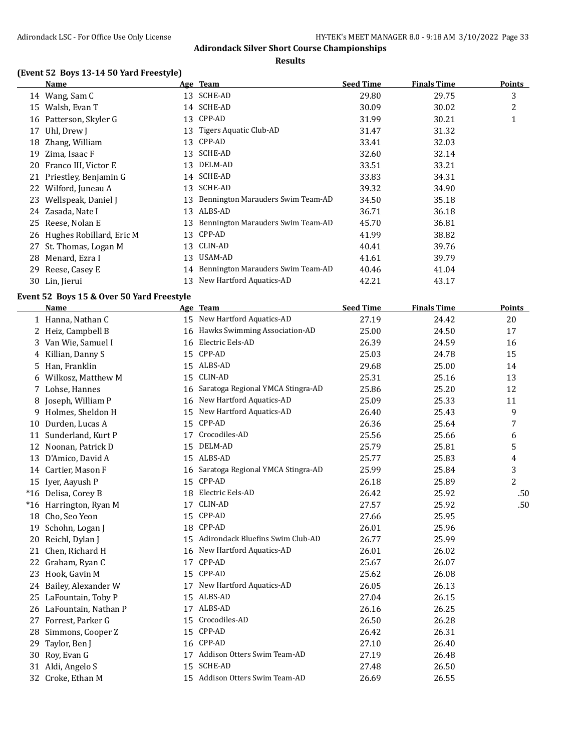# Adirondack Silver Short Course Championships

## Results

### (Event 52 Boys 13-14 50 Yard Freestyle)

| | Name | Age | Team | Seed Time | Finals Time | Points |
|---|---|---|---|---|---|---|
| 14 | Wang, Sam C | 13 | SCHE-AD | 29.80 | 29.75 | 3 |
| 15 | Walsh, Evan T | 14 | SCHE-AD | 30.09 | 30.02 | 2 |
| 16 | Patterson, Skyler G | 13 | CPP-AD | 31.99 | 30.21 | 1 |
| 17 | Uhl, Drew J | 13 | Tigers Aquatic Club-AD | 31.47 | 31.32 | |
| 18 | Zhang, William | 13 | CPP-AD | 33.41 | 32.03 | |
| 19 | Zima, Isaac F | 13 | SCHE-AD | 32.60 | 32.14 | |
| 20 | Franco III, Victor E | 13 | DELM-AD | 33.51 | 33.21 | |
| 21 | Priestley, Benjamin G | 14 | SCHE-AD | 33.83 | 34.31 | |
| 22 | Wilford, Juneau A | 13 | SCHE-AD | 39.32 | 34.90 | |
| 23 | Wellspeak, Daniel J | 13 | Bennington Marauders Swim Team-AD | 34.50 | 35.18 | |
| 24 | Zasada, Nate I | 13 | ALBS-AD | 36.71 | 36.18 | |
| 25 | Reese, Nolan E | 13 | Bennington Marauders Swim Team-AD | 45.70 | 36.81 | |
| 26 | Hughes Robillard, Eric M | 13 | CPP-AD | 41.99 | 38.82 | |
| 27 | St. Thomas, Logan M | 13 | CLIN-AD | 40.41 | 39.76 | |
| 28 | Menard, Ezra I | 13 | USAM-AD | 41.61 | 39.79 | |
| 29 | Reese, Casey E | 14 | Bennington Marauders Swim Team-AD | 40.46 | 41.04 | |
| 30 | Lin, Jierui | 13 | New Hartford Aquatics-AD | 42.21 | 43.17 | |

### Event 52 Boys 15 & Over 50 Yard Freestyle

| | Name | Age | Team | Seed Time | Finals Time | Points |
|---|---|---|---|---|---|---|
| 1 | Hanna, Nathan C | 15 | New Hartford Aquatics-AD | 27.19 | 24.42 | 20 |
| 2 | Heiz, Campbell B | 16 | Hawks Swimming Association-AD | 25.00 | 24.50 | 17 |
| 3 | Van Wie, Samuel I | 16 | Electric Eels-AD | 26.39 | 24.59 | 16 |
| 4 | Killian, Danny S | 15 | CPP-AD | 25.03 | 24.78 | 15 |
| 5 | Han, Franklin | 15 | ALBS-AD | 29.68 | 25.00 | 14 |
| 6 | Wilkosz, Matthew M | 15 | CLIN-AD | 25.31 | 25.16 | 13 |
| 7 | Lohse, Hannes | 16 | Saratoga Regional YMCA Stingra-AD | 25.86 | 25.20 | 12 |
| 8 | Joseph, William P | 16 | New Hartford Aquatics-AD | 25.09 | 25.33 | 11 |
| 9 | Holmes, Sheldon H | 15 | New Hartford Aquatics-AD | 26.40 | 25.43 | 9 |
| 10 | Durden, Lucas A | 15 | CPP-AD | 26.36 | 25.64 | 7 |
| 11 | Sunderland, Kurt P | 17 | Crocodiles-AD | 25.56 | 25.66 | 6 |
| 12 | Noonan, Patrick D | 15 | DELM-AD | 25.79 | 25.81 | 5 |
| 13 | D'Amico, David A | 15 | ALBS-AD | 25.77 | 25.83 | 4 |
| 14 | Cartier, Mason F | 16 | Saratoga Regional YMCA Stingra-AD | 25.99 | 25.84 | 3 |
| 15 | Iyer, Aayush P | 15 | CPP-AD | 26.18 | 25.89 | 2 |
| *16 | Delisa, Corey B | 18 | Electric Eels-AD | 26.42 | 25.92 | .50 |
| *16 | Harrington, Ryan M | 17 | CLIN-AD | 27.57 | 25.92 | .50 |
| 18 | Cho, Seo Yeon | 15 | CPP-AD | 27.66 | 25.95 | |
| 19 | Schohn, Logan J | 18 | CPP-AD | 26.01 | 25.96 | |
| 20 | Reichl, Dylan J | 15 | Adirondack Bluefins Swim Club-AD | 26.77 | 25.99 | |
| 21 | Chen, Richard H | 16 | New Hartford Aquatics-AD | 26.01 | 26.02 | |
| 22 | Graham, Ryan C | 17 | CPP-AD | 25.67 | 26.07 | |
| 23 | Hook, Gavin M | 15 | CPP-AD | 25.62 | 26.08 | |
| 24 | Bailey, Alexander W | 17 | New Hartford Aquatics-AD | 26.05 | 26.13 | |
| 25 | LaFountain, Toby P | 15 | ALBS-AD | 27.04 | 26.15 | |
| 26 | LaFountain, Nathan P | 17 | ALBS-AD | 26.16 | 26.25 | |
| 27 | Forrest, Parker G | 15 | Crocodiles-AD | 26.50 | 26.28 | |
| 28 | Simmons, Cooper Z | 15 | CPP-AD | 26.42 | 26.31 | |
| 29 | Taylor, Ben J | 16 | CPP-AD | 27.10 | 26.40 | |
| 30 | Roy, Evan G | 17 | Addison Otters Swim Team-AD | 27.19 | 26.48 | |
| 31 | Aldi, Angelo S | 15 | SCHE-AD | 27.48 | 26.50 | |
| 32 | Croke, Ethan M | 15 | Addison Otters Swim Team-AD | 26.69 | 26.55 | |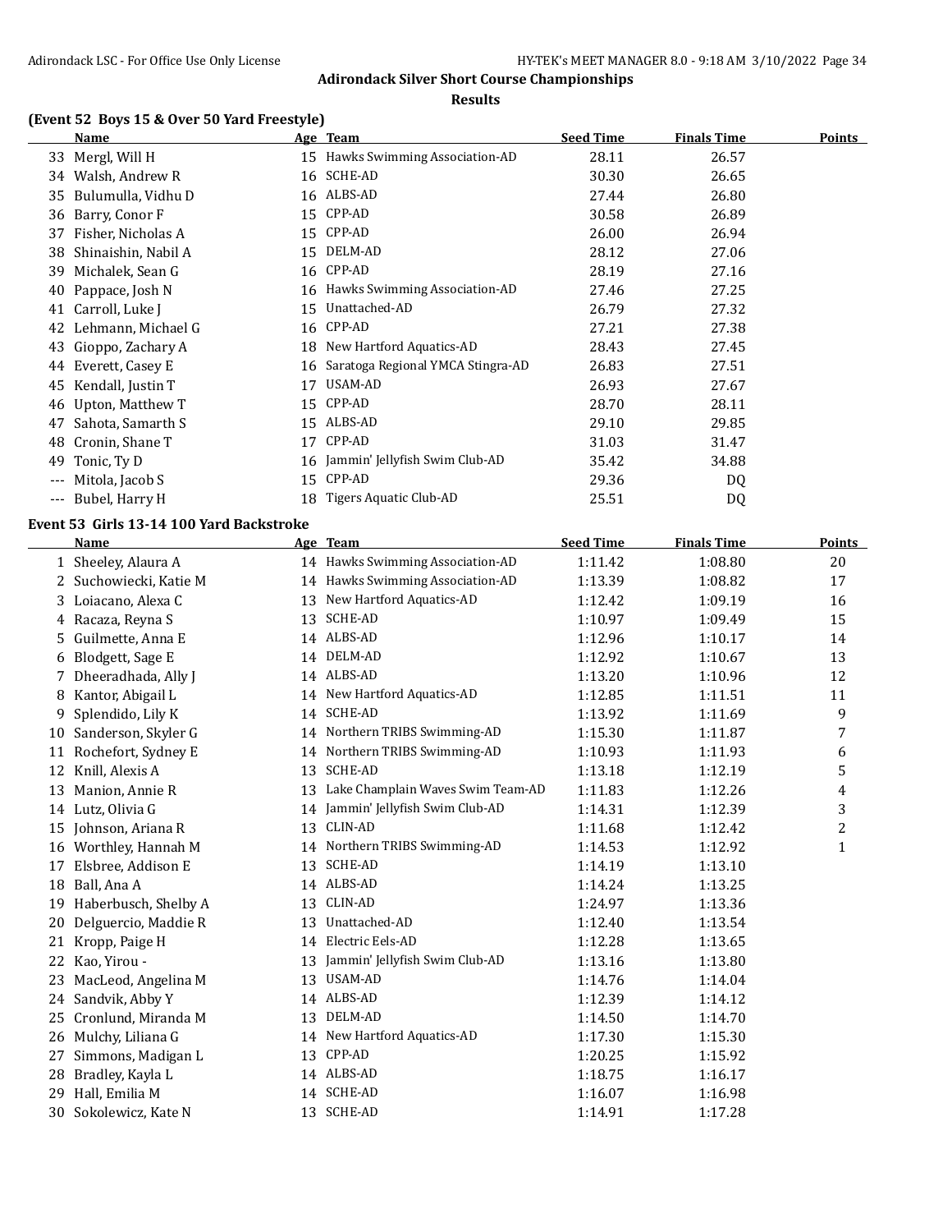# Adirondack Silver Short Course Championships

## Results

### (Event 52 Boys 15 & Over 50 Yard Freestyle)

| | Name | Age | Team | Seed Time | Finals Time | Points |
|---|---|---|---|---|---|---|
| 33 | Mergl, Will H | 15 | Hawks Swimming Association-AD | 28.11 | 26.57 | |
| 34 | Walsh, Andrew R | 16 | SCHE-AD | 30.30 | 26.65 | |
| 35 | Bulumulla, Vidhu D | 16 | ALBS-AD | 27.44 | 26.80 | |
| 36 | Barry, Conor F | 15 | CPP-AD | 30.58 | 26.89 | |
| 37 | Fisher, Nicholas A | 15 | CPP-AD | 26.00 | 26.94 | |
| 38 | Shinaishin, Nabil A | 15 | DELM-AD | 28.12 | 27.06 | |
| 39 | Michalek, Sean G | 16 | CPP-AD | 28.19 | 27.16 | |
| 40 | Pappace, Josh N | 16 | Hawks Swimming Association-AD | 27.46 | 27.25 | |
| 41 | Carroll, Luke J | 15 | Unattached-AD | 26.79 | 27.32 | |
| 42 | Lehmann, Michael G | 16 | CPP-AD | 27.21 | 27.38 | |
| 43 | Gioppo, Zachary A | 18 | New Hartford Aquatics-AD | 28.43 | 27.45 | |
| 44 | Everett, Casey E | 16 | Saratoga Regional YMCA Stingra-AD | 26.83 | 27.51 | |
| 45 | Kendall, Justin T | 17 | USAM-AD | 26.93 | 27.67 | |
| 46 | Upton, Matthew T | 15 | CPP-AD | 28.70 | 28.11 | |
| 47 | Sahota, Samarth S | 15 | ALBS-AD | 29.10 | 29.85 | |
| 48 | Cronin, Shane T | 17 | CPP-AD | 31.03 | 31.47 | |
| 49 | Tonic, Ty D | 16 | Jammin' Jellyfish Swim Club-AD | 35.42 | 34.88 | |
| --- | Mitola, Jacob S | 15 | CPP-AD | 29.36 | DQ | |
| --- | Bubel, Harry H | 18 | Tigers Aquatic Club-AD | 25.51 | DQ | |

### Event 53 Girls 13-14 100 Yard Backstroke

| | Name | Age | Team | Seed Time | Finals Time | Points |
|---|---|---|---|---|---|---|
| 1 | Sheeley, Alaura A | 14 | Hawks Swimming Association-AD | 1:11.42 | 1:08.80 | 20 |
| 2 | Suchowiecki, Katie M | 14 | Hawks Swimming Association-AD | 1:13.39 | 1:08.82 | 17 |
| 3 | Loiacano, Alexa C | 13 | New Hartford Aquatics-AD | 1:12.42 | 1:09.19 | 16 |
| 4 | Racaza, Reyna S | 13 | SCHE-AD | 1:10.97 | 1:09.49 | 15 |
| 5 | Guilmette, Anna E | 14 | ALBS-AD | 1:12.96 | 1:10.17 | 14 |
| 6 | Blodgett, Sage E | 14 | DELM-AD | 1:12.92 | 1:10.67 | 13 |
| 7 | Dheeradhada, Ally J | 14 | ALBS-AD | 1:13.20 | 1:10.96 | 12 |
| 8 | Kantor, Abigail L | 14 | New Hartford Aquatics-AD | 1:12.85 | 1:11.51 | 11 |
| 9 | Splendido, Lily K | 14 | SCHE-AD | 1:13.92 | 1:11.69 | 9 |
| 10 | Sanderson, Skyler G | 14 | Northern TRIBS Swimming-AD | 1:15.30 | 1:11.87 | 7 |
| 11 | Rochefort, Sydney E | 14 | Northern TRIBS Swimming-AD | 1:10.93 | 1:11.93 | 6 |
| 12 | Knill, Alexis A | 13 | SCHE-AD | 1:13.18 | 1:12.19 | 5 |
| 13 | Manion, Annie R | 13 | Lake Champlain Waves Swim Team-AD | 1:11.83 | 1:12.26 | 4 |
| 14 | Lutz, Olivia G | 14 | Jammin' Jellyfish Swim Club-AD | 1:14.31 | 1:12.39 | 3 |
| 15 | Johnson, Ariana R | 13 | CLIN-AD | 1:11.68 | 1:12.42 | 2 |
| 16 | Worthley, Hannah M | 14 | Northern TRIBS Swimming-AD | 1:14.53 | 1:12.92 | 1 |
| 17 | Elsbree, Addison E | 13 | SCHE-AD | 1:14.19 | 1:13.10 | |
| 18 | Ball, Ana A | 14 | ALBS-AD | 1:14.24 | 1:13.25 | |
| 19 | Haberbusch, Shelby A | 13 | CLIN-AD | 1:24.97 | 1:13.36 | |
| 20 | Delguercio, Maddie R | 13 | Unattached-AD | 1:12.40 | 1:13.54 | |
| 21 | Kropp, Paige H | 14 | Electric Eels-AD | 1:12.28 | 1:13.65 | |
| 22 | Kao, Yirou - | 13 | Jammin' Jellyfish Swim Club-AD | 1:13.16 | 1:13.80 | |
| 23 | MacLeod, Angelina M | 13 | USAM-AD | 1:14.76 | 1:14.04 | |
| 24 | Sandvik, Abby Y | 14 | ALBS-AD | 1:12.39 | 1:14.12 | |
| 25 | Cronlund, Miranda M | 13 | DELM-AD | 1:14.50 | 1:14.70 | |
| 26 | Mulchy, Liliana G | 14 | New Hartford Aquatics-AD | 1:17.30 | 1:15.30 | |
| 27 | Simmons, Madigan L | 13 | CPP-AD | 1:20.25 | 1:15.92 | |
| 28 | Bradley, Kayla L | 14 | ALBS-AD | 1:18.75 | 1:16.17 | |
| 29 | Hall, Emilia M | 14 | SCHE-AD | 1:16.07 | 1:16.98 | |
| 30 | Sokolewicz, Kate N | 13 | SCHE-AD | 1:14.91 | 1:17.28 | |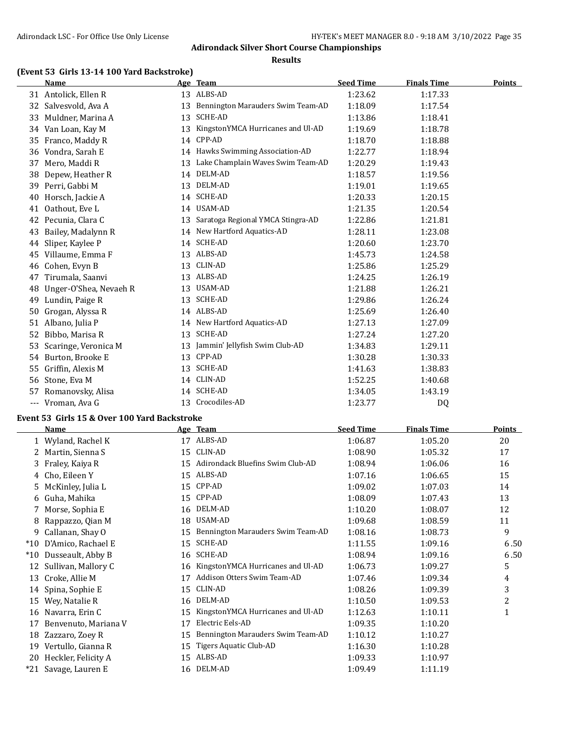## Adirondack Silver Short Course Championships

### Results

### (Event 53 Girls 13-14 100 Yard Backstroke)

| | Name | Age | Team | Seed Time | Finals Time | Points |
|---|---|---|---|---|---|---|
| 31 | Antolick, Ellen R | 13 | ALBS-AD | 1:23.62 | 1:17.33 | |
| 32 | Salvesvold, Ava A | 13 | Bennington Marauders Swim Team-AD | 1:18.09 | 1:17.54 | |
| 33 | Muldner, Marina A | 13 | SCHE-AD | 1:13.86 | 1:18.41 | |
| 34 | Van Loan, Kay M | 13 | KingstonYMCA Hurricanes and Ul-AD | 1:19.69 | 1:18.78 | |
| 35 | Franco, Maddy R | 14 | CPP-AD | 1:18.70 | 1:18.88 | |
| 36 | Vondra, Sarah E | 14 | Hawks Swimming Association-AD | 1:22.77 | 1:18.94 | |
| 37 | Mero, Maddi R | 13 | Lake Champlain Waves Swim Team-AD | 1:20.29 | 1:19.43 | |
| 38 | Depew, Heather R | 14 | DELM-AD | 1:18.57 | 1:19.56 | |
| 39 | Perri, Gabbi M | 13 | DELM-AD | 1:19.01 | 1:19.65 | |
| 40 | Horsch, Jackie A | 14 | SCHE-AD | 1:20.33 | 1:20.15 | |
| 41 | Oathout, Eve L | 14 | USAM-AD | 1:21.35 | 1:20.54 | |
| 42 | Pecunia, Clara C | 13 | Saratoga Regional YMCA Stingra-AD | 1:22.86 | 1:21.81 | |
| 43 | Bailey, Madalynn R | 14 | New Hartford Aquatics-AD | 1:28.11 | 1:23.08 | |
| 44 | Sliper, Kaylee P | 14 | SCHE-AD | 1:20.60 | 1:23.70 | |
| 45 | Villaume, Emma F | 13 | ALBS-AD | 1:45.73 | 1:24.58 | |
| 46 | Cohen, Evyn B | 13 | CLIN-AD | 1:25.86 | 1:25.29 | |
| 47 | Tirumala, Saanvi | 13 | ALBS-AD | 1:24.25 | 1:26.19 | |
| 48 | Unger-O'Shea, Nevaeh R | 13 | USAM-AD | 1:21.88 | 1:26.21 | |
| 49 | Lundin, Paige R | 13 | SCHE-AD | 1:29.86 | 1:26.24 | |
| 50 | Grogan, Alyssa R | 14 | ALBS-AD | 1:25.69 | 1:26.40 | |
| 51 | Albano, Julia P | 14 | New Hartford Aquatics-AD | 1:27.13 | 1:27.09 | |
| 52 | Bibbo, Marisa R | 13 | SCHE-AD | 1:27.24 | 1:27.20 | |
| 53 | Scaringe, Veronica M | 13 | Jammin' Jellyfish Swim Club-AD | 1:34.83 | 1:29.11 | |
| 54 | Burton, Brooke E | 13 | CPP-AD | 1:30.28 | 1:30.33 | |
| 55 | Griffin, Alexis M | 13 | SCHE-AD | 1:41.63 | 1:38.83 | |
| 56 | Stone, Eva M | 14 | CLIN-AD | 1:52.25 | 1:40.68 | |
| 57 | Romanovsky, Alisa | 14 | SCHE-AD | 1:34.05 | 1:43.19 | |
| --- | Vroman, Ava G | 13 | Crocodiles-AD | 1:23.77 | DQ | |

### Event 53 Girls 15 & Over 100 Yard Backstroke

| | Name | Age | Team | Seed Time | Finals Time | Points |
|---|---|---|---|---|---|---|
| 1 | Wyland, Rachel K | 17 | ALBS-AD | 1:06.87 | 1:05.20 | 20 |
| 2 | Martin, Sienna S | 15 | CLIN-AD | 1:08.90 | 1:05.32 | 17 |
| 3 | Fraley, Kaiya R | 15 | Adirondack Bluefins Swim Club-AD | 1:08.94 | 1:06.06 | 16 |
| 4 | Cho, Eileen Y | 15 | ALBS-AD | 1:07.16 | 1:06.65 | 15 |
| 5 | McKinley, Julia L | 15 | CPP-AD | 1:09.02 | 1:07.03 | 14 |
| 6 | Guha, Mahika | 15 | CPP-AD | 1:08.09 | 1:07.43 | 13 |
| 7 | Morse, Sophia E | 16 | DELM-AD | 1:10.20 | 1:08.07 | 12 |
| 8 | Rappazzo, Qian M | 18 | USAM-AD | 1:09.68 | 1:08.59 | 11 |
| 9 | Callanan, Shay O | 15 | Bennington Marauders Swim Team-AD | 1:08.16 | 1:08.73 | 9 |
| *10 | D'Amico, Rachael E | 15 | SCHE-AD | 1:11.55 | 1:09.16 | 6.50 |
| *10 | Dusseault, Abby B | 16 | SCHE-AD | 1:08.94 | 1:09.16 | 6.50 |
| 12 | Sullivan, Mallory C | 16 | KingstonYMCA Hurricanes and Ul-AD | 1:06.73 | 1:09.27 | 5 |
| 13 | Croke, Allie M | 17 | Addison Otters Swim Team-AD | 1:07.46 | 1:09.34 | 4 |
| 14 | Spina, Sophie E | 15 | CLIN-AD | 1:08.26 | 1:09.39 | 3 |
| 15 | Wey, Natalie R | 16 | DELM-AD | 1:10.50 | 1:09.53 | 2 |
| 16 | Navarra, Erin C | 15 | KingstonYMCA Hurricanes and Ul-AD | 1:12.63 | 1:10.11 | 1 |
| 17 | Benvenuto, Mariana V | 17 | Electric Eels-AD | 1:09.35 | 1:10.20 | |
| 18 | Zazzaro, Zoey R | 15 | Bennington Marauders Swim Team-AD | 1:10.12 | 1:10.27 | |
| 19 | Vertullo, Gianna R | 15 | Tigers Aquatic Club-AD | 1:16.30 | 1:10.28 | |
| 20 | Heckler, Felicity A | 15 | ALBS-AD | 1:09.33 | 1:10.97 | |
| *21 | Savage, Lauren E | 16 | DELM-AD | 1:09.49 | 1:11.19 | |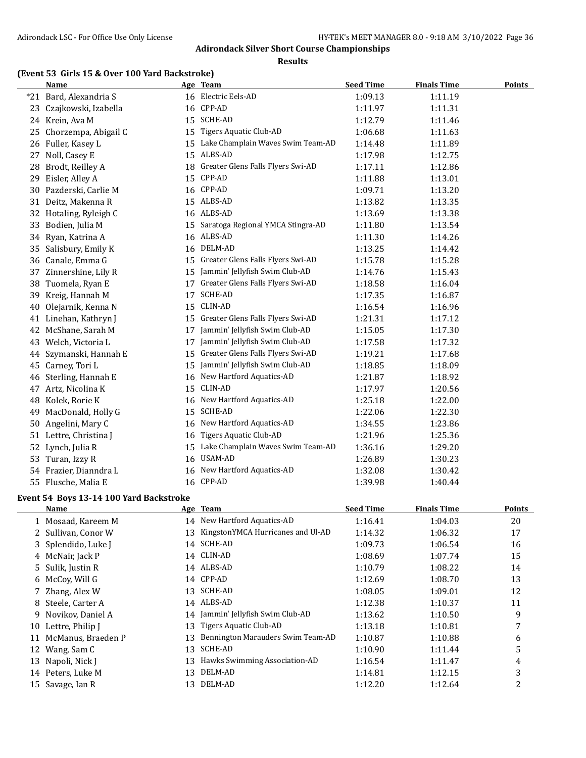# Adirondack Silver Short Course Championships

## Results

### (Event 53 Girls 15 & Over 100 Yard Backstroke)

| | Name | Age | Team | Seed Time | Finals Time | Points |
|---|---|---|---|---|---|---|
| *21 | Bard, Alexandria S | 16 | Electric Eels-AD | 1:09.13 | 1:11.19 | |
| 23 | Czajkowski, Izabella | 16 | CPP-AD | 1:11.97 | 1:11.31 | |
| 24 | Krein, Ava M | 15 | SCHE-AD | 1:12.79 | 1:11.46 | |
| 25 | Chorzempa, Abigail C | 15 | Tigers Aquatic Club-AD | 1:06.68 | 1:11.63 | |
| 26 | Fuller, Kasey L | 15 | Lake Champlain Waves Swim Team-AD | 1:14.48 | 1:11.89 | |
| 27 | Noll, Casey E | 15 | ALBS-AD | 1:17.98 | 1:12.75 | |
| 28 | Brodt, Reilley A | 18 | Greater Glens Falls Flyers Swi-AD | 1:17.11 | 1:12.86 | |
| 29 | Eisler, Alley A | 15 | CPP-AD | 1:11.88 | 1:13.01 | |
| 30 | Pazderski, Carlie M | 16 | CPP-AD | 1:09.71 | 1:13.20 | |
| 31 | Deitz, Makenna R | 15 | ALBS-AD | 1:13.82 | 1:13.35 | |
| 32 | Hotaling, Ryleigh C | 16 | ALBS-AD | 1:13.69 | 1:13.38 | |
| 33 | Bodien, Julia M | 15 | Saratoga Regional YMCA Stingra-AD | 1:11.80 | 1:13.54 | |
| 34 | Ryan, Katrina A | 16 | ALBS-AD | 1:11.30 | 1:14.26 | |
| 35 | Salisbury, Emily K | 16 | DELM-AD | 1:13.25 | 1:14.42 | |
| 36 | Canale, Emma G | 15 | Greater Glens Falls Flyers Swi-AD | 1:15.78 | 1:15.28 | |
| 37 | Zinnershine, Lily R | 15 | Jammin' Jellyfish Swim Club-AD | 1:14.76 | 1:15.43 | |
| 38 | Tuomela, Ryan E | 17 | Greater Glens Falls Flyers Swi-AD | 1:18.58 | 1:16.04 | |
| 39 | Kreig, Hannah M | 17 | SCHE-AD | 1:17.35 | 1:16.87 | |
| 40 | Olejarnik, Kenna N | 15 | CLIN-AD | 1:16.54 | 1:16.96 | |
| 41 | Linehan, Kathryn J | 15 | Greater Glens Falls Flyers Swi-AD | 1:21.31 | 1:17.12 | |
| 42 | McShane, Sarah M | 17 | Jammin' Jellyfish Swim Club-AD | 1:15.05 | 1:17.30 | |
| 43 | Welch, Victoria L | 17 | Jammin' Jellyfish Swim Club-AD | 1:17.58 | 1:17.32 | |
| 44 | Szymanski, Hannah E | 15 | Greater Glens Falls Flyers Swi-AD | 1:19.21 | 1:17.68 | |
| 45 | Carney, Tori L | 15 | Jammin' Jellyfish Swim Club-AD | 1:18.85 | 1:18.09 | |
| 46 | Sterling, Hannah E | 16 | New Hartford Aquatics-AD | 1:21.87 | 1:18.92 | |
| 47 | Artz, Nicolina K | 15 | CLIN-AD | 1:17.97 | 1:20.56 | |
| 48 | Kolek, Rorie K | 16 | New Hartford Aquatics-AD | 1:25.18 | 1:22.00 | |
| 49 | MacDonald, Holly G | 15 | SCHE-AD | 1:22.06 | 1:22.30 | |
| 50 | Angelini, Mary C | 16 | New Hartford Aquatics-AD | 1:34.55 | 1:23.86 | |
| 51 | Lettre, Christina J | 16 | Tigers Aquatic Club-AD | 1:21.96 | 1:25.36 | |
| 52 | Lynch, Julia R | 15 | Lake Champlain Waves Swim Team-AD | 1:36.16 | 1:29.20 | |
| 53 | Turan, Izzy R | 16 | USAM-AD | 1:26.89 | 1:30.23 | |
| 54 | Frazier, Dianndra L | 16 | New Hartford Aquatics-AD | 1:32.08 | 1:30.42 | |
| 55 | Flusche, Malia E | 16 | CPP-AD | 1:39.98 | 1:40.44 | |

### Event 54 Boys 13-14 100 Yard Backstroke

| | Name | Age | Team | Seed Time | Finals Time | Points |
|---|---|---|---|---|---|---|
| 1 | Mosaad, Kareem M | 14 | New Hartford Aquatics-AD | 1:16.41 | 1:04.03 | 20 |
| 2 | Sullivan, Conor W | 13 | KingstonYMCA Hurricanes and Ul-AD | 1:14.32 | 1:06.32 | 17 |
| 3 | Splendido, Luke J | 14 | SCHE-AD | 1:09.73 | 1:06.54 | 16 |
| 4 | McNair, Jack P | 14 | CLIN-AD | 1:08.69 | 1:07.74 | 15 |
| 5 | Sulik, Justin R | 14 | ALBS-AD | 1:10.79 | 1:08.22 | 14 |
| 6 | McCoy, Will G | 14 | CPP-AD | 1:12.69 | 1:08.70 | 13 |
| 7 | Zhang, Alex W | 13 | SCHE-AD | 1:08.05 | 1:09.01 | 12 |
| 8 | Steele, Carter A | 14 | ALBS-AD | 1:12.38 | 1:10.37 | 11 |
| 9 | Novikov, Daniel A | 14 | Jammin' Jellyfish Swim Club-AD | 1:13.62 | 1:10.50 | 9 |
| 10 | Lettre, Philip J | 13 | Tigers Aquatic Club-AD | 1:13.18 | 1:10.81 | 7 |
| 11 | McManus, Braeden P | 13 | Bennington Marauders Swim Team-AD | 1:10.87 | 1:10.88 | 6 |
| 12 | Wang, Sam C | 13 | SCHE-AD | 1:10.90 | 1:11.44 | 5 |
| 13 | Napoli, Nick J | 13 | Hawks Swimming Association-AD | 1:16.54 | 1:11.47 | 4 |
| 14 | Peters, Luke M | 13 | DELM-AD | 1:14.81 | 1:12.15 | 3 |
| 15 | Savage, Ian R | 13 | DELM-AD | 1:12.20 | 1:12.64 | 2 |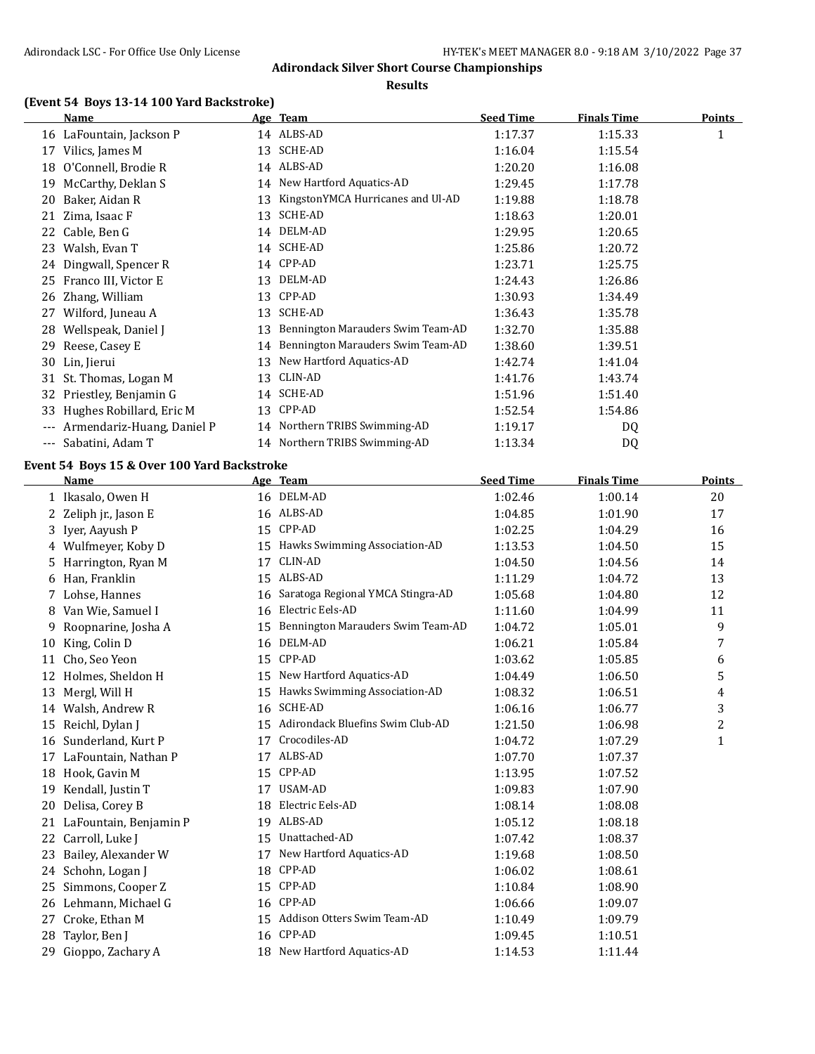## Adirondack Silver Short Course Championships

### Results

**(Event 54 Boys 13-14 100 Yard Backstroke)**

| | Name | Age | Team | Seed Time | Finals Time | Points |
|---|---|---|---|---|---|---|
| 16 | LaFountain, Jackson P | 14 | ALBS-AD | 1:17.37 | 1:15.33 | 1 |
| 17 | Vilics, James M | 13 | SCHE-AD | 1:16.04 | 1:15.54 | |
| 18 | O'Connell, Brodie R | 14 | ALBS-AD | 1:20.20 | 1:16.08 | |
| 19 | McCarthy, Deklan S | 14 | New Hartford Aquatics-AD | 1:29.45 | 1:17.78 | |
| 20 | Baker, Aidan R | 13 | KingstonYMCA Hurricanes and Ul-AD | 1:19.88 | 1:18.78 | |
| 21 | Zima, Isaac F | 13 | SCHE-AD | 1:18.63 | 1:20.01 | |
| 22 | Cable, Ben G | 14 | DELM-AD | 1:29.95 | 1:20.65 | |
| 23 | Walsh, Evan T | 14 | SCHE-AD | 1:25.86 | 1:20.72 | |
| 24 | Dingwall, Spencer R | 14 | CPP-AD | 1:23.71 | 1:25.75 | |
| 25 | Franco III, Victor E | 13 | DELM-AD | 1:24.43 | 1:26.86 | |
| 26 | Zhang, William | 13 | CPP-AD | 1:30.93 | 1:34.49 | |
| 27 | Wilford, Juneau A | 13 | SCHE-AD | 1:36.43 | 1:35.78 | |
| 28 | Wellspeak, Daniel J | 13 | Bennington Marauders Swim Team-AD | 1:32.70 | 1:35.88 | |
| 29 | Reese, Casey E | 14 | Bennington Marauders Swim Team-AD | 1:38.60 | 1:39.51 | |
| 30 | Lin, Jierui | 13 | New Hartford Aquatics-AD | 1:42.74 | 1:41.04 | |
| 31 | St. Thomas, Logan M | 13 | CLIN-AD | 1:41.76 | 1:43.74 | |
| 32 | Priestley, Benjamin G | 14 | SCHE-AD | 1:51.96 | 1:51.40 | |
| 33 | Hughes Robillard, Eric M | 13 | CPP-AD | 1:52.54 | 1:54.86 | |
| --- | Armendariz-Huang, Daniel P | 14 | Northern TRIBS Swimming-AD | 1:19.17 | DQ | |
| --- | Sabatini, Adam T | 14 | Northern TRIBS Swimming-AD | 1:13.34 | DQ | |

**Event 54 Boys 15 & Over 100 Yard Backstroke**

| | Name | Age | Team | Seed Time | Finals Time | Points |
|---|---|---|---|---|---|---|
| 1 | Ikasalo, Owen H | 16 | DELM-AD | 1:02.46 | 1:00.14 | 20 |
| 2 | Zeliph jr., Jason E | 16 | ALBS-AD | 1:04.85 | 1:01.90 | 17 |
| 3 | Iyer, Aayush P | 15 | CPP-AD | 1:02.25 | 1:04.29 | 16 |
| 4 | Wulfmeyer, Koby D | 15 | Hawks Swimming Association-AD | 1:13.53 | 1:04.50 | 15 |
| 5 | Harrington, Ryan M | 17 | CLIN-AD | 1:04.50 | 1:04.56 | 14 |
| 6 | Han, Franklin | 15 | ALBS-AD | 1:11.29 | 1:04.72 | 13 |
| 7 | Lohse, Hannes | 16 | Saratoga Regional YMCA Stingra-AD | 1:05.68 | 1:04.80 | 12 |
| 8 | Van Wie, Samuel I | 16 | Electric Eels-AD | 1:11.60 | 1:04.99 | 11 |
| 9 | Roopnarine, Josha A | 15 | Bennington Marauders Swim Team-AD | 1:04.72 | 1:05.01 | 9 |
| 10 | King, Colin D | 16 | DELM-AD | 1:06.21 | 1:05.84 | 7 |
| 11 | Cho, Seo Yeon | 15 | CPP-AD | 1:03.62 | 1:05.85 | 6 |
| 12 | Holmes, Sheldon H | 15 | New Hartford Aquatics-AD | 1:04.49 | 1:06.50 | 5 |
| 13 | Mergl, Will H | 15 | Hawks Swimming Association-AD | 1:08.32 | 1:06.51 | 4 |
| 14 | Walsh, Andrew R | 16 | SCHE-AD | 1:06.16 | 1:06.77 | 3 |
| 15 | Reichl, Dylan J | 15 | Adirondack Bluefins Swim Club-AD | 1:21.50 | 1:06.98 | 2 |
| 16 | Sunderland, Kurt P | 17 | Crocodiles-AD | 1:04.72 | 1:07.29 | 1 |
| 17 | LaFountain, Nathan P | 17 | ALBS-AD | 1:07.70 | 1:07.37 | |
| 18 | Hook, Gavin M | 15 | CPP-AD | 1:13.95 | 1:07.52 | |
| 19 | Kendall, Justin T | 17 | USAM-AD | 1:09.83 | 1:07.90 | |
| 20 | Delisa, Corey B | 18 | Electric Eels-AD | 1:08.14 | 1:08.08 | |
| 21 | LaFountain, Benjamin P | 19 | ALBS-AD | 1:05.12 | 1:08.18 | |
| 22 | Carroll, Luke J | 15 | Unattached-AD | 1:07.42 | 1:08.37 | |
| 23 | Bailey, Alexander W | 17 | New Hartford Aquatics-AD | 1:19.68 | 1:08.50 | |
| 24 | Schohn, Logan J | 18 | CPP-AD | 1:06.02 | 1:08.61 | |
| 25 | Simmons, Cooper Z | 15 | CPP-AD | 1:10.84 | 1:08.90 | |
| 26 | Lehmann, Michael G | 16 | CPP-AD | 1:06.66 | 1:09.07 | |
| 27 | Croke, Ethan M | 15 | Addison Otters Swim Team-AD | 1:10.49 | 1:09.79 | |
| 28 | Taylor, Ben J | 16 | CPP-AD | 1:09.45 | 1:10.51 | |
| 29 | Gioppo, Zachary A | 18 | New Hartford Aquatics-AD | 1:14.53 | 1:11.44 | |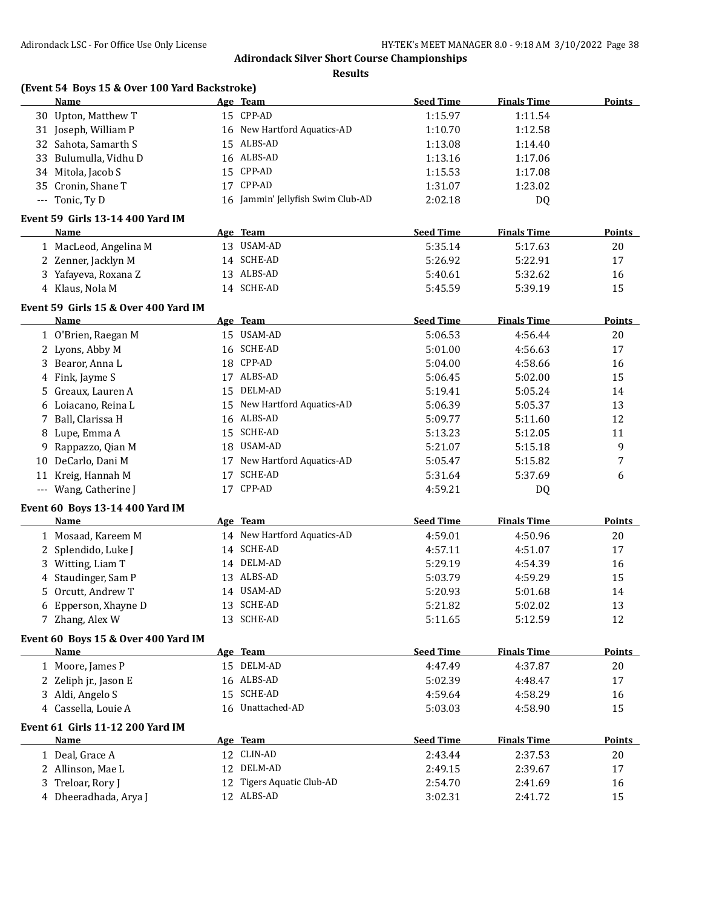## Adirondack Silver Short Course Championships

### Results

### (Event 54 Boys 15 & Over 100 Yard Backstroke)

| | Name | Age | Team | Seed Time | Finals Time | Points |
|---|---|---|---|---|---|---|
| 30 | Upton, Matthew T | 15 | CPP-AD | 1:15.97 | 1:11.54 | |
| 31 | Joseph, William P | 16 | New Hartford Aquatics-AD | 1:10.70 | 1:12.58 | |
| 32 | Sahota, Samarth S | 15 | ALBS-AD | 1:13.08 | 1:14.40 | |
| 33 | Bulumulla, Vidhu D | 16 | ALBS-AD | 1:13.16 | 1:17.06 | |
| 34 | Mitola, Jacob S | 15 | CPP-AD | 1:15.53 | 1:17.08 | |
| 35 | Cronin, Shane T | 17 | CPP-AD | 1:31.07 | 1:23.02 | |
| --- | Tonic, Ty D | 16 | Jammin' Jellyfish Swim Club-AD | 2:02.18 | DQ | |

### Event 59 Girls 13-14 400 Yard IM

| | Name | Age | Team | Seed Time | Finals Time | Points |
|---|---|---|---|---|---|---|
| 1 | MacLeod, Angelina M | 13 | USAM-AD | 5:35.14 | 5:17.63 | 20 |
| 2 | Zenner, Jacklyn M | 14 | SCHE-AD | 5:26.92 | 5:22.91 | 17 |
| 3 | Yafayeva, Roxana Z | 13 | ALBS-AD | 5:40.61 | 5:32.62 | 16 |
| 4 | Klaus, Nola M | 14 | SCHE-AD | 5:45.59 | 5:39.19 | 15 |

### Event 59 Girls 15 & Over 400 Yard IM

| | Name | Age | Team | Seed Time | Finals Time | Points |
|---|---|---|---|---|---|---|
| 1 | O'Brien, Raegan M | 15 | USAM-AD | 5:06.53 | 4:56.44 | 20 |
| 2 | Lyons, Abby M | 16 | SCHE-AD | 5:01.00 | 4:56.63 | 17 |
| 3 | Bearor, Anna L | 18 | CPP-AD | 5:04.00 | 4:58.66 | 16 |
| 4 | Fink, Jayme S | 17 | ALBS-AD | 5:06.45 | 5:02.00 | 15 |
| 5 | Greaux, Lauren A | 15 | DELM-AD | 5:19.41 | 5:05.24 | 14 |
| 6 | Loiacano, Reina L | 15 | New Hartford Aquatics-AD | 5:06.39 | 5:05.37 | 13 |
| 7 | Ball, Clarissa H | 16 | ALBS-AD | 5:09.77 | 5:11.60 | 12 |
| 8 | Lupe, Emma A | 15 | SCHE-AD | 5:13.23 | 5:12.05 | 11 |
| 9 | Rappazzo, Qian M | 18 | USAM-AD | 5:21.07 | 5:15.18 | 9 |
| 10 | DeCarlo, Dani M | 17 | New Hartford Aquatics-AD | 5:05.47 | 5:15.82 | 7 |
| 11 | Kreig, Hannah M | 17 | SCHE-AD | 5:31.64 | 5:37.69 | 6 |
| --- | Wang, Catherine J | 17 | CPP-AD | 4:59.21 | DQ | |

### Event 60 Boys 13-14 400 Yard IM

| | Name | Age | Team | Seed Time | Finals Time | Points |
|---|---|---|---|---|---|---|
| 1 | Mosaad, Kareem M | 14 | New Hartford Aquatics-AD | 4:59.01 | 4:50.96 | 20 |
| 2 | Splendido, Luke J | 14 | SCHE-AD | 4:57.11 | 4:51.07 | 17 |
| 3 | Witting, Liam T | 14 | DELM-AD | 5:29.19 | 4:54.39 | 16 |
| 4 | Staudinger, Sam P | 13 | ALBS-AD | 5:03.79 | 4:59.29 | 15 |
| 5 | Orcutt, Andrew T | 14 | USAM-AD | 5:20.93 | 5:01.68 | 14 |
| 6 | Epperson, Xhayne D | 13 | SCHE-AD | 5:21.82 | 5:02.02 | 13 |
| 7 | Zhang, Alex W | 13 | SCHE-AD | 5:11.65 | 5:12.59 | 12 |

### Event 60 Boys 15 & Over 400 Yard IM

| | Name | Age | Team | Seed Time | Finals Time | Points |
|---|---|---|---|---|---|---|
| 1 | Moore, James P | 15 | DELM-AD | 4:47.49 | 4:37.87 | 20 |
| 2 | Zeliph jr., Jason E | 16 | ALBS-AD | 5:02.39 | 4:48.47 | 17 |
| 3 | Aldi, Angelo S | 15 | SCHE-AD | 4:59.64 | 4:58.29 | 16 |
| 4 | Cassella, Louie A | 16 | Unattached-AD | 5:03.03 | 4:58.90 | 15 |

### Event 61 Girls 11-12 200 Yard IM

| | Name | Age | Team | Seed Time | Finals Time | Points |
|---|---|---|---|---|---|---|
| 1 | Deal, Grace A | 12 | CLIN-AD | 2:43.44 | 2:37.53 | 20 |
| 2 | Allinson, Mae L | 12 | DELM-AD | 2:49.15 | 2:39.67 | 17 |
| 3 | Treloar, Rory J | 12 | Tigers Aquatic Club-AD | 2:54.70 | 2:41.69 | 16 |
| 4 | Dheeradhada, Arya J | 12 | ALBS-AD | 3:02.31 | 2:41.72 | 15 |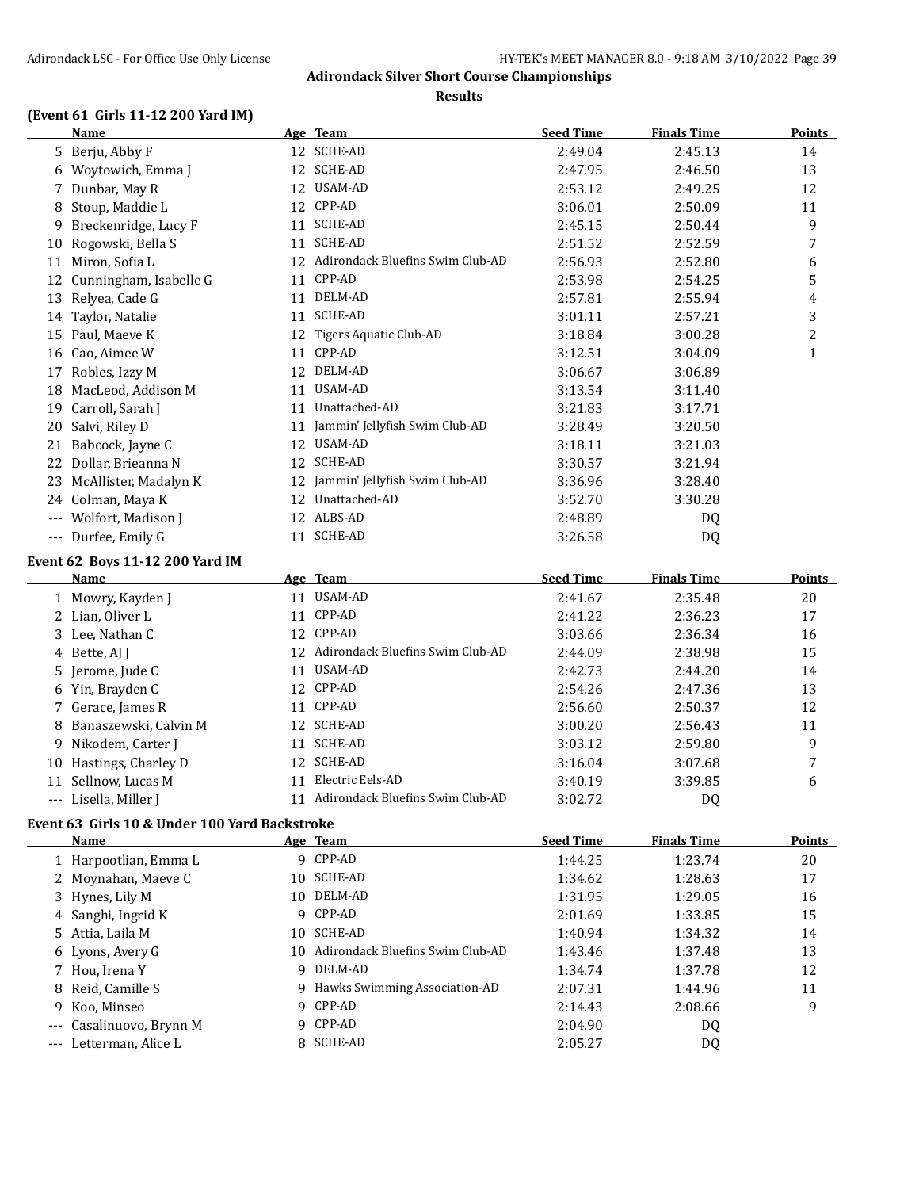# Adirondack Silver Short Course Championships

## Results

### (Event 61 Girls 11-12 200 Yard IM)

| | Name | Age | Team | Seed Time | Finals Time | Points |
|---|---|---|---|---|---|---|
| 5 | Berju, Abby F | 12 | SCHE-AD | 2:49.04 | 2:45.13 | 14 |
| 6 | Woytowich, Emma J | 12 | SCHE-AD | 2:47.95 | 2:46.50 | 13 |
| 7 | Dunbar, May R | 12 | USAM-AD | 2:53.12 | 2:49.25 | 12 |
| 8 | Stoup, Maddie L | 12 | CPP-AD | 3:06.01 | 2:50.09 | 11 |
| 9 | Breckenridge, Lucy F | 11 | SCHE-AD | 2:45.15 | 2:50.44 | 9 |
| 10 | Rogowski, Bella S | 11 | SCHE-AD | 2:51.52 | 2:52.59 | 7 |
| 11 | Miron, Sofia L | 12 | Adirondack Bluefins Swim Club-AD | 2:56.93 | 2:52.80 | 6 |
| 12 | Cunningham, Isabelle G | 11 | CPP-AD | 2:53.98 | 2:54.25 | 5 |
| 13 | Relyea, Cade G | 11 | DELM-AD | 2:57.81 | 2:55.94 | 4 |
| 14 | Taylor, Natalie | 11 | SCHE-AD | 3:01.11 | 2:57.21 | 3 |
| 15 | Paul, Maeve K | 12 | Tigers Aquatic Club-AD | 3:18.84 | 3:00.28 | 2 |
| 16 | Cao, Aimee W | 11 | CPP-AD | 3:12.51 | 3:04.09 | 1 |
| 17 | Robles, Izzy M | 12 | DELM-AD | 3:06.67 | 3:06.89 | |
| 18 | MacLeod, Addison M | 11 | USAM-AD | 3:13.54 | 3:11.40 | |
| 19 | Carroll, Sarah J | 11 | Unattached-AD | 3:21.83 | 3:17.71 | |
| 20 | Salvi, Riley D | 11 | Jammin' Jellyfish Swim Club-AD | 3:28.49 | 3:20.50 | |
| 21 | Babcock, Jayne C | 12 | USAM-AD | 3:18.11 | 3:21.03 | |
| 22 | Dollar, Brieanna N | 12 | SCHE-AD | 3:30.57 | 3:21.94 | |
| 23 | McAllister, Madalyn K | 12 | Jammin' Jellyfish Swim Club-AD | 3:36.96 | 3:28.40 | |
| 24 | Colman, Maya K | 12 | Unattached-AD | 3:52.70 | 3:30.28 | |
| --- | Wolfort, Madison J | 12 | ALBS-AD | 2:48.89 | DQ | |
| --- | Durfee, Emily G | 11 | SCHE-AD | 3:26.58 | DQ | |

### Event 62 Boys 11-12 200 Yard IM

| | Name | Age | Team | Seed Time | Finals Time | Points |
|---|---|---|---|---|---|---|
| 1 | Mowry, Kayden J | 11 | USAM-AD | 2:41.67 | 2:35.48 | 20 |
| 2 | Lian, Oliver L | 11 | CPP-AD | 2:41.22 | 2:36.23 | 17 |
| 3 | Lee, Nathan C | 12 | CPP-AD | 3:03.66 | 2:36.34 | 16 |
| 4 | Bette, AJ J | 12 | Adirondack Bluefins Swim Club-AD | 2:44.09 | 2:38.98 | 15 |
| 5 | Jerome, Jude C | 11 | USAM-AD | 2:42.73 | 2:44.20 | 14 |
| 6 | Yin, Brayden C | 12 | CPP-AD | 2:54.26 | 2:47.36 | 13 |
| 7 | Gerace, James R | 11 | CPP-AD | 2:56.60 | 2:50.37 | 12 |
| 8 | Banaszewski, Calvin M | 12 | SCHE-AD | 3:00.20 | 2:56.43 | 11 |
| 9 | Nikodem, Carter J | 11 | SCHE-AD | 3:03.12 | 2:59.80 | 9 |
| 10 | Hastings, Charley D | 12 | SCHE-AD | 3:16.04 | 3:07.68 | 7 |
| 11 | Sellnow, Lucas M | 11 | Electric Eels-AD | 3:40.19 | 3:39.85 | 6 |
| --- | Lisella, Miller J | 11 | Adirondack Bluefins Swim Club-AD | 3:02.72 | DQ | |

### Event 63 Girls 10 & Under 100 Yard Backstroke

| | Name | Age | Team | Seed Time | Finals Time | Points |
|---|---|---|---|---|---|---|
| 1 | Harpootlian, Emma L | 9 | CPP-AD | 1:44.25 | 1:23.74 | 20 |
| 2 | Moynahan, Maeve C | 10 | SCHE-AD | 1:34.62 | 1:28.63 | 17 |
| 3 | Hynes, Lily M | 10 | DELM-AD | 1:31.95 | 1:29.05 | 16 |
| 4 | Sanghi, Ingrid K | 9 | CPP-AD | 2:01.69 | 1:33.85 | 15 |
| 5 | Attia, Laila M | 10 | SCHE-AD | 1:40.94 | 1:34.32 | 14 |
| 6 | Lyons, Avery G | 10 | Adirondack Bluefins Swim Club-AD | 1:43.46 | 1:37.48 | 13 |
| 7 | Hou, Irena Y | 9 | DELM-AD | 1:34.74 | 1:37.78 | 12 |
| 8 | Reid, Camille S | 9 | Hawks Swimming Association-AD | 2:07.31 | 1:44.96 | 11 |
| 9 | Koo, Minseo | 9 | CPP-AD | 2:14.43 | 2:08.66 | 9 |
| --- | Casalinuovo, Brynn M | 9 | CPP-AD | 2:04.90 | DQ | |
| --- | Letterman, Alice L | 8 | SCHE-AD | 2:05.27 | DQ | |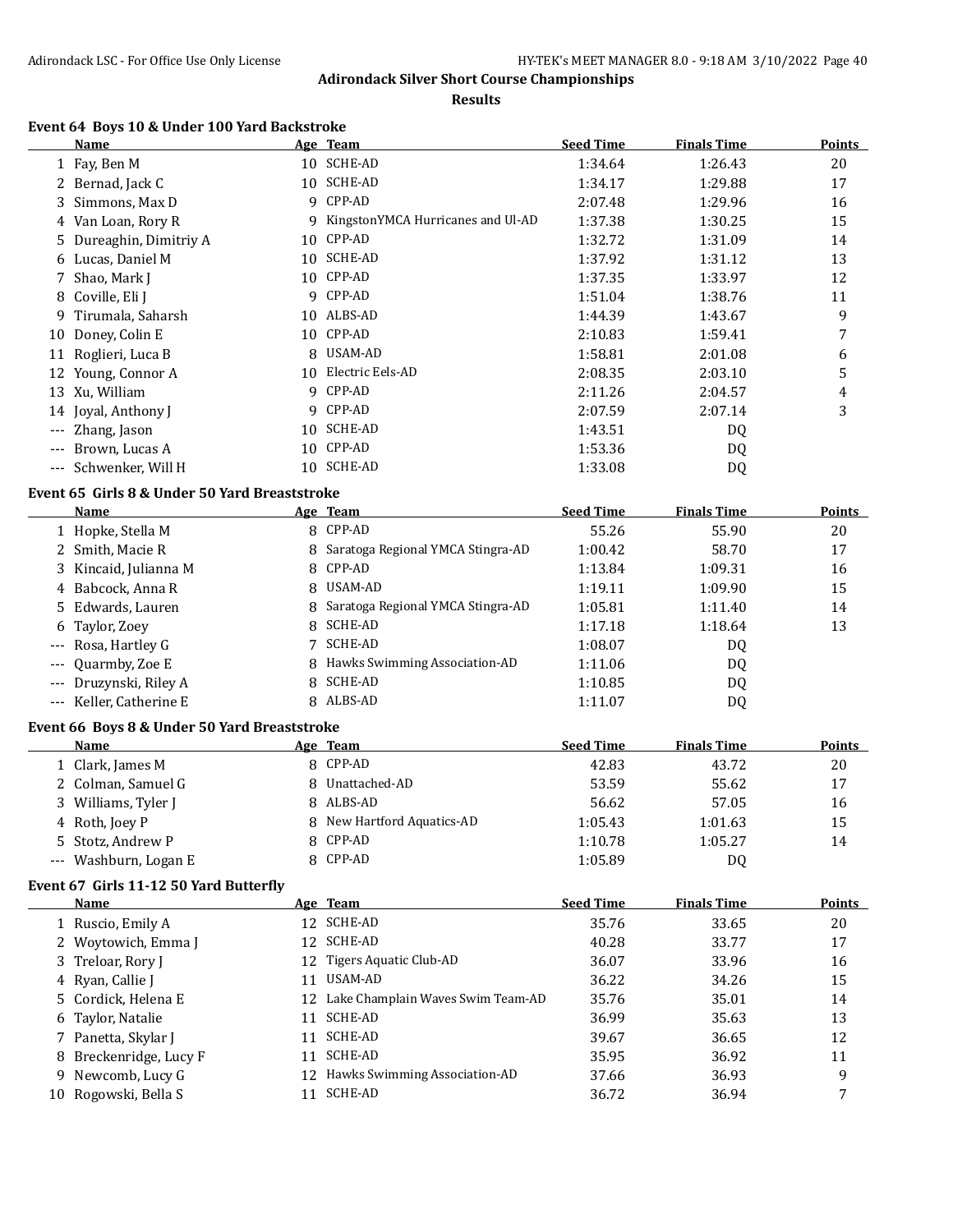# Adirondack Silver Short Course Championships

## Results

### Event 64 Boys 10 & Under 100 Yard Backstroke

| | Name | Age | Team | Seed Time | Finals Time | Points |
|---|---|---|---|---|---|---|
| 1 | Fay, Ben M | 10 | SCHE-AD | 1:34.64 | 1:26.43 | 20 |
| 2 | Bernad, Jack C | 10 | SCHE-AD | 1:34.17 | 1:29.88 | 17 |
| 3 | Simmons, Max D | 9 | CPP-AD | 2:07.48 | 1:29.96 | 16 |
| 4 | Van Loan, Rory R | 9 | KingstonYMCA Hurricanes and Ul-AD | 1:37.38 | 1:30.25 | 15 |
| 5 | Dureaghin, Dimitriy A | 10 | CPP-AD | 1:32.72 | 1:31.09 | 14 |
| 6 | Lucas, Daniel M | 10 | SCHE-AD | 1:37.92 | 1:31.12 | 13 |
| 7 | Shao, Mark J | 10 | CPP-AD | 1:37.35 | 1:33.97 | 12 |
| 8 | Coville, Eli J | 9 | CPP-AD | 1:51.04 | 1:38.76 | 11 |
| 9 | Tirumala, Saharsh | 10 | ALBS-AD | 1:44.39 | 1:43.67 | 9 |
| 10 | Doney, Colin E | 10 | CPP-AD | 2:10.83 | 1:59.41 | 7 |
| 11 | Roglieri, Luca B | 8 | USAM-AD | 1:58.81 | 2:01.08 | 6 |
| 12 | Young, Connor A | 10 | Electric Eels-AD | 2:08.35 | 2:03.10 | 5 |
| 13 | Xu, William | 9 | CPP-AD | 2:11.26 | 2:04.57 | 4 |
| 14 | Joyal, Anthony J | 9 | CPP-AD | 2:07.59 | 2:07.14 | 3 |
| --- | Zhang, Jason | 10 | SCHE-AD | 1:43.51 | DQ | |
| --- | Brown, Lucas A | 10 | CPP-AD | 1:53.36 | DQ | |
| --- | Schwenker, Will H | 10 | SCHE-AD | 1:33.08 | DQ | |

### Event 65 Girls 8 & Under 50 Yard Breaststroke

| | Name | Age | Team | Seed Time | Finals Time | Points |
|---|---|---|---|---|---|---|
| 1 | Hopke, Stella M | 8 | CPP-AD | 55.26 | 55.90 | 20 |
| 2 | Smith, Macie R | 8 | Saratoga Regional YMCA Stingra-AD | 1:00.42 | 58.70 | 17 |
| 3 | Kincaid, Julianna M | 8 | CPP-AD | 1:13.84 | 1:09.31 | 16 |
| 4 | Babcock, Anna R | 8 | USAM-AD | 1:19.11 | 1:09.90 | 15 |
| 5 | Edwards, Lauren | 8 | Saratoga Regional YMCA Stingra-AD | 1:05.81 | 1:11.40 | 14 |
| 6 | Taylor, Zoey | 8 | SCHE-AD | 1:17.18 | 1:18.64 | 13 |
| --- | Rosa, Hartley G | 7 | SCHE-AD | 1:08.07 | DQ | |
| --- | Quarmby, Zoe E | 8 | Hawks Swimming Association-AD | 1:11.06 | DQ | |
| --- | Druzynski, Riley A | 8 | SCHE-AD | 1:10.85 | DQ | |
| --- | Keller, Catherine E | 8 | ALBS-AD | 1:11.07 | DQ | |

### Event 66 Boys 8 & Under 50 Yard Breaststroke

| | Name | Age | Team | Seed Time | Finals Time | Points |
|---|---|---|---|---|---|---|
| 1 | Clark, James M | 8 | CPP-AD | 42.83 | 43.72 | 20 |
| 2 | Colman, Samuel G | 8 | Unattached-AD | 53.59 | 55.62 | 17 |
| 3 | Williams, Tyler J | 8 | ALBS-AD | 56.62 | 57.05 | 16 |
| 4 | Roth, Joey P | 8 | New Hartford Aquatics-AD | 1:05.43 | 1:01.63 | 15 |
| 5 | Stotz, Andrew P | 8 | CPP-AD | 1:10.78 | 1:05.27 | 14 |
| --- | Washburn, Logan E | 8 | CPP-AD | 1:05.89 | DQ | |

### Event 67 Girls 11-12 50 Yard Butterfly

| | Name | Age | Team | Seed Time | Finals Time | Points |
|---|---|---|---|---|---|---|
| 1 | Ruscio, Emily A | 12 | SCHE-AD | 35.76 | 33.65 | 20 |
| 2 | Woytowich, Emma J | 12 | SCHE-AD | 40.28 | 33.77 | 17 |
| 3 | Treloar, Rory J | 12 | Tigers Aquatic Club-AD | 36.07 | 33.96 | 16 |
| 4 | Ryan, Callie J | 11 | USAM-AD | 36.22 | 34.26 | 15 |
| 5 | Cordick, Helena E | 12 | Lake Champlain Waves Swim Team-AD | 35.76 | 35.01 | 14 |
| 6 | Taylor, Natalie | 11 | SCHE-AD | 36.99 | 35.63 | 13 |
| 7 | Panetta, Skylar J | 11 | SCHE-AD | 39.67 | 36.65 | 12 |
| 8 | Breckenridge, Lucy F | 11 | SCHE-AD | 35.95 | 36.92 | 11 |
| 9 | Newcomb, Lucy G | 12 | Hawks Swimming Association-AD | 37.66 | 36.93 | 9 |
| 10 | Rogowski, Bella S | 11 | SCHE-AD | 36.72 | 36.94 | 7 |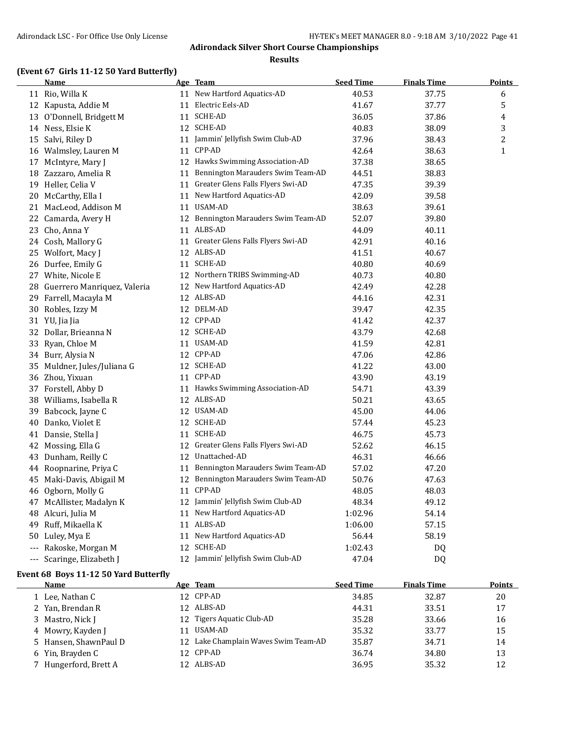## Adirondack Silver Short Course Championships

### Results

### (Event 67 Girls 11-12 50 Yard Butterfly)

| | Name | Age | Team | Seed Time | Finals Time | Points |
|---|---|---|---|---|---|---|
| 11 | Rio, Willa K | 11 | New Hartford Aquatics-AD | 40.53 | 37.75 | 6 |
| 12 | Kapusta, Addie M | 11 | Electric Eels-AD | 41.67 | 37.77 | 5 |
| 13 | O'Donnell, Bridgett M | 11 | SCHE-AD | 36.05 | 37.86 | 4 |
| 14 | Ness, Elsie K | 12 | SCHE-AD | 40.83 | 38.09 | 3 |
| 15 | Salvi, Riley D | 11 | Jammin' Jellyfish Swim Club-AD | 37.96 | 38.43 | 2 |
| 16 | Walmsley, Lauren M | 11 | CPP-AD | 42.64 | 38.63 | 1 |
| 17 | McIntyre, Mary J | 12 | Hawks Swimming Association-AD | 37.38 | 38.65 | |
| 18 | Zazzaro, Amelia R | 11 | Bennington Marauders Swim Team-AD | 44.51 | 38.83 | |
| 19 | Heller, Celia V | 11 | Greater Glens Falls Flyers Swi-AD | 47.35 | 39.39 | |
| 20 | McCarthy, Ella I | 11 | New Hartford Aquatics-AD | 42.09 | 39.58 | |
| 21 | MacLeod, Addison M | 11 | USAM-AD | 38.63 | 39.61 | |
| 22 | Camarda, Avery H | 12 | Bennington Marauders Swim Team-AD | 52.07 | 39.80 | |
| 23 | Cho, Anna Y | 11 | ALBS-AD | 44.09 | 40.11 | |
| 24 | Cosh, Mallory G | 11 | Greater Glens Falls Flyers Swi-AD | 42.91 | 40.16 | |
| 25 | Wolfort, Macy J | 12 | ALBS-AD | 41.51 | 40.67 | |
| 26 | Durfee, Emily G | 11 | SCHE-AD | 40.80 | 40.69 | |
| 27 | White, Nicole E | 12 | Northern TRIBS Swimming-AD | 40.73 | 40.80 | |
| 28 | Guerrero Manriquez, Valeria | 12 | New Hartford Aquatics-AD | 42.49 | 42.28 | |
| 29 | Farrell, Macayla M | 12 | ALBS-AD | 44.16 | 42.31 | |
| 30 | Robles, Izzy M | 12 | DELM-AD | 39.47 | 42.35 | |
| 31 | YU, Jia Jia | 12 | CPP-AD | 41.42 | 42.37 | |
| 32 | Dollar, Brieanna N | 12 | SCHE-AD | 43.79 | 42.68 | |
| 33 | Ryan, Chloe M | 11 | USAM-AD | 41.59 | 42.81 | |
| 34 | Burr, Alysia N | 12 | CPP-AD | 47.06 | 42.86 | |
| 35 | Muldner, Jules/Juliana G | 12 | SCHE-AD | 41.22 | 43.00 | |
| 36 | Zhou, Yixuan | 11 | CPP-AD | 43.90 | 43.19 | |
| 37 | Forstell, Abby D | 11 | Hawks Swimming Association-AD | 54.71 | 43.39 | |
| 38 | Williams, Isabella R | 12 | ALBS-AD | 50.21 | 43.65 | |
| 39 | Babcock, Jayne C | 12 | USAM-AD | 45.00 | 44.06 | |
| 40 | Danko, Violet E | 12 | SCHE-AD | 57.44 | 45.23 | |
| 41 | Dansie, Stella J | 11 | SCHE-AD | 46.75 | 45.73 | |
| 42 | Mossing, Ella G | 12 | Greater Glens Falls Flyers Swi-AD | 52.62 | 46.15 | |
| 43 | Dunham, Reilly C | 12 | Unattached-AD | 46.31 | 46.66 | |
| 44 | Roopnarine, Priya C | 11 | Bennington Marauders Swim Team-AD | 57.02 | 47.20 | |
| 45 | Maki-Davis, Abigail M | 12 | Bennington Marauders Swim Team-AD | 50.76 | 47.63 | |
| 46 | Ogborn, Molly G | 11 | CPP-AD | 48.05 | 48.03 | |
| 47 | McAllister, Madalyn K | 12 | Jammin' Jellyfish Swim Club-AD | 48.34 | 49.12 | |
| 48 | Alcuri, Julia M | 11 | New Hartford Aquatics-AD | 1:02.96 | 54.14 | |
| 49 | Ruff, Mikaella K | 11 | ALBS-AD | 1:06.00 | 57.15 | |
| 50 | Luley, Mya E | 11 | New Hartford Aquatics-AD | 56.44 | 58.19 | |
| --- | Rakoske, Morgan M | 12 | SCHE-AD | 1:02.43 | DQ | |
| --- | Scaringe, Elizabeth J | 12 | Jammin' Jellyfish Swim Club-AD | 47.04 | DQ | |

### Event 68 Boys 11-12 50 Yard Butterfly

| | Name | Age | Team | Seed Time | Finals Time | Points |
|---|---|---|---|---|---|---|
| 1 | Lee, Nathan C | 12 | CPP-AD | 34.85 | 32.87 | 20 |
| 2 | Yan, Brendan R | 12 | ALBS-AD | 44.31 | 33.51 | 17 |
| 3 | Mastro, Nick J | 12 | Tigers Aquatic Club-AD | 35.28 | 33.66 | 16 |
| 4 | Mowry, Kayden J | 11 | USAM-AD | 35.32 | 33.77 | 15 |
| 5 | Hansen, ShawnPaul D | 12 | Lake Champlain Waves Swim Team-AD | 35.87 | 34.71 | 14 |
| 6 | Yin, Brayden C | 12 | CPP-AD | 36.74 | 34.80 | 13 |
| 7 | Hungerford, Brett A | 12 | ALBS-AD | 36.95 | 35.32 | 12 |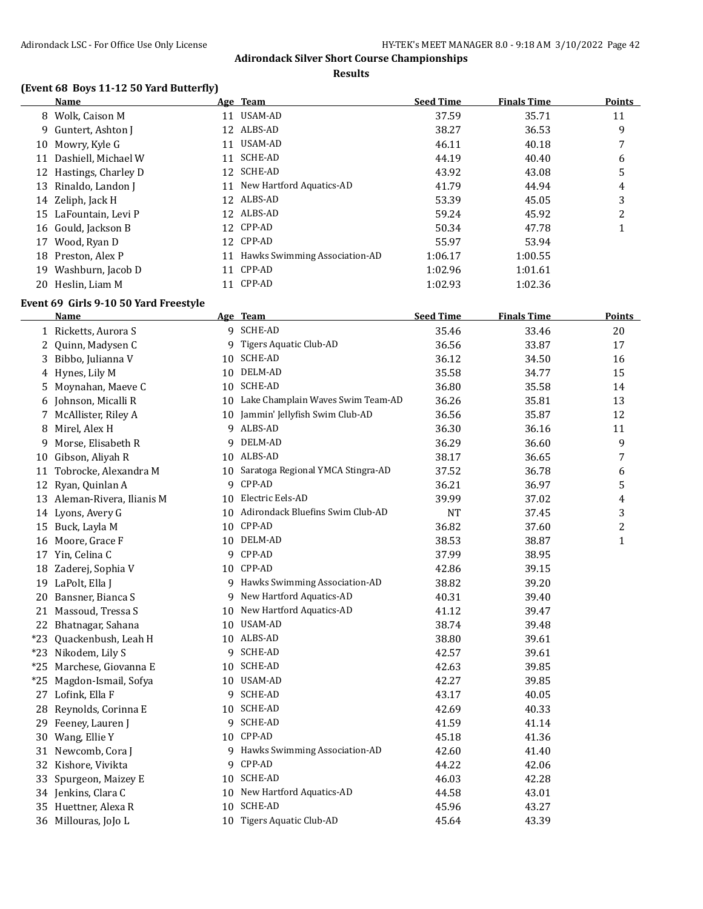## Adirondack Silver Short Course Championships

### Results

#### (Event 68 Boys 11-12 50 Yard Butterfly)

| | Name | Age | Team | Seed Time | Finals Time | Points |
|---|---|---|---|---|---|---|
| 8 | Wolk, Caison M | 11 | USAM-AD | 37.59 | 35.71 | 11 |
| 9 | Guntert, Ashton J | 12 | ALBS-AD | 38.27 | 36.53 | 9 |
| 10 | Mowry, Kyle G | 11 | USAM-AD | 46.11 | 40.18 | 7 |
| 11 | Dashiell, Michael W | 11 | SCHE-AD | 44.19 | 40.40 | 6 |
| 12 | Hastings, Charley D | 12 | SCHE-AD | 43.92 | 43.08 | 5 |
| 13 | Rinaldo, Landon J | 11 | New Hartford Aquatics-AD | 41.79 | 44.94 | 4 |
| 14 | Zeliph, Jack H | 12 | ALBS-AD | 53.39 | 45.05 | 3 |
| 15 | LaFountain, Levi P | 12 | ALBS-AD | 59.24 | 45.92 | 2 |
| 16 | Gould, Jackson B | 12 | CPP-AD | 50.34 | 47.78 | 1 |
| 17 | Wood, Ryan D | 12 | CPP-AD | 55.97 | 53.94 | |
| 18 | Preston, Alex P | 11 | Hawks Swimming Association-AD | 1:06.17 | 1:00.55 | |
| 19 | Washburn, Jacob D | 11 | CPP-AD | 1:02.96 | 1:01.61 | |
| 20 | Heslin, Liam M | 11 | CPP-AD | 1:02.93 | 1:02.36 | |

#### Event 69 Girls 9-10 50 Yard Freestyle

| | Name | Age | Team | Seed Time | Finals Time | Points |
|---|---|---|---|---|---|---|
| 1 | Ricketts, Aurora S | 9 | SCHE-AD | 35.46 | 33.46 | 20 |
| 2 | Quinn, Madysen C | 9 | Tigers Aquatic Club-AD | 36.56 | 33.87 | 17 |
| 3 | Bibbo, Julianna V | 10 | SCHE-AD | 36.12 | 34.50 | 16 |
| 4 | Hynes, Lily M | 10 | DELM-AD | 35.58 | 34.77 | 15 |
| 5 | Moynahan, Maeve C | 10 | SCHE-AD | 36.80 | 35.58 | 14 |
| 6 | Johnson, Micalli R | 10 | Lake Champlain Waves Swim Team-AD | 36.26 | 35.81 | 13 |
| 7 | McAllister, Riley A | 10 | Jammin' Jellyfish Swim Club-AD | 36.56 | 35.87 | 12 |
| 8 | Mirel, Alex H | 9 | ALBS-AD | 36.30 | 36.16 | 11 |
| 9 | Morse, Elisabeth R | 9 | DELM-AD | 36.29 | 36.60 | 9 |
| 10 | Gibson, Aliyah R | 10 | ALBS-AD | 38.17 | 36.65 | 7 |
| 11 | Tobrocke, Alexandra M | 10 | Saratoga Regional YMCA Stingra-AD | 37.52 | 36.78 | 6 |
| 12 | Ryan, Quinlan A | 9 | CPP-AD | 36.21 | 36.97 | 5 |
| 13 | Aleman-Rivera, Ilianis M | 10 | Electric Eels-AD | 39.99 | 37.02 | 4 |
| 14 | Lyons, Avery G | 10 | Adirondack Bluefins Swim Club-AD | NT | 37.45 | 3 |
| 15 | Buck, Layla M | 10 | CPP-AD | 36.82 | 37.60 | 2 |
| 16 | Moore, Grace F | 10 | DELM-AD | 38.53 | 38.87 | 1 |
| 17 | Yin, Celina C | 9 | CPP-AD | 37.99 | 38.95 | |
| 18 | Zaderej, Sophia V | 10 | CPP-AD | 42.86 | 39.15 | |
| 19 | LaPolt, Ella J | 9 | Hawks Swimming Association-AD | 38.82 | 39.20 | |
| 20 | Bansner, Bianca S | 9 | New Hartford Aquatics-AD | 40.31 | 39.40 | |
| 21 | Massoud, Tressa S | 10 | New Hartford Aquatics-AD | 41.12 | 39.47 | |
| 22 | Bhatnagar, Sahana | 10 | USAM-AD | 38.74 | 39.48 | |
| *23 | Quackenbush, Leah H | 10 | ALBS-AD | 38.80 | 39.61 | |
| *23 | Nikodem, Lily S | 9 | SCHE-AD | 42.57 | 39.61 | |
| *25 | Marchese, Giovanna E | 10 | SCHE-AD | 42.63 | 39.85 | |
| *25 | Magdon-Ismail, Sofya | 10 | USAM-AD | 42.27 | 39.85 | |
| 27 | Lofink, Ella F | 9 | SCHE-AD | 43.17 | 40.05 | |
| 28 | Reynolds, Corinna E | 10 | SCHE-AD | 42.69 | 40.33 | |
| 29 | Feeney, Lauren J | 9 | SCHE-AD | 41.59 | 41.14 | |
| 30 | Wang, Ellie Y | 10 | CPP-AD | 45.18 | 41.36 | |
| 31 | Newcomb, Cora J | 9 | Hawks Swimming Association-AD | 42.60 | 41.40 | |
| 32 | Kishore, Vivikta | 9 | CPP-AD | 44.22 | 42.06 | |
| 33 | Spurgeon, Maizey E | 10 | SCHE-AD | 46.03 | 42.28 | |
| 34 | Jenkins, Clara C | 10 | New Hartford Aquatics-AD | 44.58 | 43.01 | |
| 35 | Huettner, Alexa R | 10 | SCHE-AD | 45.96 | 43.27 | |
| 36 | Millouras, JoJo L | 10 | Tigers Aquatic Club-AD | 45.64 | 43.39 | |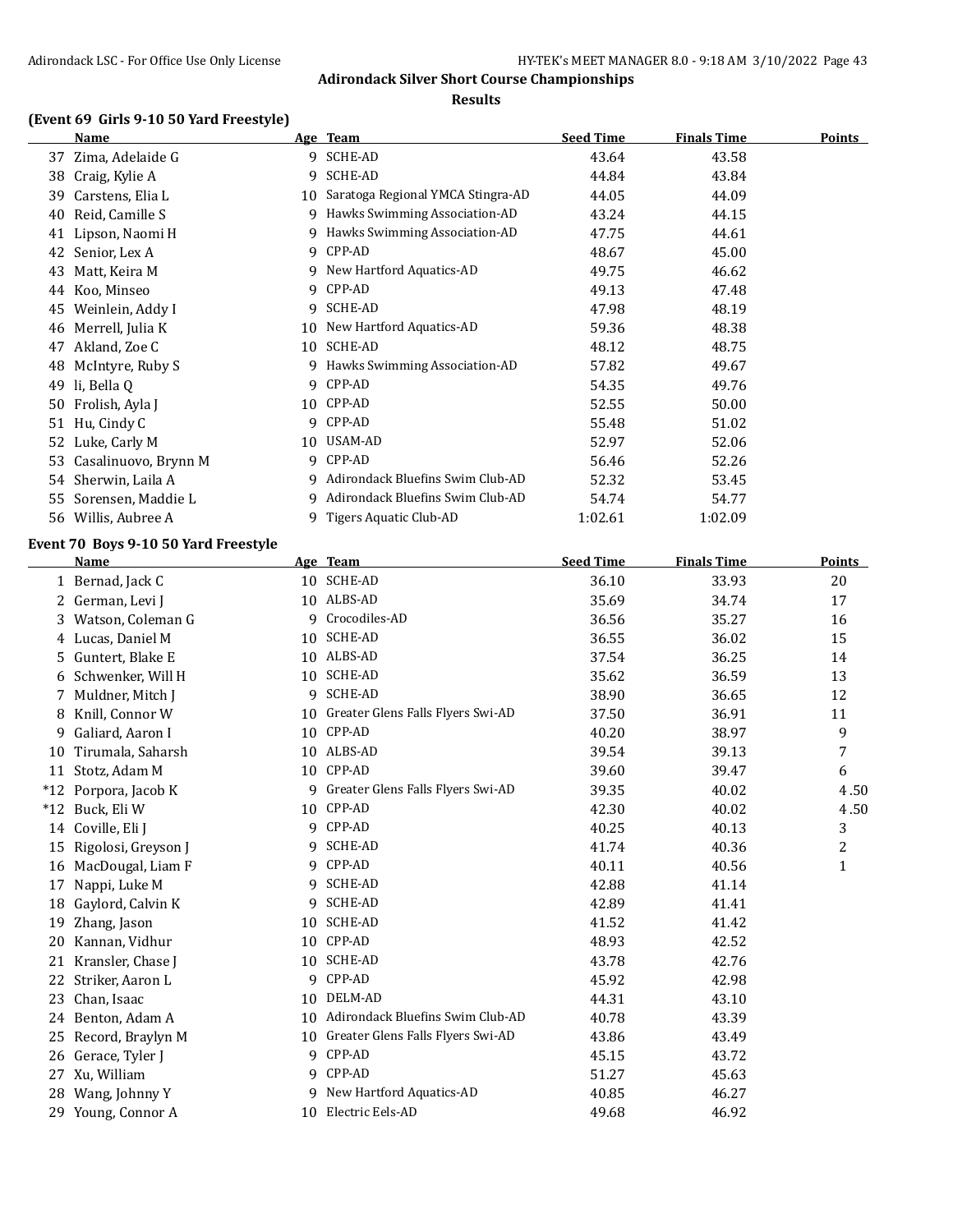# Adirondack Silver Short Course Championships

## Results

### (Event 69 Girls 9-10 50 Yard Freestyle)

| | Name | Age | Team | Seed Time | Finals Time | Points |
|---|---|---|---|---|---|---|
| 37 | Zima, Adelaide G | 9 | SCHE-AD | 43.64 | 43.58 | |
| 38 | Craig, Kylie A | 9 | SCHE-AD | 44.84 | 43.84 | |
| 39 | Carstens, Elia L | 10 | Saratoga Regional YMCA Stingra-AD | 44.05 | 44.09 | |
| 40 | Reid, Camille S | 9 | Hawks Swimming Association-AD | 43.24 | 44.15 | |
| 41 | Lipson, Naomi H | 9 | Hawks Swimming Association-AD | 47.75 | 44.61 | |
| 42 | Senior, Lex A | 9 | CPP-AD | 48.67 | 45.00 | |
| 43 | Matt, Keira M | 9 | New Hartford Aquatics-AD | 49.75 | 46.62 | |
| 44 | Koo, Minseo | 9 | CPP-AD | 49.13 | 47.48 | |
| 45 | Weinlein, Addy I | 9 | SCHE-AD | 47.98 | 48.19 | |
| 46 | Merrell, Julia K | 10 | New Hartford Aquatics-AD | 59.36 | 48.38 | |
| 47 | Akland, Zoe C | 10 | SCHE-AD | 48.12 | 48.75 | |
| 48 | McIntyre, Ruby S | 9 | Hawks Swimming Association-AD | 57.82 | 49.67 | |
| 49 | li, Bella Q | 9 | CPP-AD | 54.35 | 49.76 | |
| 50 | Frolish, Ayla J | 10 | CPP-AD | 52.55 | 50.00 | |
| 51 | Hu, Cindy C | 9 | CPP-AD | 55.48 | 51.02 | |
| 52 | Luke, Carly M | 10 | USAM-AD | 52.97 | 52.06 | |
| 53 | Casalinuovo, Brynn M | 9 | CPP-AD | 56.46 | 52.26 | |
| 54 | Sherwin, Laila A | 9 | Adirondack Bluefins Swim Club-AD | 52.32 | 53.45 | |
| 55 | Sorensen, Maddie L | 9 | Adirondack Bluefins Swim Club-AD | 54.74 | 54.77 | |
| 56 | Willis, Aubree A | 9 | Tigers Aquatic Club-AD | 1:02.61 | 1:02.09 | |

### Event 70 Boys 9-10 50 Yard Freestyle

| | Name | Age | Team | Seed Time | Finals Time | Points |
|---|---|---|---|---|---|---|
| 1 | Bernad, Jack C | 10 | SCHE-AD | 36.10 | 33.93 | 20 |
| 2 | German, Levi J | 10 | ALBS-AD | 35.69 | 34.74 | 17 |
| 3 | Watson, Coleman G | 9 | Crocodiles-AD | 36.56 | 35.27 | 16 |
| 4 | Lucas, Daniel M | 10 | SCHE-AD | 36.55 | 36.02 | 15 |
| 5 | Guntert, Blake E | 10 | ALBS-AD | 37.54 | 36.25 | 14 |
| 6 | Schwenker, Will H | 10 | SCHE-AD | 35.62 | 36.59 | 13 |
| 7 | Muldner, Mitch J | 9 | SCHE-AD | 38.90 | 36.65 | 12 |
| 8 | Knill, Connor W | 10 | Greater Glens Falls Flyers Swi-AD | 37.50 | 36.91 | 11 |
| 9 | Galiard, Aaron I | 10 | CPP-AD | 40.20 | 38.97 | 9 |
| 10 | Tirumala, Saharsh | 10 | ALBS-AD | 39.54 | 39.13 | 7 |
| 11 | Stotz, Adam M | 10 | CPP-AD | 39.60 | 39.47 | 6 |
| *12 | Porpora, Jacob K | 9 | Greater Glens Falls Flyers Swi-AD | 39.35 | 40.02 | 4.50 |
| *12 | Buck, Eli W | 10 | CPP-AD | 42.30 | 40.02 | 4.50 |
| 14 | Coville, Eli J | 9 | CPP-AD | 40.25 | 40.13 | 3 |
| 15 | Rigolosi, Greyson J | 9 | SCHE-AD | 41.74 | 40.36 | 2 |
| 16 | MacDougal, Liam F | 9 | CPP-AD | 40.11 | 40.56 | 1 |
| 17 | Nappi, Luke M | 9 | SCHE-AD | 42.88 | 41.14 | |
| 18 | Gaylord, Calvin K | 9 | SCHE-AD | 42.89 | 41.41 | |
| 19 | Zhang, Jason | 10 | SCHE-AD | 41.52 | 41.42 | |
| 20 | Kannan, Vidhur | 10 | CPP-AD | 48.93 | 42.52 | |
| 21 | Kransler, Chase J | 10 | SCHE-AD | 43.78 | 42.76 | |
| 22 | Striker, Aaron L | 9 | CPP-AD | 45.92 | 42.98 | |
| 23 | Chan, Isaac | 10 | DELM-AD | 44.31 | 43.10 | |
| 24 | Benton, Adam A | 10 | Adirondack Bluefins Swim Club-AD | 40.78 | 43.39 | |
| 25 | Record, Braylyn M | 10 | Greater Glens Falls Flyers Swi-AD | 43.86 | 43.49 | |
| 26 | Gerace, Tyler J | 9 | CPP-AD | 45.15 | 43.72 | |
| 27 | Xu, William | 9 | CPP-AD | 51.27 | 45.63 | |
| 28 | Wang, Johnny Y | 9 | New Hartford Aquatics-AD | 40.85 | 46.27 | |
| 29 | Young, Connor A | 10 | Electric Eels-AD | 49.68 | 46.92 | |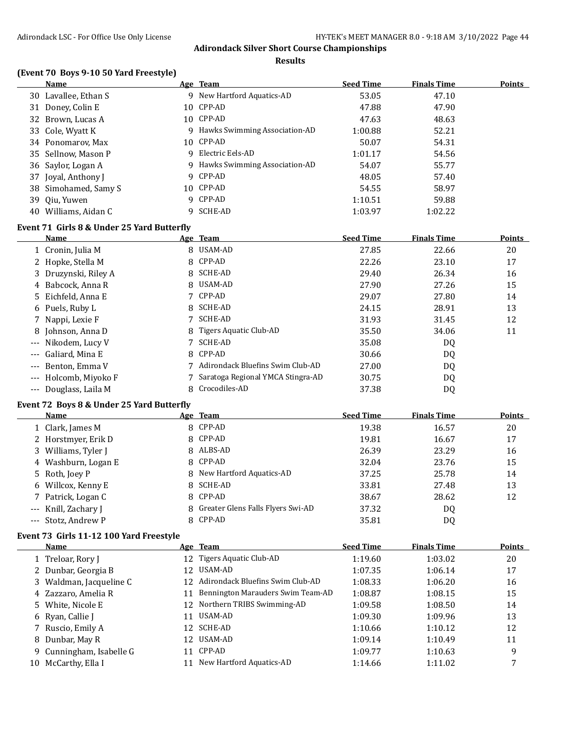## Adirondack Silver Short Course Championships

### Results

#### (Event 70 Boys 9-10 50 Yard Freestyle)

| | Name | Age | Team | Seed Time | Finals Time | Points |
|---|---|---|---|---|---|---|
| 30 | Lavallee, Ethan S | 9 | New Hartford Aquatics-AD | 53.05 | 47.10 | |
| 31 | Doney, Colin E | 10 | CPP-AD | 47.88 | 47.90 | |
| 32 | Brown, Lucas A | 10 | CPP-AD | 47.63 | 48.63 | |
| 33 | Cole, Wyatt K | 9 | Hawks Swimming Association-AD | 1:00.88 | 52.21 | |
| 34 | Ponomarov, Max | 10 | CPP-AD | 50.07 | 54.31 | |
| 35 | Sellnow, Mason P | 9 | Electric Eels-AD | 1:01.17 | 54.56 | |
| 36 | Saylor, Logan A | 9 | Hawks Swimming Association-AD | 54.07 | 55.77 | |
| 37 | Joyal, Anthony J | 9 | CPP-AD | 48.05 | 57.40 | |
| 38 | Simohamed, Samy S | 10 | CPP-AD | 54.55 | 58.97 | |
| 39 | Qiu, Yuwen | 9 | CPP-AD | 1:10.51 | 59.88 | |
| 40 | Williams, Aidan C | 9 | SCHE-AD | 1:03.97 | 1:02.22 | |

#### Event 71 Girls 8 & Under 25 Yard Butterfly

| | Name | Age | Team | Seed Time | Finals Time | Points |
|---|---|---|---|---|---|---|
| 1 | Cronin, Julia M | 8 | USAM-AD | 27.85 | 22.66 | 20 |
| 2 | Hopke, Stella M | 8 | CPP-AD | 22.26 | 23.10 | 17 |
| 3 | Druzynski, Riley A | 8 | SCHE-AD | 29.40 | 26.34 | 16 |
| 4 | Babcock, Anna R | 8 | USAM-AD | 27.90 | 27.26 | 15 |
| 5 | Eichfeld, Anna E | 7 | CPP-AD | 29.07 | 27.80 | 14 |
| 6 | Puels, Ruby L | 8 | SCHE-AD | 24.15 | 28.91 | 13 |
| 7 | Nappi, Lexie F | 7 | SCHE-AD | 31.93 | 31.45 | 12 |
| 8 | Johnson, Anna D | 8 | Tigers Aquatic Club-AD | 35.50 | 34.06 | 11 |
| --- | Nikodem, Lucy V | 7 | SCHE-AD | 35.08 | DQ | |
| --- | Galiard, Mina E | 8 | CPP-AD | 30.66 | DQ | |
| --- | Benton, Emma V | 7 | Adirondack Bluefins Swim Club-AD | 27.00 | DQ | |
| --- | Holcomb, Miyoko F | 7 | Saratoga Regional YMCA Stingra-AD | 30.75 | DQ | |
| --- | Douglass, Laila M | 8 | Crocodiles-AD | 37.38 | DQ | |

#### Event 72 Boys 8 & Under 25 Yard Butterfly

| | Name | Age | Team | Seed Time | Finals Time | Points |
|---|---|---|---|---|---|---|
| 1 | Clark, James M | 8 | CPP-AD | 19.38 | 16.57 | 20 |
| 2 | Horstmyer, Erik D | 8 | CPP-AD | 19.81 | 16.67 | 17 |
| 3 | Williams, Tyler J | 8 | ALBS-AD | 26.39 | 23.29 | 16 |
| 4 | Washburn, Logan E | 8 | CPP-AD | 32.04 | 23.76 | 15 |
| 5 | Roth, Joey P | 8 | New Hartford Aquatics-AD | 37.25 | 25.78 | 14 |
| 6 | Willcox, Kenny E | 8 | SCHE-AD | 33.81 | 27.48 | 13 |
| 7 | Patrick, Logan C | 8 | CPP-AD | 38.67 | 28.62 | 12 |
| --- | Knill, Zachary J | 8 | Greater Glens Falls Flyers Swi-AD | 37.32 | DQ | |
| --- | Stotz, Andrew P | 8 | CPP-AD | 35.81 | DQ | |

#### Event 73 Girls 11-12 100 Yard Freestyle

| | Name | Age | Team | Seed Time | Finals Time | Points |
|---|---|---|---|---|---|---|
| 1 | Treloar, Rory J | 12 | Tigers Aquatic Club-AD | 1:19.60 | 1:03.02 | 20 |
| 2 | Dunbar, Georgia B | 12 | USAM-AD | 1:07.35 | 1:06.14 | 17 |
| 3 | Waldman, Jacqueline C | 12 | Adirondack Bluefins Swim Club-AD | 1:08.33 | 1:06.20 | 16 |
| 4 | Zazzaro, Amelia R | 11 | Bennington Marauders Swim Team-AD | 1:08.87 | 1:08.15 | 15 |
| 5 | White, Nicole E | 12 | Northern TRIBS Swimming-AD | 1:09.58 | 1:08.50 | 14 |
| 6 | Ryan, Callie J | 11 | USAM-AD | 1:09.30 | 1:09.96 | 13 |
| 7 | Ruscio, Emily A | 12 | SCHE-AD | 1:10.66 | 1:10.12 | 12 |
| 8 | Dunbar, May R | 12 | USAM-AD | 1:09.14 | 1:10.49 | 11 |
| 9 | Cunningham, Isabelle G | 11 | CPP-AD | 1:09.77 | 1:10.63 | 9 |
| 10 | McCarthy, Ella I | 11 | New Hartford Aquatics-AD | 1:14.66 | 1:11.02 | 7 |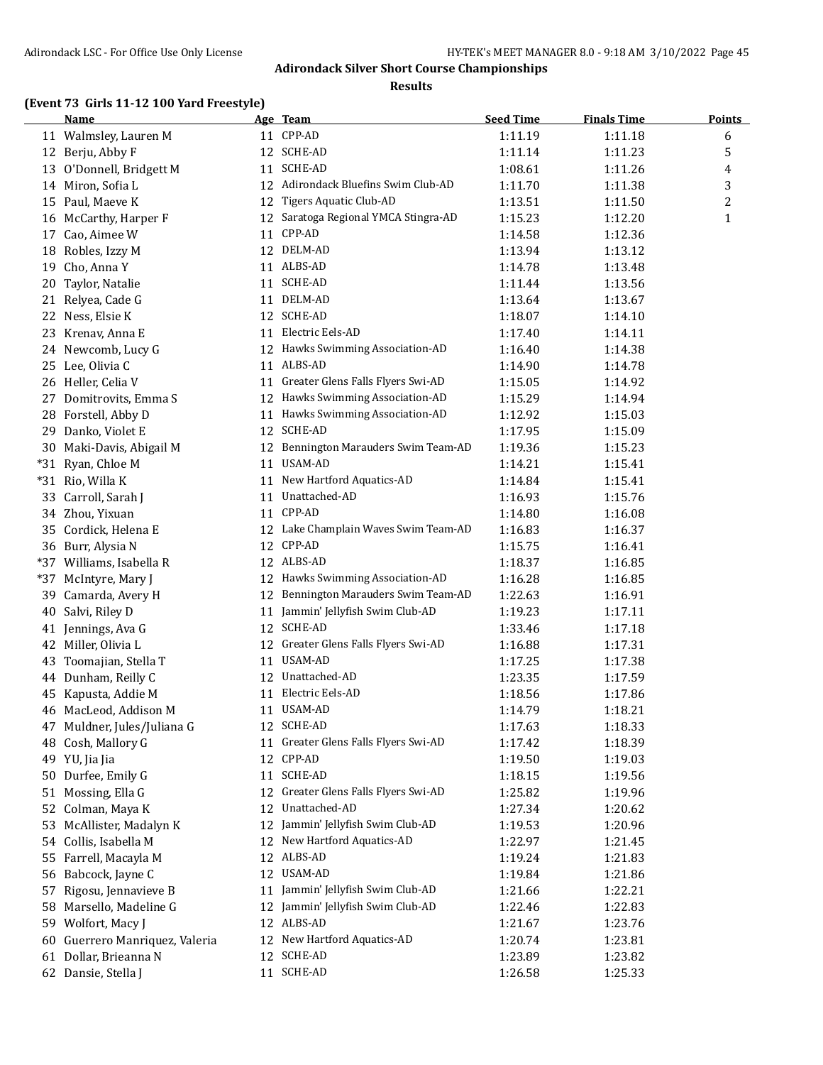## Adirondack Silver Short Course Championships

### Results

#### (Event 73 Girls 11-12 100 Yard Freestyle)

| | Name | Age | Team | Seed Time | Finals Time | Points |
|---|---|---|---|---|---|---|
| 11 | Walmsley, Lauren M | 11 | CPP-AD | 1:11.19 | 1:11.18 | 6 |
| 12 | Berju, Abby F | 12 | SCHE-AD | 1:11.14 | 1:11.23 | 5 |
| 13 | O'Donnell, Bridgett M | 11 | SCHE-AD | 1:08.61 | 1:11.26 | 4 |
| 14 | Miron, Sofia L | 12 | Adirondack Bluefins Swim Club-AD | 1:11.70 | 1:11.38 | 3 |
| 15 | Paul, Maeve K | 12 | Tigers Aquatic Club-AD | 1:13.51 | 1:11.50 | 2 |
| 16 | McCarthy, Harper F | 12 | Saratoga Regional YMCA Stingra-AD | 1:15.23 | 1:12.20 | 1 |
| 17 | Cao, Aimee W | 11 | CPP-AD | 1:14.58 | 1:12.36 | |
| 18 | Robles, Izzy M | 12 | DELM-AD | 1:13.94 | 1:13.12 | |
| 19 | Cho, Anna Y | 11 | ALBS-AD | 1:14.78 | 1:13.48 | |
| 20 | Taylor, Natalie | 11 | SCHE-AD | 1:11.44 | 1:13.56 | |
| 21 | Relyea, Cade G | 11 | DELM-AD | 1:13.64 | 1:13.67 | |
| 22 | Ness, Elsie K | 12 | SCHE-AD | 1:18.07 | 1:14.10 | |
| 23 | Krenav, Anna E | 11 | Electric Eels-AD | 1:17.40 | 1:14.11 | |
| 24 | Newcomb, Lucy G | 12 | Hawks Swimming Association-AD | 1:16.40 | 1:14.38 | |
| 25 | Lee, Olivia C | 11 | ALBS-AD | 1:14.90 | 1:14.78 | |
| 26 | Heller, Celia V | 11 | Greater Glens Falls Flyers Swi-AD | 1:15.05 | 1:14.92 | |
| 27 | Domitrovits, Emma S | 12 | Hawks Swimming Association-AD | 1:15.29 | 1:14.94 | |
| 28 | Forstell, Abby D | 11 | Hawks Swimming Association-AD | 1:12.92 | 1:15.03 | |
| 29 | Danko, Violet E | 12 | SCHE-AD | 1:17.95 | 1:15.09 | |
| 30 | Maki-Davis, Abigail M | 12 | Bennington Marauders Swim Team-AD | 1:19.36 | 1:15.23 | |
| *31 | Ryan, Chloe M | 11 | USAM-AD | 1:14.21 | 1:15.41 | |
| *31 | Rio, Willa K | 11 | New Hartford Aquatics-AD | 1:14.84 | 1:15.41 | |
| 33 | Carroll, Sarah J | 11 | Unattached-AD | 1:16.93 | 1:15.76 | |
| 34 | Zhou, Yixuan | 11 | CPP-AD | 1:14.80 | 1:16.08 | |
| 35 | Cordick, Helena E | 12 | Lake Champlain Waves Swim Team-AD | 1:16.83 | 1:16.37 | |
| 36 | Burr, Alysia N | 12 | CPP-AD | 1:15.75 | 1:16.41 | |
| *37 | Williams, Isabella R | 12 | ALBS-AD | 1:18.37 | 1:16.85 | |
| *37 | McIntyre, Mary J | 12 | Hawks Swimming Association-AD | 1:16.28 | 1:16.85 | |
| 39 | Camarda, Avery H | 12 | Bennington Marauders Swim Team-AD | 1:22.63 | 1:16.91 | |
| 40 | Salvi, Riley D | 11 | Jammin' Jellyfish Swim Club-AD | 1:19.23 | 1:17.11 | |
| 41 | Jennings, Ava G | 12 | SCHE-AD | 1:33.46 | 1:17.18 | |
| 42 | Miller, Olivia L | 12 | Greater Glens Falls Flyers Swi-AD | 1:16.88 | 1:17.31 | |
| 43 | Toomajian, Stella T | 11 | USAM-AD | 1:17.25 | 1:17.38 | |
| 44 | Dunham, Reilly C | 12 | Unattached-AD | 1:23.35 | 1:17.59 | |
| 45 | Kapusta, Addie M | 11 | Electric Eels-AD | 1:18.56 | 1:17.86 | |
| 46 | MacLeod, Addison M | 11 | USAM-AD | 1:14.79 | 1:18.21 | |
| 47 | Muldner, Jules/Juliana G | 12 | SCHE-AD | 1:17.63 | 1:18.33 | |
| 48 | Cosh, Mallory G | 11 | Greater Glens Falls Flyers Swi-AD | 1:17.42 | 1:18.39 | |
| 49 | YU, Jia Jia | 12 | CPP-AD | 1:19.50 | 1:19.03 | |
| 50 | Durfee, Emily G | 11 | SCHE-AD | 1:18.15 | 1:19.56 | |
| 51 | Mossing, Ella G | 12 | Greater Glens Falls Flyers Swi-AD | 1:25.82 | 1:19.96 | |
| 52 | Colman, Maya K | 12 | Unattached-AD | 1:27.34 | 1:20.62 | |
| 53 | McAllister, Madalyn K | 12 | Jammin' Jellyfish Swim Club-AD | 1:19.53 | 1:20.96 | |
| 54 | Collis, Isabella M | 12 | New Hartford Aquatics-AD | 1:22.97 | 1:21.45 | |
| 55 | Farrell, Macayla M | 12 | ALBS-AD | 1:19.24 | 1:21.83 | |
| 56 | Babcock, Jayne C | 12 | USAM-AD | 1:19.84 | 1:21.86 | |
| 57 | Rigosu, Jennavieve B | 11 | Jammin' Jellyfish Swim Club-AD | 1:21.66 | 1:22.21 | |
| 58 | Marsello, Madeline G | 12 | Jammin' Jellyfish Swim Club-AD | 1:22.46 | 1:22.83 | |
| 59 | Wolfort, Macy J | 12 | ALBS-AD | 1:21.67 | 1:23.76 | |
| 60 | Guerrero Manriquez, Valeria | 12 | New Hartford Aquatics-AD | 1:20.74 | 1:23.81 | |
| 61 | Dollar, Brieanna N | 12 | SCHE-AD | 1:23.89 | 1:23.82 | |
| 62 | Dansie, Stella J | 11 | SCHE-AD | 1:26.58 | 1:25.33 | |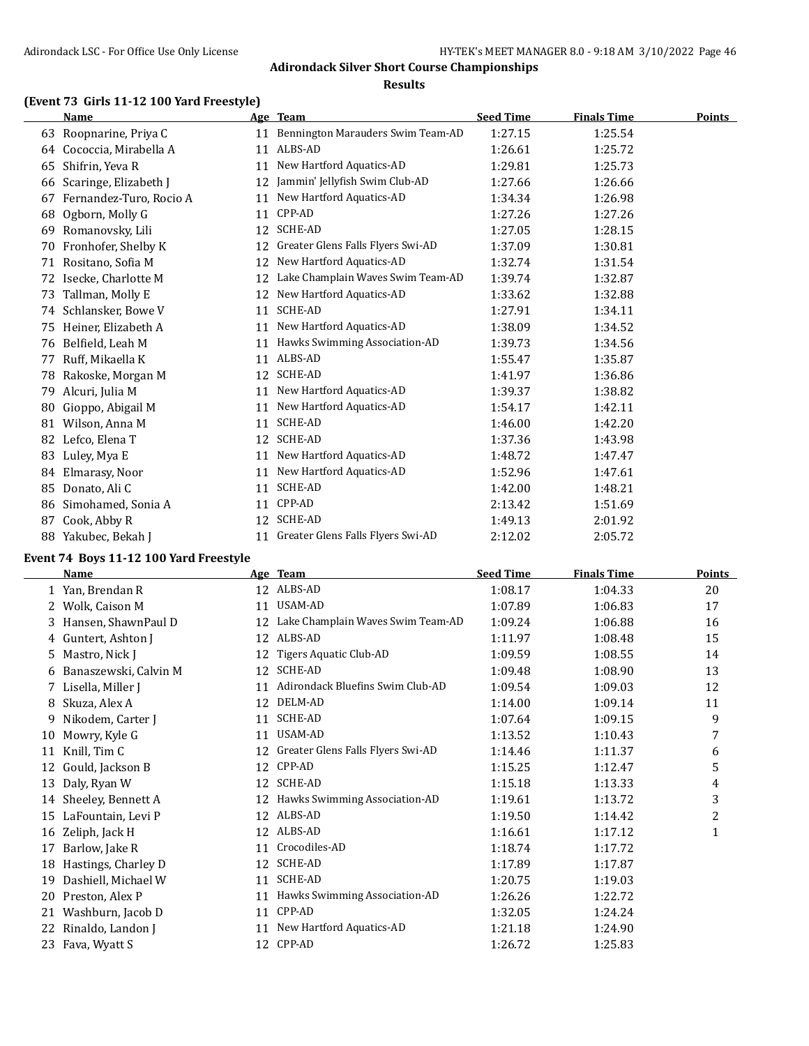**Adirondack Silver Short Course Championships**

**Results**

### (Event 73 Girls 11-12 100 Yard Freestyle)

| | Name | Age | Team | Seed Time | Finals Time | Points |
|---|---|---|---|---|---|---|
| 63 | Roopnarine, Priya C | 11 | Bennington Marauders Swim Team-AD | 1:27.15 | 1:25.54 | |
| 64 | Cococcia, Mirabella A | 11 | ALBS-AD | 1:26.61 | 1:25.72 | |
| 65 | Shifrin, Yeva R | 11 | New Hartford Aquatics-AD | 1:29.81 | 1:25.73 | |
| 66 | Scaringe, Elizabeth J | 12 | Jammin' Jellyfish Swim Club-AD | 1:27.66 | 1:26.66 | |
| 67 | Fernandez-Turo, Rocio A | 11 | New Hartford Aquatics-AD | 1:34.34 | 1:26.98 | |
| 68 | Ogborn, Molly G | 11 | CPP-AD | 1:27.26 | 1:27.26 | |
| 69 | Romanovsky, Lili | 12 | SCHE-AD | 1:27.05 | 1:28.15 | |
| 70 | Fronhofer, Shelby K | 12 | Greater Glens Falls Flyers Swi-AD | 1:37.09 | 1:30.81 | |
| 71 | Rositano, Sofia M | 12 | New Hartford Aquatics-AD | 1:32.74 | 1:31.54 | |
| 72 | Isecke, Charlotte M | 12 | Lake Champlain Waves Swim Team-AD | 1:39.74 | 1:32.87 | |
| 73 | Tallman, Molly E | 12 | New Hartford Aquatics-AD | 1:33.62 | 1:32.88 | |
| 74 | Schlansker, Bowe V | 11 | SCHE-AD | 1:27.91 | 1:34.11 | |
| 75 | Heiner, Elizabeth A | 11 | New Hartford Aquatics-AD | 1:38.09 | 1:34.52 | |
| 76 | Belfield, Leah M | 11 | Hawks Swimming Association-AD | 1:39.73 | 1:34.56 | |
| 77 | Ruff, Mikaella K | 11 | ALBS-AD | 1:55.47 | 1:35.87 | |
| 78 | Rakoske, Morgan M | 12 | SCHE-AD | 1:41.97 | 1:36.86 | |
| 79 | Alcuri, Julia M | 11 | New Hartford Aquatics-AD | 1:39.37 | 1:38.82 | |
| 80 | Gioppo, Abigail M | 11 | New Hartford Aquatics-AD | 1:54.17 | 1:42.11 | |
| 81 | Wilson, Anna M | 11 | SCHE-AD | 1:46.00 | 1:42.20 | |
| 82 | Lefco, Elena T | 12 | SCHE-AD | 1:37.36 | 1:43.98 | |
| 83 | Luley, Mya E | 11 | New Hartford Aquatics-AD | 1:48.72 | 1:47.47 | |
| 84 | Elmarasy, Noor | 11 | New Hartford Aquatics-AD | 1:52.96 | 1:47.61 | |
| 85 | Donato, Ali C | 11 | SCHE-AD | 1:42.00 | 1:48.21 | |
| 86 | Simohamed, Sonia A | 11 | CPP-AD | 2:13.42 | 1:51.69 | |
| 87 | Cook, Abby R | 12 | SCHE-AD | 1:49.13 | 2:01.92 | |
| 88 | Yakubec, Bekah J | 11 | Greater Glens Falls Flyers Swi-AD | 2:12.02 | 2:05.72 | |

### Event 74 Boys 11-12 100 Yard Freestyle

| | Name | Age | Team | Seed Time | Finals Time | Points |
|---|---|---|---|---|---|---|
| 1 | Yan, Brendan R | 12 | ALBS-AD | 1:08.17 | 1:04.33 | 20 |
| 2 | Wolk, Caison M | 11 | USAM-AD | 1:07.89 | 1:06.83 | 17 |
| 3 | Hansen, ShawnPaul D | 12 | Lake Champlain Waves Swim Team-AD | 1:09.24 | 1:06.88 | 16 |
| 4 | Guntert, Ashton J | 12 | ALBS-AD | 1:11.97 | 1:08.48 | 15 |
| 5 | Mastro, Nick J | 12 | Tigers Aquatic Club-AD | 1:09.59 | 1:08.55 | 14 |
| 6 | Banaszewski, Calvin M | 12 | SCHE-AD | 1:09.48 | 1:08.90 | 13 |
| 7 | Lisella, Miller J | 11 | Adirondack Bluefins Swim Club-AD | 1:09.54 | 1:09.03 | 12 |
| 8 | Skuza, Alex A | 12 | DELM-AD | 1:14.00 | 1:09.14 | 11 |
| 9 | Nikodem, Carter J | 11 | SCHE-AD | 1:07.64 | 1:09.15 | 9 |
| 10 | Mowry, Kyle G | 11 | USAM-AD | 1:13.52 | 1:10.43 | 7 |
| 11 | Knill, Tim C | 12 | Greater Glens Falls Flyers Swi-AD | 1:14.46 | 1:11.37 | 6 |
| 12 | Gould, Jackson B | 12 | CPP-AD | 1:15.25 | 1:12.47 | 5 |
| 13 | Daly, Ryan W | 12 | SCHE-AD | 1:15.18 | 1:13.33 | 4 |
| 14 | Sheeley, Bennett A | 12 | Hawks Swimming Association-AD | 1:19.61 | 1:13.72 | 3 |
| 15 | LaFountain, Levi P | 12 | ALBS-AD | 1:19.50 | 1:14.42 | 2 |
| 16 | Zeliph, Jack H | 12 | ALBS-AD | 1:16.61 | 1:17.12 | 1 |
| 17 | Barlow, Jake R | 11 | Crocodiles-AD | 1:18.74 | 1:17.72 | |
| 18 | Hastings, Charley D | 12 | SCHE-AD | 1:17.89 | 1:17.87 | |
| 19 | Dashiell, Michael W | 11 | SCHE-AD | 1:20.75 | 1:19.03 | |
| 20 | Preston, Alex P | 11 | Hawks Swimming Association-AD | 1:26.26 | 1:22.72 | |
| 21 | Washburn, Jacob D | 11 | CPP-AD | 1:32.05 | 1:24.24 | |
| 22 | Rinaldo, Landon J | 11 | New Hartford Aquatics-AD | 1:21.18 | 1:24.90 | |
| 23 | Fava, Wyatt S | 12 | CPP-AD | 1:26.72 | 1:25.83 | |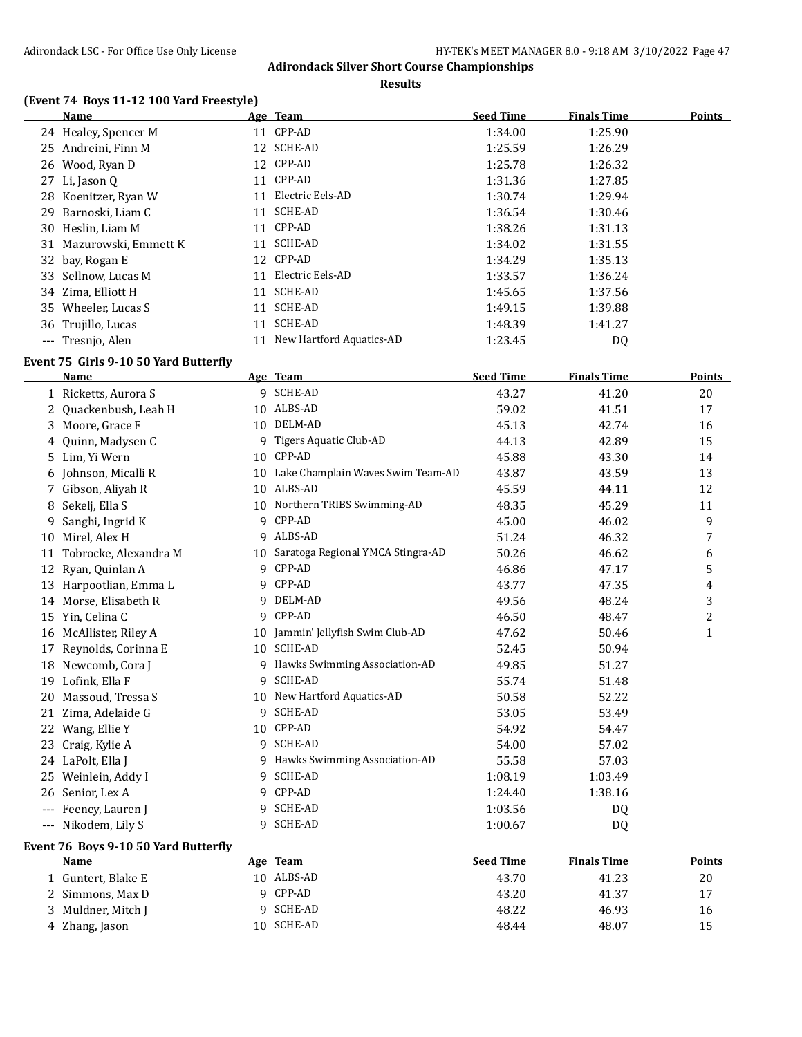## Adirondack Silver Short Course Championships

### Results

### (Event 74 Boys 11-12 100 Yard Freestyle)

| | Name | Age | Team | Seed Time | Finals Time | Points |
|---|---|---|---|---|---|---|
| 24 | Healey, Spencer M | 11 | CPP-AD | 1:34.00 | 1:25.90 | |
| 25 | Andreini, Finn M | 12 | SCHE-AD | 1:25.59 | 1:26.29 | |
| 26 | Wood, Ryan D | 12 | CPP-AD | 1:25.78 | 1:26.32 | |
| 27 | Li, Jason Q | 11 | CPP-AD | 1:31.36 | 1:27.85 | |
| 28 | Koenitzer, Ryan W | 11 | Electric Eels-AD | 1:30.74 | 1:29.94 | |
| 29 | Barnoski, Liam C | 11 | SCHE-AD | 1:36.54 | 1:30.46 | |
| 30 | Heslin, Liam M | 11 | CPP-AD | 1:38.26 | 1:31.13 | |
| 31 | Mazurowski, Emmett K | 11 | SCHE-AD | 1:34.02 | 1:31.55 | |
| 32 | bay, Rogan E | 12 | CPP-AD | 1:34.29 | 1:35.13 | |
| 33 | Sellnow, Lucas M | 11 | Electric Eels-AD | 1:33.57 | 1:36.24 | |
| 34 | Zima, Elliott H | 11 | SCHE-AD | 1:45.65 | 1:37.56 | |
| 35 | Wheeler, Lucas S | 11 | SCHE-AD | 1:49.15 | 1:39.88 | |
| 36 | Trujillo, Lucas | 11 | SCHE-AD | 1:48.39 | 1:41.27 | |
| --- | Tresnjo, Alen | 11 | New Hartford Aquatics-AD | 1:23.45 | DQ | |

### Event 75 Girls 9-10 50 Yard Butterfly

| | Name | Age | Team | Seed Time | Finals Time | Points |
|---|---|---|---|---|---|---|
| 1 | Ricketts, Aurora S | 9 | SCHE-AD | 43.27 | 41.20 | 20 |
| 2 | Quackenbush, Leah H | 10 | ALBS-AD | 59.02 | 41.51 | 17 |
| 3 | Moore, Grace F | 10 | DELM-AD | 45.13 | 42.74 | 16 |
| 4 | Quinn, Madysen C | 9 | Tigers Aquatic Club-AD | 44.13 | 42.89 | 15 |
| 5 | Lim, Yi Wern | 10 | CPP-AD | 45.88 | 43.30 | 14 |
| 6 | Johnson, Micalli R | 10 | Lake Champlain Waves Swim Team-AD | 43.87 | 43.59 | 13 |
| 7 | Gibson, Aliyah R | 10 | ALBS-AD | 45.59 | 44.11 | 12 |
| 8 | Sekelj, Ella S | 10 | Northern TRIBS Swimming-AD | 48.35 | 45.29 | 11 |
| 9 | Sanghi, Ingrid K | 9 | CPP-AD | 45.00 | 46.02 | 9 |
| 10 | Mirel, Alex H | 9 | ALBS-AD | 51.24 | 46.32 | 7 |
| 11 | Tobrocke, Alexandra M | 10 | Saratoga Regional YMCA Stingra-AD | 50.26 | 46.62 | 6 |
| 12 | Ryan, Quinlan A | 9 | CPP-AD | 46.86 | 47.17 | 5 |
| 13 | Harpootlian, Emma L | 9 | CPP-AD | 43.77 | 47.35 | 4 |
| 14 | Morse, Elisabeth R | 9 | DELM-AD | 49.56 | 48.24 | 3 |
| 15 | Yin, Celina C | 9 | CPP-AD | 46.50 | 48.47 | 2 |
| 16 | McAllister, Riley A | 10 | Jammin' Jellyfish Swim Club-AD | 47.62 | 50.46 | 1 |
| 17 | Reynolds, Corinna E | 10 | SCHE-AD | 52.45 | 50.94 | |
| 18 | Newcomb, Cora J | 9 | Hawks Swimming Association-AD | 49.85 | 51.27 | |
| 19 | Lofink, Ella F | 9 | SCHE-AD | 55.74 | 51.48 | |
| 20 | Massoud, Tressa S | 10 | New Hartford Aquatics-AD | 50.58 | 52.22 | |
| 21 | Zima, Adelaide G | 9 | SCHE-AD | 53.05 | 53.49 | |
| 22 | Wang, Ellie Y | 10 | CPP-AD | 54.92 | 54.47 | |
| 23 | Craig, Kylie A | 9 | SCHE-AD | 54.00 | 57.02 | |
| 24 | LaPolt, Ella J | 9 | Hawks Swimming Association-AD | 55.58 | 57.03 | |
| 25 | Weinlein, Addy I | 9 | SCHE-AD | 1:08.19 | 1:03.49 | |
| 26 | Senior, Lex A | 9 | CPP-AD | 1:24.40 | 1:38.16 | |
| --- | Feeney, Lauren J | 9 | SCHE-AD | 1:03.56 | DQ | |
| --- | Nikodem, Lily S | 9 | SCHE-AD | 1:00.67 | DQ | |

### Event 76 Boys 9-10 50 Yard Butterfly

| | Name | Age | Team | Seed Time | Finals Time | Points |
|---|---|---|---|---|---|---|
| 1 | Guntert, Blake E | 10 | ALBS-AD | 43.70 | 41.23 | 20 |
| 2 | Simmons, Max D | 9 | CPP-AD | 43.20 | 41.37 | 17 |
| 3 | Muldner, Mitch J | 9 | SCHE-AD | 48.22 | 46.93 | 16 |
| 4 | Zhang, Jason | 10 | SCHE-AD | 48.44 | 48.07 | 15 |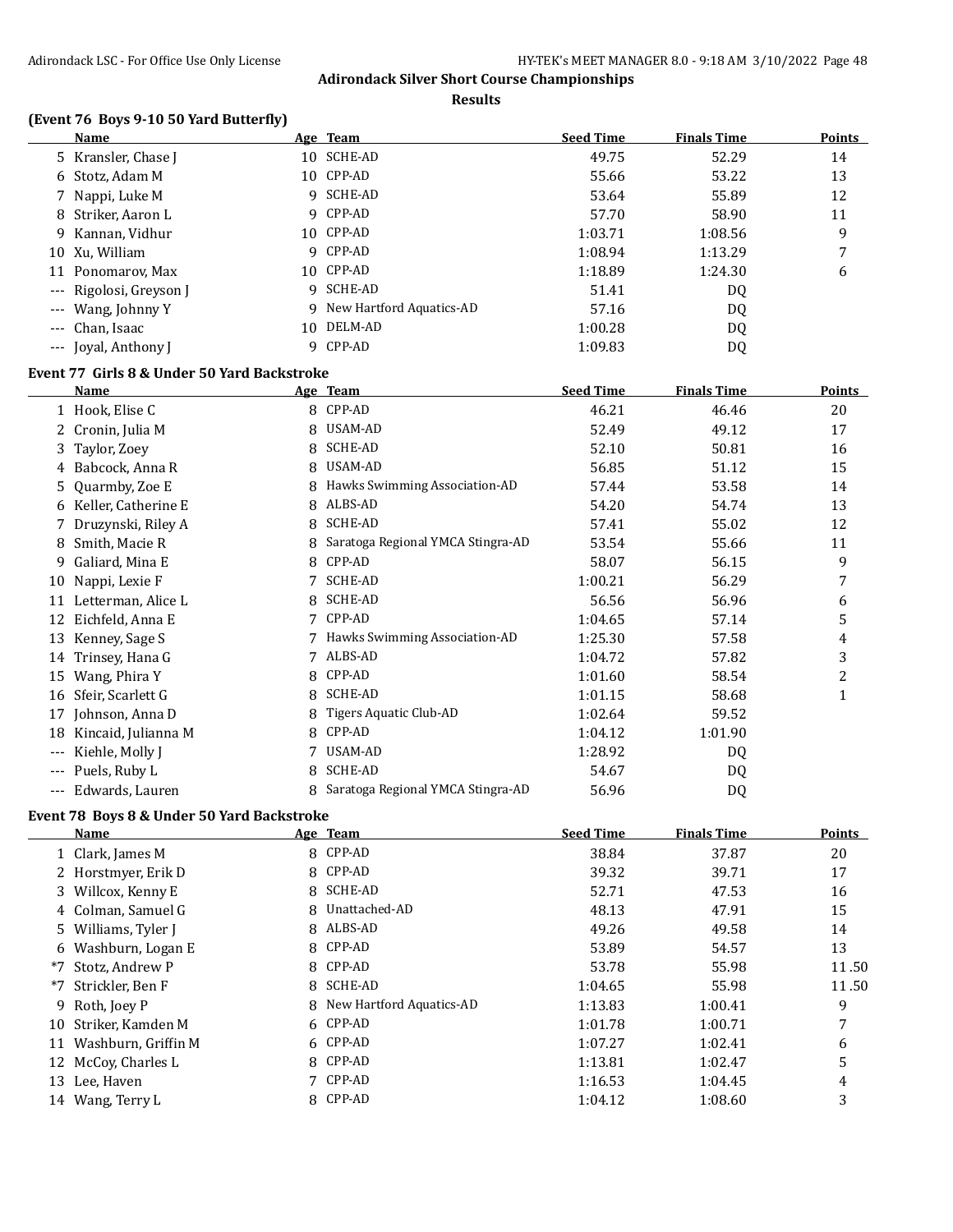# Adirondack Silver Short Course Championships

## Results

### (Event 76 Boys 9-10 50 Yard Butterfly)

| | Name | Age | Team | Seed Time | Finals Time | Points |
|---|---|---|---|---|---|---|
| 5 | Kransler, Chase J | 10 | SCHE-AD | 49.75 | 52.29 | 14 |
| 6 | Stotz, Adam M | 10 | CPP-AD | 55.66 | 53.22 | 13 |
| 7 | Nappi, Luke M | 9 | SCHE-AD | 53.64 | 55.89 | 12 |
| 8 | Striker, Aaron L | 9 | CPP-AD | 57.70 | 58.90 | 11 |
| 9 | Kannan, Vidhur | 10 | CPP-AD | 1:03.71 | 1:08.56 | 9 |
| 10 | Xu, William | 9 | CPP-AD | 1:08.94 | 1:13.29 | 7 |
| 11 | Ponomarov, Max | 10 | CPP-AD | 1:18.89 | 1:24.30 | 6 |
| --- | Rigolosi, Greyson J | 9 | SCHE-AD | 51.41 | DQ | |
| --- | Wang, Johnny Y | 9 | New Hartford Aquatics-AD | 57.16 | DQ | |
| --- | Chan, Isaac | 10 | DELM-AD | 1:00.28 | DQ | |
| --- | Joyal, Anthony J | 9 | CPP-AD | 1:09.83 | DQ | |

### Event 77 Girls 8 & Under 50 Yard Backstroke

| | Name | Age | Team | Seed Time | Finals Time | Points |
|---|---|---|---|---|---|---|
| 1 | Hook, Elise C | 8 | CPP-AD | 46.21 | 46.46 | 20 |
| 2 | Cronin, Julia M | 8 | USAM-AD | 52.49 | 49.12 | 17 |
| 3 | Taylor, Zoey | 8 | SCHE-AD | 52.10 | 50.81 | 16 |
| 4 | Babcock, Anna R | 8 | USAM-AD | 56.85 | 51.12 | 15 |
| 5 | Quarmby, Zoe E | 8 | Hawks Swimming Association-AD | 57.44 | 53.58 | 14 |
| 6 | Keller, Catherine E | 8 | ALBS-AD | 54.20 | 54.74 | 13 |
| 7 | Druzynski, Riley A | 8 | SCHE-AD | 57.41 | 55.02 | 12 |
| 8 | Smith, Macie R | 8 | Saratoga Regional YMCA Stingra-AD | 53.54 | 55.66 | 11 |
| 9 | Galiard, Mina E | 8 | CPP-AD | 58.07 | 56.15 | 9 |
| 10 | Nappi, Lexie F | 7 | SCHE-AD | 1:00.21 | 56.29 | 7 |
| 11 | Letterman, Alice L | 8 | SCHE-AD | 56.56 | 56.96 | 6 |
| 12 | Eichfeld, Anna E | 7 | CPP-AD | 1:04.65 | 57.14 | 5 |
| 13 | Kenney, Sage S | 7 | Hawks Swimming Association-AD | 1:25.30 | 57.58 | 4 |
| 14 | Trinsey, Hana G | 7 | ALBS-AD | 1:04.72 | 57.82 | 3 |
| 15 | Wang, Phira Y | 8 | CPP-AD | 1:01.60 | 58.54 | 2 |
| 16 | Sfeir, Scarlett G | 8 | SCHE-AD | 1:01.15 | 58.68 | 1 |
| 17 | Johnson, Anna D | 8 | Tigers Aquatic Club-AD | 1:02.64 | 59.52 | |
| 18 | Kincaid, Julianna M | 8 | CPP-AD | 1:04.12 | 1:01.90 | |
| --- | Kiehle, Molly J | 7 | USAM-AD | 1:28.92 | DQ | |
| --- | Puels, Ruby L | 8 | SCHE-AD | 54.67 | DQ | |
| --- | Edwards, Lauren | 8 | Saratoga Regional YMCA Stingra-AD | 56.96 | DQ | |

### Event 78 Boys 8 & Under 50 Yard Backstroke

| | Name | Age | Team | Seed Time | Finals Time | Points |
|---|---|---|---|---|---|---|
| 1 | Clark, James M | 8 | CPP-AD | 38.84 | 37.87 | 20 |
| 2 | Horstmyer, Erik D | 8 | CPP-AD | 39.32 | 39.71 | 17 |
| 3 | Willcox, Kenny E | 8 | SCHE-AD | 52.71 | 47.53 | 16 |
| 4 | Colman, Samuel G | 8 | Unattached-AD | 48.13 | 47.91 | 15 |
| 5 | Williams, Tyler J | 8 | ALBS-AD | 49.26 | 49.58 | 14 |
| 6 | Washburn, Logan E | 8 | CPP-AD | 53.89 | 54.57 | 13 |
| *7 | Stotz, Andrew P | 8 | CPP-AD | 53.78 | 55.98 | 11.50 |
| *7 | Strickler, Ben F | 8 | SCHE-AD | 1:04.65 | 55.98 | 11.50 |
| 9 | Roth, Joey P | 8 | New Hartford Aquatics-AD | 1:13.83 | 1:00.41 | 9 |
| 10 | Striker, Kamden M | 6 | CPP-AD | 1:01.78 | 1:00.71 | 7 |
| 11 | Washburn, Griffin M | 6 | CPP-AD | 1:07.27 | 1:02.41 | 6 |
| 12 | McCoy, Charles L | 8 | CPP-AD | 1:13.81 | 1:02.47 | 5 |
| 13 | Lee, Haven | 7 | CPP-AD | 1:16.53 | 1:04.45 | 4 |
| 14 | Wang, Terry L | 8 | CPP-AD | 1:04.12 | 1:08.60 | 3 |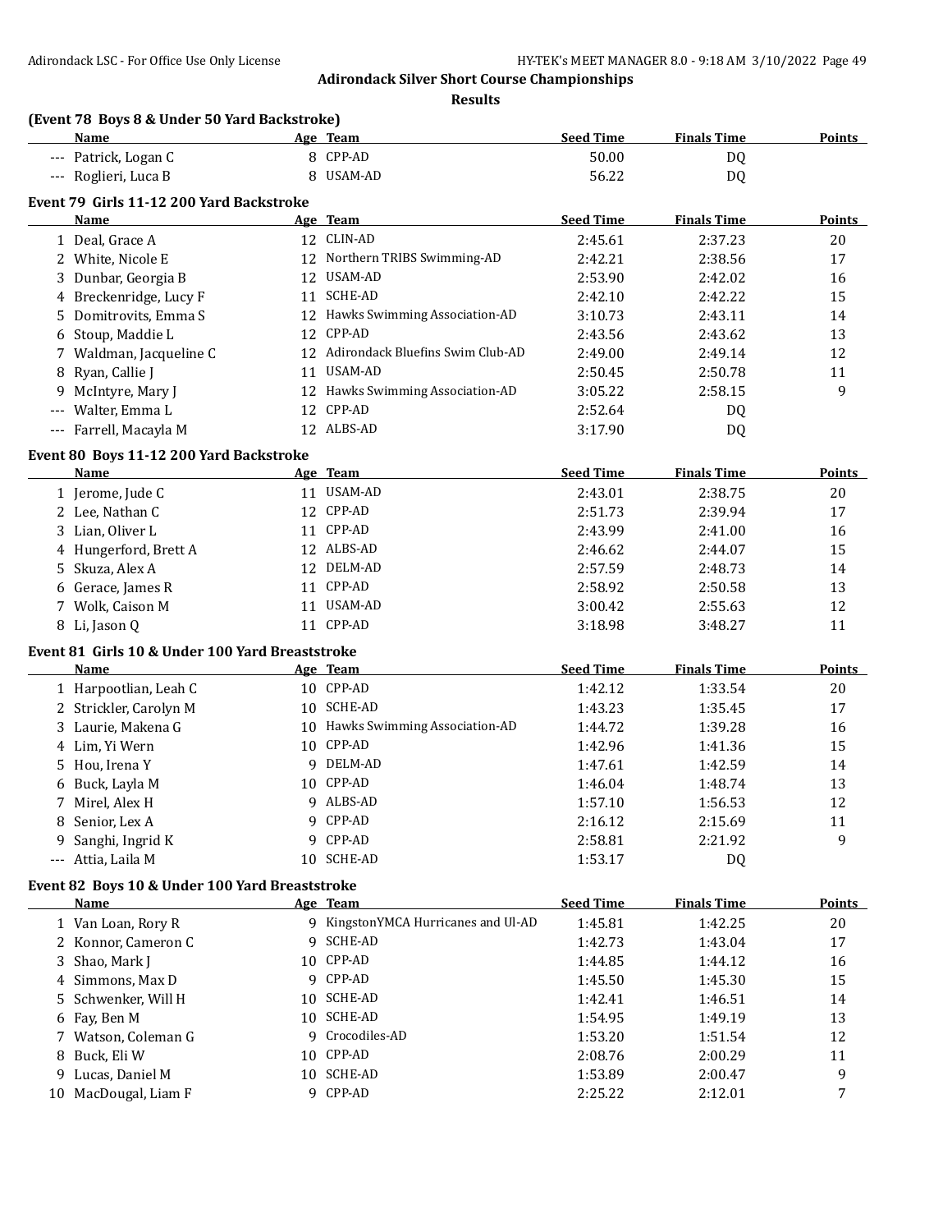# Adirondack Silver Short Course Championships

## Results

### (Event 78 Boys 8 & Under 50 Yard Backstroke)

| | Name | Age | Team | Seed Time | Finals Time | Points |
|---|---|---|---|---|---|---|
| --- | Patrick, Logan C | 8 | CPP-AD | 50.00 | DQ | |
| --- | Roglieri, Luca B | 8 | USAM-AD | 56.22 | DQ | |

### Event 79 Girls 11-12 200 Yard Backstroke

| | Name | Age | Team | Seed Time | Finals Time | Points |
|---|---|---|---|---|---|---|
| 1 | Deal, Grace A | 12 | CLIN-AD | 2:45.61 | 2:37.23 | 20 |
| 2 | White, Nicole E | 12 | Northern TRIBS Swimming-AD | 2:42.21 | 2:38.56 | 17 |
| 3 | Dunbar, Georgia B | 12 | USAM-AD | 2:53.90 | 2:42.02 | 16 |
| 4 | Breckenridge, Lucy F | 11 | SCHE-AD | 2:42.10 | 2:42.22 | 15 |
| 5 | Domitrovits, Emma S | 12 | Hawks Swimming Association-AD | 3:10.73 | 2:43.11 | 14 |
| 6 | Stoup, Maddie L | 12 | CPP-AD | 2:43.56 | 2:43.62 | 13 |
| 7 | Waldman, Jacqueline C | 12 | Adirondack Bluefins Swim Club-AD | 2:49.00 | 2:49.14 | 12 |
| 8 | Ryan, Callie J | 11 | USAM-AD | 2:50.45 | 2:50.78 | 11 |
| 9 | McIntyre, Mary J | 12 | Hawks Swimming Association-AD | 3:05.22 | 2:58.15 | 9 |
| --- | Walter, Emma L | 12 | CPP-AD | 2:52.64 | DQ | |
| --- | Farrell, Macayla M | 12 | ALBS-AD | 3:17.90 | DQ | |

### Event 80 Boys 11-12 200 Yard Backstroke

| | Name | Age | Team | Seed Time | Finals Time | Points |
|---|---|---|---|---|---|---|
| 1 | Jerome, Jude C | 11 | USAM-AD | 2:43.01 | 2:38.75 | 20 |
| 2 | Lee, Nathan C | 12 | CPP-AD | 2:51.73 | 2:39.94 | 17 |
| 3 | Lian, Oliver L | 11 | CPP-AD | 2:43.99 | 2:41.00 | 16 |
| 4 | Hungerford, Brett A | 12 | ALBS-AD | 2:46.62 | 2:44.07 | 15 |
| 5 | Skuza, Alex A | 12 | DELM-AD | 2:57.59 | 2:48.73 | 14 |
| 6 | Gerace, James R | 11 | CPP-AD | 2:58.92 | 2:50.58 | 13 |
| 7 | Wolk, Caison M | 11 | USAM-AD | 3:00.42 | 2:55.63 | 12 |
| 8 | Li, Jason Q | 11 | CPP-AD | 3:18.98 | 3:48.27 | 11 |

### Event 81 Girls 10 & Under 100 Yard Breaststroke

| | Name | Age | Team | Seed Time | Finals Time | Points |
|---|---|---|---|---|---|---|
| 1 | Harpootlian, Leah C | 10 | CPP-AD | 1:42.12 | 1:33.54 | 20 |
| 2 | Strickler, Carolyn M | 10 | SCHE-AD | 1:43.23 | 1:35.45 | 17 |
| 3 | Laurie, Makena G | 10 | Hawks Swimming Association-AD | 1:44.72 | 1:39.28 | 16 |
| 4 | Lim, Yi Wern | 10 | CPP-AD | 1:42.96 | 1:41.36 | 15 |
| 5 | Hou, Irena Y | 9 | DELM-AD | 1:47.61 | 1:42.59 | 14 |
| 6 | Buck, Layla M | 10 | CPP-AD | 1:46.04 | 1:48.74 | 13 |
| 7 | Mirel, Alex H | 9 | ALBS-AD | 1:57.10 | 1:56.53 | 12 |
| 8 | Senior, Lex A | 9 | CPP-AD | 2:16.12 | 2:15.69 | 11 |
| 9 | Sanghi, Ingrid K | 9 | CPP-AD | 2:58.81 | 2:21.92 | 9 |
| --- | Attia, Laila M | 10 | SCHE-AD | 1:53.17 | DQ | |

### Event 82 Boys 10 & Under 100 Yard Breaststroke

| | Name | Age | Team | Seed Time | Finals Time | Points |
|---|---|---|---|---|---|---|
| 1 | Van Loan, Rory R | 9 | KingstonYMCA Hurricanes and Ul-AD | 1:45.81 | 1:42.25 | 20 |
| 2 | Konnor, Cameron C | 9 | SCHE-AD | 1:42.73 | 1:43.04 | 17 |
| 3 | Shao, Mark J | 10 | CPP-AD | 1:44.85 | 1:44.12 | 16 |
| 4 | Simmons, Max D | 9 | CPP-AD | 1:45.50 | 1:45.30 | 15 |
| 5 | Schwenker, Will H | 10 | SCHE-AD | 1:42.41 | 1:46.51 | 14 |
| 6 | Fay, Ben M | 10 | SCHE-AD | 1:54.95 | 1:49.19 | 13 |
| 7 | Watson, Coleman G | 9 | Crocodiles-AD | 1:53.20 | 1:51.54 | 12 |
| 8 | Buck, Eli W | 10 | CPP-AD | 2:08.76 | 2:00.29 | 11 |
| 9 | Lucas, Daniel M | 10 | SCHE-AD | 1:53.89 | 2:00.47 | 9 |
| 10 | MacDougal, Liam F | 9 | CPP-AD | 2:25.22 | 2:12.01 | 7 |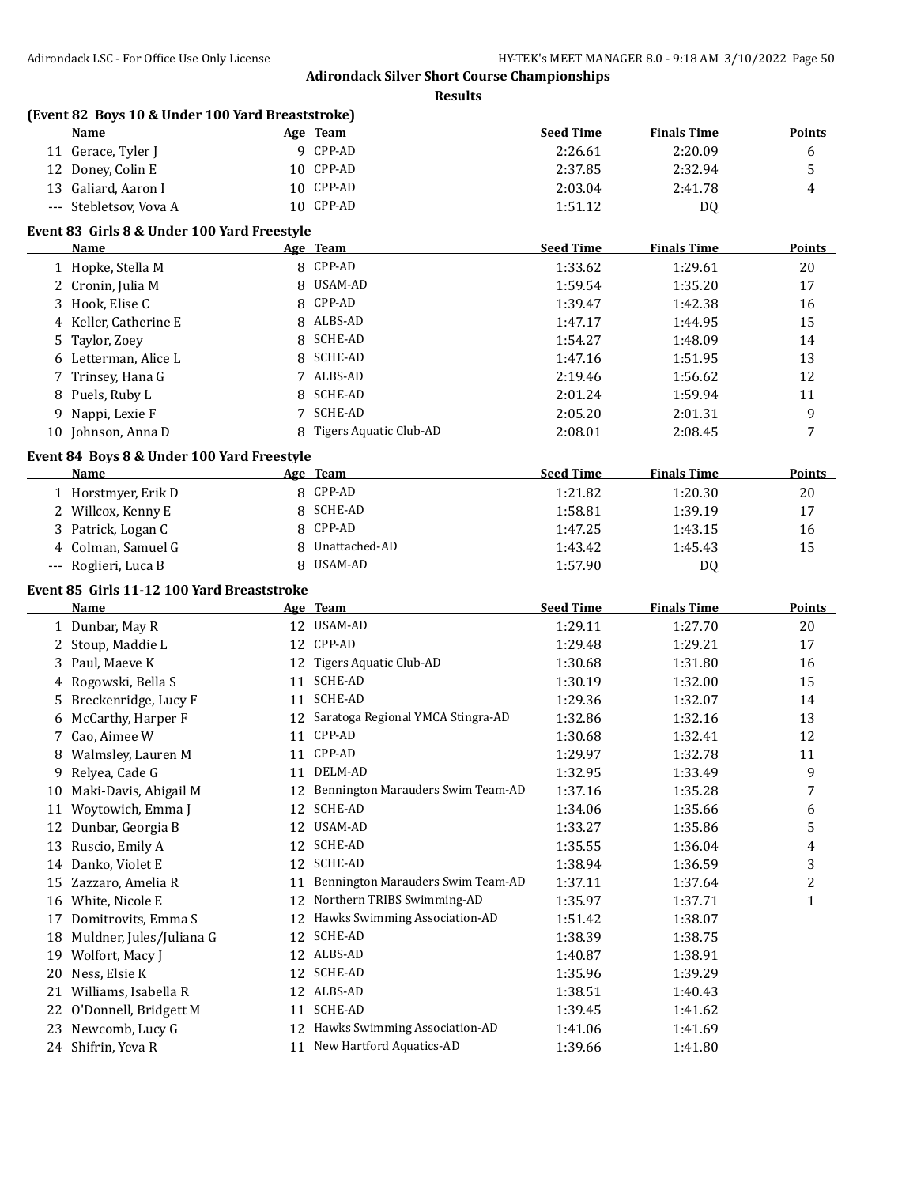## Adirondack Silver Short Course Championships

### Results

**(Event 82 Boys 10 & Under 100 Yard Breaststroke)**

| | Name | Age | Team | Seed Time | Finals Time | Points |
|---|---|---|---|---|---|---|
| 11 | Gerace, Tyler J | 9 | CPP-AD | 2:26.61 | 2:20.09 | 6 |
| 12 | Doney, Colin E | 10 | CPP-AD | 2:37.85 | 2:32.94 | 5 |
| 13 | Galiard, Aaron I | 10 | CPP-AD | 2:03.04 | 2:41.78 | 4 |
| --- | Stebletsov, Vova A | 10 | CPP-AD | 1:51.12 | DQ | |

**Event 83 Girls 8 & Under 100 Yard Freestyle**

| | Name | Age | Team | Seed Time | Finals Time | Points |
|---|---|---|---|---|---|---|
| 1 | Hopke, Stella M | 8 | CPP-AD | 1:33.62 | 1:29.61 | 20 |
| 2 | Cronin, Julia M | 8 | USAM-AD | 1:59.54 | 1:35.20 | 17 |
| 3 | Hook, Elise C | 8 | CPP-AD | 1:39.47 | 1:42.38 | 16 |
| 4 | Keller, Catherine E | 8 | ALBS-AD | 1:47.17 | 1:44.95 | 15 |
| 5 | Taylor, Zoey | 8 | SCHE-AD | 1:54.27 | 1:48.09 | 14 |
| 6 | Letterman, Alice L | 8 | SCHE-AD | 1:47.16 | 1:51.95 | 13 |
| 7 | Trinsey, Hana G | 7 | ALBS-AD | 2:19.46 | 1:56.62 | 12 |
| 8 | Puels, Ruby L | 8 | SCHE-AD | 2:01.24 | 1:59.94 | 11 |
| 9 | Nappi, Lexie F | 7 | SCHE-AD | 2:05.20 | 2:01.31 | 9 |
| 10 | Johnson, Anna D | 8 | Tigers Aquatic Club-AD | 2:08.01 | 2:08.45 | 7 |

**Event 84 Boys 8 & Under 100 Yard Freestyle**

| | Name | Age | Team | Seed Time | Finals Time | Points |
|---|---|---|---|---|---|---|
| 1 | Horstmyer, Erik D | 8 | CPP-AD | 1:21.82 | 1:20.30 | 20 |
| 2 | Willcox, Kenny E | 8 | SCHE-AD | 1:58.81 | 1:39.19 | 17 |
| 3 | Patrick, Logan C | 8 | CPP-AD | 1:47.25 | 1:43.15 | 16 |
| 4 | Colman, Samuel G | 8 | Unattached-AD | 1:43.42 | 1:45.43 | 15 |
| --- | Roglieri, Luca B | 8 | USAM-AD | 1:57.90 | DQ | |

**Event 85 Girls 11-12 100 Yard Breaststroke**

| | Name | Age | Team | Seed Time | Finals Time | Points |
|---|---|---|---|---|---|---|
| 1 | Dunbar, May R | 12 | USAM-AD | 1:29.11 | 1:27.70 | 20 |
| 2 | Stoup, Maddie L | 12 | CPP-AD | 1:29.48 | 1:29.21 | 17 |
| 3 | Paul, Maeve K | 12 | Tigers Aquatic Club-AD | 1:30.68 | 1:31.80 | 16 |
| 4 | Rogowski, Bella S | 11 | SCHE-AD | 1:30.19 | 1:32.00 | 15 |
| 5 | Breckenridge, Lucy F | 11 | SCHE-AD | 1:29.36 | 1:32.07 | 14 |
| 6 | McCarthy, Harper F | 12 | Saratoga Regional YMCA Stingra-AD | 1:32.86 | 1:32.16 | 13 |
| 7 | Cao, Aimee W | 11 | CPP-AD | 1:30.68 | 1:32.41 | 12 |
| 8 | Walmsley, Lauren M | 11 | CPP-AD | 1:29.97 | 1:32.78 | 11 |
| 9 | Relyea, Cade G | 11 | DELM-AD | 1:32.95 | 1:33.49 | 9 |
| 10 | Maki-Davis, Abigail M | 12 | Bennington Marauders Swim Team-AD | 1:37.16 | 1:35.28 | 7 |
| 11 | Woytowich, Emma J | 12 | SCHE-AD | 1:34.06 | 1:35.66 | 6 |
| 12 | Dunbar, Georgia B | 12 | USAM-AD | 1:33.27 | 1:35.86 | 5 |
| 13 | Ruscio, Emily A | 12 | SCHE-AD | 1:35.55 | 1:36.04 | 4 |
| 14 | Danko, Violet E | 12 | SCHE-AD | 1:38.94 | 1:36.59 | 3 |
| 15 | Zazzaro, Amelia R | 11 | Bennington Marauders Swim Team-AD | 1:37.11 | 1:37.64 | 2 |
| 16 | White, Nicole E | 12 | Northern TRIBS Swimming-AD | 1:35.97 | 1:37.71 | 1 |
| 17 | Domitrovits, Emma S | 12 | Hawks Swimming Association-AD | 1:51.42 | 1:38.07 | |
| 18 | Muldner, Jules/Juliana G | 12 | SCHE-AD | 1:38.39 | 1:38.75 | |
| 19 | Wolfort, Macy J | 12 | ALBS-AD | 1:40.87 | 1:38.91 | |
| 20 | Ness, Elsie K | 12 | SCHE-AD | 1:35.96 | 1:39.29 | |
| 21 | Williams, Isabella R | 12 | ALBS-AD | 1:38.51 | 1:40.43 | |
| 22 | O'Donnell, Bridgett M | 11 | SCHE-AD | 1:39.45 | 1:41.62 | |
| 23 | Newcomb, Lucy G | 12 | Hawks Swimming Association-AD | 1:41.06 | 1:41.69 | |
| 24 | Shifrin, Yeva R | 11 | New Hartford Aquatics-AD | 1:39.66 | 1:41.80 | |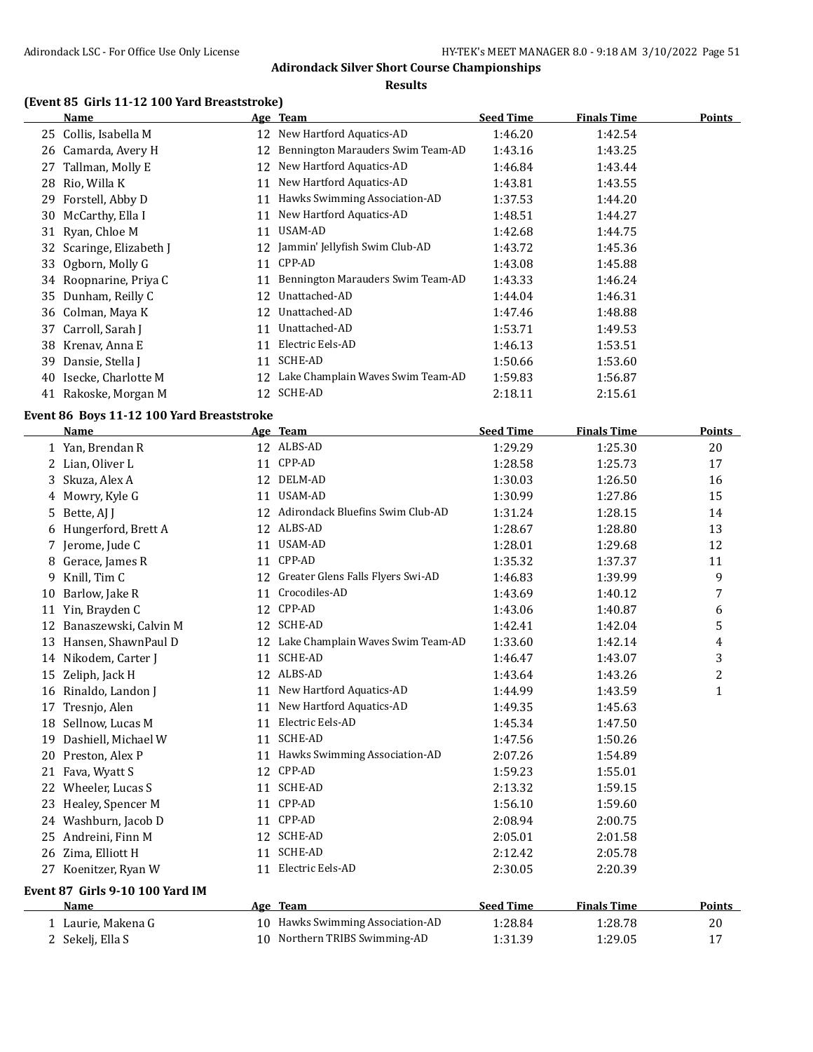**Adirondack Silver Short Course Championships**

**Results**

### (Event 85 Girls 11-12 100 Yard Breaststroke)

| | Name | Age | Team | Seed Time | Finals Time | Points |
|---|---|---|---|---|---|---|
| 25 | Collis, Isabella M | 12 | New Hartford Aquatics-AD | 1:46.20 | 1:42.54 | |
| 26 | Camarda, Avery H | 12 | Bennington Marauders Swim Team-AD | 1:43.16 | 1:43.25 | |
| 27 | Tallman, Molly E | 12 | New Hartford Aquatics-AD | 1:46.84 | 1:43.44 | |
| 28 | Rio, Willa K | 11 | New Hartford Aquatics-AD | 1:43.81 | 1:43.55 | |
| 29 | Forstell, Abby D | 11 | Hawks Swimming Association-AD | 1:37.53 | 1:44.20 | |
| 30 | McCarthy, Ella I | 11 | New Hartford Aquatics-AD | 1:48.51 | 1:44.27 | |
| 31 | Ryan, Chloe M | 11 | USAM-AD | 1:42.68 | 1:44.75 | |
| 32 | Scaringe, Elizabeth J | 12 | Jammin' Jellyfish Swim Club-AD | 1:43.72 | 1:45.36 | |
| 33 | Ogborn, Molly G | 11 | CPP-AD | 1:43.08 | 1:45.88 | |
| 34 | Roopnarine, Priya C | 11 | Bennington Marauders Swim Team-AD | 1:43.33 | 1:46.24 | |
| 35 | Dunham, Reilly C | 12 | Unattached-AD | 1:44.04 | 1:46.31 | |
| 36 | Colman, Maya K | 12 | Unattached-AD | 1:47.46 | 1:48.88 | |
| 37 | Carroll, Sarah J | 11 | Unattached-AD | 1:53.71 | 1:49.53 | |
| 38 | Krenav, Anna E | 11 | Electric Eels-AD | 1:46.13 | 1:53.51 | |
| 39 | Dansie, Stella J | 11 | SCHE-AD | 1:50.66 | 1:53.60 | |
| 40 | Isecke, Charlotte M | 12 | Lake Champlain Waves Swim Team-AD | 1:59.83 | 1:56.87 | |
| 41 | Rakoske, Morgan M | 12 | SCHE-AD | 2:18.11 | 2:15.61 | |

### Event 86 Boys 11-12 100 Yard Breaststroke

| | Name | Age | Team | Seed Time | Finals Time | Points |
|---|---|---|---|---|---|---|
| 1 | Yan, Brendan R | 12 | ALBS-AD | 1:29.29 | 1:25.30 | 20 |
| 2 | Lian, Oliver L | 11 | CPP-AD | 1:28.58 | 1:25.73 | 17 |
| 3 | Skuza, Alex A | 12 | DELM-AD | 1:30.03 | 1:26.50 | 16 |
| 4 | Mowry, Kyle G | 11 | USAM-AD | 1:30.99 | 1:27.86 | 15 |
| 5 | Bette, AJ J | 12 | Adirondack Bluefins Swim Club-AD | 1:31.24 | 1:28.15 | 14 |
| 6 | Hungerford, Brett A | 12 | ALBS-AD | 1:28.67 | 1:28.80 | 13 |
| 7 | Jerome, Jude C | 11 | USAM-AD | 1:28.01 | 1:29.68 | 12 |
| 8 | Gerace, James R | 11 | CPP-AD | 1:35.32 | 1:37.37 | 11 |
| 9 | Knill, Tim C | 12 | Greater Glens Falls Flyers Swi-AD | 1:46.83 | 1:39.99 | 9 |
| 10 | Barlow, Jake R | 11 | Crocodiles-AD | 1:43.69 | 1:40.12 | 7 |
| 11 | Yin, Brayden C | 12 | CPP-AD | 1:43.06 | 1:40.87 | 6 |
| 12 | Banaszewski, Calvin M | 12 | SCHE-AD | 1:42.41 | 1:42.04 | 5 |
| 13 | Hansen, ShawnPaul D | 12 | Lake Champlain Waves Swim Team-AD | 1:33.60 | 1:42.14 | 4 |
| 14 | Nikodem, Carter J | 11 | SCHE-AD | 1:46.47 | 1:43.07 | 3 |
| 15 | Zeliph, Jack H | 12 | ALBS-AD | 1:43.64 | 1:43.26 | 2 |
| 16 | Rinaldo, Landon J | 11 | New Hartford Aquatics-AD | 1:44.99 | 1:43.59 | 1 |
| 17 | Tresnjo, Alen | 11 | New Hartford Aquatics-AD | 1:49.35 | 1:45.63 | |
| 18 | Sellnow, Lucas M | 11 | Electric Eels-AD | 1:45.34 | 1:47.50 | |
| 19 | Dashiell, Michael W | 11 | SCHE-AD | 1:47.56 | 1:50.26 | |
| 20 | Preston, Alex P | 11 | Hawks Swimming Association-AD | 2:07.26 | 1:54.89 | |
| 21 | Fava, Wyatt S | 12 | CPP-AD | 1:59.23 | 1:55.01 | |
| 22 | Wheeler, Lucas S | 11 | SCHE-AD | 2:13.32 | 1:59.15 | |
| 23 | Healey, Spencer M | 11 | CPP-AD | 1:56.10 | 1:59.60 | |
| 24 | Washburn, Jacob D | 11 | CPP-AD | 2:08.94 | 2:00.75 | |
| 25 | Andreini, Finn M | 12 | SCHE-AD | 2:05.01 | 2:01.58 | |
| 26 | Zima, Elliott H | 11 | SCHE-AD | 2:12.42 | 2:05.78 | |
| 27 | Koenitzer, Ryan W | 11 | Electric Eels-AD | 2:30.05 | 2:20.39 | |

### Event 87 Girls 9-10 100 Yard IM

| | Name | Age | Team | Seed Time | Finals Time | Points |
|---|---|---|---|---|---|---|
| 1 | Laurie, Makena G | 10 | Hawks Swimming Association-AD | 1:28.84 | 1:28.78 | 20 |
| 2 | Sekelj, Ella S | 10 | Northern TRIBS Swimming-AD | 1:31.39 | 1:29.05 | 17 |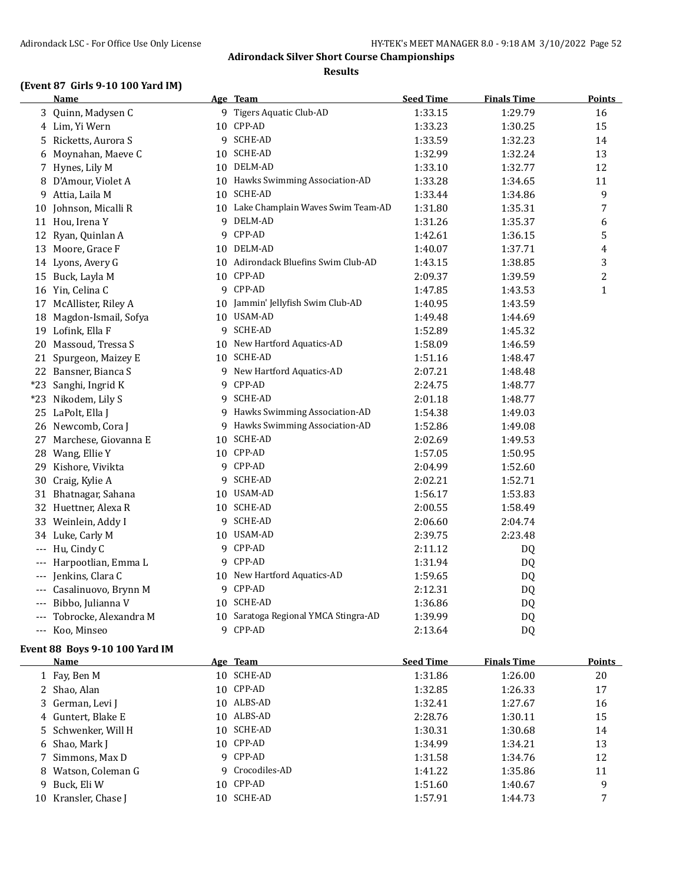## Adirondack Silver Short Course Championships

### Results

#### (Event 87 Girls 9-10 100 Yard IM)

| | Name | Age | Team | Seed Time | Finals Time | Points |
|---|---|---|---|---|---|---|
| 3 | Quinn, Madysen C | 9 | Tigers Aquatic Club-AD | 1:33.15 | 1:29.79 | 16 |
| 4 | Lim, Yi Wern | 10 | CPP-AD | 1:33.23 | 1:30.25 | 15 |
| 5 | Ricketts, Aurora S | 9 | SCHE-AD | 1:33.59 | 1:32.23 | 14 |
| 6 | Moynahan, Maeve C | 10 | SCHE-AD | 1:32.99 | 1:32.24 | 13 |
| 7 | Hynes, Lily M | 10 | DELM-AD | 1:33.10 | 1:32.77 | 12 |
| 8 | D'Amour, Violet A | 10 | Hawks Swimming Association-AD | 1:33.28 | 1:34.65 | 11 |
| 9 | Attia, Laila M | 10 | SCHE-AD | 1:33.44 | 1:34.86 | 9 |
| 10 | Johnson, Micalli R | 10 | Lake Champlain Waves Swim Team-AD | 1:31.80 | 1:35.31 | 7 |
| 11 | Hou, Irena Y | 9 | DELM-AD | 1:31.26 | 1:35.37 | 6 |
| 12 | Ryan, Quinlan A | 9 | CPP-AD | 1:42.61 | 1:36.15 | 5 |
| 13 | Moore, Grace F | 10 | DELM-AD | 1:40.07 | 1:37.71 | 4 |
| 14 | Lyons, Avery G | 10 | Adirondack Bluefins Swim Club-AD | 1:43.15 | 1:38.85 | 3 |
| 15 | Buck, Layla M | 10 | CPP-AD | 2:09.37 | 1:39.59 | 2 |
| 16 | Yin, Celina C | 9 | CPP-AD | 1:47.85 | 1:43.53 | 1 |
| 17 | McAllister, Riley A | 10 | Jammin' Jellyfish Swim Club-AD | 1:40.95 | 1:43.59 | |
| 18 | Magdon-Ismail, Sofya | 10 | USAM-AD | 1:49.48 | 1:44.69 | |
| 19 | Lofink, Ella F | 9 | SCHE-AD | 1:52.89 | 1:45.32 | |
| 20 | Massoud, Tressa S | 10 | New Hartford Aquatics-AD | 1:58.09 | 1:46.59 | |
| 21 | Spurgeon, Maizey E | 10 | SCHE-AD | 1:51.16 | 1:48.47 | |
| 22 | Bansner, Bianca S | 9 | New Hartford Aquatics-AD | 2:07.21 | 1:48.48 | |
| *23 | Sanghi, Ingrid K | 9 | CPP-AD | 2:24.75 | 1:48.77 | |
| *23 | Nikodem, Lily S | 9 | SCHE-AD | 2:01.18 | 1:48.77 | |
| 25 | LaPolt, Ella J | 9 | Hawks Swimming Association-AD | 1:54.38 | 1:49.03 | |
| 26 | Newcomb, Cora J | 9 | Hawks Swimming Association-AD | 1:52.86 | 1:49.08 | |
| 27 | Marchese, Giovanna E | 10 | SCHE-AD | 2:02.69 | 1:49.53 | |
| 28 | Wang, Ellie Y | 10 | CPP-AD | 1:57.05 | 1:50.95 | |
| 29 | Kishore, Vivikta | 9 | CPP-AD | 2:04.99 | 1:52.60 | |
| 30 | Craig, Kylie A | 9 | SCHE-AD | 2:02.21 | 1:52.71 | |
| 31 | Bhatnagar, Sahana | 10 | USAM-AD | 1:56.17 | 1:53.83 | |
| 32 | Huettner, Alexa R | 10 | SCHE-AD | 2:00.55 | 1:58.49 | |
| 33 | Weinlein, Addy I | 9 | SCHE-AD | 2:06.60 | 2:04.74 | |
| 34 | Luke, Carly M | 10 | USAM-AD | 2:39.75 | 2:23.48 | |
| --- | Hu, Cindy C | 9 | CPP-AD | 2:11.12 | DQ | |
| --- | Harpootlian, Emma L | 9 | CPP-AD | 1:31.94 | DQ | |
| --- | Jenkins, Clara C | 10 | New Hartford Aquatics-AD | 1:59.65 | DQ | |
| --- | Casalinuovo, Brynn M | 9 | CPP-AD | 2:12.31 | DQ | |
| --- | Bibbo, Julianna V | 10 | SCHE-AD | 1:36.86 | DQ | |
| --- | Tobrocke, Alexandra M | 10 | Saratoga Regional YMCA Stingra-AD | 1:39.99 | DQ | |
| --- | Koo, Minseo | 9 | CPP-AD | 2:13.64 | DQ | |

#### Event 88 Boys 9-10 100 Yard IM

| | Name | Age | Team | Seed Time | Finals Time | Points |
|---|---|---|---|---|---|---|
| 1 | Fay, Ben M | 10 | SCHE-AD | 1:31.86 | 1:26.00 | 20 |
| 2 | Shao, Alan | 10 | CPP-AD | 1:32.85 | 1:26.33 | 17 |
| 3 | German, Levi J | 10 | ALBS-AD | 1:32.41 | 1:27.67 | 16 |
| 4 | Guntert, Blake E | 10 | ALBS-AD | 2:28.76 | 1:30.11 | 15 |
| 5 | Schwenker, Will H | 10 | SCHE-AD | 1:30.31 | 1:30.68 | 14 |
| 6 | Shao, Mark J | 10 | CPP-AD | 1:34.99 | 1:34.21 | 13 |
| 7 | Simmons, Max D | 9 | CPP-AD | 1:31.58 | 1:34.76 | 12 |
| 8 | Watson, Coleman G | 9 | Crocodiles-AD | 1:41.22 | 1:35.86 | 11 |
| 9 | Buck, Eli W | 10 | CPP-AD | 1:51.60 | 1:40.67 | 9 |
| 10 | Kransler, Chase J | 10 | SCHE-AD | 1:57.91 | 1:44.73 | 7 |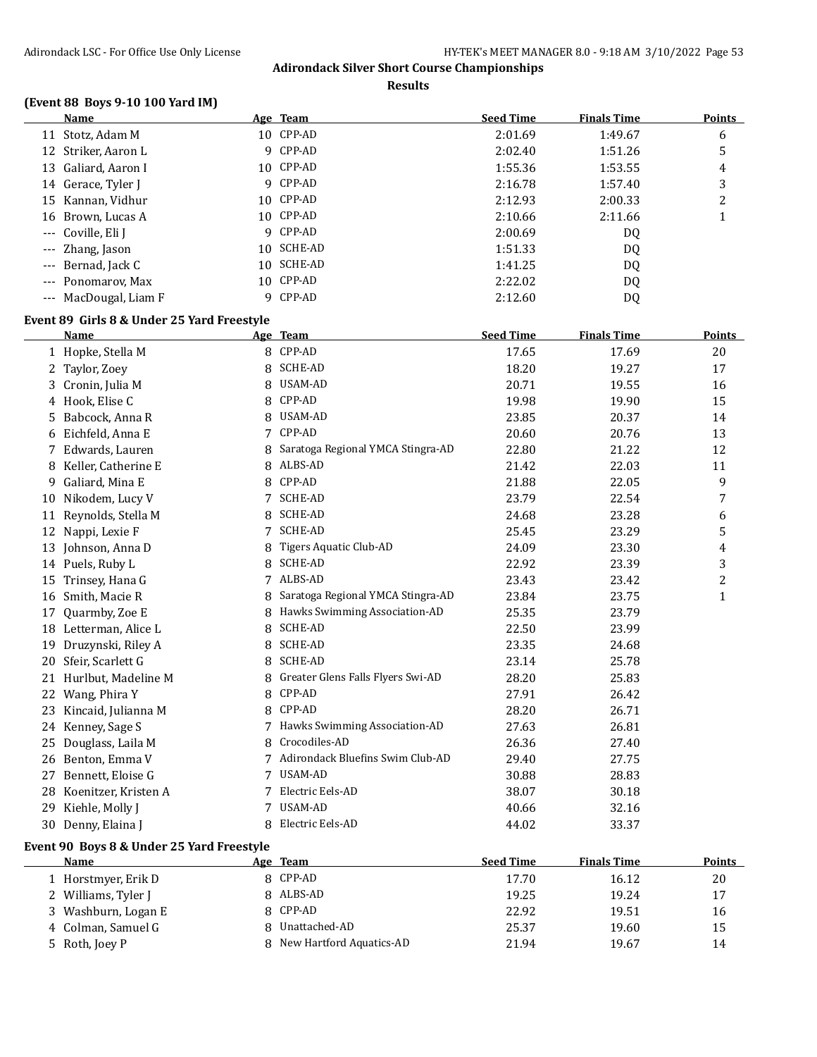## Adirondack Silver Short Course Championships

### Results

### (Event 88 Boys 9-10 100 Yard IM)

| | Name | Age | Team | Seed Time | Finals Time | Points |
|---|---|---|---|---|---|---|
| 11 | Stotz, Adam M | 10 | CPP-AD | 2:01.69 | 1:49.67 | 6 |
| 12 | Striker, Aaron L | 9 | CPP-AD | 2:02.40 | 1:51.26 | 5 |
| 13 | Galiard, Aaron I | 10 | CPP-AD | 1:55.36 | 1:53.55 | 4 |
| 14 | Gerace, Tyler J | 9 | CPP-AD | 2:16.78 | 1:57.40 | 3 |
| 15 | Kannan, Vidhur | 10 | CPP-AD | 2:12.93 | 2:00.33 | 2 |
| 16 | Brown, Lucas A | 10 | CPP-AD | 2:10.66 | 2:11.66 | 1 |
| --- | Coville, Eli J | 9 | CPP-AD | 2:00.69 | DQ | |
| --- | Zhang, Jason | 10 | SCHE-AD | 1:51.33 | DQ | |
| --- | Bernad, Jack C | 10 | SCHE-AD | 1:41.25 | DQ | |
| --- | Ponomarov, Max | 10 | CPP-AD | 2:22.02 | DQ | |
| --- | MacDougal, Liam F | 9 | CPP-AD | 2:12.60 | DQ | |

### Event 89 Girls 8 & Under 25 Yard Freestyle

| | Name | Age | Team | Seed Time | Finals Time | Points |
|---|---|---|---|---|---|---|
| 1 | Hopke, Stella M | 8 | CPP-AD | 17.65 | 17.69 | 20 |
| 2 | Taylor, Zoey | 8 | SCHE-AD | 18.20 | 19.27 | 17 |
| 3 | Cronin, Julia M | 8 | USAM-AD | 20.71 | 19.55 | 16 |
| 4 | Hook, Elise C | 8 | CPP-AD | 19.98 | 19.90 | 15 |
| 5 | Babcock, Anna R | 8 | USAM-AD | 23.85 | 20.37 | 14 |
| 6 | Eichfeld, Anna E | 7 | CPP-AD | 20.60 | 20.76 | 13 |
| 7 | Edwards, Lauren | 8 | Saratoga Regional YMCA Stingra-AD | 22.80 | 21.22 | 12 |
| 8 | Keller, Catherine E | 8 | ALBS-AD | 21.42 | 22.03 | 11 |
| 9 | Galiard, Mina E | 8 | CPP-AD | 21.88 | 22.05 | 9 |
| 10 | Nikodem, Lucy V | 7 | SCHE-AD | 23.79 | 22.54 | 7 |
| 11 | Reynolds, Stella M | 8 | SCHE-AD | 24.68 | 23.28 | 6 |
| 12 | Nappi, Lexie F | 7 | SCHE-AD | 25.45 | 23.29 | 5 |
| 13 | Johnson, Anna D | 8 | Tigers Aquatic Club-AD | 24.09 | 23.30 | 4 |
| 14 | Puels, Ruby L | 8 | SCHE-AD | 22.92 | 23.39 | 3 |
| 15 | Trinsey, Hana G | 7 | ALBS-AD | 23.43 | 23.42 | 2 |
| 16 | Smith, Macie R | 8 | Saratoga Regional YMCA Stingra-AD | 23.84 | 23.75 | 1 |
| 17 | Quarmby, Zoe E | 8 | Hawks Swimming Association-AD | 25.35 | 23.79 | |
| 18 | Letterman, Alice L | 8 | SCHE-AD | 22.50 | 23.99 | |
| 19 | Druzynski, Riley A | 8 | SCHE-AD | 23.35 | 24.68 | |
| 20 | Sfeir, Scarlett G | 8 | SCHE-AD | 23.14 | 25.78 | |
| 21 | Hurlbut, Madeline M | 8 | Greater Glens Falls Flyers Swi-AD | 28.20 | 25.83 | |
| 22 | Wang, Phira Y | 8 | CPP-AD | 27.91 | 26.42 | |
| 23 | Kincaid, Julianna M | 8 | CPP-AD | 28.20 | 26.71 | |
| 24 | Kenney, Sage S | 7 | Hawks Swimming Association-AD | 27.63 | 26.81 | |
| 25 | Douglass, Laila M | 8 | Crocodiles-AD | 26.36 | 27.40 | |
| 26 | Benton, Emma V | 7 | Adirondack Bluefins Swim Club-AD | 29.40 | 27.75 | |
| 27 | Bennett, Eloise G | 7 | USAM-AD | 30.88 | 28.83 | |
| 28 | Koenitzer, Kristen A | 7 | Electric Eels-AD | 38.07 | 30.18 | |
| 29 | Kiehle, Molly J | 7 | USAM-AD | 40.66 | 32.16 | |
| 30 | Denny, Elaina J | 8 | Electric Eels-AD | 44.02 | 33.37 | |

### Event 90 Boys 8 & Under 25 Yard Freestyle

| | Name | Age | Team | Seed Time | Finals Time | Points |
|---|---|---|---|---|---|---|
| 1 | Horstmyer, Erik D | 8 | CPP-AD | 17.70 | 16.12 | 20 |
| 2 | Williams, Tyler J | 8 | ALBS-AD | 19.25 | 19.24 | 17 |
| 3 | Washburn, Logan E | 8 | CPP-AD | 22.92 | 19.51 | 16 |
| 4 | Colman, Samuel G | 8 | Unattached-AD | 25.37 | 19.60 | 15 |
| 5 | Roth, Joey P | 8 | New Hartford Aquatics-AD | 21.94 | 19.67 | 14 |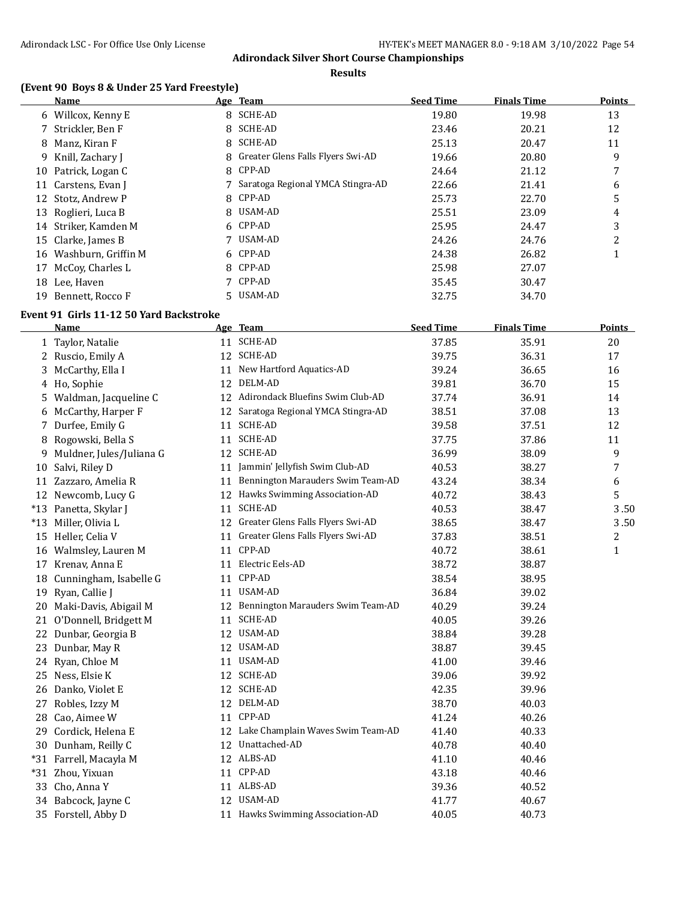## Adirondack Silver Short Course Championships

### Results

### (Event 90 Boys 8 & Under 25 Yard Freestyle)

| | Name | Age | Team | Seed Time | Finals Time | Points |
|---|---|---|---|---|---|---|
| 6 | Willcox, Kenny E | 8 | SCHE-AD | 19.80 | 19.98 | 13 |
| 7 | Strickler, Ben F | 8 | SCHE-AD | 23.46 | 20.21 | 12 |
| 8 | Manz, Kiran F | 8 | SCHE-AD | 25.13 | 20.47 | 11 |
| 9 | Knill, Zachary J | 8 | Greater Glens Falls Flyers Swi-AD | 19.66 | 20.80 | 9 |
| 10 | Patrick, Logan C | 8 | CPP-AD | 24.64 | 21.12 | 7 |
| 11 | Carstens, Evan J | 7 | Saratoga Regional YMCA Stingra-AD | 22.66 | 21.41 | 6 |
| 12 | Stotz, Andrew P | 8 | CPP-AD | 25.73 | 22.70 | 5 |
| 13 | Roglieri, Luca B | 8 | USAM-AD | 25.51 | 23.09 | 4 |
| 14 | Striker, Kamden M | 6 | CPP-AD | 25.95 | 24.47 | 3 |
| 15 | Clarke, James B | 7 | USAM-AD | 24.26 | 24.76 | 2 |
| 16 | Washburn, Griffin M | 6 | CPP-AD | 24.38 | 26.82 | 1 |
| 17 | McCoy, Charles L | 8 | CPP-AD | 25.98 | 27.07 | |
| 18 | Lee, Haven | 7 | CPP-AD | 35.45 | 30.47 | |
| 19 | Bennett, Rocco F | 5 | USAM-AD | 32.75 | 34.70 | |

### Event 91 Girls 11-12 50 Yard Backstroke

| | Name | Age | Team | Seed Time | Finals Time | Points |
|---|---|---|---|---|---|---|
| 1 | Taylor, Natalie | 11 | SCHE-AD | 37.85 | 35.91 | 20 |
| 2 | Ruscio, Emily A | 12 | SCHE-AD | 39.75 | 36.31 | 17 |
| 3 | McCarthy, Ella I | 11 | New Hartford Aquatics-AD | 39.24 | 36.65 | 16 |
| 4 | Ho, Sophie | 12 | DELM-AD | 39.81 | 36.70 | 15 |
| 5 | Waldman, Jacqueline C | 12 | Adirondack Bluefins Swim Club-AD | 37.74 | 36.91 | 14 |
| 6 | McCarthy, Harper F | 12 | Saratoga Regional YMCA Stingra-AD | 38.51 | 37.08 | 13 |
| 7 | Durfee, Emily G | 11 | SCHE-AD | 39.58 | 37.51 | 12 |
| 8 | Rogowski, Bella S | 11 | SCHE-AD | 37.75 | 37.86 | 11 |
| 9 | Muldner, Jules/Juliana G | 12 | SCHE-AD | 36.99 | 38.09 | 9 |
| 10 | Salvi, Riley D | 11 | Jammin' Jellyfish Swim Club-AD | 40.53 | 38.27 | 7 |
| 11 | Zazzaro, Amelia R | 11 | Bennington Marauders Swim Team-AD | 43.24 | 38.34 | 6 |
| 12 | Newcomb, Lucy G | 12 | Hawks Swimming Association-AD | 40.72 | 38.43 | 5 |
| *13 | Panetta, Skylar J | 11 | SCHE-AD | 40.53 | 38.47 | 3.50 |
| *13 | Miller, Olivia L | 12 | Greater Glens Falls Flyers Swi-AD | 38.65 | 38.47 | 3.50 |
| 15 | Heller, Celia V | 11 | Greater Glens Falls Flyers Swi-AD | 37.83 | 38.51 | 2 |
| 16 | Walmsley, Lauren M | 11 | CPP-AD | 40.72 | 38.61 | 1 |
| 17 | Krenav, Anna E | 11 | Electric Eels-AD | 38.72 | 38.87 | |
| 18 | Cunningham, Isabelle G | 11 | CPP-AD | 38.54 | 38.95 | |
| 19 | Ryan, Callie J | 11 | USAM-AD | 36.84 | 39.02 | |
| 20 | Maki-Davis, Abigail M | 12 | Bennington Marauders Swim Team-AD | 40.29 | 39.24 | |
| 21 | O'Donnell, Bridgett M | 11 | SCHE-AD | 40.05 | 39.26 | |
| 22 | Dunbar, Georgia B | 12 | USAM-AD | 38.84 | 39.28 | |
| 23 | Dunbar, May R | 12 | USAM-AD | 38.87 | 39.45 | |
| 24 | Ryan, Chloe M | 11 | USAM-AD | 41.00 | 39.46 | |
| 25 | Ness, Elsie K | 12 | SCHE-AD | 39.06 | 39.92 | |
| 26 | Danko, Violet E | 12 | SCHE-AD | 42.35 | 39.96 | |
| 27 | Robles, Izzy M | 12 | DELM-AD | 38.70 | 40.03 | |
| 28 | Cao, Aimee W | 11 | CPP-AD | 41.24 | 40.26 | |
| 29 | Cordick, Helena E | 12 | Lake Champlain Waves Swim Team-AD | 41.40 | 40.33 | |
| 30 | Dunham, Reilly C | 12 | Unattached-AD | 40.78 | 40.40 | |
| *31 | Farrell, Macayla M | 12 | ALBS-AD | 41.10 | 40.46 | |
| *31 | Zhou, Yixuan | 11 | CPP-AD | 43.18 | 40.46 | |
| 33 | Cho, Anna Y | 11 | ALBS-AD | 39.36 | 40.52 | |
| 34 | Babcock, Jayne C | 12 | USAM-AD | 41.77 | 40.67 | |
| 35 | Forstell, Abby D | 11 | Hawks Swimming Association-AD | 40.05 | 40.73 | |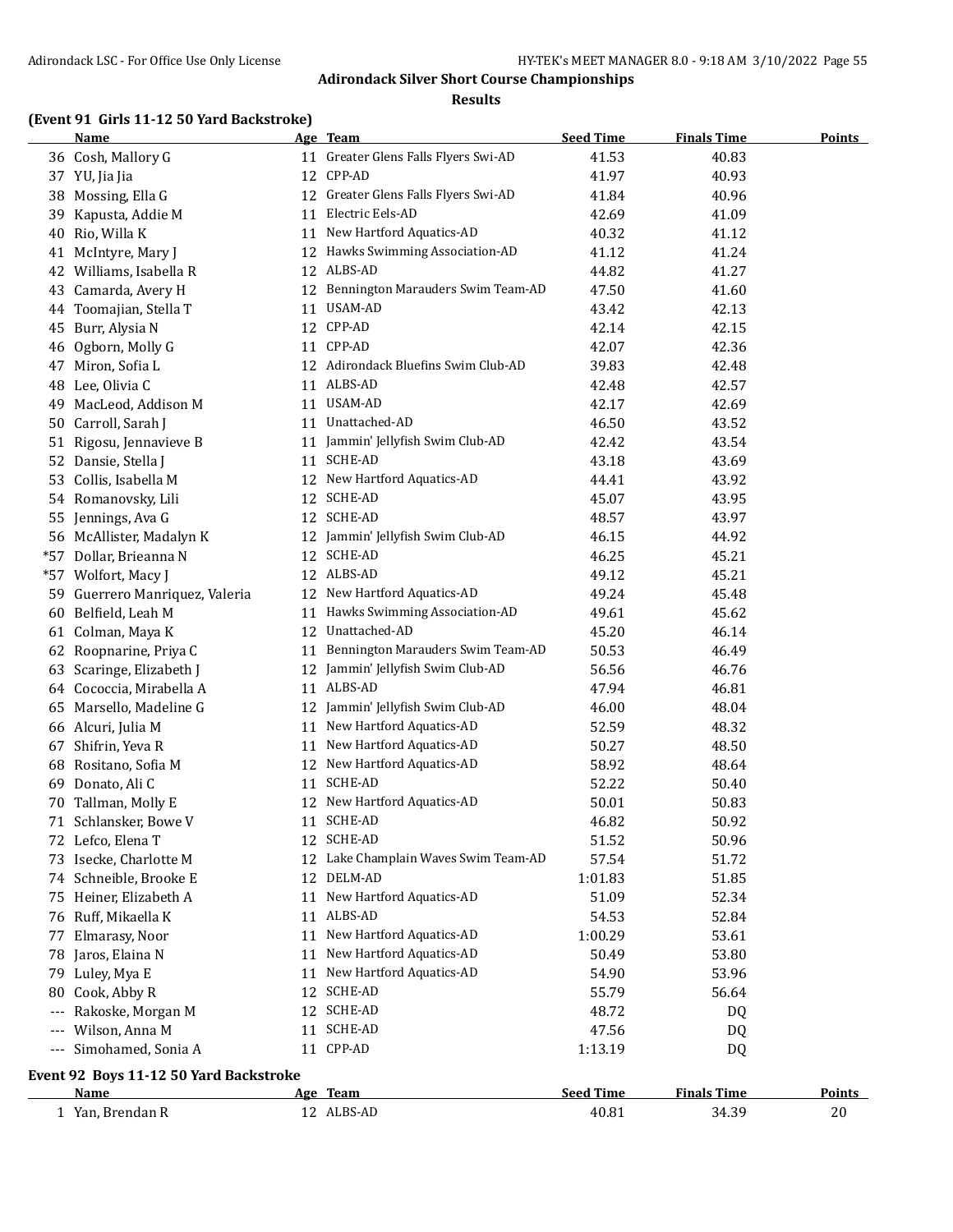## Adirondack Silver Short Course Championships

### Results

#### (Event 91 Girls 11-12 50 Yard Backstroke)

| | Name | Age | Team | Seed Time | Finals Time | Points |
|---|---|---|---|---|---|---|
| 36 | Cosh, Mallory G | 11 | Greater Glens Falls Flyers Swi-AD | 41.53 | 40.83 | |
| 37 | YU, Jia Jia | 12 | CPP-AD | 41.97 | 40.93 | |
| 38 | Mossing, Ella G | 12 | Greater Glens Falls Flyers Swi-AD | 41.84 | 40.96 | |
| 39 | Kapusta, Addie M | 11 | Electric Eels-AD | 42.69 | 41.09 | |
| 40 | Rio, Willa K | 11 | New Hartford Aquatics-AD | 40.32 | 41.12 | |
| 41 | McIntyre, Mary J | 12 | Hawks Swimming Association-AD | 41.12 | 41.24 | |
| 42 | Williams, Isabella R | 12 | ALBS-AD | 44.82 | 41.27 | |
| 43 | Camarda, Avery H | 12 | Bennington Marauders Swim Team-AD | 47.50 | 41.60 | |
| 44 | Toomajian, Stella T | 11 | USAM-AD | 43.42 | 42.13 | |
| 45 | Burr, Alysia N | 12 | CPP-AD | 42.14 | 42.15 | |
| 46 | Ogborn, Molly G | 11 | CPP-AD | 42.07 | 42.36 | |
| 47 | Miron, Sofia L | 12 | Adirondack Bluefins Swim Club-AD | 39.83 | 42.48 | |
| 48 | Lee, Olivia C | 11 | ALBS-AD | 42.48 | 42.57 | |
| 49 | MacLeod, Addison M | 11 | USAM-AD | 42.17 | 42.69 | |
| 50 | Carroll, Sarah J | 11 | Unattached-AD | 46.50 | 43.52 | |
| 51 | Rigosu, Jennavieve B | 11 | Jammin' Jellyfish Swim Club-AD | 42.42 | 43.54 | |
| 52 | Dansie, Stella J | 11 | SCHE-AD | 43.18 | 43.69 | |
| 53 | Collis, Isabella M | 12 | New Hartford Aquatics-AD | 44.41 | 43.92 | |
| 54 | Romanovsky, Lili | 12 | SCHE-AD | 45.07 | 43.95 | |
| 55 | Jennings, Ava G | 12 | SCHE-AD | 48.57 | 43.97 | |
| 56 | McAllister, Madalyn K | 12 | Jammin' Jellyfish Swim Club-AD | 46.15 | 44.92 | |
| *57 | Dollar, Brieanna N | 12 | SCHE-AD | 46.25 | 45.21 | |
| *57 | Wolfort, Macy J | 12 | ALBS-AD | 49.12 | 45.21 | |
| 59 | Guerrero Manriquez, Valeria | 12 | New Hartford Aquatics-AD | 49.24 | 45.48 | |
| 60 | Belfield, Leah M | 11 | Hawks Swimming Association-AD | 49.61 | 45.62 | |
| 61 | Colman, Maya K | 12 | Unattached-AD | 45.20 | 46.14 | |
| 62 | Roopnarine, Priya C | 11 | Bennington Marauders Swim Team-AD | 50.53 | 46.49 | |
| 63 | Scaringe, Elizabeth J | 12 | Jammin' Jellyfish Swim Club-AD | 56.56 | 46.76 | |
| 64 | Cococcia, Mirabella A | 11 | ALBS-AD | 47.94 | 46.81 | |
| 65 | Marsello, Madeline G | 12 | Jammin' Jellyfish Swim Club-AD | 46.00 | 48.04 | |
| 66 | Alcuri, Julia M | 11 | New Hartford Aquatics-AD | 52.59 | 48.32 | |
| 67 | Shifrin, Yeva R | 11 | New Hartford Aquatics-AD | 50.27 | 48.50 | |
| 68 | Rositano, Sofia M | 12 | New Hartford Aquatics-AD | 58.92 | 48.64 | |
| 69 | Donato, Ali C | 11 | SCHE-AD | 52.22 | 50.40 | |
| 70 | Tallman, Molly E | 12 | New Hartford Aquatics-AD | 50.01 | 50.83 | |
| 71 | Schlansker, Bowe V | 11 | SCHE-AD | 46.82 | 50.92 | |
| 72 | Lefco, Elena T | 12 | SCHE-AD | 51.52 | 50.96 | |
| 73 | Isecke, Charlotte M | 12 | Lake Champlain Waves Swim Team-AD | 57.54 | 51.72 | |
| 74 | Schneible, Brooke E | 12 | DELM-AD | 1:01.83 | 51.85 | |
| 75 | Heiner, Elizabeth A | 11 | New Hartford Aquatics-AD | 51.09 | 52.34 | |
| 76 | Ruff, Mikaella K | 11 | ALBS-AD | 54.53 | 52.84 | |
| 77 | Elmarasy, Noor | 11 | New Hartford Aquatics-AD | 1:00.29 | 53.61 | |
| 78 | Jaros, Elaina N | 11 | New Hartford Aquatics-AD | 50.49 | 53.80 | |
| 79 | Luley, Mya E | 11 | New Hartford Aquatics-AD | 54.90 | 53.96 | |
| 80 | Cook, Abby R | 12 | SCHE-AD | 55.79 | 56.64 | |
| --- | Rakoske, Morgan M | 12 | SCHE-AD | 48.72 | DQ | |
| --- | Wilson, Anna M | 11 | SCHE-AD | 47.56 | DQ | |
| --- | Simohamed, Sonia A | 11 | CPP-AD | 1:13.19 | DQ | |

#### Event 92 Boys 11-12 50 Yard Backstroke

| | Name | Age | Team | Seed Time | Finals Time | Points |
|---|---|---|---|---|---|---|
| 1 | Yan, Brendan R | 12 | ALBS-AD | 40.81 | 34.39 | 20 |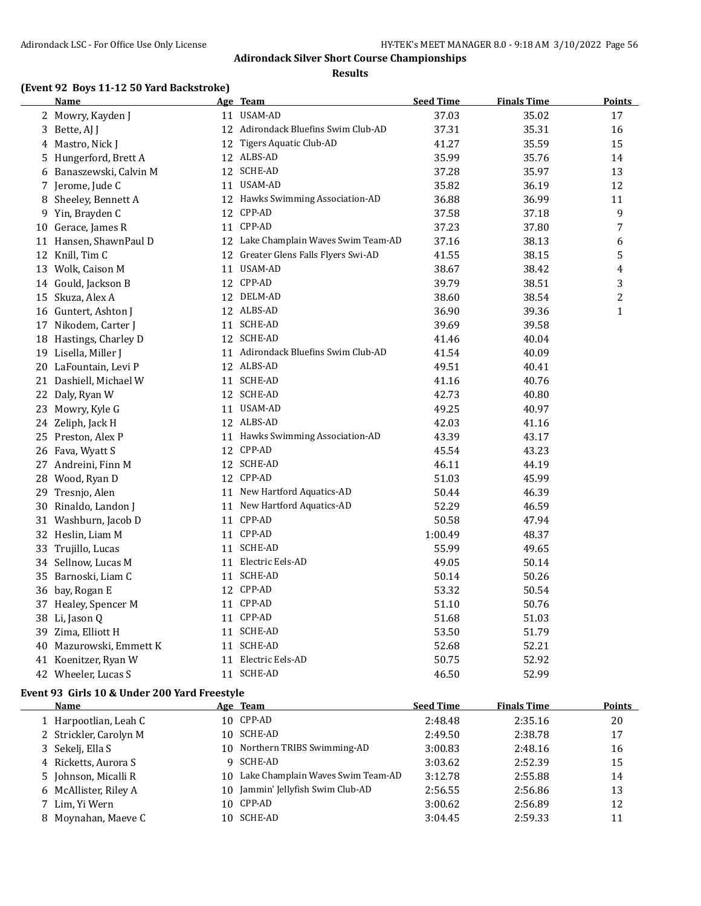**Adirondack Silver Short Course Championships**

**Results**

### (Event 92 Boys 11-12 50 Yard Backstroke)

| | Name | Age | Team | Seed Time | Finals Time | Points |
|---|---|---|---|---|---|---|
| 2 | Mowry, Kayden J | 11 | USAM-AD | 37.03 | 35.02 | 17 |
| 3 | Bette, AJ J | 12 | Adirondack Bluefins Swim Club-AD | 37.31 | 35.31 | 16 |
| 4 | Mastro, Nick J | 12 | Tigers Aquatic Club-AD | 41.27 | 35.59 | 15 |
| 5 | Hungerford, Brett A | 12 | ALBS-AD | 35.99 | 35.76 | 14 |
| 6 | Banaszewski, Calvin M | 12 | SCHE-AD | 37.28 | 35.97 | 13 |
| 7 | Jerome, Jude C | 11 | USAM-AD | 35.82 | 36.19 | 12 |
| 8 | Sheeley, Bennett A | 12 | Hawks Swimming Association-AD | 36.88 | 36.99 | 11 |
| 9 | Yin, Brayden C | 12 | CPP-AD | 37.58 | 37.18 | 9 |
| 10 | Gerace, James R | 11 | CPP-AD | 37.23 | 37.80 | 7 |
| 11 | Hansen, ShawnPaul D | 12 | Lake Champlain Waves Swim Team-AD | 37.16 | 38.13 | 6 |
| 12 | Knill, Tim C | 12 | Greater Glens Falls Flyers Swi-AD | 41.55 | 38.15 | 5 |
| 13 | Wolk, Caison M | 11 | USAM-AD | 38.67 | 38.42 | 4 |
| 14 | Gould, Jackson B | 12 | CPP-AD | 39.79 | 38.51 | 3 |
| 15 | Skuza, Alex A | 12 | DELM-AD | 38.60 | 38.54 | 2 |
| 16 | Guntert, Ashton J | 12 | ALBS-AD | 36.90 | 39.36 | 1 |
| 17 | Nikodem, Carter J | 11 | SCHE-AD | 39.69 | 39.58 | |
| 18 | Hastings, Charley D | 12 | SCHE-AD | 41.46 | 40.04 | |
| 19 | Lisella, Miller J | 11 | Adirondack Bluefins Swim Club-AD | 41.54 | 40.09 | |
| 20 | LaFountain, Levi P | 12 | ALBS-AD | 49.51 | 40.41 | |
| 21 | Dashiell, Michael W | 11 | SCHE-AD | 41.16 | 40.76 | |
| 22 | Daly, Ryan W | 12 | SCHE-AD | 42.73 | 40.80 | |
| 23 | Mowry, Kyle G | 11 | USAM-AD | 49.25 | 40.97 | |
| 24 | Zeliph, Jack H | 12 | ALBS-AD | 42.03 | 41.16 | |
| 25 | Preston, Alex P | 11 | Hawks Swimming Association-AD | 43.39 | 43.17 | |
| 26 | Fava, Wyatt S | 12 | CPP-AD | 45.54 | 43.23 | |
| 27 | Andreini, Finn M | 12 | SCHE-AD | 46.11 | 44.19 | |
| 28 | Wood, Ryan D | 12 | CPP-AD | 51.03 | 45.99 | |
| 29 | Tresnjo, Alen | 11 | New Hartford Aquatics-AD | 50.44 | 46.39 | |
| 30 | Rinaldo, Landon J | 11 | New Hartford Aquatics-AD | 52.29 | 46.59 | |
| 31 | Washburn, Jacob D | 11 | CPP-AD | 50.58 | 47.94 | |
| 32 | Heslin, Liam M | 11 | CPP-AD | 1:00.49 | 48.37 | |
| 33 | Trujillo, Lucas | 11 | SCHE-AD | 55.99 | 49.65 | |
| 34 | Sellnow, Lucas M | 11 | Electric Eels-AD | 49.05 | 50.14 | |
| 35 | Barnoski, Liam C | 11 | SCHE-AD | 50.14 | 50.26 | |
| 36 | bay, Rogan E | 12 | CPP-AD | 53.32 | 50.54 | |
| 37 | Healey, Spencer M | 11 | CPP-AD | 51.10 | 50.76 | |
| 38 | Li, Jason Q | 11 | CPP-AD | 51.68 | 51.03 | |
| 39 | Zima, Elliott H | 11 | SCHE-AD | 53.50 | 51.79 | |
| 40 | Mazurowski, Emmett K | 11 | SCHE-AD | 52.68 | 52.21 | |
| 41 | Koenitzer, Ryan W | 11 | Electric Eels-AD | 50.75 | 52.92 | |
| 42 | Wheeler, Lucas S | 11 | SCHE-AD | 46.50 | 52.99 | |

### Event 93 Girls 10 & Under 200 Yard Freestyle

| | Name | Age | Team | Seed Time | Finals Time | Points |
|---|---|---|---|---|---|---|
| 1 | Harpootlian, Leah C | 10 | CPP-AD | 2:48.48 | 2:35.16 | 20 |
| 2 | Strickler, Carolyn M | 10 | SCHE-AD | 2:49.50 | 2:38.78 | 17 |
| 3 | Sekelj, Ella S | 10 | Northern TRIBS Swimming-AD | 3:00.83 | 2:48.16 | 16 |
| 4 | Ricketts, Aurora S | 9 | SCHE-AD | 3:03.62 | 2:52.39 | 15 |
| 5 | Johnson, Micalli R | 10 | Lake Champlain Waves Swim Team-AD | 3:12.78 | 2:55.88 | 14 |
| 6 | McAllister, Riley A | 10 | Jammin' Jellyfish Swim Club-AD | 2:56.55 | 2:56.86 | 13 |
| 7 | Lim, Yi Wern | 10 | CPP-AD | 3:00.62 | 2:56.89 | 12 |
| 8 | Moynahan, Maeve C | 10 | SCHE-AD | 3:04.45 | 2:59.33 | 11 |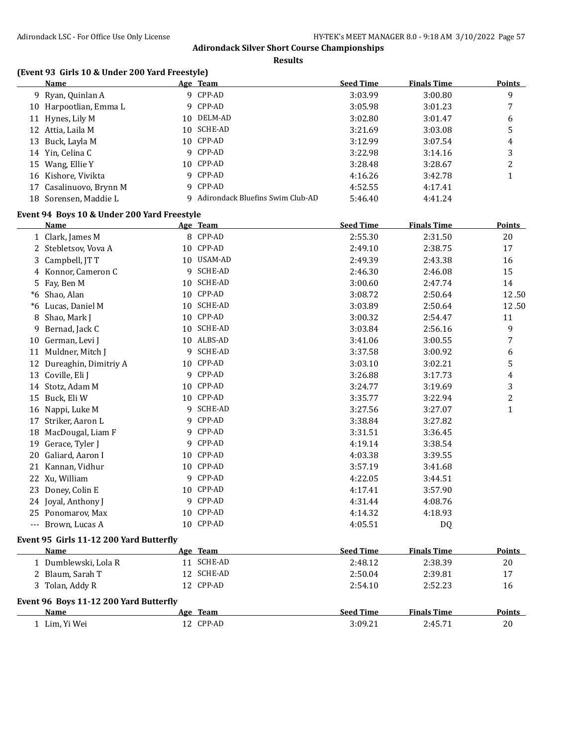## Adirondack Silver Short Course Championships

### Results

**(Event 93 Girls 10 & Under 200 Yard Freestyle)**

| | Name | Age | Team | Seed Time | Finals Time | Points |
|---|---|---|---|---|---|---|
| 9 | Ryan, Quinlan A | 9 | CPP-AD | 3:03.99 | 3:00.80 | 9 |
| 10 | Harpootlian, Emma L | 9 | CPP-AD | 3:05.98 | 3:01.23 | 7 |
| 11 | Hynes, Lily M | 10 | DELM-AD | 3:02.80 | 3:01.47 | 6 |
| 12 | Attia, Laila M | 10 | SCHE-AD | 3:21.69 | 3:03.08 | 5 |
| 13 | Buck, Layla M | 10 | CPP-AD | 3:12.99 | 3:07.54 | 4 |
| 14 | Yin, Celina C | 9 | CPP-AD | 3:22.98 | 3:14.16 | 3 |
| 15 | Wang, Ellie Y | 10 | CPP-AD | 3:28.48 | 3:28.67 | 2 |
| 16 | Kishore, Vivikta | 9 | CPP-AD | 4:16.26 | 3:42.78 | 1 |
| 17 | Casalinuovo, Brynn M | 9 | CPP-AD | 4:52.55 | 4:17.41 | |
| 18 | Sorensen, Maddie L | 9 | Adirondack Bluefins Swim Club-AD | 5:46.40 | 4:41.24 | |

**Event 94 Boys 10 & Under 200 Yard Freestyle**

| | Name | Age | Team | Seed Time | Finals Time | Points |
|---|---|---|---|---|---|---|
| 1 | Clark, James M | 8 | CPP-AD | 2:55.30 | 2:31.50 | 20 |
| 2 | Stebletsov, Vova A | 10 | CPP-AD | 2:49.10 | 2:38.75 | 17 |
| 3 | Campbell, JT T | 10 | USAM-AD | 2:49.39 | 2:43.38 | 16 |
| 4 | Konnor, Cameron C | 9 | SCHE-AD | 2:46.30 | 2:46.08 | 15 |
| 5 | Fay, Ben M | 10 | SCHE-AD | 3:00.60 | 2:47.74 | 14 |
| *6 | Shao, Alan | 10 | CPP-AD | 3:08.72 | 2:50.64 | 12.50 |
| *6 | Lucas, Daniel M | 10 | SCHE-AD | 3:03.89 | 2:50.64 | 12.50 |
| 8 | Shao, Mark J | 10 | CPP-AD | 3:00.32 | 2:54.47 | 11 |
| 9 | Bernad, Jack C | 10 | SCHE-AD | 3:03.84 | 2:56.16 | 9 |
| 10 | German, Levi J | 10 | ALBS-AD | 3:41.06 | 3:00.55 | 7 |
| 11 | Muldner, Mitch J | 9 | SCHE-AD | 3:37.58 | 3:00.92 | 6 |
| 12 | Dureaghin, Dimitriy A | 10 | CPP-AD | 3:03.10 | 3:02.21 | 5 |
| 13 | Coville, Eli J | 9 | CPP-AD | 3:26.88 | 3:17.73 | 4 |
| 14 | Stotz, Adam M | 10 | CPP-AD | 3:24.77 | 3:19.69 | 3 |
| 15 | Buck, Eli W | 10 | CPP-AD | 3:35.77 | 3:22.94 | 2 |
| 16 | Nappi, Luke M | 9 | SCHE-AD | 3:27.56 | 3:27.07 | 1 |
| 17 | Striker, Aaron L | 9 | CPP-AD | 3:38.84 | 3:27.82 | |
| 18 | MacDougal, Liam F | 9 | CPP-AD | 3:31.51 | 3:36.45 | |
| 19 | Gerace, Tyler J | 9 | CPP-AD | 4:19.14 | 3:38.54 | |
| 20 | Galiard, Aaron I | 10 | CPP-AD | 4:03.38 | 3:39.55 | |
| 21 | Kannan, Vidhur | 10 | CPP-AD | 3:57.19 | 3:41.68 | |
| 22 | Xu, William | 9 | CPP-AD | 4:22.05 | 3:44.51 | |
| 23 | Doney, Colin E | 10 | CPP-AD | 4:17.41 | 3:57.90 | |
| 24 | Joyal, Anthony J | 9 | CPP-AD | 4:31.44 | 4:08.76 | |
| 25 | Ponomarov, Max | 10 | CPP-AD | 4:14.32 | 4:18.93 | |
| --- | Brown, Lucas A | 10 | CPP-AD | 4:05.51 | DQ | |

**Event 95 Girls 11-12 200 Yard Butterfly**

| | Name | Age | Team | Seed Time | Finals Time | Points |
|---|---|---|---|---|---|---|
| 1 | Dumblewski, Lola R | 11 | SCHE-AD | 2:48.12 | 2:38.39 | 20 |
| 2 | Blaum, Sarah T | 12 | SCHE-AD | 2:50.04 | 2:39.81 | 17 |
| 3 | Tolan, Addy R | 12 | CPP-AD | 2:54.10 | 2:52.23 | 16 |

**Event 96 Boys 11-12 200 Yard Butterfly**

| | Name | Age | Team | Seed Time | Finals Time | Points |
|---|---|---|---|---|---|---|
| 1 | Lim, Yi Wei | 12 | CPP-AD | 3:09.21 | 2:45.71 | 20 |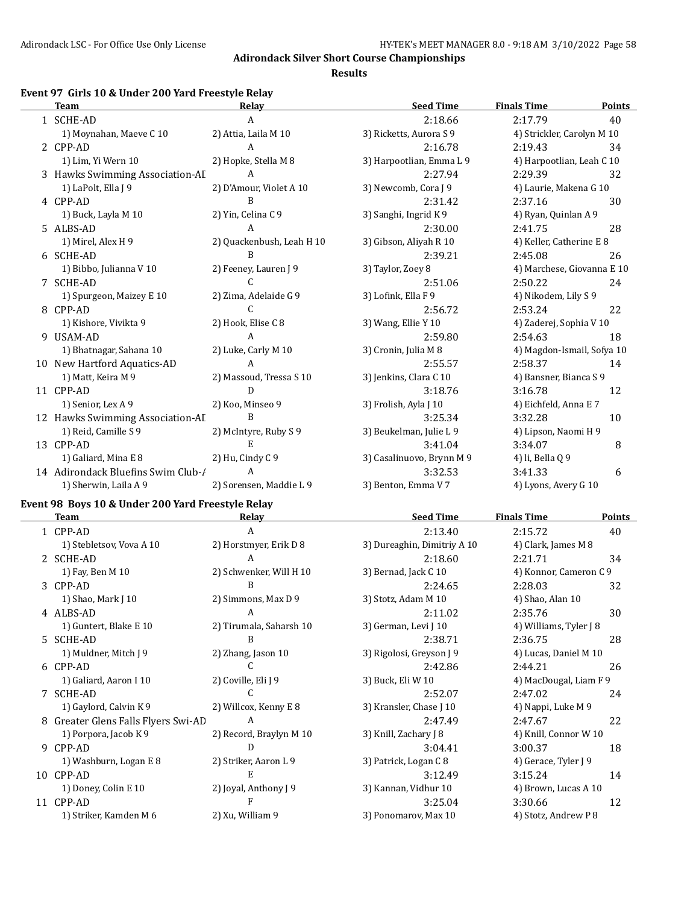# Adirondack Silver Short Course Championships

## Results

### Event 97 Girls 10 & Under 200 Yard Freestyle Relay

| | Team | Relay | Seed Time | Finals Time | Points |
|---|---|---|---|---|---|
| 1 | SCHE-AD | A | 2:18.66 | 2:17.79 | 40 |
| | 1) Moynahan, Maeve C 10 | 2) Attia, Laila M 10 | 3) Ricketts, Aurora S 9 | 4) Strickler, Carolyn M 10 | |
| 2 | CPP-AD | A | 2:16.78 | 2:19.43 | 34 |
| | 1) Lim, Yi Wern 10 | 2) Hopke, Stella M 8 | 3) Harpootlian, Emma L 9 | 4) Harpootlian, Leah C 10 | |
| 3 | Hawks Swimming Association-AD | A | 2:27.94 | 2:29.39 | 32 |
| | 1) LaPolt, Ella J 9 | 2) D'Amour, Violet A 10 | 3) Newcomb, Cora J 9 | 4) Laurie, Makena G 10 | |
| 4 | CPP-AD | B | 2:31.42 | 2:37.16 | 30 |
| | 1) Buck, Layla M 10 | 2) Yin, Celina C 9 | 3) Sanghi, Ingrid K 9 | 4) Ryan, Quinlan A 9 | |
| 5 | ALBS-AD | A | 2:30.00 | 2:41.75 | 28 |
| | 1) Mirel, Alex H 9 | 2) Quackenbush, Leah H 10 | 3) Gibson, Aliyah R 10 | 4) Keller, Catherine E 8 | |
| 6 | SCHE-AD | B | 2:39.21 | 2:45.08 | 26 |
| | 1) Bibbo, Julianna V 10 | 2) Feeney, Lauren J 9 | 3) Taylor, Zoey 8 | 4) Marchese, Giovanna E 10 | |
| 7 | SCHE-AD | C | 2:51.06 | 2:50.22 | 24 |
| | 1) Spurgeon, Maizey E 10 | 2) Zima, Adelaide G 9 | 3) Lofink, Ella F 9 | 4) Nikodem, Lily S 9 | |
| 8 | CPP-AD | C | 2:56.72 | 2:53.24 | 22 |
| | 1) Kishore, Vivikta 9 | 2) Hook, Elise C 8 | 3) Wang, Ellie Y 10 | 4) Zaderej, Sophia V 10 | |
| 9 | USAM-AD | A | 2:59.80 | 2:54.63 | 18 |
| | 1) Bhatnagar, Sahana 10 | 2) Luke, Carly M 10 | 3) Cronin, Julia M 8 | 4) Magdon-Ismail, Sofya 10 | |
| 10 | New Hartford Aquatics-AD | A | 2:55.57 | 2:58.37 | 14 |
| | 1) Matt, Keira M 9 | 2) Massoud, Tressa S 10 | 3) Jenkins, Clara C 10 | 4) Bansner, Bianca S 9 | |
| 11 | CPP-AD | D | 3:18.76 | 3:16.78 | 12 |
| | 1) Senior, Lex A 9 | 2) Koo, Minseo 9 | 3) Frolish, Ayla J 10 | 4) Eichfeld, Anna E 7 | |
| 12 | Hawks Swimming Association-AD | B | 3:25.34 | 3:32.28 | 10 |
| | 1) Reid, Camille S 9 | 2) McIntyre, Ruby S 9 | 3) Beukelman, Julie L 9 | 4) Lipson, Naomi H 9 | |
| 13 | CPP-AD | E | 3:41.04 | 3:34.07 | 8 |
| | 1) Galiard, Mina E 8 | 2) Hu, Cindy C 9 | 3) Casalinuovo, Brynn M 9 | 4) li, Bella Q 9 | |
| 14 | Adirondack Bluefins Swim Club-AD | A | 3:32.53 | 3:41.33 | 6 |
| | 1) Sherwin, Laila A 9 | 2) Sorensen, Maddie L 9 | 3) Benton, Emma V 7 | 4) Lyons, Avery G 10 | |

### Event 98 Boys 10 & Under 200 Yard Freestyle Relay

| | Team | Relay | Seed Time | Finals Time | Points |
|---|---|---|---|---|---|
| 1 | CPP-AD | A | 2:13.40 | 2:15.72 | 40 |
| | 1) Stebletsov, Vova A 10 | 2) Horstmyer, Erik D 8 | 3) Dureaghin, Dimitriy A 10 | 4) Clark, James M 8 | |
| 2 | SCHE-AD | A | 2:18.60 | 2:21.71 | 34 |
| | 1) Fay, Ben M 10 | 2) Schwenker, Will H 10 | 3) Bernad, Jack C 10 | 4) Konnor, Cameron C 9 | |
| 3 | CPP-AD | B | 2:24.65 | 2:28.03 | 32 |
| | 1) Shao, Mark J 10 | 2) Simmons, Max D 9 | 3) Stotz, Adam M 10 | 4) Shao, Alan 10 | |
| 4 | ALBS-AD | A | 2:11.02 | 2:35.76 | 30 |
| | 1) Guntert, Blake E 10 | 2) Tirumala, Saharsh 10 | 3) German, Levi J 10 | 4) Williams, Tyler J 8 | |
| 5 | SCHE-AD | B | 2:38.71 | 2:36.75 | 28 |
| | 1) Muldner, Mitch J 9 | 2) Zhang, Jason 10 | 3) Rigolosi, Greyson J 9 | 4) Lucas, Daniel M 10 | |
| 6 | CPP-AD | C | 2:42.86 | 2:44.21 | 26 |
| | 1) Galiard, Aaron I 10 | 2) Coville, Eli J 9 | 3) Buck, Eli W 10 | 4) MacDougal, Liam F 9 | |
| 7 | SCHE-AD | C | 2:52.07 | 2:47.02 | 24 |
| | 1) Gaylord, Calvin K 9 | 2) Willcox, Kenny E 8 | 3) Kransler, Chase J 10 | 4) Nappi, Luke M 9 | |
| 8 | Greater Glens Falls Flyers Swi-AD | A | 2:47.49 | 2:47.67 | 22 |
| | 1) Porpora, Jacob K 9 | 2) Record, Braylyn M 10 | 3) Knill, Zachary J 8 | 4) Knill, Connor W 10 | |
| 9 | CPP-AD | D | 3:04.41 | 3:00.37 | 18 |
| | 1) Washburn, Logan E 8 | 2) Striker, Aaron L 9 | 3) Patrick, Logan C 8 | 4) Gerace, Tyler J 9 | |
| 10 | CPP-AD | E | 3:12.49 | 3:15.24 | 14 |
| | 1) Doney, Colin E 10 | 2) Joyal, Anthony J 9 | 3) Kannan, Vidhur 10 | 4) Brown, Lucas A 10 | |
| 11 | CPP-AD | F | 3:25.04 | 3:30.66 | 12 |
| | 1) Striker, Kamden M 6 | 2) Xu, William 9 | 3) Ponomarov, Max 10 | 4) Stotz, Andrew P 8 | |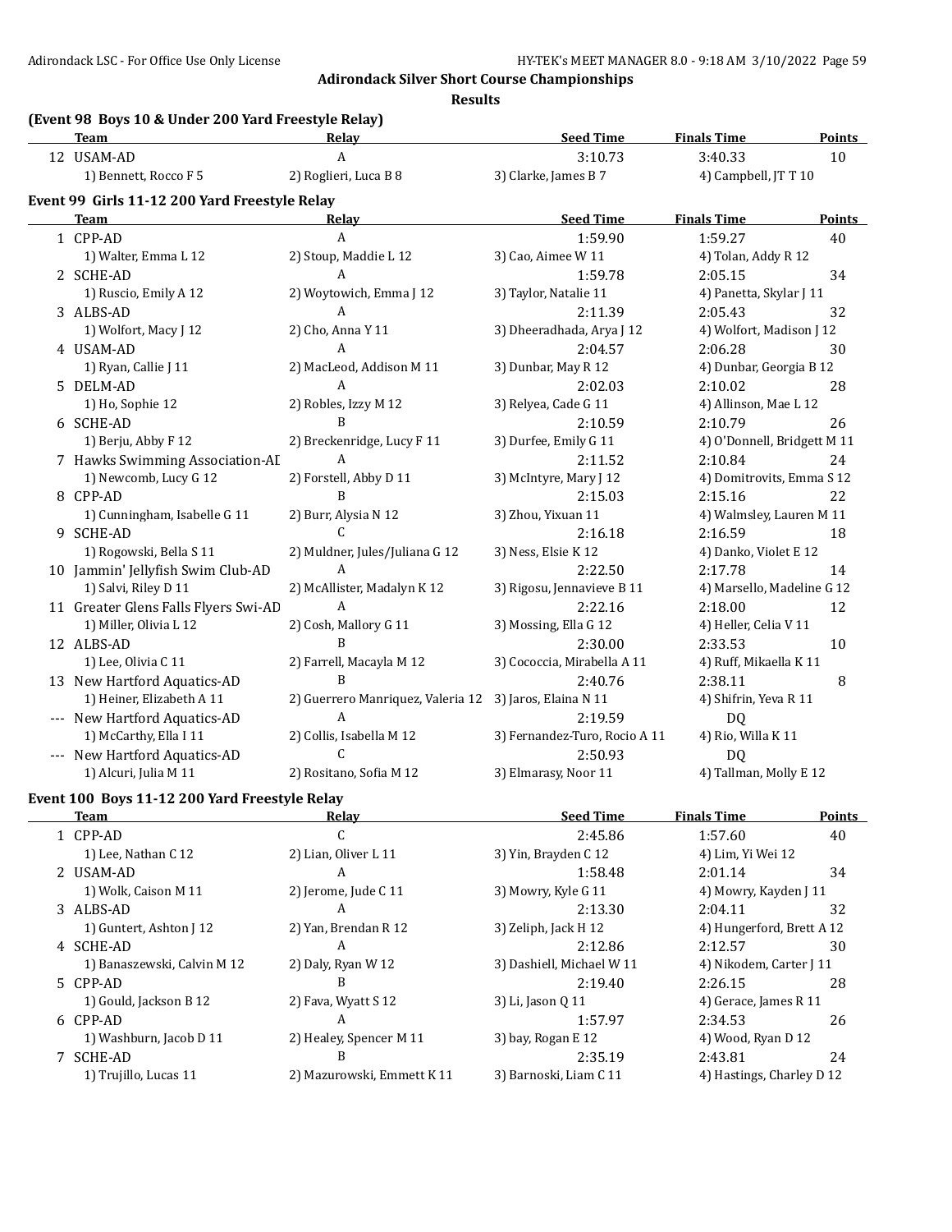**Adirondack Silver Short Course Championships**

**Results**

### (Event 98 Boys 10 & Under 200 Yard Freestyle Relay)

| | Team | Relay | Seed Time | Finals Time | Points |
|---|---|---|---|---|---|
| 12 | USAM-AD | A | 3:10.73 | 3:40.33 | 10 |
| | 1) Bennett, Rocco F 5 | 2) Roglieri, Luca B 8 | 3) Clarke, James B 7 | 4) Campbell, JT T 10 | |

### Event 99 Girls 11-12 200 Yard Freestyle Relay

| | Team | Relay | Seed Time | Finals Time | Points |
|---|---|---|---|---|---|
| 1 | CPP-AD | A | 1:59.90 | 1:59.27 | 40 |
| | 1) Walter, Emma L 12 | 2) Stoup, Maddie L 12 | 3) Cao, Aimee W 11 | 4) Tolan, Addy R 12 | |
| 2 | SCHE-AD | A | 1:59.78 | 2:05.15 | 34 |
| | 1) Ruscio, Emily A 12 | 2) Woytowich, Emma J 12 | 3) Taylor, Natalie 11 | 4) Panetta, Skylar J 11 | |
| 3 | ALBS-AD | A | 2:11.39 | 2:05.43 | 32 |
| | 1) Wolfort, Macy J 12 | 2) Cho, Anna Y 11 | 3) Dheeradhada, Arya J 12 | 4) Wolfort, Madison J 12 | |
| 4 | USAM-AD | A | 2:04.57 | 2:06.28 | 30 |
| | 1) Ryan, Callie J 11 | 2) MacLeod, Addison M 11 | 3) Dunbar, May R 12 | 4) Dunbar, Georgia B 12 | |
| 5 | DELM-AD | A | 2:02.03 | 2:10.02 | 28 |
| | 1) Ho, Sophie 12 | 2) Robles, Izzy M 12 | 3) Relyea, Cade G 11 | 4) Allinson, Mae L 12 | |
| 6 | SCHE-AD | B | 2:10.59 | 2:10.79 | 26 |
| | 1) Berju, Abby F 12 | 2) Breckenridge, Lucy F 11 | 3) Durfee, Emily G 11 | 4) O'Donnell, Bridgett M 11 | |
| 7 | Hawks Swimming Association-AD | A | 2:11.52 | 2:10.84 | 24 |
| | 1) Newcomb, Lucy G 12 | 2) Forstell, Abby D 11 | 3) McIntyre, Mary J 12 | 4) Domitrovits, Emma S 12 | |
| 8 | CPP-AD | B | 2:15.03 | 2:15.16 | 22 |
| | 1) Cunningham, Isabelle G 11 | 2) Burr, Alysia N 12 | 3) Zhou, Yixuan 11 | 4) Walmsley, Lauren M 11 | |
| 9 | SCHE-AD | C | 2:16.18 | 2:16.59 | 18 |
| | 1) Rogowski, Bella S 11 | 2) Muldner, Jules/Juliana G 12 | 3) Ness, Elsie K 12 | 4) Danko, Violet E 12 | |
| 10 | Jammin' Jellyfish Swim Club-AD | A | 2:22.50 | 2:17.78 | 14 |
| | 1) Salvi, Riley D 11 | 2) McAllister, Madalyn K 12 | 3) Rigosu, Jennavieve B 11 | 4) Marsello, Madeline G 12 | |
| 11 | Greater Glens Falls Flyers Swi-AD | A | 2:22.16 | 2:18.00 | 12 |
| | 1) Miller, Olivia L 12 | 2) Cosh, Mallory G 11 | 3) Mossing, Ella G 12 | 4) Heller, Celia V 11 | |
| 12 | ALBS-AD | B | 2:30.00 | 2:33.53 | 10 |
| | 1) Lee, Olivia C 11 | 2) Farrell, Macayla M 12 | 3) Cococcia, Mirabella A 11 | 4) Ruff, Mikaella K 11 | |
| 13 | New Hartford Aquatics-AD | B | 2:40.76 | 2:38.11 | 8 |
| | 1) Heiner, Elizabeth A 11 | 2) Guerrero Manriquez, Valeria 12 | 3) Jaros, Elaina N 11 | 4) Shifrin, Yeva R 11 | |
| --- | New Hartford Aquatics-AD | A | 2:19.59 | DQ | |
| | 1) McCarthy, Ella I 11 | 2) Collis, Isabella M 12 | 3) Fernandez-Turo, Rocio A 11 | 4) Rio, Willa K 11 | |
| --- | New Hartford Aquatics-AD | C | 2:50.93 | DQ | |
| | 1) Alcuri, Julia M 11 | 2) Rositano, Sofia M 12 | 3) Elmarasy, Noor 11 | 4) Tallman, Molly E 12 | |

### Event 100 Boys 11-12 200 Yard Freestyle Relay

| | Team | Relay | Seed Time | Finals Time | Points |
|---|---|---|---|---|---|
| 1 | CPP-AD | C | 2:45.86 | 1:57.60 | 40 |
| | 1) Lee, Nathan C 12 | 2) Lian, Oliver L 11 | 3) Yin, Brayden C 12 | 4) Lim, Yi Wei 12 | |
| 2 | USAM-AD | A | 1:58.48 | 2:01.14 | 34 |
| | 1) Wolk, Caison M 11 | 2) Jerome, Jude C 11 | 3) Mowry, Kyle G 11 | 4) Mowry, Kayden J 11 | |
| 3 | ALBS-AD | A | 2:13.30 | 2:04.11 | 32 |
| | 1) Guntert, Ashton J 12 | 2) Yan, Brendan R 12 | 3) Zeliph, Jack H 12 | 4) Hungerford, Brett A 12 | |
| 4 | SCHE-AD | A | 2:12.86 | 2:12.57 | 30 |
| | 1) Banaszewski, Calvin M 12 | 2) Daly, Ryan W 12 | 3) Dashiell, Michael W 11 | 4) Nikodem, Carter J 11 | |
| 5 | CPP-AD | B | 2:19.40 | 2:26.15 | 28 |
| | 1) Gould, Jackson B 12 | 2) Fava, Wyatt S 12 | 3) Li, Jason Q 11 | 4) Gerace, James R 11 | |
| 6 | CPP-AD | A | 1:57.97 | 2:34.53 | 26 |
| | 1) Washburn, Jacob D 11 | 2) Healey, Spencer M 11 | 3) bay, Rogan E 12 | 4) Wood, Ryan D 12 | |
| 7 | SCHE-AD | B | 2:35.19 | 2:43.81 | 24 |
| | 1) Trujillo, Lucas 11 | 2) Mazurowski, Emmett K 11 | 3) Barnoski, Liam C 11 | 4) Hastings, Charley D 12 | |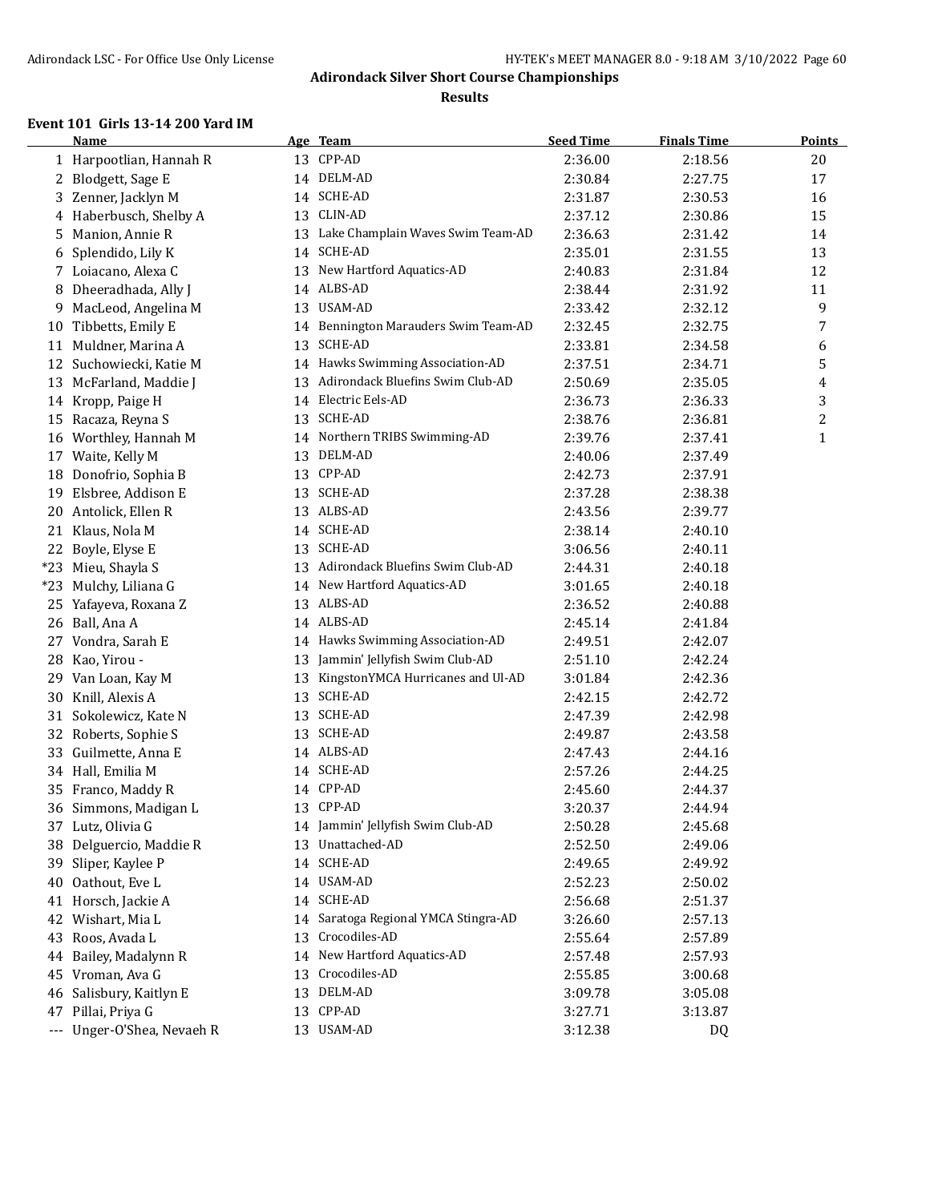# Adirondack Silver Short Course Championships

## Results

### Event 101 Girls 13-14 200 Yard IM

| | Name | Age | Team | Seed Time | Finals Time | Points |
|---|---|---|---|---|---|---|
| 1 | Harpootlian, Hannah R | 13 | CPP-AD | 2:36.00 | 2:18.56 | 20 |
| 2 | Blodgett, Sage E | 14 | DELM-AD | 2:30.84 | 2:27.75 | 17 |
| 3 | Zenner, Jacklyn M | 14 | SCHE-AD | 2:31.87 | 2:30.53 | 16 |
| 4 | Haberbusch, Shelby A | 13 | CLIN-AD | 2:37.12 | 2:30.86 | 15 |
| 5 | Manion, Annie R | 13 | Lake Champlain Waves Swim Team-AD | 2:36.63 | 2:31.42 | 14 |
| 6 | Splendido, Lily K | 14 | SCHE-AD | 2:35.01 | 2:31.55 | 13 |
| 7 | Loiacano, Alexa C | 13 | New Hartford Aquatics-AD | 2:40.83 | 2:31.84 | 12 |
| 8 | Dheeradhada, Ally J | 14 | ALBS-AD | 2:38.44 | 2:31.92 | 11 |
| 9 | MacLeod, Angelina M | 13 | USAM-AD | 2:33.42 | 2:32.12 | 9 |
| 10 | Tibbetts, Emily E | 14 | Bennington Marauders Swim Team-AD | 2:32.45 | 2:32.75 | 7 |
| 11 | Muldner, Marina A | 13 | SCHE-AD | 2:33.81 | 2:34.58 | 6 |
| 12 | Suchowiecki, Katie M | 14 | Hawks Swimming Association-AD | 2:37.51 | 2:34.71 | 5 |
| 13 | McFarland, Maddie J | 13 | Adirondack Bluefins Swim Club-AD | 2:50.69 | 2:35.05 | 4 |
| 14 | Kropp, Paige H | 14 | Electric Eels-AD | 2:36.73 | 2:36.33 | 3 |
| 15 | Racaza, Reyna S | 13 | SCHE-AD | 2:38.76 | 2:36.81 | 2 |
| 16 | Worthley, Hannah M | 14 | Northern TRIBS Swimming-AD | 2:39.76 | 2:37.41 | 1 |
| 17 | Waite, Kelly M | 13 | DELM-AD | 2:40.06 | 2:37.49 | |
| 18 | Donofrio, Sophia B | 13 | CPP-AD | 2:42.73 | 2:37.91 | |
| 19 | Elsbree, Addison E | 13 | SCHE-AD | 2:37.28 | 2:38.38 | |
| 20 | Antolick, Ellen R | 13 | ALBS-AD | 2:43.56 | 2:39.77 | |
| 21 | Klaus, Nola M | 14 | SCHE-AD | 2:38.14 | 2:40.10 | |
| 22 | Boyle, Elyse E | 13 | SCHE-AD | 3:06.56 | 2:40.11 | |
| *23 | Mieu, Shayla S | 13 | Adirondack Bluefins Swim Club-AD | 2:44.31 | 2:40.18 | |
| *23 | Mulchy, Liliana G | 14 | New Hartford Aquatics-AD | 3:01.65 | 2:40.18 | |
| 25 | Yafayeva, Roxana Z | 13 | ALBS-AD | 2:36.52 | 2:40.88 | |
| 26 | Ball, Ana A | 14 | ALBS-AD | 2:45.14 | 2:41.84 | |
| 27 | Vondra, Sarah E | 14 | Hawks Swimming Association-AD | 2:49.51 | 2:42.07 | |
| 28 | Kao, Yirou - | 13 | Jammin' Jellyfish Swim Club-AD | 2:51.10 | 2:42.24 | |
| 29 | Van Loan, Kay M | 13 | KingstonYMCA Hurricanes and Ul-AD | 3:01.84 | 2:42.36 | |
| 30 | Knill, Alexis A | 13 | SCHE-AD | 2:42.15 | 2:42.72 | |
| 31 | Sokolewicz, Kate N | 13 | SCHE-AD | 2:47.39 | 2:42.98 | |
| 32 | Roberts, Sophie S | 13 | SCHE-AD | 2:49.87 | 2:43.58 | |
| 33 | Guilmette, Anna E | 14 | ALBS-AD | 2:47.43 | 2:44.16 | |
| 34 | Hall, Emilia M | 14 | SCHE-AD | 2:57.26 | 2:44.25 | |
| 35 | Franco, Maddy R | 14 | CPP-AD | 2:45.60 | 2:44.37 | |
| 36 | Simmons, Madigan L | 13 | CPP-AD | 3:20.37 | 2:44.94 | |
| 37 | Lutz, Olivia G | 14 | Jammin' Jellyfish Swim Club-AD | 2:50.28 | 2:45.68 | |
| 38 | Delguercio, Maddie R | 13 | Unattached-AD | 2:52.50 | 2:49.06 | |
| 39 | Sliper, Kaylee P | 14 | SCHE-AD | 2:49.65 | 2:49.92 | |
| 40 | Oathout, Eve L | 14 | USAM-AD | 2:52.23 | 2:50.02 | |
| 41 | Horsch, Jackie A | 14 | SCHE-AD | 2:56.68 | 2:51.37 | |
| 42 | Wishart, Mia L | 14 | Saratoga Regional YMCA Stingra-AD | 3:26.60 | 2:57.13 | |
| 43 | Roos, Avada L | 13 | Crocodiles-AD | 2:55.64 | 2:57.89 | |
| 44 | Bailey, Madalynn R | 14 | New Hartford Aquatics-AD | 2:57.48 | 2:57.93 | |
| 45 | Vroman, Ava G | 13 | Crocodiles-AD | 2:55.85 | 3:00.68 | |
| 46 | Salisbury, Kaitlyn E | 13 | DELM-AD | 3:09.78 | 3:05.08 | |
| 47 | Pillai, Priya G | 13 | CPP-AD | 3:27.71 | 3:13.87 | |
| --- | Unger-O'Shea, Nevaeh R | 13 | USAM-AD | 3:12.38 | DQ | |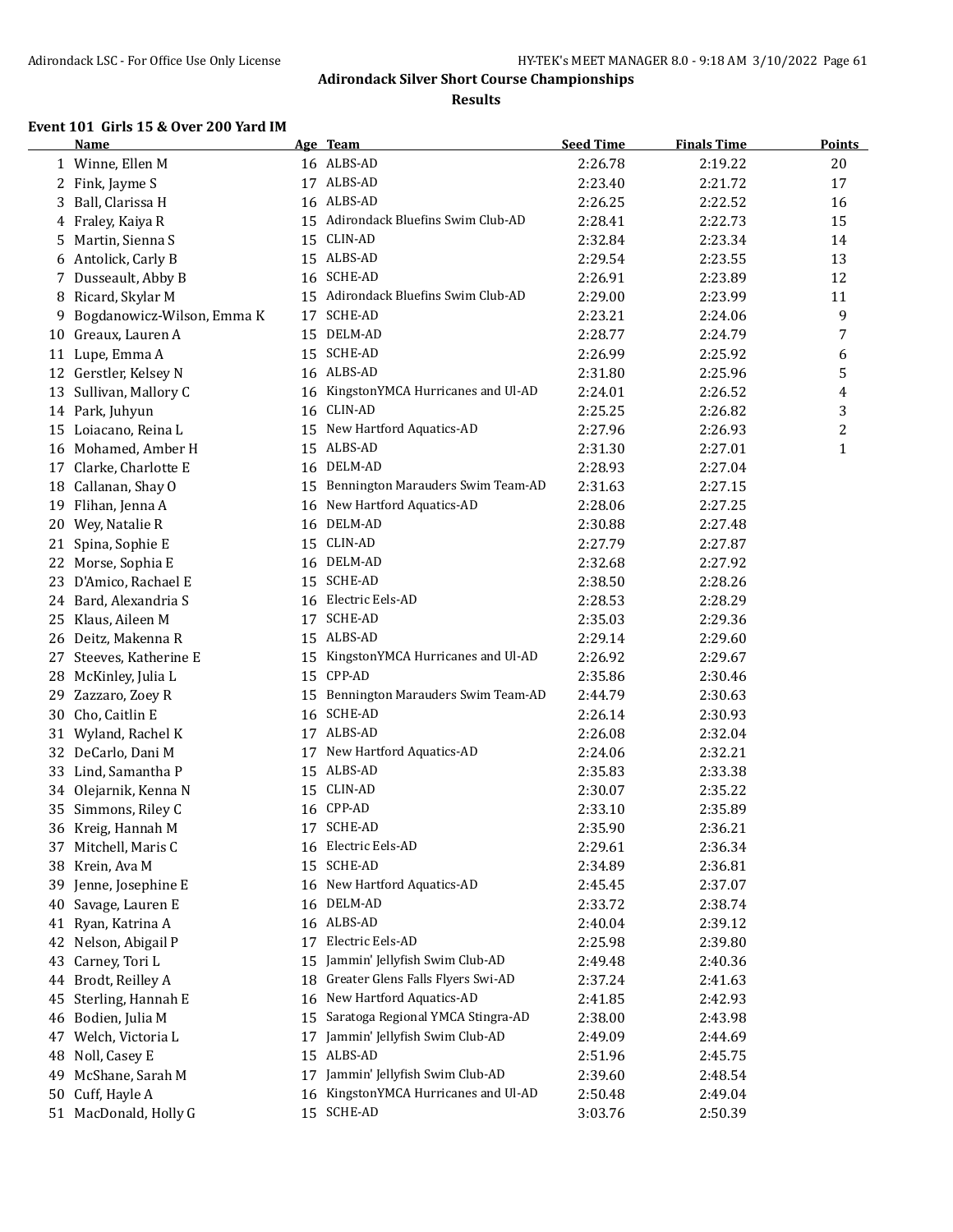## Adirondack Silver Short Course Championships

### Results

#### Event 101 Girls 15 & Over 200 Yard IM

| | Name | Age | Team | Seed Time | Finals Time | Points |
|---|---|---|---|---|---|---|
| 1 | Winne, Ellen M | 16 | ALBS-AD | 2:26.78 | 2:19.22 | 20 |
| 2 | Fink, Jayme S | 17 | ALBS-AD | 2:23.40 | 2:21.72 | 17 |
| 3 | Ball, Clarissa H | 16 | ALBS-AD | 2:26.25 | 2:22.52 | 16 |
| 4 | Fraley, Kaiya R | 15 | Adirondack Bluefins Swim Club-AD | 2:28.41 | 2:22.73 | 15 |
| 5 | Martin, Sienna S | 15 | CLIN-AD | 2:32.84 | 2:23.34 | 14 |
| 6 | Antolick, Carly B | 15 | ALBS-AD | 2:29.54 | 2:23.55 | 13 |
| 7 | Dusseault, Abby B | 16 | SCHE-AD | 2:26.91 | 2:23.89 | 12 |
| 8 | Ricard, Skylar M | 15 | Adirondack Bluefins Swim Club-AD | 2:29.00 | 2:23.99 | 11 |
| 9 | Bogdanowicz-Wilson, Emma K | 17 | SCHE-AD | 2:23.21 | 2:24.06 | 9 |
| 10 | Greaux, Lauren A | 15 | DELM-AD | 2:28.77 | 2:24.79 | 7 |
| 11 | Lupe, Emma A | 15 | SCHE-AD | 2:26.99 | 2:25.92 | 6 |
| 12 | Gerstler, Kelsey N | 16 | ALBS-AD | 2:31.80 | 2:25.96 | 5 |
| 13 | Sullivan, Mallory C | 16 | KingstonYMCA Hurricanes and Ul-AD | 2:24.01 | 2:26.52 | 4 |
| 14 | Park, Juhyun | 16 | CLIN-AD | 2:25.25 | 2:26.82 | 3 |
| 15 | Loiacano, Reina L | 15 | New Hartford Aquatics-AD | 2:27.96 | 2:26.93 | 2 |
| 16 | Mohamed, Amber H | 15 | ALBS-AD | 2:31.30 | 2:27.01 | 1 |
| 17 | Clarke, Charlotte E | 16 | DELM-AD | 2:28.93 | 2:27.04 | |
| 18 | Callanan, Shay O | 15 | Bennington Marauders Swim Team-AD | 2:31.63 | 2:27.15 | |
| 19 | Flihan, Jenna A | 16 | New Hartford Aquatics-AD | 2:28.06 | 2:27.25 | |
| 20 | Wey, Natalie R | 16 | DELM-AD | 2:30.88 | 2:27.48 | |
| 21 | Spina, Sophie E | 15 | CLIN-AD | 2:27.79 | 2:27.87 | |
| 22 | Morse, Sophia E | 16 | DELM-AD | 2:32.68 | 2:27.92 | |
| 23 | D'Amico, Rachael E | 15 | SCHE-AD | 2:38.50 | 2:28.26 | |
| 24 | Bard, Alexandria S | 16 | Electric Eels-AD | 2:28.53 | 2:28.29 | |
| 25 | Klaus, Aileen M | 17 | SCHE-AD | 2:35.03 | 2:29.36 | |
| 26 | Deitz, Makenna R | 15 | ALBS-AD | 2:29.14 | 2:29.60 | |
| 27 | Steeves, Katherine E | 15 | KingstonYMCA Hurricanes and Ul-AD | 2:26.92 | 2:29.67 | |
| 28 | McKinley, Julia L | 15 | CPP-AD | 2:35.86 | 2:30.46 | |
| 29 | Zazzaro, Zoey R | 15 | Bennington Marauders Swim Team-AD | 2:44.79 | 2:30.63 | |
| 30 | Cho, Caitlin E | 16 | SCHE-AD | 2:26.14 | 2:30.93 | |
| 31 | Wyland, Rachel K | 17 | ALBS-AD | 2:26.08 | 2:32.04 | |
| 32 | DeCarlo, Dani M | 17 | New Hartford Aquatics-AD | 2:24.06 | 2:32.21 | |
| 33 | Lind, Samantha P | 15 | ALBS-AD | 2:35.83 | 2:33.38 | |
| 34 | Olejarnik, Kenna N | 15 | CLIN-AD | 2:30.07 | 2:35.22 | |
| 35 | Simmons, Riley C | 16 | CPP-AD | 2:33.10 | 2:35.89 | |
| 36 | Kreig, Hannah M | 17 | SCHE-AD | 2:35.90 | 2:36.21 | |
| 37 | Mitchell, Maris C | 16 | Electric Eels-AD | 2:29.61 | 2:36.34 | |
| 38 | Krein, Ava M | 15 | SCHE-AD | 2:34.89 | 2:36.81 | |
| 39 | Jenne, Josephine E | 16 | New Hartford Aquatics-AD | 2:45.45 | 2:37.07 | |
| 40 | Savage, Lauren E | 16 | DELM-AD | 2:33.72 | 2:38.74 | |
| 41 | Ryan, Katrina A | 16 | ALBS-AD | 2:40.04 | 2:39.12 | |
| 42 | Nelson, Abigail P | 17 | Electric Eels-AD | 2:25.98 | 2:39.80 | |
| 43 | Carney, Tori L | 15 | Jammin' Jellyfish Swim Club-AD | 2:49.48 | 2:40.36 | |
| 44 | Brodt, Reilley A | 18 | Greater Glens Falls Flyers Swi-AD | 2:37.24 | 2:41.63 | |
| 45 | Sterling, Hannah E | 16 | New Hartford Aquatics-AD | 2:41.85 | 2:42.93 | |
| 46 | Bodien, Julia M | 15 | Saratoga Regional YMCA Stingra-AD | 2:38.00 | 2:43.98 | |
| 47 | Welch, Victoria L | 17 | Jammin' Jellyfish Swim Club-AD | 2:49.09 | 2:44.69 | |
| 48 | Noll, Casey E | 15 | ALBS-AD | 2:51.96 | 2:45.75 | |
| 49 | McShane, Sarah M | 17 | Jammin' Jellyfish Swim Club-AD | 2:39.60 | 2:48.54 | |
| 50 | Cuff, Hayle A | 16 | KingstonYMCA Hurricanes and Ul-AD | 2:50.48 | 2:49.04 | |
| 51 | MacDonald, Holly G | 15 | SCHE-AD | 3:03.76 | 2:50.39 | |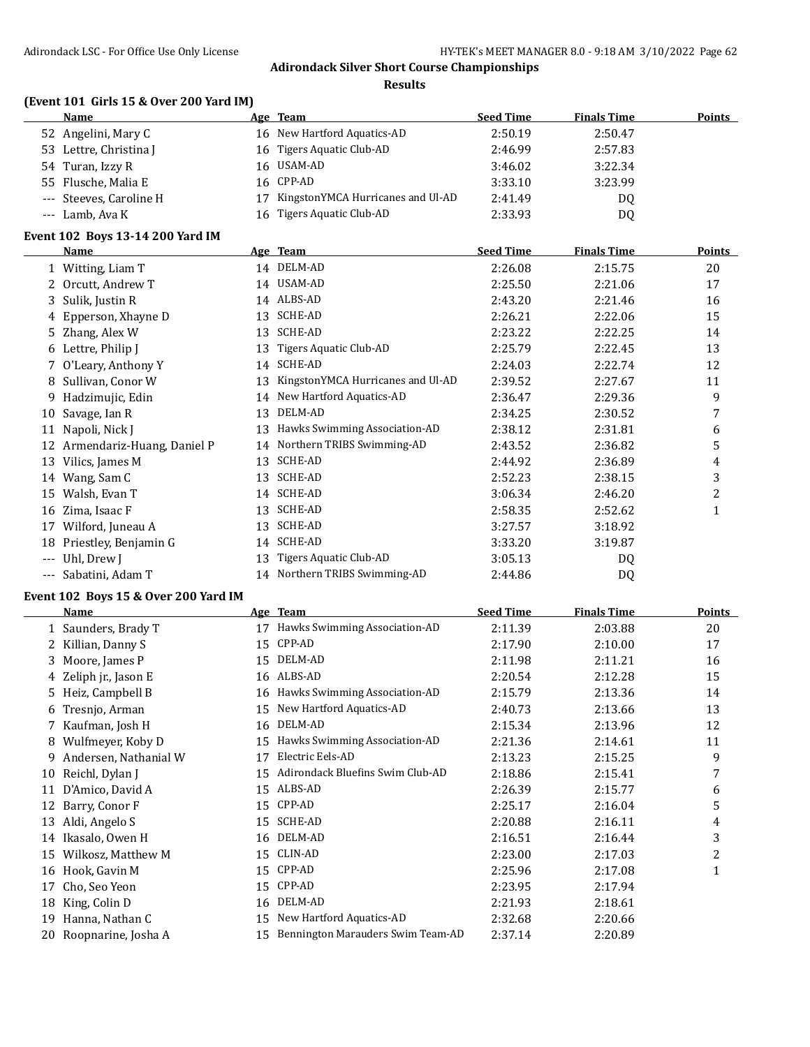## Adirondack Silver Short Course Championships

### Results

#### (Event 101 Girls 15 & Over 200 Yard IM)

| | Name | Age | Team | Seed Time | Finals Time | Points |
|---|---|---|---|---|---|---|
| 52 | Angelini, Mary C | 16 | New Hartford Aquatics-AD | 2:50.19 | 2:50.47 | |
| 53 | Lettre, Christina J | 16 | Tigers Aquatic Club-AD | 2:46.99 | 2:57.83 | |
| 54 | Turan, Izzy R | 16 | USAM-AD | 3:46.02 | 3:22.34 | |
| 55 | Flusche, Malia E | 16 | CPP-AD | 3:33.10 | 3:23.99 | |
| --- | Steeves, Caroline H | 17 | KingstonYMCA Hurricanes and Ul-AD | 2:41.49 | DQ | |
| --- | Lamb, Ava K | 16 | Tigers Aquatic Club-AD | 2:33.93 | DQ | |

#### Event 102 Boys 13-14 200 Yard IM

| | Name | Age | Team | Seed Time | Finals Time | Points |
|---|---|---|---|---|---|---|
| 1 | Witting, Liam T | 14 | DELM-AD | 2:26.08 | 2:15.75 | 20 |
| 2 | Orcutt, Andrew T | 14 | USAM-AD | 2:25.50 | 2:21.06 | 17 |
| 3 | Sulik, Justin R | 14 | ALBS-AD | 2:43.20 | 2:21.46 | 16 |
| 4 | Epperson, Xhayne D | 13 | SCHE-AD | 2:26.21 | 2:22.06 | 15 |
| 5 | Zhang, Alex W | 13 | SCHE-AD | 2:23.22 | 2:22.25 | 14 |
| 6 | Lettre, Philip J | 13 | Tigers Aquatic Club-AD | 2:25.79 | 2:22.45 | 13 |
| 7 | O'Leary, Anthony Y | 14 | SCHE-AD | 2:24.03 | 2:22.74 | 12 |
| 8 | Sullivan, Conor W | 13 | KingstonYMCA Hurricanes and Ul-AD | 2:39.52 | 2:27.67 | 11 |
| 9 | Hadzimujic, Edin | 14 | New Hartford Aquatics-AD | 2:36.47 | 2:29.36 | 9 |
| 10 | Savage, Ian R | 13 | DELM-AD | 2:34.25 | 2:30.52 | 7 |
| 11 | Napoli, Nick J | 13 | Hawks Swimming Association-AD | 2:38.12 | 2:31.81 | 6 |
| 12 | Armendariz-Huang, Daniel P | 14 | Northern TRIBS Swimming-AD | 2:43.52 | 2:36.82 | 5 |
| 13 | Vilics, James M | 13 | SCHE-AD | 2:44.92 | 2:36.89 | 4 |
| 14 | Wang, Sam C | 13 | SCHE-AD | 2:52.23 | 2:38.15 | 3 |
| 15 | Walsh, Evan T | 14 | SCHE-AD | 3:06.34 | 2:46.20 | 2 |
| 16 | Zima, Isaac F | 13 | SCHE-AD | 2:58.35 | 2:52.62 | 1 |
| 17 | Wilford, Juneau A | 13 | SCHE-AD | 3:27.57 | 3:18.92 | |
| 18 | Priestley, Benjamin G | 14 | SCHE-AD | 3:33.20 | 3:19.87 | |
| --- | Uhl, Drew J | 13 | Tigers Aquatic Club-AD | 3:05.13 | DQ | |
| --- | Sabatini, Adam T | 14 | Northern TRIBS Swimming-AD | 2:44.86 | DQ | |

#### Event 102 Boys 15 & Over 200 Yard IM

| | Name | Age | Team | Seed Time | Finals Time | Points |
|---|---|---|---|---|---|---|
| 1 | Saunders, Brady T | 17 | Hawks Swimming Association-AD | 2:11.39 | 2:03.88 | 20 |
| 2 | Killian, Danny S | 15 | CPP-AD | 2:17.90 | 2:10.00 | 17 |
| 3 | Moore, James P | 15 | DELM-AD | 2:11.98 | 2:11.21 | 16 |
| 4 | Zeliph jr., Jason E | 16 | ALBS-AD | 2:20.54 | 2:12.28 | 15 |
| 5 | Heiz, Campbell B | 16 | Hawks Swimming Association-AD | 2:15.79 | 2:13.36 | 14 |
| 6 | Tresnjo, Arman | 15 | New Hartford Aquatics-AD | 2:40.73 | 2:13.66 | 13 |
| 7 | Kaufman, Josh H | 16 | DELM-AD | 2:15.34 | 2:13.96 | 12 |
| 8 | Wulfmeyer, Koby D | 15 | Hawks Swimming Association-AD | 2:21.36 | 2:14.61 | 11 |
| 9 | Andersen, Nathanial W | 17 | Electric Eels-AD | 2:13.23 | 2:15.25 | 9 |
| 10 | Reichl, Dylan J | 15 | Adirondack Bluefins Swim Club-AD | 2:18.86 | 2:15.41 | 7 |
| 11 | D'Amico, David A | 15 | ALBS-AD | 2:26.39 | 2:15.77 | 6 |
| 12 | Barry, Conor F | 15 | CPP-AD | 2:25.17 | 2:16.04 | 5 |
| 13 | Aldi, Angelo S | 15 | SCHE-AD | 2:20.88 | 2:16.11 | 4 |
| 14 | Ikasalo, Owen H | 16 | DELM-AD | 2:16.51 | 2:16.44 | 3 |
| 15 | Wilkosz, Matthew M | 15 | CLIN-AD | 2:23.00 | 2:17.03 | 2 |
| 16 | Hook, Gavin M | 15 | CPP-AD | 2:25.96 | 2:17.08 | 1 |
| 17 | Cho, Seo Yeon | 15 | CPP-AD | 2:23.95 | 2:17.94 | |
| 18 | King, Colin D | 16 | DELM-AD | 2:21.93 | 2:18.61 | |
| 19 | Hanna, Nathan C | 15 | New Hartford Aquatics-AD | 2:32.68 | 2:20.66 | |
| 20 | Roopnarine, Josha A | 15 | Bennington Marauders Swim Team-AD | 2:37.14 | 2:20.89 | |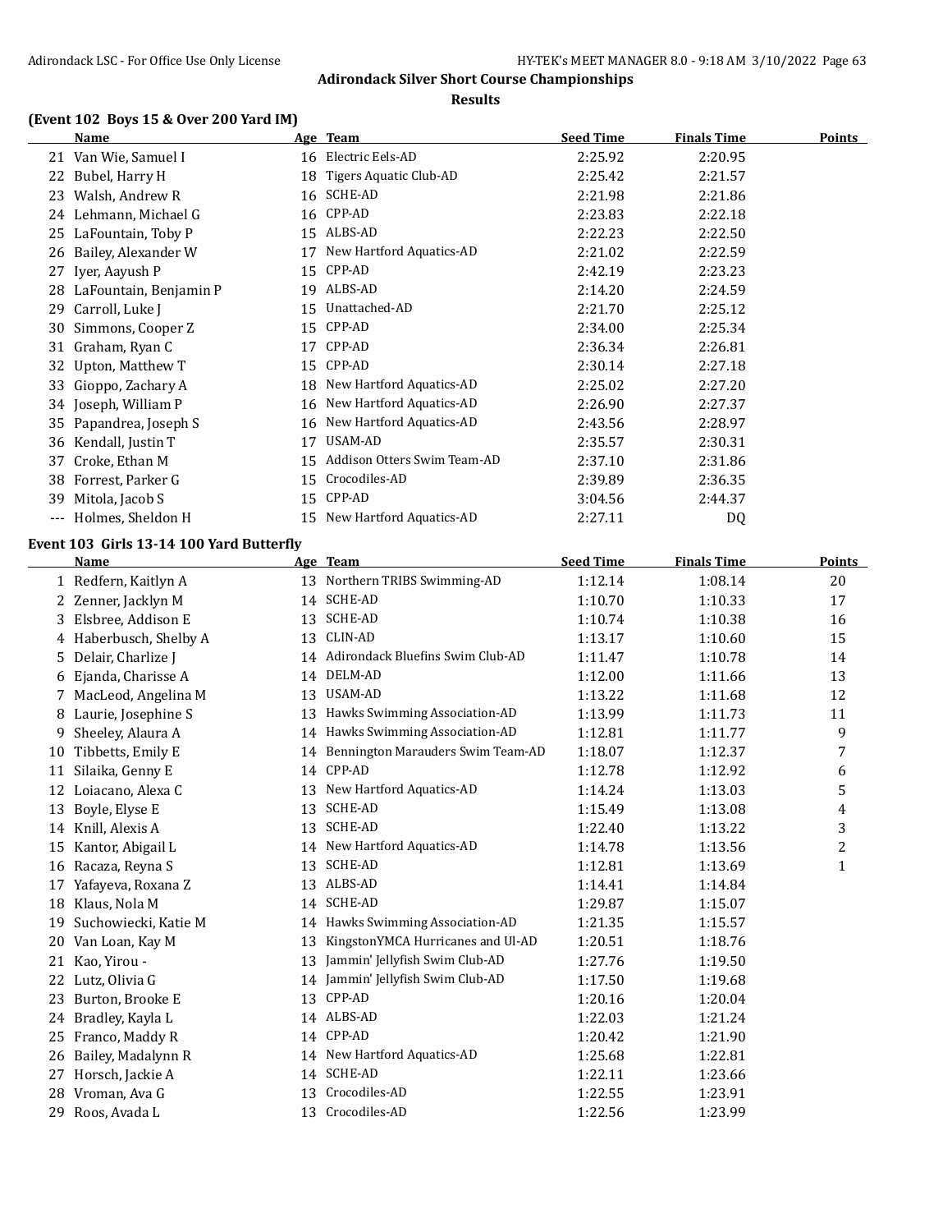## Adirondack Silver Short Course Championships

### Results

### (Event 102 Boys 15 & Over 200 Yard IM)

| | Name | Age | Team | Seed Time | Finals Time | Points |
|---|---|---|---|---|---|---|
| 21 | Van Wie, Samuel I | 16 | Electric Eels-AD | 2:25.92 | 2:20.95 | |
| 22 | Bubel, Harry H | 18 | Tigers Aquatic Club-AD | 2:25.42 | 2:21.57 | |
| 23 | Walsh, Andrew R | 16 | SCHE-AD | 2:21.98 | 2:21.86 | |
| 24 | Lehmann, Michael G | 16 | CPP-AD | 2:23.83 | 2:22.18 | |
| 25 | LaFountain, Toby P | 15 | ALBS-AD | 2:22.23 | 2:22.50 | |
| 26 | Bailey, Alexander W | 17 | New Hartford Aquatics-AD | 2:21.02 | 2:22.59 | |
| 27 | Iyer, Aayush P | 15 | CPP-AD | 2:42.19 | 2:23.23 | |
| 28 | LaFountain, Benjamin P | 19 | ALBS-AD | 2:14.20 | 2:24.59 | |
| 29 | Carroll, Luke J | 15 | Unattached-AD | 2:21.70 | 2:25.12 | |
| 30 | Simmons, Cooper Z | 15 | CPP-AD | 2:34.00 | 2:25.34 | |
| 31 | Graham, Ryan C | 17 | CPP-AD | 2:36.34 | 2:26.81 | |
| 32 | Upton, Matthew T | 15 | CPP-AD | 2:30.14 | 2:27.18 | |
| 33 | Gioppo, Zachary A | 18 | New Hartford Aquatics-AD | 2:25.02 | 2:27.20 | |
| 34 | Joseph, William P | 16 | New Hartford Aquatics-AD | 2:26.90 | 2:27.37 | |
| 35 | Papandrea, Joseph S | 16 | New Hartford Aquatics-AD | 2:43.56 | 2:28.97 | |
| 36 | Kendall, Justin T | 17 | USAM-AD | 2:35.57 | 2:30.31 | |
| 37 | Croke, Ethan M | 15 | Addison Otters Swim Team-AD | 2:37.10 | 2:31.86 | |
| 38 | Forrest, Parker G | 15 | Crocodiles-AD | 2:39.89 | 2:36.35 | |
| 39 | Mitola, Jacob S | 15 | CPP-AD | 3:04.56 | 2:44.37 | |
| --- | Holmes, Sheldon H | 15 | New Hartford Aquatics-AD | 2:27.11 | DQ | |

### Event 103 Girls 13-14 100 Yard Butterfly

| | Name | Age | Team | Seed Time | Finals Time | Points |
|---|---|---|---|---|---|---|
| 1 | Redfern, Kaitlyn A | 13 | Northern TRIBS Swimming-AD | 1:12.14 | 1:08.14 | 20 |
| 2 | Zenner, Jacklyn M | 14 | SCHE-AD | 1:10.70 | 1:10.33 | 17 |
| 3 | Elsbree, Addison E | 13 | SCHE-AD | 1:10.74 | 1:10.38 | 16 |
| 4 | Haberbusch, Shelby A | 13 | CLIN-AD | 1:13.17 | 1:10.60 | 15 |
| 5 | Delair, Charlize J | 14 | Adirondack Bluefins Swim Club-AD | 1:11.47 | 1:10.78 | 14 |
| 6 | Ejanda, Charisse A | 14 | DELM-AD | 1:12.00 | 1:11.66 | 13 |
| 7 | MacLeod, Angelina M | 13 | USAM-AD | 1:13.22 | 1:11.68 | 12 |
| 8 | Laurie, Josephine S | 13 | Hawks Swimming Association-AD | 1:13.99 | 1:11.73 | 11 |
| 9 | Sheeley, Alaura A | 14 | Hawks Swimming Association-AD | 1:12.81 | 1:11.77 | 9 |
| 10 | Tibbetts, Emily E | 14 | Bennington Marauders Swim Team-AD | 1:18.07 | 1:12.37 | 7 |
| 11 | Silaika, Genny E | 14 | CPP-AD | 1:12.78 | 1:12.92 | 6 |
| 12 | Loiacano, Alexa C | 13 | New Hartford Aquatics-AD | 1:14.24 | 1:13.03 | 5 |
| 13 | Boyle, Elyse E | 13 | SCHE-AD | 1:15.49 | 1:13.08 | 4 |
| 14 | Knill, Alexis A | 13 | SCHE-AD | 1:22.40 | 1:13.22 | 3 |
| 15 | Kantor, Abigail L | 14 | New Hartford Aquatics-AD | 1:14.78 | 1:13.56 | 2 |
| 16 | Racaza, Reyna S | 13 | SCHE-AD | 1:12.81 | 1:13.69 | 1 |
| 17 | Yafayeva, Roxana Z | 13 | ALBS-AD | 1:14.41 | 1:14.84 | |
| 18 | Klaus, Nola M | 14 | SCHE-AD | 1:29.87 | 1:15.07 | |
| 19 | Suchowiecki, Katie M | 14 | Hawks Swimming Association-AD | 1:21.35 | 1:15.57 | |
| 20 | Van Loan, Kay M | 13 | KingstonYMCA Hurricanes and Ul-AD | 1:20.51 | 1:18.76 | |
| 21 | Kao, Yirou - | 13 | Jammin' Jellyfish Swim Club-AD | 1:27.76 | 1:19.50 | |
| 22 | Lutz, Olivia G | 14 | Jammin' Jellyfish Swim Club-AD | 1:17.50 | 1:19.68 | |
| 23 | Burton, Brooke E | 13 | CPP-AD | 1:20.16 | 1:20.04 | |
| 24 | Bradley, Kayla L | 14 | ALBS-AD | 1:22.03 | 1:21.24 | |
| 25 | Franco, Maddy R | 14 | CPP-AD | 1:20.42 | 1:21.90 | |
| 26 | Bailey, Madalynn R | 14 | New Hartford Aquatics-AD | 1:25.68 | 1:22.81 | |
| 27 | Horsch, Jackie A | 14 | SCHE-AD | 1:22.11 | 1:23.66 | |
| 28 | Vroman, Ava G | 13 | Crocodiles-AD | 1:22.55 | 1:23.91 | |
| 29 | Roos, Avada L | 13 | Crocodiles-AD | 1:22.56 | 1:23.99 | |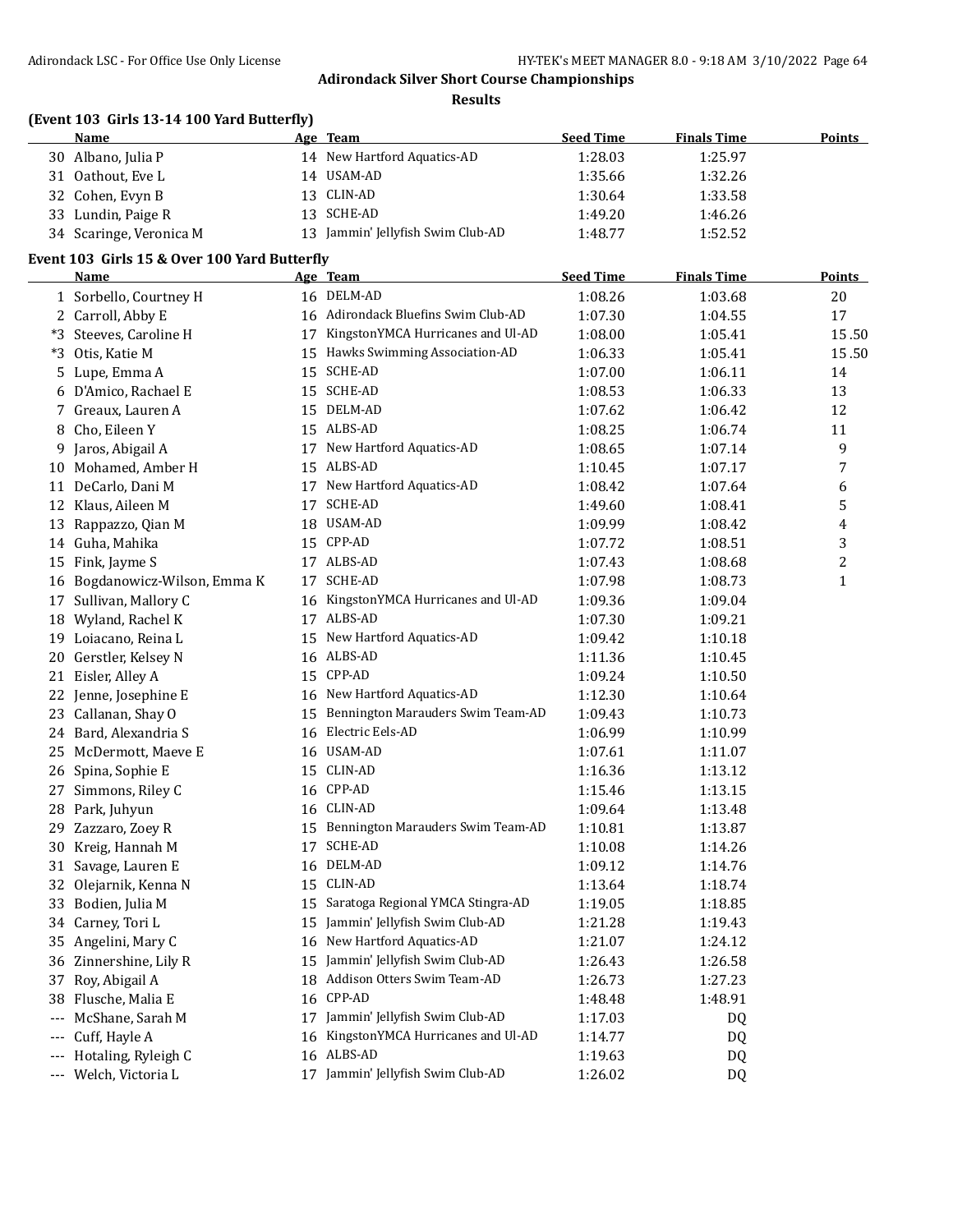# Adirondack Silver Short Course Championships

## Results

### (Event 103 Girls 13-14 100 Yard Butterfly)

| | Name | Age | Team | Seed Time | Finals Time | Points |
|---|---|---|---|---|---|---|
| 30 | Albano, Julia P | 14 | New Hartford Aquatics-AD | 1:28.03 | 1:25.97 | |
| 31 | Oathout, Eve L | 14 | USAM-AD | 1:35.66 | 1:32.26 | |
| 32 | Cohen, Evyn B | 13 | CLIN-AD | 1:30.64 | 1:33.58 | |
| 33 | Lundin, Paige R | 13 | SCHE-AD | 1:49.20 | 1:46.26 | |
| 34 | Scaringe, Veronica M | 13 | Jammin' Jellyfish Swim Club-AD | 1:48.77 | 1:52.52 | |

### Event 103 Girls 15 & Over 100 Yard Butterfly

| | Name | Age | Team | Seed Time | Finals Time | Points |
|---|---|---|---|---|---|---|
| 1 | Sorbello, Courtney H | 16 | DELM-AD | 1:08.26 | 1:03.68 | 20 |
| 2 | Carroll, Abby E | 16 | Adirondack Bluefins Swim Club-AD | 1:07.30 | 1:04.55 | 17 |
| *3 | Steeves, Caroline H | 17 | KingstonYMCA Hurricanes and Ul-AD | 1:08.00 | 1:05.41 | 15.50 |
| *3 | Otis, Katie M | 15 | Hawks Swimming Association-AD | 1:06.33 | 1:05.41 | 15.50 |
| 5 | Lupe, Emma A | 15 | SCHE-AD | 1:07.00 | 1:06.11 | 14 |
| 6 | D'Amico, Rachael E | 15 | SCHE-AD | 1:08.53 | 1:06.33 | 13 |
| 7 | Greaux, Lauren A | 15 | DELM-AD | 1:07.62 | 1:06.42 | 12 |
| 8 | Cho, Eileen Y | 15 | ALBS-AD | 1:08.25 | 1:06.74 | 11 |
| 9 | Jaros, Abigail A | 17 | New Hartford Aquatics-AD | 1:08.65 | 1:07.14 | 9 |
| 10 | Mohamed, Amber H | 15 | ALBS-AD | 1:10.45 | 1:07.17 | 7 |
| 11 | DeCarlo, Dani M | 17 | New Hartford Aquatics-AD | 1:08.42 | 1:07.64 | 6 |
| 12 | Klaus, Aileen M | 17 | SCHE-AD | 1:49.60 | 1:08.41 | 5 |
| 13 | Rappazzo, Qian M | 18 | USAM-AD | 1:09.99 | 1:08.42 | 4 |
| 14 | Guha, Mahika | 15 | CPP-AD | 1:07.72 | 1:08.51 | 3 |
| 15 | Fink, Jayme S | 17 | ALBS-AD | 1:07.43 | 1:08.68 | 2 |
| 16 | Bogdanowicz-Wilson, Emma K | 17 | SCHE-AD | 1:07.98 | 1:08.73 | 1 |
| 17 | Sullivan, Mallory C | 16 | KingstonYMCA Hurricanes and Ul-AD | 1:09.36 | 1:09.04 | |
| 18 | Wyland, Rachel K | 17 | ALBS-AD | 1:07.30 | 1:09.21 | |
| 19 | Loiacano, Reina L | 15 | New Hartford Aquatics-AD | 1:09.42 | 1:10.18 | |
| 20 | Gerstler, Kelsey N | 16 | ALBS-AD | 1:11.36 | 1:10.45 | |
| 21 | Eisler, Alley A | 15 | CPP-AD | 1:09.24 | 1:10.50 | |
| 22 | Jenne, Josephine E | 16 | New Hartford Aquatics-AD | 1:12.30 | 1:10.64 | |
| 23 | Callanan, Shay O | 15 | Bennington Marauders Swim Team-AD | 1:09.43 | 1:10.73 | |
| 24 | Bard, Alexandria S | 16 | Electric Eels-AD | 1:06.99 | 1:10.99 | |
| 25 | McDermott, Maeve E | 16 | USAM-AD | 1:07.61 | 1:11.07 | |
| 26 | Spina, Sophie E | 15 | CLIN-AD | 1:16.36 | 1:13.12 | |
| 27 | Simmons, Riley C | 16 | CPP-AD | 1:15.46 | 1:13.15 | |
| 28 | Park, Juhyun | 16 | CLIN-AD | 1:09.64 | 1:13.48 | |
| 29 | Zazzaro, Zoey R | 15 | Bennington Marauders Swim Team-AD | 1:10.81 | 1:13.87 | |
| 30 | Kreig, Hannah M | 17 | SCHE-AD | 1:10.08 | 1:14.26 | |
| 31 | Savage, Lauren E | 16 | DELM-AD | 1:09.12 | 1:14.76 | |
| 32 | Olejarnik, Kenna N | 15 | CLIN-AD | 1:13.64 | 1:18.74 | |
| 33 | Bodien, Julia M | 15 | Saratoga Regional YMCA Stingra-AD | 1:19.05 | 1:18.85 | |
| 34 | Carney, Tori L | 15 | Jammin' Jellyfish Swim Club-AD | 1:21.28 | 1:19.43 | |
| 35 | Angelini, Mary C | 16 | New Hartford Aquatics-AD | 1:21.07 | 1:24.12 | |
| 36 | Zinnershine, Lily R | 15 | Jammin' Jellyfish Swim Club-AD | 1:26.43 | 1:26.58 | |
| 37 | Roy, Abigail A | 18 | Addison Otters Swim Team-AD | 1:26.73 | 1:27.23 | |
| 38 | Flusche, Malia E | 16 | CPP-AD | 1:48.48 | 1:48.91 | |
| --- | McShane, Sarah M | 17 | Jammin' Jellyfish Swim Club-AD | 1:17.03 | DQ | |
| --- | Cuff, Hayle A | 16 | KingstonYMCA Hurricanes and Ul-AD | 1:14.77 | DQ | |
| --- | Hotaling, Ryleigh C | 16 | ALBS-AD | 1:19.63 | DQ | |
| --- | Welch, Victoria L | 17 | Jammin' Jellyfish Swim Club-AD | 1:26.02 | DQ | |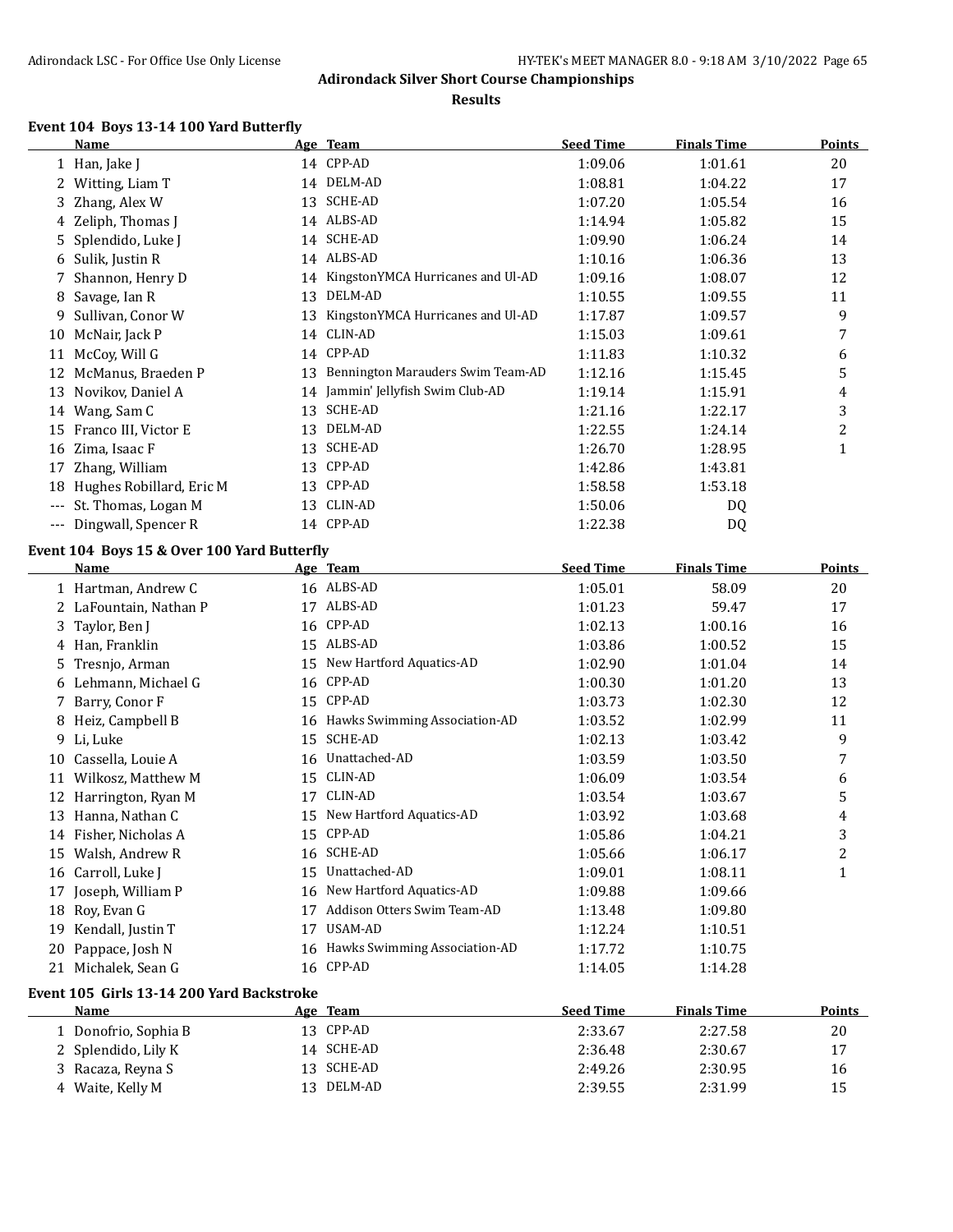**Adirondack Silver Short Course Championships**

**Results**

### Event 104 Boys 13-14 100 Yard Butterfly

| | Name | Age | Team | Seed Time | Finals Time | Points |
|---|---|---|---|---|---|---|
| 1 | Han, Jake J | 14 | CPP-AD | 1:09.06 | 1:01.61 | 20 |
| 2 | Witting, Liam T | 14 | DELM-AD | 1:08.81 | 1:04.22 | 17 |
| 3 | Zhang, Alex W | 13 | SCHE-AD | 1:07.20 | 1:05.54 | 16 |
| 4 | Zeliph, Thomas J | 14 | ALBS-AD | 1:14.94 | 1:05.82 | 15 |
| 5 | Splendido, Luke J | 14 | SCHE-AD | 1:09.90 | 1:06.24 | 14 |
| 6 | Sulik, Justin R | 14 | ALBS-AD | 1:10.16 | 1:06.36 | 13 |
| 7 | Shannon, Henry D | 14 | KingstonYMCA Hurricanes and Ul-AD | 1:09.16 | 1:08.07 | 12 |
| 8 | Savage, Ian R | 13 | DELM-AD | 1:10.55 | 1:09.55 | 11 |
| 9 | Sullivan, Conor W | 13 | KingstonYMCA Hurricanes and Ul-AD | 1:17.87 | 1:09.57 | 9 |
| 10 | McNair, Jack P | 14 | CLIN-AD | 1:15.03 | 1:09.61 | 7 |
| 11 | McCoy, Will G | 14 | CPP-AD | 1:11.83 | 1:10.32 | 6 |
| 12 | McManus, Braeden P | 13 | Bennington Marauders Swim Team-AD | 1:12.16 | 1:15.45 | 5 |
| 13 | Novikov, Daniel A | 14 | Jammin' Jellyfish Swim Club-AD | 1:19.14 | 1:15.91 | 4 |
| 14 | Wang, Sam C | 13 | SCHE-AD | 1:21.16 | 1:22.17 | 3 |
| 15 | Franco III, Victor E | 13 | DELM-AD | 1:22.55 | 1:24.14 | 2 |
| 16 | Zima, Isaac F | 13 | SCHE-AD | 1:26.70 | 1:28.95 | 1 |
| 17 | Zhang, William | 13 | CPP-AD | 1:42.86 | 1:43.81 | |
| 18 | Hughes Robillard, Eric M | 13 | CPP-AD | 1:58.58 | 1:53.18 | |
| --- | St. Thomas, Logan M | 13 | CLIN-AD | 1:50.06 | DQ | |
| --- | Dingwall, Spencer R | 14 | CPP-AD | 1:22.38 | DQ | |

### Event 104 Boys 15 & Over 100 Yard Butterfly

| | Name | Age | Team | Seed Time | Finals Time | Points |
|---|---|---|---|---|---|---|
| 1 | Hartman, Andrew C | 16 | ALBS-AD | 1:05.01 | 58.09 | 20 |
| 2 | LaFountain, Nathan P | 17 | ALBS-AD | 1:01.23 | 59.47 | 17 |
| 3 | Taylor, Ben J | 16 | CPP-AD | 1:02.13 | 1:00.16 | 16 |
| 4 | Han, Franklin | 15 | ALBS-AD | 1:03.86 | 1:00.52 | 15 |
| 5 | Tresnjo, Arman | 15 | New Hartford Aquatics-AD | 1:02.90 | 1:01.04 | 14 |
| 6 | Lehmann, Michael G | 16 | CPP-AD | 1:00.30 | 1:01.20 | 13 |
| 7 | Barry, Conor F | 15 | CPP-AD | 1:03.73 | 1:02.30 | 12 |
| 8 | Heiz, Campbell B | 16 | Hawks Swimming Association-AD | 1:03.52 | 1:02.99 | 11 |
| 9 | Li, Luke | 15 | SCHE-AD | 1:02.13 | 1:03.42 | 9 |
| 10 | Cassella, Louie A | 16 | Unattached-AD | 1:03.59 | 1:03.50 | 7 |
| 11 | Wilkosz, Matthew M | 15 | CLIN-AD | 1:06.09 | 1:03.54 | 6 |
| 12 | Harrington, Ryan M | 17 | CLIN-AD | 1:03.54 | 1:03.67 | 5 |
| 13 | Hanna, Nathan C | 15 | New Hartford Aquatics-AD | 1:03.92 | 1:03.68 | 4 |
| 14 | Fisher, Nicholas A | 15 | CPP-AD | 1:05.86 | 1:04.21 | 3 |
| 15 | Walsh, Andrew R | 16 | SCHE-AD | 1:05.66 | 1:06.17 | 2 |
| 16 | Carroll, Luke J | 15 | Unattached-AD | 1:09.01 | 1:08.11 | 1 |
| 17 | Joseph, William P | 16 | New Hartford Aquatics-AD | 1:09.88 | 1:09.66 | |
| 18 | Roy, Evan G | 17 | Addison Otters Swim Team-AD | 1:13.48 | 1:09.80 | |
| 19 | Kendall, Justin T | 17 | USAM-AD | 1:12.24 | 1:10.51 | |
| 20 | Pappace, Josh N | 16 | Hawks Swimming Association-AD | 1:17.72 | 1:10.75 | |
| 21 | Michalek, Sean G | 16 | CPP-AD | 1:14.05 | 1:14.28 | |

### Event 105 Girls 13-14 200 Yard Backstroke

| | Name | Age | Team | Seed Time | Finals Time | Points |
|---|---|---|---|---|---|---|
| 1 | Donofrio, Sophia B | 13 | CPP-AD | 2:33.67 | 2:27.58 | 20 |
| 2 | Splendido, Lily K | 14 | SCHE-AD | 2:36.48 | 2:30.67 | 17 |
| 3 | Racaza, Reyna S | 13 | SCHE-AD | 2:49.26 | 2:30.95 | 16 |
| 4 | Waite, Kelly M | 13 | DELM-AD | 2:39.55 | 2:31.99 | 15 |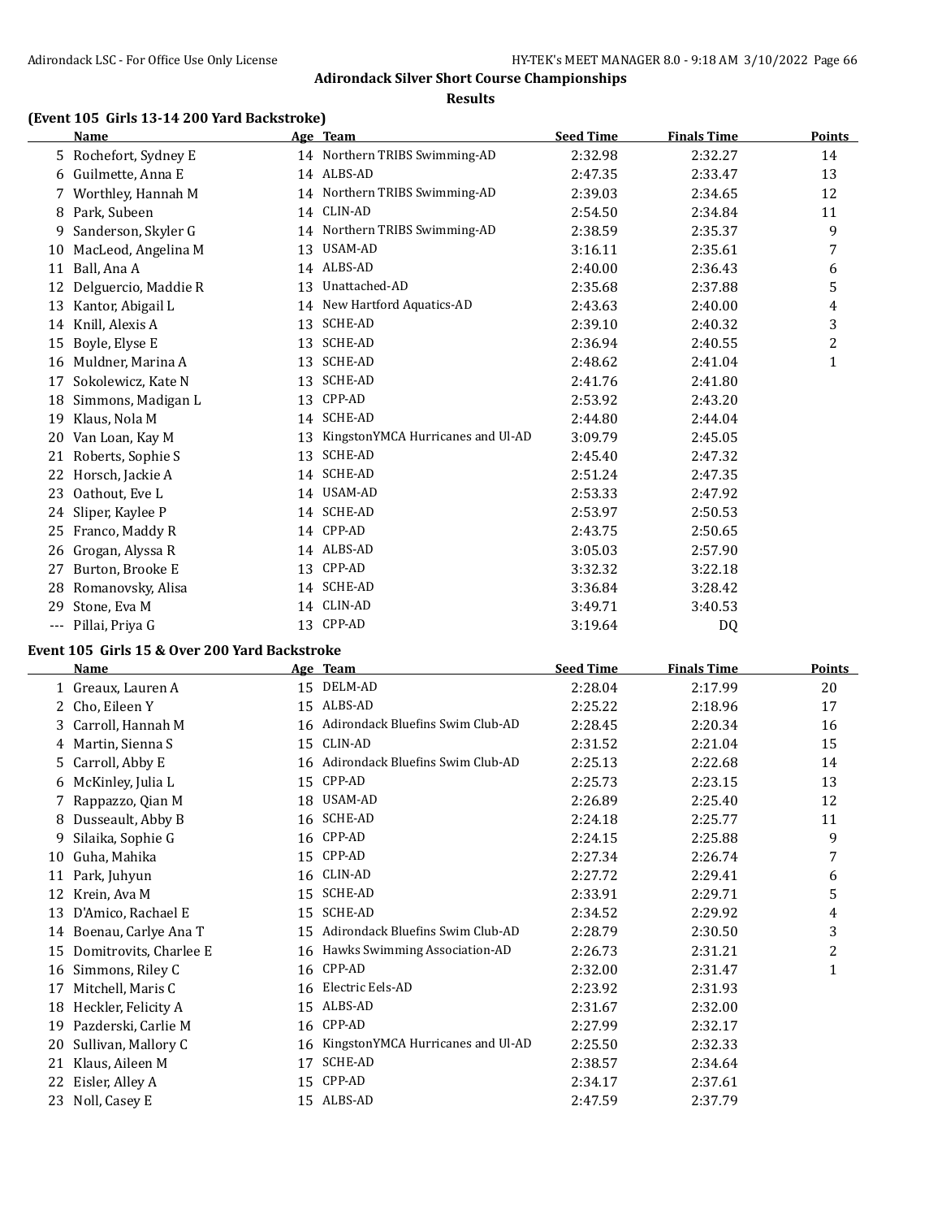## Adirondack Silver Short Course Championships

### Results

### (Event 105 Girls 13-14 200 Yard Backstroke)

| | Name | Age | Team | Seed Time | Finals Time | Points |
|---|---|---|---|---|---|---|
| 5 | Rochefort, Sydney E | 14 | Northern TRIBS Swimming-AD | 2:32.98 | 2:32.27 | 14 |
| 6 | Guilmette, Anna E | 14 | ALBS-AD | 2:47.35 | 2:33.47 | 13 |
| 7 | Worthley, Hannah M | 14 | Northern TRIBS Swimming-AD | 2:39.03 | 2:34.65 | 12 |
| 8 | Park, Subeen | 14 | CLIN-AD | 2:54.50 | 2:34.84 | 11 |
| 9 | Sanderson, Skyler G | 14 | Northern TRIBS Swimming-AD | 2:38.59 | 2:35.37 | 9 |
| 10 | MacLeod, Angelina M | 13 | USAM-AD | 3:16.11 | 2:35.61 | 7 |
| 11 | Ball, Ana A | 14 | ALBS-AD | 2:40.00 | 2:36.43 | 6 |
| 12 | Delguercio, Maddie R | 13 | Unattached-AD | 2:35.68 | 2:37.88 | 5 |
| 13 | Kantor, Abigail L | 14 | New Hartford Aquatics-AD | 2:43.63 | 2:40.00 | 4 |
| 14 | Knill, Alexis A | 13 | SCHE-AD | 2:39.10 | 2:40.32 | 3 |
| 15 | Boyle, Elyse E | 13 | SCHE-AD | 2:36.94 | 2:40.55 | 2 |
| 16 | Muldner, Marina A | 13 | SCHE-AD | 2:48.62 | 2:41.04 | 1 |
| 17 | Sokolewicz, Kate N | 13 | SCHE-AD | 2:41.76 | 2:41.80 | |
| 18 | Simmons, Madigan L | 13 | CPP-AD | 2:53.92 | 2:43.20 | |
| 19 | Klaus, Nola M | 14 | SCHE-AD | 2:44.80 | 2:44.04 | |
| 20 | Van Loan, Kay M | 13 | KingstonYMCA Hurricanes and Ul-AD | 3:09.79 | 2:45.05 | |
| 21 | Roberts, Sophie S | 13 | SCHE-AD | 2:45.40 | 2:47.32 | |
| 22 | Horsch, Jackie A | 14 | SCHE-AD | 2:51.24 | 2:47.35 | |
| 23 | Oathout, Eve L | 14 | USAM-AD | 2:53.33 | 2:47.92 | |
| 24 | Sliper, Kaylee P | 14 | SCHE-AD | 2:53.97 | 2:50.53 | |
| 25 | Franco, Maddy R | 14 | CPP-AD | 2:43.75 | 2:50.65 | |
| 26 | Grogan, Alyssa R | 14 | ALBS-AD | 3:05.03 | 2:57.90 | |
| 27 | Burton, Brooke E | 13 | CPP-AD | 3:32.32 | 3:22.18 | |
| 28 | Romanovsky, Alisa | 14 | SCHE-AD | 3:36.84 | 3:28.42 | |
| 29 | Stone, Eva M | 14 | CLIN-AD | 3:49.71 | 3:40.53 | |
| --- | Pillai, Priya G | 13 | CPP-AD | 3:19.64 | DQ | |

### Event 105 Girls 15 & Over 200 Yard Backstroke

| | Name | Age | Team | Seed Time | Finals Time | Points |
|---|---|---|---|---|---|---|
| 1 | Greaux, Lauren A | 15 | DELM-AD | 2:28.04 | 2:17.99 | 20 |
| 2 | Cho, Eileen Y | 15 | ALBS-AD | 2:25.22 | 2:18.96 | 17 |
| 3 | Carroll, Hannah M | 16 | Adirondack Bluefins Swim Club-AD | 2:28.45 | 2:20.34 | 16 |
| 4 | Martin, Sienna S | 15 | CLIN-AD | 2:31.52 | 2:21.04 | 15 |
| 5 | Carroll, Abby E | 16 | Adirondack Bluefins Swim Club-AD | 2:25.13 | 2:22.68 | 14 |
| 6 | McKinley, Julia L | 15 | CPP-AD | 2:25.73 | 2:23.15 | 13 |
| 7 | Rappazzo, Qian M | 18 | USAM-AD | 2:26.89 | 2:25.40 | 12 |
| 8 | Dusseault, Abby B | 16 | SCHE-AD | 2:24.18 | 2:25.77 | 11 |
| 9 | Silaika, Sophie G | 16 | CPP-AD | 2:24.15 | 2:25.88 | 9 |
| 10 | Guha, Mahika | 15 | CPP-AD | 2:27.34 | 2:26.74 | 7 |
| 11 | Park, Juhyun | 16 | CLIN-AD | 2:27.72 | 2:29.41 | 6 |
| 12 | Krein, Ava M | 15 | SCHE-AD | 2:33.91 | 2:29.71 | 5 |
| 13 | D'Amico, Rachael E | 15 | SCHE-AD | 2:34.52 | 2:29.92 | 4 |
| 14 | Boenau, Carlye Ana T | 15 | Adirondack Bluefins Swim Club-AD | 2:28.79 | 2:30.50 | 3 |
| 15 | Domitrovits, Charlee E | 16 | Hawks Swimming Association-AD | 2:26.73 | 2:31.21 | 2 |
| 16 | Simmons, Riley C | 16 | CPP-AD | 2:32.00 | 2:31.47 | 1 |
| 17 | Mitchell, Maris C | 16 | Electric Eels-AD | 2:23.92 | 2:31.93 | |
| 18 | Heckler, Felicity A | 15 | ALBS-AD | 2:31.67 | 2:32.00 | |
| 19 | Pazderski, Carlie M | 16 | CPP-AD | 2:27.99 | 2:32.17 | |
| 20 | Sullivan, Mallory C | 16 | KingstonYMCA Hurricanes and Ul-AD | 2:25.50 | 2:32.33 | |
| 21 | Klaus, Aileen M | 17 | SCHE-AD | 2:38.57 | 2:34.64 | |
| 22 | Eisler, Alley A | 15 | CPP-AD | 2:34.17 | 2:37.61 | |
| 23 | Noll, Casey E | 15 | ALBS-AD | 2:47.59 | 2:37.79 | |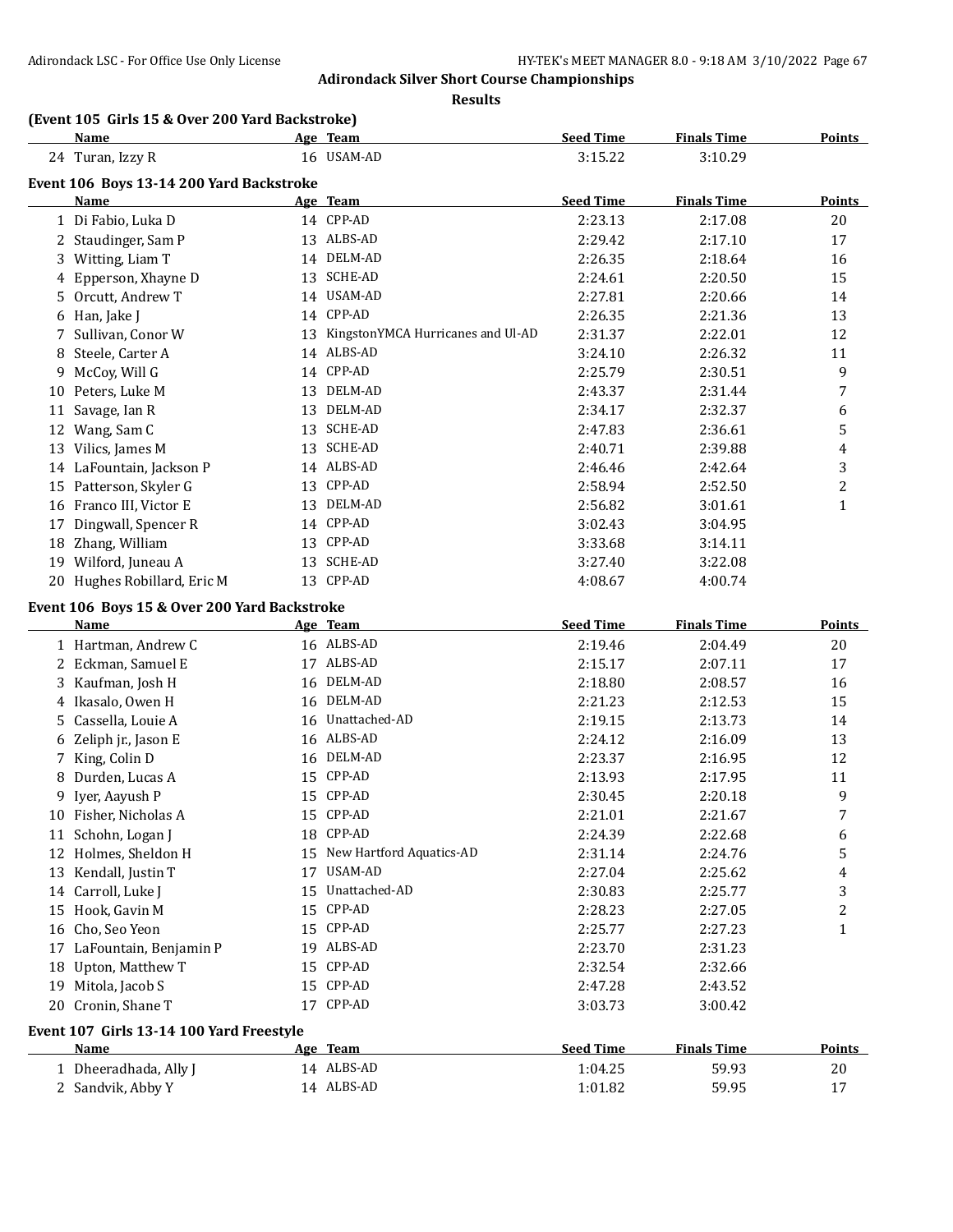# Adirondack Silver Short Course Championships

## Results

### (Event 105 Girls 15 & Over 200 Yard Backstroke)

| | Name | Age | Team | Seed Time | Finals Time | Points |
|---|---|---|---|---|---|---|
| 24 | Turan, Izzy R | 16 | USAM-AD | 3:15.22 | 3:10.29 | |

### Event 106 Boys 13-14 200 Yard Backstroke

| | Name | Age | Team | Seed Time | Finals Time | Points |
|---|---|---|---|---|---|---|
| 1 | Di Fabio, Luka D | 14 | CPP-AD | 2:23.13 | 2:17.08 | 20 |
| 2 | Staudinger, Sam P | 13 | ALBS-AD | 2:29.42 | 2:17.10 | 17 |
| 3 | Witting, Liam T | 14 | DELM-AD | 2:26.35 | 2:18.64 | 16 |
| 4 | Epperson, Xhayne D | 13 | SCHE-AD | 2:24.61 | 2:20.50 | 15 |
| 5 | Orcutt, Andrew T | 14 | USAM-AD | 2:27.81 | 2:20.66 | 14 |
| 6 | Han, Jake J | 14 | CPP-AD | 2:26.35 | 2:21.36 | 13 |
| 7 | Sullivan, Conor W | 13 | KingstonYMCA Hurricanes and Ul-AD | 2:31.37 | 2:22.01 | 12 |
| 8 | Steele, Carter A | 14 | ALBS-AD | 3:24.10 | 2:26.32 | 11 |
| 9 | McCoy, Will G | 14 | CPP-AD | 2:25.79 | 2:30.51 | 9 |
| 10 | Peters, Luke M | 13 | DELM-AD | 2:43.37 | 2:31.44 | 7 |
| 11 | Savage, Ian R | 13 | DELM-AD | 2:34.17 | 2:32.37 | 6 |
| 12 | Wang, Sam C | 13 | SCHE-AD | 2:47.83 | 2:36.61 | 5 |
| 13 | Vilics, James M | 13 | SCHE-AD | 2:40.71 | 2:39.88 | 4 |
| 14 | LaFountain, Jackson P | 14 | ALBS-AD | 2:46.46 | 2:42.64 | 3 |
| 15 | Patterson, Skyler G | 13 | CPP-AD | 2:58.94 | 2:52.50 | 2 |
| 16 | Franco III, Victor E | 13 | DELM-AD | 2:56.82 | 3:01.61 | 1 |
| 17 | Dingwall, Spencer R | 14 | CPP-AD | 3:02.43 | 3:04.95 | |
| 18 | Zhang, William | 13 | CPP-AD | 3:33.68 | 3:14.11 | |
| 19 | Wilford, Juneau A | 13 | SCHE-AD | 3:27.40 | 3:22.08 | |
| 20 | Hughes Robillard, Eric M | 13 | CPP-AD | 4:08.67 | 4:00.74 | |

### Event 106 Boys 15 & Over 200 Yard Backstroke

| | Name | Age | Team | Seed Time | Finals Time | Points |
|---|---|---|---|---|---|---|
| 1 | Hartman, Andrew C | 16 | ALBS-AD | 2:19.46 | 2:04.49 | 20 |
| 2 | Eckman, Samuel E | 17 | ALBS-AD | 2:15.17 | 2:07.11 | 17 |
| 3 | Kaufman, Josh H | 16 | DELM-AD | 2:18.80 | 2:08.57 | 16 |
| 4 | Ikasalo, Owen H | 16 | DELM-AD | 2:21.23 | 2:12.53 | 15 |
| 5 | Cassella, Louie A | 16 | Unattached-AD | 2:19.15 | 2:13.73 | 14 |
| 6 | Zeliph jr., Jason E | 16 | ALBS-AD | 2:24.12 | 2:16.09 | 13 |
| 7 | King, Colin D | 16 | DELM-AD | 2:23.37 | 2:16.95 | 12 |
| 8 | Durden, Lucas A | 15 | CPP-AD | 2:13.93 | 2:17.95 | 11 |
| 9 | Iyer, Aayush P | 15 | CPP-AD | 2:30.45 | 2:20.18 | 9 |
| 10 | Fisher, Nicholas A | 15 | CPP-AD | 2:21.01 | 2:21.67 | 7 |
| 11 | Schohn, Logan J | 18 | CPP-AD | 2:24.39 | 2:22.68 | 6 |
| 12 | Holmes, Sheldon H | 15 | New Hartford Aquatics-AD | 2:31.14 | 2:24.76 | 5 |
| 13 | Kendall, Justin T | 17 | USAM-AD | 2:27.04 | 2:25.62 | 4 |
| 14 | Carroll, Luke J | 15 | Unattached-AD | 2:30.83 | 2:25.77 | 3 |
| 15 | Hook, Gavin M | 15 | CPP-AD | 2:28.23 | 2:27.05 | 2 |
| 16 | Cho, Seo Yeon | 15 | CPP-AD | 2:25.77 | 2:27.23 | 1 |
| 17 | LaFountain, Benjamin P | 19 | ALBS-AD | 2:23.70 | 2:31.23 | |
| 18 | Upton, Matthew T | 15 | CPP-AD | 2:32.54 | 2:32.66 | |
| 19 | Mitola, Jacob S | 15 | CPP-AD | 2:47.28 | 2:43.52 | |
| 20 | Cronin, Shane T | 17 | CPP-AD | 3:03.73 | 3:00.42 | |

### Event 107 Girls 13-14 100 Yard Freestyle

| | Name | Age | Team | Seed Time | Finals Time | Points |
|---|---|---|---|---|---|---|
| 1 | Dheeradhada, Ally J | 14 | ALBS-AD | 1:04.25 | 59.93 | 20 |
| 2 | Sandvik, Abby Y | 14 | ALBS-AD | 1:01.82 | 59.95 | 17 |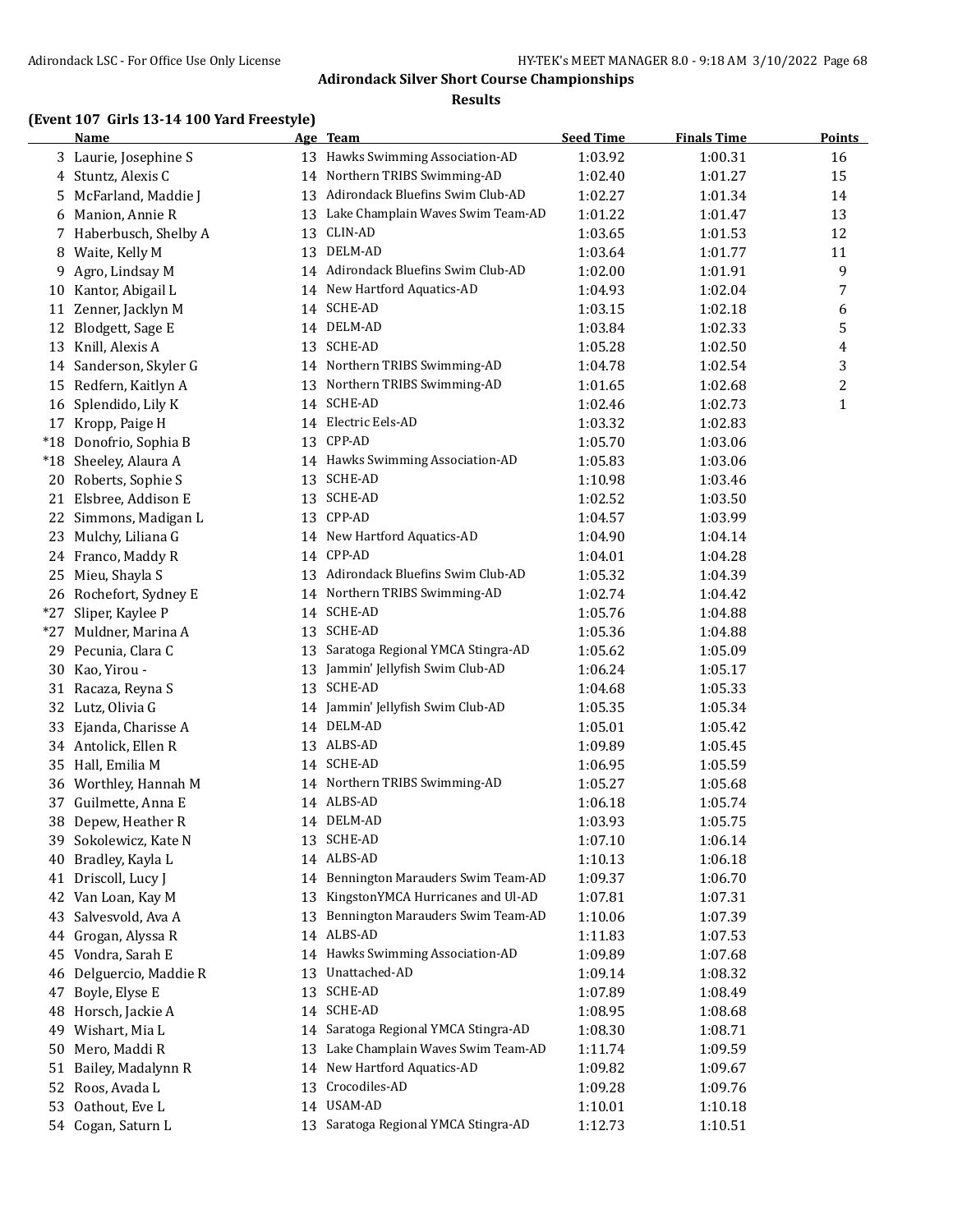# Adirondack Silver Short Course Championships

## Results

### (Event 107 Girls 13-14 100 Yard Freestyle)

| | Name | Age | Team | Seed Time | Finals Time | Points |
|---|---|---|---|---|---|---|
| 3 | Laurie, Josephine S | 13 | Hawks Swimming Association-AD | 1:03.92 | 1:00.31 | 16 |
| 4 | Stuntz, Alexis C | 14 | Northern TRIBS Swimming-AD | 1:02.40 | 1:01.27 | 15 |
| 5 | McFarland, Maddie J | 13 | Adirondack Bluefins Swim Club-AD | 1:02.27 | 1:01.34 | 14 |
| 6 | Manion, Annie R | 13 | Lake Champlain Waves Swim Team-AD | 1:01.22 | 1:01.47 | 13 |
| 7 | Haberbusch, Shelby A | 13 | CLIN-AD | 1:03.65 | 1:01.53 | 12 |
| 8 | Waite, Kelly M | 13 | DELM-AD | 1:03.64 | 1:01.77 | 11 |
| 9 | Agro, Lindsay M | 14 | Adirondack Bluefins Swim Club-AD | 1:02.00 | 1:01.91 | 9 |
| 10 | Kantor, Abigail L | 14 | New Hartford Aquatics-AD | 1:04.93 | 1:02.04 | 7 |
| 11 | Zenner, Jacklyn M | 14 | SCHE-AD | 1:03.15 | 1:02.18 | 6 |
| 12 | Blodgett, Sage E | 14 | DELM-AD | 1:03.84 | 1:02.33 | 5 |
| 13 | Knill, Alexis A | 13 | SCHE-AD | 1:05.28 | 1:02.50 | 4 |
| 14 | Sanderson, Skyler G | 14 | Northern TRIBS Swimming-AD | 1:04.78 | 1:02.54 | 3 |
| 15 | Redfern, Kaitlyn A | 13 | Northern TRIBS Swimming-AD | 1:01.65 | 1:02.68 | 2 |
| 16 | Splendido, Lily K | 14 | SCHE-AD | 1:02.46 | 1:02.73 | 1 |
| 17 | Kropp, Paige H | 14 | Electric Eels-AD | 1:03.32 | 1:02.83 | |
| *18 | Donofrio, Sophia B | 13 | CPP-AD | 1:05.70 | 1:03.06 | |
| *18 | Sheeley, Alaura A | 14 | Hawks Swimming Association-AD | 1:05.83 | 1:03.06 | |
| 20 | Roberts, Sophie S | 13 | SCHE-AD | 1:10.98 | 1:03.46 | |
| 21 | Elsbree, Addison E | 13 | SCHE-AD | 1:02.52 | 1:03.50 | |
| 22 | Simmons, Madigan L | 13 | CPP-AD | 1:04.57 | 1:03.99 | |
| 23 | Mulchy, Liliana G | 14 | New Hartford Aquatics-AD | 1:04.90 | 1:04.14 | |
| 24 | Franco, Maddy R | 14 | CPP-AD | 1:04.01 | 1:04.28 | |
| 25 | Mieu, Shayla S | 13 | Adirondack Bluefins Swim Club-AD | 1:05.32 | 1:04.39 | |
| 26 | Rochefort, Sydney E | 14 | Northern TRIBS Swimming-AD | 1:02.74 | 1:04.42 | |
| *27 | Sliper, Kaylee P | 14 | SCHE-AD | 1:05.76 | 1:04.88 | |
| *27 | Muldner, Marina A | 13 | SCHE-AD | 1:05.36 | 1:04.88 | |
| 29 | Pecunia, Clara C | 13 | Saratoga Regional YMCA Stingra-AD | 1:05.62 | 1:05.09 | |
| 30 | Kao, Yirou - | 13 | Jammin' Jellyfish Swim Club-AD | 1:06.24 | 1:05.17 | |
| 31 | Racaza, Reyna S | 13 | SCHE-AD | 1:04.68 | 1:05.33 | |
| 32 | Lutz, Olivia G | 14 | Jammin' Jellyfish Swim Club-AD | 1:05.35 | 1:05.34 | |
| 33 | Ejanda, Charisse A | 14 | DELM-AD | 1:05.01 | 1:05.42 | |
| 34 | Antolick, Ellen R | 13 | ALBS-AD | 1:09.89 | 1:05.45 | |
| 35 | Hall, Emilia M | 14 | SCHE-AD | 1:06.95 | 1:05.59 | |
| 36 | Worthley, Hannah M | 14 | Northern TRIBS Swimming-AD | 1:05.27 | 1:05.68 | |
| 37 | Guilmette, Anna E | 14 | ALBS-AD | 1:06.18 | 1:05.74 | |
| 38 | Depew, Heather R | 14 | DELM-AD | 1:03.93 | 1:05.75 | |
| 39 | Sokolewicz, Kate N | 13 | SCHE-AD | 1:07.10 | 1:06.14 | |
| 40 | Bradley, Kayla L | 14 | ALBS-AD | 1:10.13 | 1:06.18 | |
| 41 | Driscoll, Lucy J | 14 | Bennington Marauders Swim Team-AD | 1:09.37 | 1:06.70 | |
| 42 | Van Loan, Kay M | 13 | KingstonYMCA Hurricanes and Ul-AD | 1:07.81 | 1:07.31 | |
| 43 | Salvesvold, Ava A | 13 | Bennington Marauders Swim Team-AD | 1:10.06 | 1:07.39 | |
| 44 | Grogan, Alyssa R | 14 | ALBS-AD | 1:11.83 | 1:07.53 | |
| 45 | Vondra, Sarah E | 14 | Hawks Swimming Association-AD | 1:09.89 | 1:07.68 | |
| 46 | Delguercio, Maddie R | 13 | Unattached-AD | 1:09.14 | 1:08.32 | |
| 47 | Boyle, Elyse E | 13 | SCHE-AD | 1:07.89 | 1:08.49 | |
| 48 | Horsch, Jackie A | 14 | SCHE-AD | 1:08.95 | 1:08.68 | |
| 49 | Wishart, Mia L | 14 | Saratoga Regional YMCA Stingra-AD | 1:08.30 | 1:08.71 | |
| 50 | Mero, Maddi R | 13 | Lake Champlain Waves Swim Team-AD | 1:11.74 | 1:09.59 | |
| 51 | Bailey, Madalynn R | 14 | New Hartford Aquatics-AD | 1:09.82 | 1:09.67 | |
| 52 | Roos, Avada L | 13 | Crocodiles-AD | 1:09.28 | 1:09.76 | |
| 53 | Oathout, Eve L | 14 | USAM-AD | 1:10.01 | 1:10.18 | |
| 54 | Cogan, Saturn L | 13 | Saratoga Regional YMCA Stingra-AD | 1:12.73 | 1:10.51 | |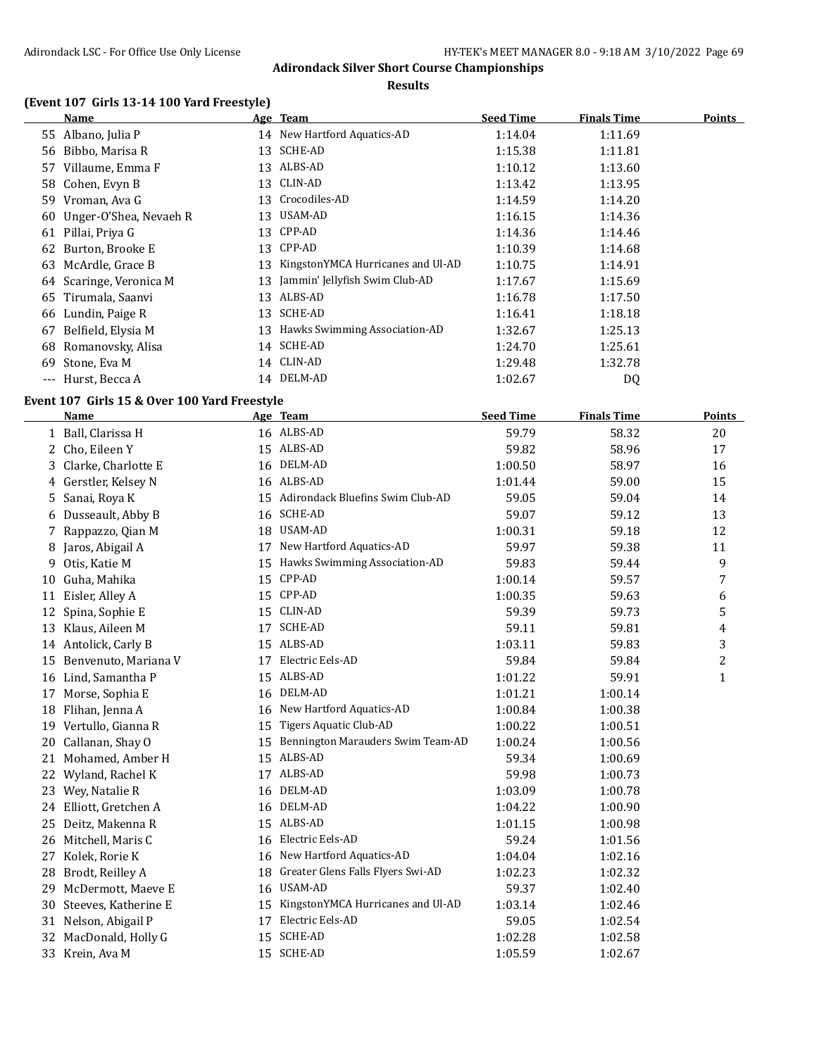# Adirondack Silver Short Course Championships

## Results

### (Event 107 Girls 13-14 100 Yard Freestyle)

| | Name | Age | Team | Seed Time | Finals Time | Points |
|---|---|---|---|---|---|---|
| 55 | Albano, Julia P | 14 | New Hartford Aquatics-AD | 1:14.04 | 1:11.69 | |
| 56 | Bibbo, Marisa R | 13 | SCHE-AD | 1:15.38 | 1:11.81 | |
| 57 | Villaume, Emma F | 13 | ALBS-AD | 1:10.12 | 1:13.60 | |
| 58 | Cohen, Evyn B | 13 | CLIN-AD | 1:13.42 | 1:13.95 | |
| 59 | Vroman, Ava G | 13 | Crocodiles-AD | 1:14.59 | 1:14.20 | |
| 60 | Unger-O'Shea, Nevaeh R | 13 | USAM-AD | 1:16.15 | 1:14.36 | |
| 61 | Pillai, Priya G | 13 | CPP-AD | 1:14.36 | 1:14.46 | |
| 62 | Burton, Brooke E | 13 | CPP-AD | 1:10.39 | 1:14.68 | |
| 63 | McArdle, Grace B | 13 | KingstonYMCA Hurricanes and Ul-AD | 1:10.75 | 1:14.91 | |
| 64 | Scaringe, Veronica M | 13 | Jammin' Jellyfish Swim Club-AD | 1:17.67 | 1:15.69 | |
| 65 | Tirumala, Saanvi | 13 | ALBS-AD | 1:16.78 | 1:17.50 | |
| 66 | Lundin, Paige R | 13 | SCHE-AD | 1:16.41 | 1:18.18 | |
| 67 | Belfield, Elysia M | 13 | Hawks Swimming Association-AD | 1:32.67 | 1:25.13 | |
| 68 | Romanovsky, Alisa | 14 | SCHE-AD | 1:24.70 | 1:25.61 | |
| 69 | Stone, Eva M | 14 | CLIN-AD | 1:29.48 | 1:32.78 | |
| --- | Hurst, Becca A | 14 | DELM-AD | 1:02.67 | DQ | |

### Event 107 Girls 15 & Over 100 Yard Freestyle

| | Name | Age | Team | Seed Time | Finals Time | Points |
|---|---|---|---|---|---|---|
| 1 | Ball, Clarissa H | 16 | ALBS-AD | 59.79 | 58.32 | 20 |
| 2 | Cho, Eileen Y | 15 | ALBS-AD | 59.82 | 58.96 | 17 |
| 3 | Clarke, Charlotte E | 16 | DELM-AD | 1:00.50 | 58.97 | 16 |
| 4 | Gerstler, Kelsey N | 16 | ALBS-AD | 1:01.44 | 59.00 | 15 |
| 5 | Sanai, Roya K | 15 | Adirondack Bluefins Swim Club-AD | 59.05 | 59.04 | 14 |
| 6 | Dusseault, Abby B | 16 | SCHE-AD | 59.07 | 59.12 | 13 |
| 7 | Rappazzo, Qian M | 18 | USAM-AD | 1:00.31 | 59.18 | 12 |
| 8 | Jaros, Abigail A | 17 | New Hartford Aquatics-AD | 59.97 | 59.38 | 11 |
| 9 | Otis, Katie M | 15 | Hawks Swimming Association-AD | 59.83 | 59.44 | 9 |
| 10 | Guha, Mahika | 15 | CPP-AD | 1:00.14 | 59.57 | 7 |
| 11 | Eisler, Alley A | 15 | CPP-AD | 1:00.35 | 59.63 | 6 |
| 12 | Spina, Sophie E | 15 | CLIN-AD | 59.39 | 59.73 | 5 |
| 13 | Klaus, Aileen M | 17 | SCHE-AD | 59.11 | 59.81 | 4 |
| 14 | Antolick, Carly B | 15 | ALBS-AD | 1:03.11 | 59.83 | 3 |
| 15 | Benvenuto, Mariana V | 17 | Electric Eels-AD | 59.84 | 59.84 | 2 |
| 16 | Lind, Samantha P | 15 | ALBS-AD | 1:01.22 | 59.91 | 1 |
| 17 | Morse, Sophia E | 16 | DELM-AD | 1:01.21 | 1:00.14 | |
| 18 | Flihan, Jenna A | 16 | New Hartford Aquatics-AD | 1:00.84 | 1:00.38 | |
| 19 | Vertullo, Gianna R | 15 | Tigers Aquatic Club-AD | 1:00.22 | 1:00.51 | |
| 20 | Callanan, Shay O | 15 | Bennington Marauders Swim Team-AD | 1:00.24 | 1:00.56 | |
| 21 | Mohamed, Amber H | 15 | ALBS-AD | 59.34 | 1:00.69 | |
| 22 | Wyland, Rachel K | 17 | ALBS-AD | 59.98 | 1:00.73 | |
| 23 | Wey, Natalie R | 16 | DELM-AD | 1:03.09 | 1:00.78 | |
| 24 | Elliott, Gretchen A | 16 | DELM-AD | 1:04.22 | 1:00.90 | |
| 25 | Deitz, Makenna R | 15 | ALBS-AD | 1:01.15 | 1:00.98 | |
| 26 | Mitchell, Maris C | 16 | Electric Eels-AD | 59.24 | 1:01.56 | |
| 27 | Kolek, Rorie K | 16 | New Hartford Aquatics-AD | 1:04.04 | 1:02.16 | |
| 28 | Brodt, Reilley A | 18 | Greater Glens Falls Flyers Swi-AD | 1:02.23 | 1:02.32 | |
| 29 | McDermott, Maeve E | 16 | USAM-AD | 59.37 | 1:02.40 | |
| 30 | Steeves, Katherine E | 15 | KingstonYMCA Hurricanes and Ul-AD | 1:03.14 | 1:02.46 | |
| 31 | Nelson, Abigail P | 17 | Electric Eels-AD | 59.05 | 1:02.54 | |
| 32 | MacDonald, Holly G | 15 | SCHE-AD | 1:02.28 | 1:02.58 | |
| 33 | Krein, Ava M | 15 | SCHE-AD | 1:05.59 | 1:02.67 | |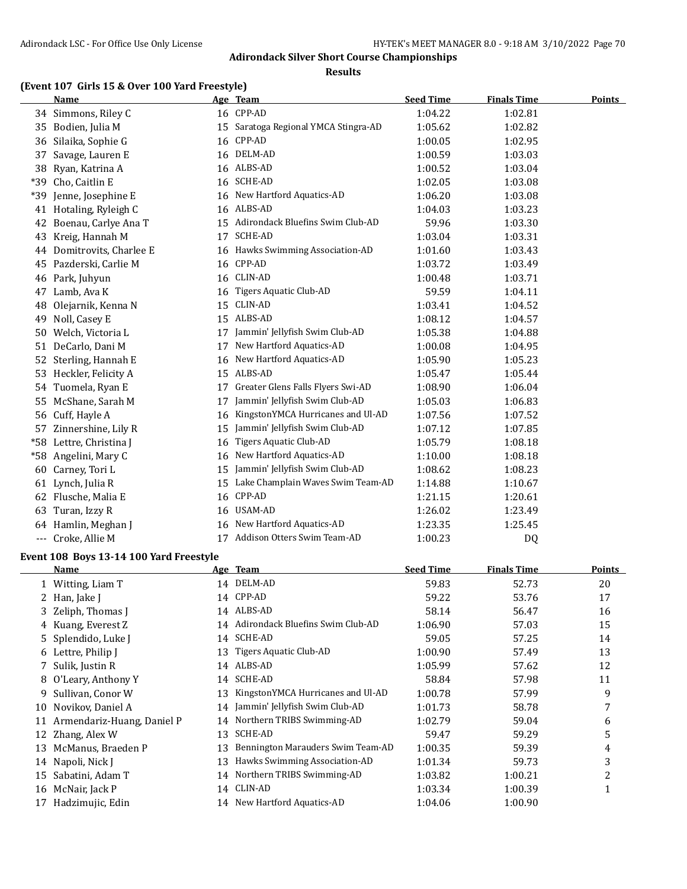## Adirondack Silver Short Course Championships

### Results

### (Event 107 Girls 15 & Over 100 Yard Freestyle)

| | Name | Age | Team | Seed Time | Finals Time | Points |
|---|---|---|---|---|---|---|
| 34 | Simmons, Riley C | 16 | CPP-AD | 1:04.22 | 1:02.81 | |
| 35 | Bodien, Julia M | 15 | Saratoga Regional YMCA Stingra-AD | 1:05.62 | 1:02.82 | |
| 36 | Silaika, Sophie G | 16 | CPP-AD | 1:00.05 | 1:02.95 | |
| 37 | Savage, Lauren E | 16 | DELM-AD | 1:00.59 | 1:03.03 | |
| 38 | Ryan, Katrina A | 16 | ALBS-AD | 1:00.52 | 1:03.04 | |
| *39 | Cho, Caitlin E | 16 | SCHE-AD | 1:02.05 | 1:03.08 | |
| *39 | Jenne, Josephine E | 16 | New Hartford Aquatics-AD | 1:06.20 | 1:03.08 | |
| 41 | Hotaling, Ryleigh C | 16 | ALBS-AD | 1:04.03 | 1:03.23 | |
| 42 | Boenau, Carlye Ana T | 15 | Adirondack Bluefins Swim Club-AD | 59.96 | 1:03.30 | |
| 43 | Kreig, Hannah M | 17 | SCHE-AD | 1:03.04 | 1:03.31 | |
| 44 | Domitrovits, Charlee E | 16 | Hawks Swimming Association-AD | 1:01.60 | 1:03.43 | |
| 45 | Pazderski, Carlie M | 16 | CPP-AD | 1:03.72 | 1:03.49 | |
| 46 | Park, Juhyun | 16 | CLIN-AD | 1:00.48 | 1:03.71 | |
| 47 | Lamb, Ava K | 16 | Tigers Aquatic Club-AD | 59.59 | 1:04.11 | |
| 48 | Olejarnik, Kenna N | 15 | CLIN-AD | 1:03.41 | 1:04.52 | |
| 49 | Noll, Casey E | 15 | ALBS-AD | 1:08.12 | 1:04.57 | |
| 50 | Welch, Victoria L | 17 | Jammin' Jellyfish Swim Club-AD | 1:05.38 | 1:04.88 | |
| 51 | DeCarlo, Dani M | 17 | New Hartford Aquatics-AD | 1:00.08 | 1:04.95 | |
| 52 | Sterling, Hannah E | 16 | New Hartford Aquatics-AD | 1:05.90 | 1:05.23 | |
| 53 | Heckler, Felicity A | 15 | ALBS-AD | 1:05.47 | 1:05.44 | |
| 54 | Tuomela, Ryan E | 17 | Greater Glens Falls Flyers Swi-AD | 1:08.90 | 1:06.04 | |
| 55 | McShane, Sarah M | 17 | Jammin' Jellyfish Swim Club-AD | 1:05.03 | 1:06.83 | |
| 56 | Cuff, Hayle A | 16 | KingstonYMCA Hurricanes and Ul-AD | 1:07.56 | 1:07.52 | |
| 57 | Zinnershine, Lily R | 15 | Jammin' Jellyfish Swim Club-AD | 1:07.12 | 1:07.85 | |
| *58 | Lettre, Christina J | 16 | Tigers Aquatic Club-AD | 1:05.79 | 1:08.18 | |
| *58 | Angelini, Mary C | 16 | New Hartford Aquatics-AD | 1:10.00 | 1:08.18 | |
| 60 | Carney, Tori L | 15 | Jammin' Jellyfish Swim Club-AD | 1:08.62 | 1:08.23 | |
| 61 | Lynch, Julia R | 15 | Lake Champlain Waves Swim Team-AD | 1:14.88 | 1:10.67 | |
| 62 | Flusche, Malia E | 16 | CPP-AD | 1:21.15 | 1:20.61 | |
| 63 | Turan, Izzy R | 16 | USAM-AD | 1:26.02 | 1:23.49 | |
| 64 | Hamlin, Meghan J | 16 | New Hartford Aquatics-AD | 1:23.35 | 1:25.45 | |
| --- | Croke, Allie M | 17 | Addison Otters Swim Team-AD | 1:00.23 | DQ | |

### Event 108 Boys 13-14 100 Yard Freestyle

| | Name | Age | Team | Seed Time | Finals Time | Points |
|---|---|---|---|---|---|---|
| 1 | Witting, Liam T | 14 | DELM-AD | 59.83 | 52.73 | 20 |
| 2 | Han, Jake J | 14 | CPP-AD | 59.22 | 53.76 | 17 |
| 3 | Zeliph, Thomas J | 14 | ALBS-AD | 58.14 | 56.47 | 16 |
| 4 | Kuang, Everest Z | 14 | Adirondack Bluefins Swim Club-AD | 1:06.90 | 57.03 | 15 |
| 5 | Splendido, Luke J | 14 | SCHE-AD | 59.05 | 57.25 | 14 |
| 6 | Lettre, Philip J | 13 | Tigers Aquatic Club-AD | 1:00.90 | 57.49 | 13 |
| 7 | Sulik, Justin R | 14 | ALBS-AD | 1:05.99 | 57.62 | 12 |
| 8 | O'Leary, Anthony Y | 14 | SCHE-AD | 58.84 | 57.98 | 11 |
| 9 | Sullivan, Conor W | 13 | KingstonYMCA Hurricanes and Ul-AD | 1:00.78 | 57.99 | 9 |
| 10 | Novikov, Daniel A | 14 | Jammin' Jellyfish Swim Club-AD | 1:01.73 | 58.78 | 7 |
| 11 | Armendariz-Huang, Daniel P | 14 | Northern TRIBS Swimming-AD | 1:02.79 | 59.04 | 6 |
| 12 | Zhang, Alex W | 13 | SCHE-AD | 59.47 | 59.29 | 5 |
| 13 | McManus, Braeden P | 13 | Bennington Marauders Swim Team-AD | 1:00.35 | 59.39 | 4 |
| 14 | Napoli, Nick J | 13 | Hawks Swimming Association-AD | 1:01.34 | 59.73 | 3 |
| 15 | Sabatini, Adam T | 14 | Northern TRIBS Swimming-AD | 1:03.82 | 1:00.21 | 2 |
| 16 | McNair, Jack P | 14 | CLIN-AD | 1:03.34 | 1:00.39 | 1 |
| 17 | Hadzimujic, Edin | 14 | New Hartford Aquatics-AD | 1:04.06 | 1:00.90 | |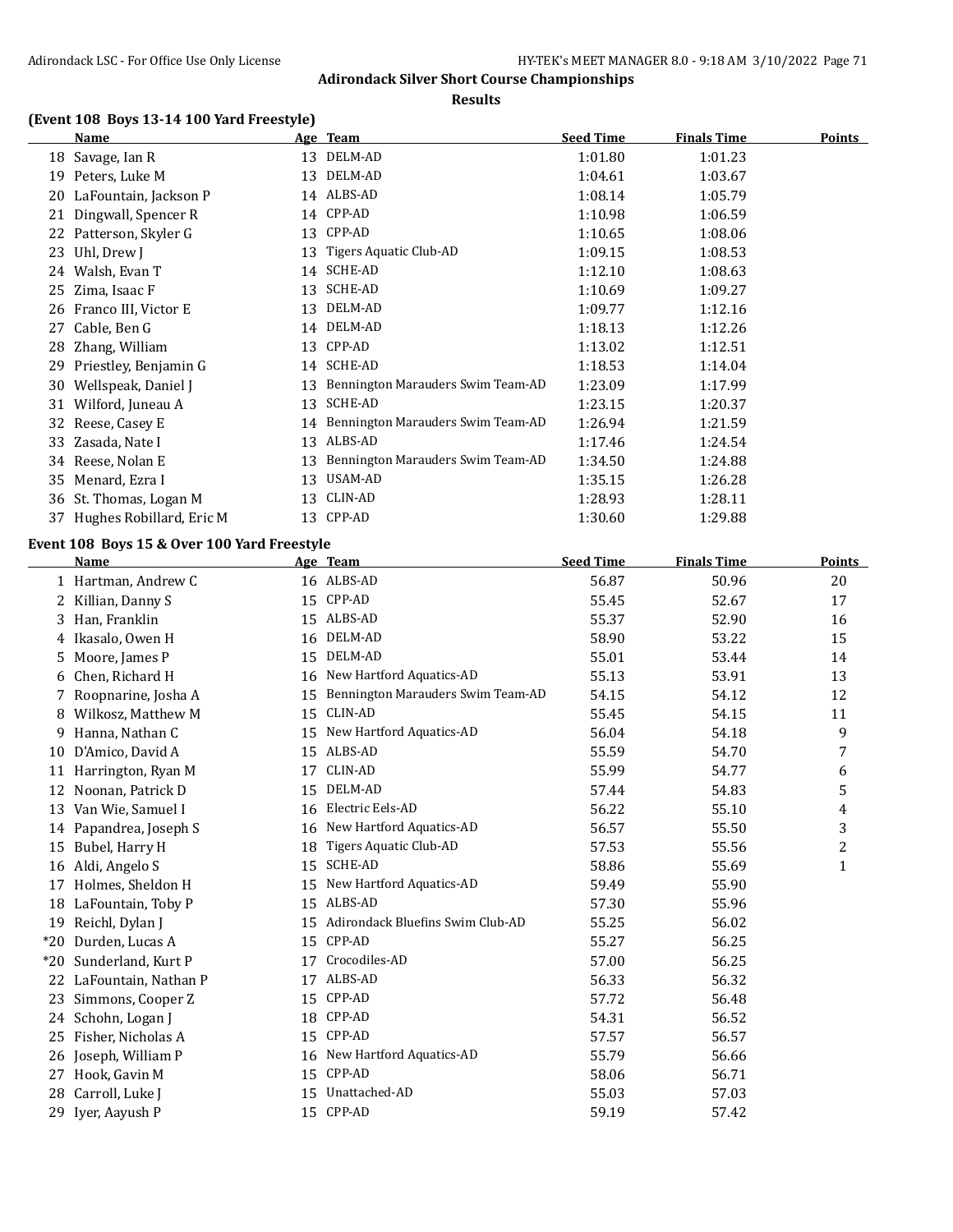# Adirondack Silver Short Course Championships

## Results

### (Event 108 Boys 13-14 100 Yard Freestyle)

| | Name | Age | Team | Seed Time | Finals Time | Points |
|---|---|---|---|---|---|---|
| 18 | Savage, Ian R | 13 | DELM-AD | 1:01.80 | 1:01.23 | |
| 19 | Peters, Luke M | 13 | DELM-AD | 1:04.61 | 1:03.67 | |
| 20 | LaFountain, Jackson P | 14 | ALBS-AD | 1:08.14 | 1:05.79 | |
| 21 | Dingwall, Spencer R | 14 | CPP-AD | 1:10.98 | 1:06.59 | |
| 22 | Patterson, Skyler G | 13 | CPP-AD | 1:10.65 | 1:08.06 | |
| 23 | Uhl, Drew J | 13 | Tigers Aquatic Club-AD | 1:09.15 | 1:08.53 | |
| 24 | Walsh, Evan T | 14 | SCHE-AD | 1:12.10 | 1:08.63 | |
| 25 | Zima, Isaac F | 13 | SCHE-AD | 1:10.69 | 1:09.27 | |
| 26 | Franco III, Victor E | 13 | DELM-AD | 1:09.77 | 1:12.16 | |
| 27 | Cable, Ben G | 14 | DELM-AD | 1:18.13 | 1:12.26 | |
| 28 | Zhang, William | 13 | CPP-AD | 1:13.02 | 1:12.51 | |
| 29 | Priestley, Benjamin G | 14 | SCHE-AD | 1:18.53 | 1:14.04 | |
| 30 | Wellspeak, Daniel J | 13 | Bennington Marauders Swim Team-AD | 1:23.09 | 1:17.99 | |
| 31 | Wilford, Juneau A | 13 | SCHE-AD | 1:23.15 | 1:20.37 | |
| 32 | Reese, Casey E | 14 | Bennington Marauders Swim Team-AD | 1:26.94 | 1:21.59 | |
| 33 | Zasada, Nate I | 13 | ALBS-AD | 1:17.46 | 1:24.54 | |
| 34 | Reese, Nolan E | 13 | Bennington Marauders Swim Team-AD | 1:34.50 | 1:24.88 | |
| 35 | Menard, Ezra I | 13 | USAM-AD | 1:35.15 | 1:26.28 | |
| 36 | St. Thomas, Logan M | 13 | CLIN-AD | 1:28.93 | 1:28.11 | |
| 37 | Hughes Robillard, Eric M | 13 | CPP-AD | 1:30.60 | 1:29.88 | |

### Event 108 Boys 15 & Over 100 Yard Freestyle

| | Name | Age | Team | Seed Time | Finals Time | Points |
|---|---|---|---|---|---|---|
| 1 | Hartman, Andrew C | 16 | ALBS-AD | 56.87 | 50.96 | 20 |
| 2 | Killian, Danny S | 15 | CPP-AD | 55.45 | 52.67 | 17 |
| 3 | Han, Franklin | 15 | ALBS-AD | 55.37 | 52.90 | 16 |
| 4 | Ikasalo, Owen H | 16 | DELM-AD | 58.90 | 53.22 | 15 |
| 5 | Moore, James P | 15 | DELM-AD | 55.01 | 53.44 | 14 |
| 6 | Chen, Richard H | 16 | New Hartford Aquatics-AD | 55.13 | 53.91 | 13 |
| 7 | Roopnarine, Josha A | 15 | Bennington Marauders Swim Team-AD | 54.15 | 54.12 | 12 |
| 8 | Wilkosz, Matthew M | 15 | CLIN-AD | 55.45 | 54.15 | 11 |
| 9 | Hanna, Nathan C | 15 | New Hartford Aquatics-AD | 56.04 | 54.18 | 9 |
| 10 | D'Amico, David A | 15 | ALBS-AD | 55.59 | 54.70 | 7 |
| 11 | Harrington, Ryan M | 17 | CLIN-AD | 55.99 | 54.77 | 6 |
| 12 | Noonan, Patrick D | 15 | DELM-AD | 57.44 | 54.83 | 5 |
| 13 | Van Wie, Samuel I | 16 | Electric Eels-AD | 56.22 | 55.10 | 4 |
| 14 | Papandrea, Joseph S | 16 | New Hartford Aquatics-AD | 56.57 | 55.50 | 3 |
| 15 | Bubel, Harry H | 18 | Tigers Aquatic Club-AD | 57.53 | 55.56 | 2 |
| 16 | Aldi, Angelo S | 15 | SCHE-AD | 58.86 | 55.69 | 1 |
| 17 | Holmes, Sheldon H | 15 | New Hartford Aquatics-AD | 59.49 | 55.90 | |
| 18 | LaFountain, Toby P | 15 | ALBS-AD | 57.30 | 55.96 | |
| 19 | Reichl, Dylan J | 15 | Adirondack Bluefins Swim Club-AD | 55.25 | 56.02 | |
| *20 | Durden, Lucas A | 15 | CPP-AD | 55.27 | 56.25 | |
| *20 | Sunderland, Kurt P | 17 | Crocodiles-AD | 57.00 | 56.25 | |
| 22 | LaFountain, Nathan P | 17 | ALBS-AD | 56.33 | 56.32 | |
| 23 | Simmons, Cooper Z | 15 | CPP-AD | 57.72 | 56.48 | |
| 24 | Schohn, Logan J | 18 | CPP-AD | 54.31 | 56.52 | |
| 25 | Fisher, Nicholas A | 15 | CPP-AD | 57.57 | 56.57 | |
| 26 | Joseph, William P | 16 | New Hartford Aquatics-AD | 55.79 | 56.66 | |
| 27 | Hook, Gavin M | 15 | CPP-AD | 58.06 | 56.71 | |
| 28 | Carroll, Luke J | 15 | Unattached-AD | 55.03 | 57.03 | |
| 29 | Iyer, Aayush P | 15 | CPP-AD | 59.19 | 57.42 | |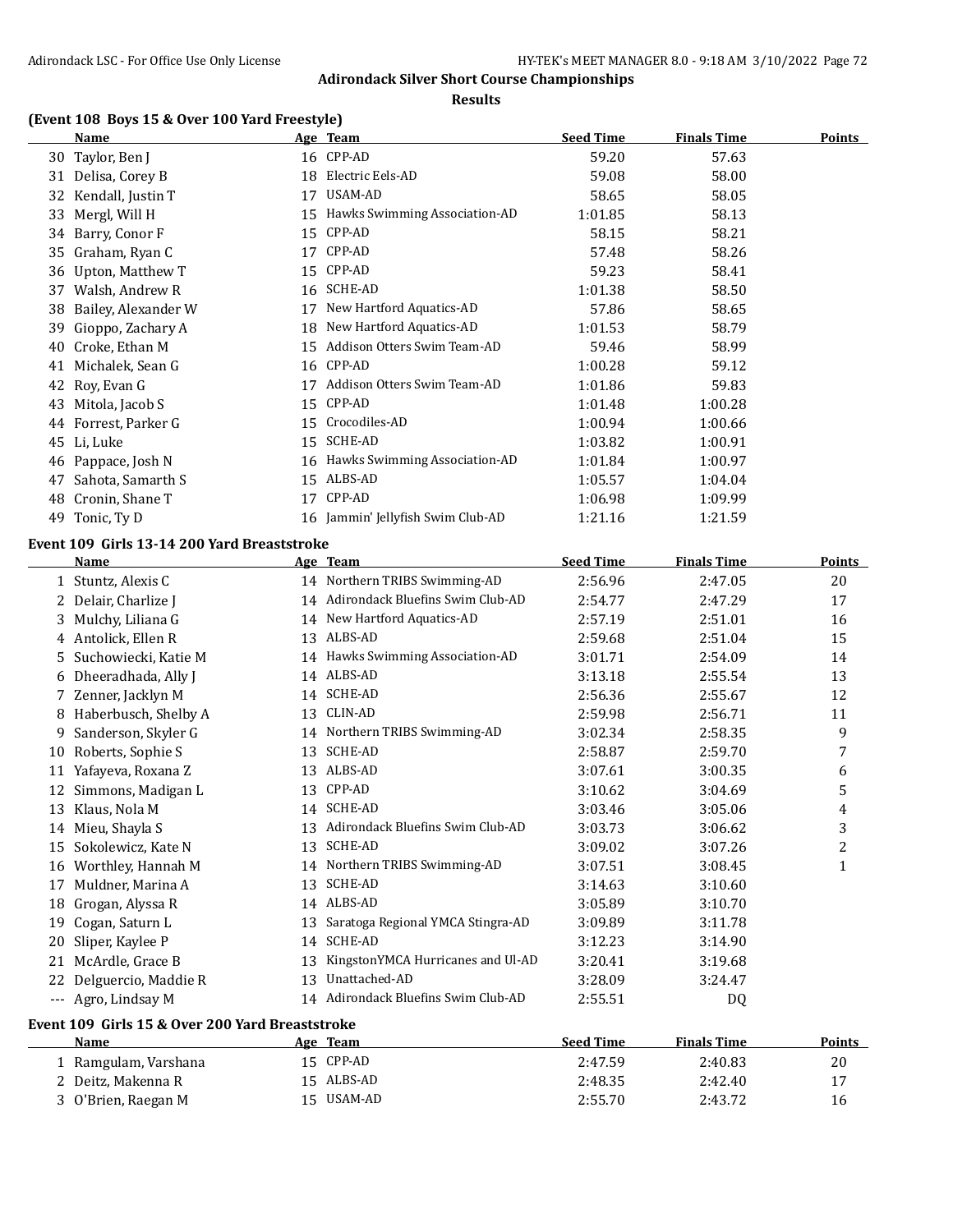## Adirondack Silver Short Course Championships

### Results

### (Event 108 Boys 15 & Over 100 Yard Freestyle)

| | Name | Age | Team | Seed Time | Finals Time | Points |
|---|---|---|---|---|---|---|
| 30 | Taylor, Ben J | 16 | CPP-AD | 59.20 | 57.63 | |
| 31 | Delisa, Corey B | 18 | Electric Eels-AD | 59.08 | 58.00 | |
| 32 | Kendall, Justin T | 17 | USAM-AD | 58.65 | 58.05 | |
| 33 | Mergl, Will H | 15 | Hawks Swimming Association-AD | 1:01.85 | 58.13 | |
| 34 | Barry, Conor F | 15 | CPP-AD | 58.15 | 58.21 | |
| 35 | Graham, Ryan C | 17 | CPP-AD | 57.48 | 58.26 | |
| 36 | Upton, Matthew T | 15 | CPP-AD | 59.23 | 58.41 | |
| 37 | Walsh, Andrew R | 16 | SCHE-AD | 1:01.38 | 58.50 | |
| 38 | Bailey, Alexander W | 17 | New Hartford Aquatics-AD | 57.86 | 58.65 | |
| 39 | Gioppo, Zachary A | 18 | New Hartford Aquatics-AD | 1:01.53 | 58.79 | |
| 40 | Croke, Ethan M | 15 | Addison Otters Swim Team-AD | 59.46 | 58.99 | |
| 41 | Michalek, Sean G | 16 | CPP-AD | 1:00.28 | 59.12 | |
| 42 | Roy, Evan G | 17 | Addison Otters Swim Team-AD | 1:01.86 | 59.83 | |
| 43 | Mitola, Jacob S | 15 | CPP-AD | 1:01.48 | 1:00.28 | |
| 44 | Forrest, Parker G | 15 | Crocodiles-AD | 1:00.94 | 1:00.66 | |
| 45 | Li, Luke | 15 | SCHE-AD | 1:03.82 | 1:00.91 | |
| 46 | Pappace, Josh N | 16 | Hawks Swimming Association-AD | 1:01.84 | 1:00.97 | |
| 47 | Sahota, Samarth S | 15 | ALBS-AD | 1:05.57 | 1:04.04 | |
| 48 | Cronin, Shane T | 17 | CPP-AD | 1:06.98 | 1:09.99 | |
| 49 | Tonic, Ty D | 16 | Jammin' Jellyfish Swim Club-AD | 1:21.16 | 1:21.59 | |

### Event 109 Girls 13-14 200 Yard Breaststroke

| | Name | Age | Team | Seed Time | Finals Time | Points |
|---|---|---|---|---|---|---|
| 1 | Stuntz, Alexis C | 14 | Northern TRIBS Swimming-AD | 2:56.96 | 2:47.05 | 20 |
| 2 | Delair, Charlize J | 14 | Adirondack Bluefins Swim Club-AD | 2:54.77 | 2:47.29 | 17 |
| 3 | Mulchy, Liliana G | 14 | New Hartford Aquatics-AD | 2:57.19 | 2:51.01 | 16 |
| 4 | Antolick, Ellen R | 13 | ALBS-AD | 2:59.68 | 2:51.04 | 15 |
| 5 | Suchowiecki, Katie M | 14 | Hawks Swimming Association-AD | 3:01.71 | 2:54.09 | 14 |
| 6 | Dheeradhada, Ally J | 14 | ALBS-AD | 3:13.18 | 2:55.54 | 13 |
| 7 | Zenner, Jacklyn M | 14 | SCHE-AD | 2:56.36 | 2:55.67 | 12 |
| 8 | Haberbusch, Shelby A | 13 | CLIN-AD | 2:59.98 | 2:56.71 | 11 |
| 9 | Sanderson, Skyler G | 14 | Northern TRIBS Swimming-AD | 3:02.34 | 2:58.35 | 9 |
| 10 | Roberts, Sophie S | 13 | SCHE-AD | 2:58.87 | 2:59.70 | 7 |
| 11 | Yafayeva, Roxana Z | 13 | ALBS-AD | 3:07.61 | 3:00.35 | 6 |
| 12 | Simmons, Madigan L | 13 | CPP-AD | 3:10.62 | 3:04.69 | 5 |
| 13 | Klaus, Nola M | 14 | SCHE-AD | 3:03.46 | 3:05.06 | 4 |
| 14 | Mieu, Shayla S | 13 | Adirondack Bluefins Swim Club-AD | 3:03.73 | 3:06.62 | 3 |
| 15 | Sokolewicz, Kate N | 13 | SCHE-AD | 3:09.02 | 3:07.26 | 2 |
| 16 | Worthley, Hannah M | 14 | Northern TRIBS Swimming-AD | 3:07.51 | 3:08.45 | 1 |
| 17 | Muldner, Marina A | 13 | SCHE-AD | 3:14.63 | 3:10.60 | |
| 18 | Grogan, Alyssa R | 14 | ALBS-AD | 3:05.89 | 3:10.70 | |
| 19 | Cogan, Saturn L | 13 | Saratoga Regional YMCA Stingra-AD | 3:09.89 | 3:11.78 | |
| 20 | Sliper, Kaylee P | 14 | SCHE-AD | 3:12.23 | 3:14.90 | |
| 21 | McArdle, Grace B | 13 | KingstonYMCA Hurricanes and Ul-AD | 3:20.41 | 3:19.68 | |
| 22 | Delguercio, Maddie R | 13 | Unattached-AD | 3:28.09 | 3:24.47 | |
| --- | Agro, Lindsay M | 14 | Adirondack Bluefins Swim Club-AD | 2:55.51 | DQ | |

### Event 109 Girls 15 & Over 200 Yard Breaststroke

| | Name | Age | Team | Seed Time | Finals Time | Points |
|---|---|---|---|---|---|---|
| 1 | Ramgulam, Varshana | 15 | CPP-AD | 2:47.59 | 2:40.83 | 20 |
| 2 | Deitz, Makenna R | 15 | ALBS-AD | 2:48.35 | 2:42.40 | 17 |
| 3 | O'Brien, Raegan M | 15 | USAM-AD | 2:55.70 | 2:43.72 | 16 |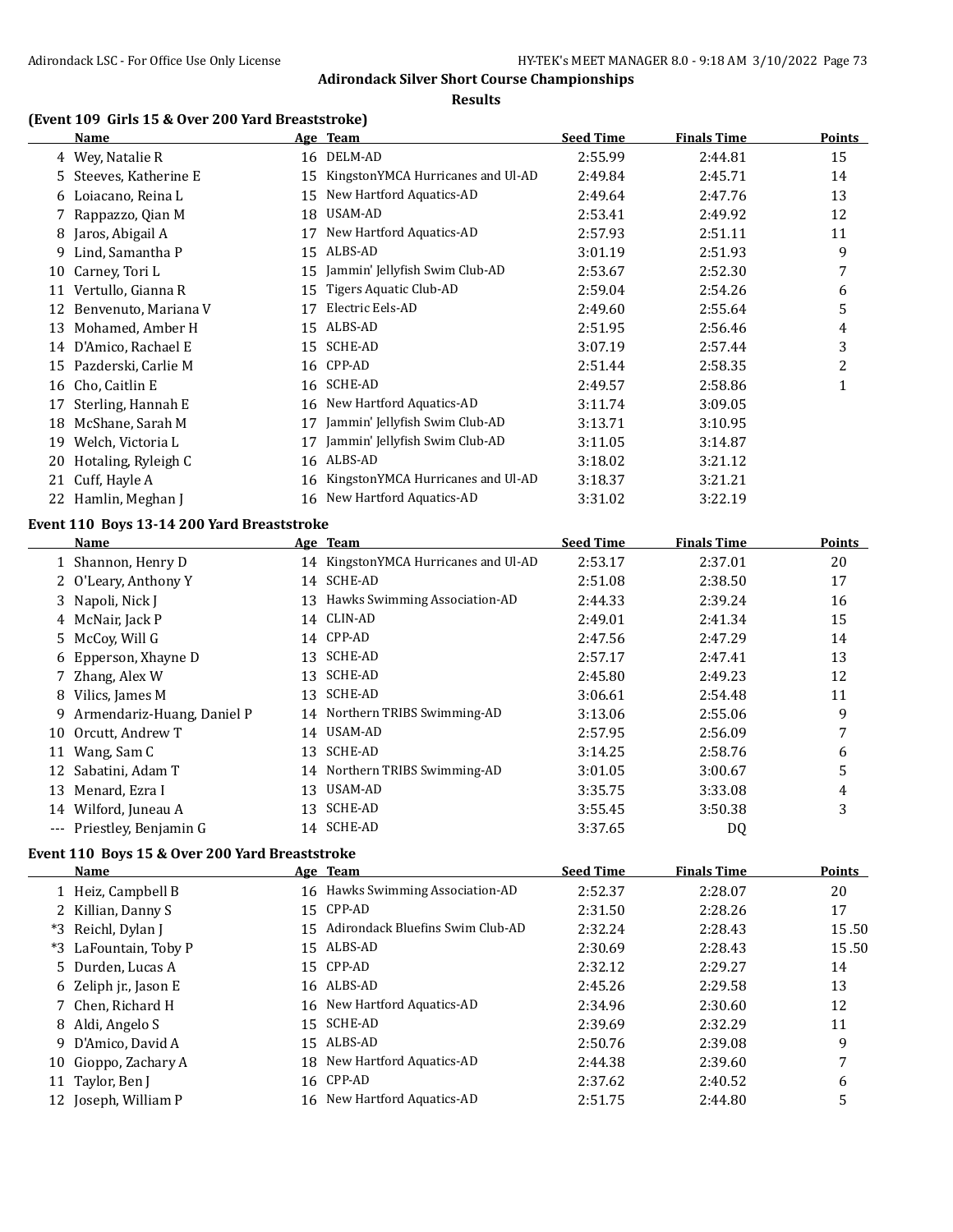## Adirondack Silver Short Course Championships

### Results

#### (Event 109 Girls 15 & Over 200 Yard Breaststroke)

| | Name | Age | Team | Seed Time | Finals Time | Points |
|---|---|---|---|---|---|---|
| 4 | Wey, Natalie R | 16 | DELM-AD | 2:55.99 | 2:44.81 | 15 |
| 5 | Steeves, Katherine E | 15 | KingstonYMCA Hurricanes and Ul-AD | 2:49.84 | 2:45.71 | 14 |
| 6 | Loiacano, Reina L | 15 | New Hartford Aquatics-AD | 2:49.64 | 2:47.76 | 13 |
| 7 | Rappazzo, Qian M | 18 | USAM-AD | 2:53.41 | 2:49.92 | 12 |
| 8 | Jaros, Abigail A | 17 | New Hartford Aquatics-AD | 2:57.93 | 2:51.11 | 11 |
| 9 | Lind, Samantha P | 15 | ALBS-AD | 3:01.19 | 2:51.93 | 9 |
| 10 | Carney, Tori L | 15 | Jammin' Jellyfish Swim Club-AD | 2:53.67 | 2:52.30 | 7 |
| 11 | Vertullo, Gianna R | 15 | Tigers Aquatic Club-AD | 2:59.04 | 2:54.26 | 6 |
| 12 | Benvenuto, Mariana V | 17 | Electric Eels-AD | 2:49.60 | 2:55.64 | 5 |
| 13 | Mohamed, Amber H | 15 | ALBS-AD | 2:51.95 | 2:56.46 | 4 |
| 14 | D'Amico, Rachael E | 15 | SCHE-AD | 3:07.19 | 2:57.44 | 3 |
| 15 | Pazderski, Carlie M | 16 | CPP-AD | 2:51.44 | 2:58.35 | 2 |
| 16 | Cho, Caitlin E | 16 | SCHE-AD | 2:49.57 | 2:58.86 | 1 |
| 17 | Sterling, Hannah E | 16 | New Hartford Aquatics-AD | 3:11.74 | 3:09.05 | |
| 18 | McShane, Sarah M | 17 | Jammin' Jellyfish Swim Club-AD | 3:13.71 | 3:10.95 | |
| 19 | Welch, Victoria L | 17 | Jammin' Jellyfish Swim Club-AD | 3:11.05 | 3:14.87 | |
| 20 | Hotaling, Ryleigh C | 16 | ALBS-AD | 3:18.02 | 3:21.12 | |
| 21 | Cuff, Hayle A | 16 | KingstonYMCA Hurricanes and Ul-AD | 3:18.37 | 3:21.21 | |
| 22 | Hamlin, Meghan J | 16 | New Hartford Aquatics-AD | 3:31.02 | 3:22.19 | |

#### Event 110 Boys 13-14 200 Yard Breaststroke

| | Name | Age | Team | Seed Time | Finals Time | Points |
|---|---|---|---|---|---|---|
| 1 | Shannon, Henry D | 14 | KingstonYMCA Hurricanes and Ul-AD | 2:53.17 | 2:37.01 | 20 |
| 2 | O'Leary, Anthony Y | 14 | SCHE-AD | 2:51.08 | 2:38.50 | 17 |
| 3 | Napoli, Nick J | 13 | Hawks Swimming Association-AD | 2:44.33 | 2:39.24 | 16 |
| 4 | McNair, Jack P | 14 | CLIN-AD | 2:49.01 | 2:41.34 | 15 |
| 5 | McCoy, Will G | 14 | CPP-AD | 2:47.56 | 2:47.29 | 14 |
| 6 | Epperson, Xhayne D | 13 | SCHE-AD | 2:57.17 | 2:47.41 | 13 |
| 7 | Zhang, Alex W | 13 | SCHE-AD | 2:45.80 | 2:49.23 | 12 |
| 8 | Vilics, James M | 13 | SCHE-AD | 3:06.61 | 2:54.48 | 11 |
| 9 | Armendariz-Huang, Daniel P | 14 | Northern TRIBS Swimming-AD | 3:13.06 | 2:55.06 | 9 |
| 10 | Orcutt, Andrew T | 14 | USAM-AD | 2:57.95 | 2:56.09 | 7 |
| 11 | Wang, Sam C | 13 | SCHE-AD | 3:14.25 | 2:58.76 | 6 |
| 12 | Sabatini, Adam T | 14 | Northern TRIBS Swimming-AD | 3:01.05 | 3:00.67 | 5 |
| 13 | Menard, Ezra I | 13 | USAM-AD | 3:35.75 | 3:33.08 | 4 |
| 14 | Wilford, Juneau A | 13 | SCHE-AD | 3:55.45 | 3:50.38 | 3 |
| --- | Priestley, Benjamin G | 14 | SCHE-AD | 3:37.65 | DQ | |

#### Event 110 Boys 15 & Over 200 Yard Breaststroke

| | Name | Age | Team | Seed Time | Finals Time | Points |
|---|---|---|---|---|---|---|
| 1 | Heiz, Campbell B | 16 | Hawks Swimming Association-AD | 2:52.37 | 2:28.07 | 20 |
| 2 | Killian, Danny S | 15 | CPP-AD | 2:31.50 | 2:28.26 | 17 |
| *3 | Reichl, Dylan J | 15 | Adirondack Bluefins Swim Club-AD | 2:32.24 | 2:28.43 | 15.50 |
| *3 | LaFountain, Toby P | 15 | ALBS-AD | 2:30.69 | 2:28.43 | 15.50 |
| 5 | Durden, Lucas A | 15 | CPP-AD | 2:32.12 | 2:29.27 | 14 |
| 6 | Zeliph jr., Jason E | 16 | ALBS-AD | 2:45.26 | 2:29.58 | 13 |
| 7 | Chen, Richard H | 16 | New Hartford Aquatics-AD | 2:34.96 | 2:30.60 | 12 |
| 8 | Aldi, Angelo S | 15 | SCHE-AD | 2:39.69 | 2:32.29 | 11 |
| 9 | D'Amico, David A | 15 | ALBS-AD | 2:50.76 | 2:39.08 | 9 |
| 10 | Gioppo, Zachary A | 18 | New Hartford Aquatics-AD | 2:44.38 | 2:39.60 | 7 |
| 11 | Taylor, Ben J | 16 | CPP-AD | 2:37.62 | 2:40.52 | 6 |
| 12 | Joseph, William P | 16 | New Hartford Aquatics-AD | 2:51.75 | 2:44.80 | 5 |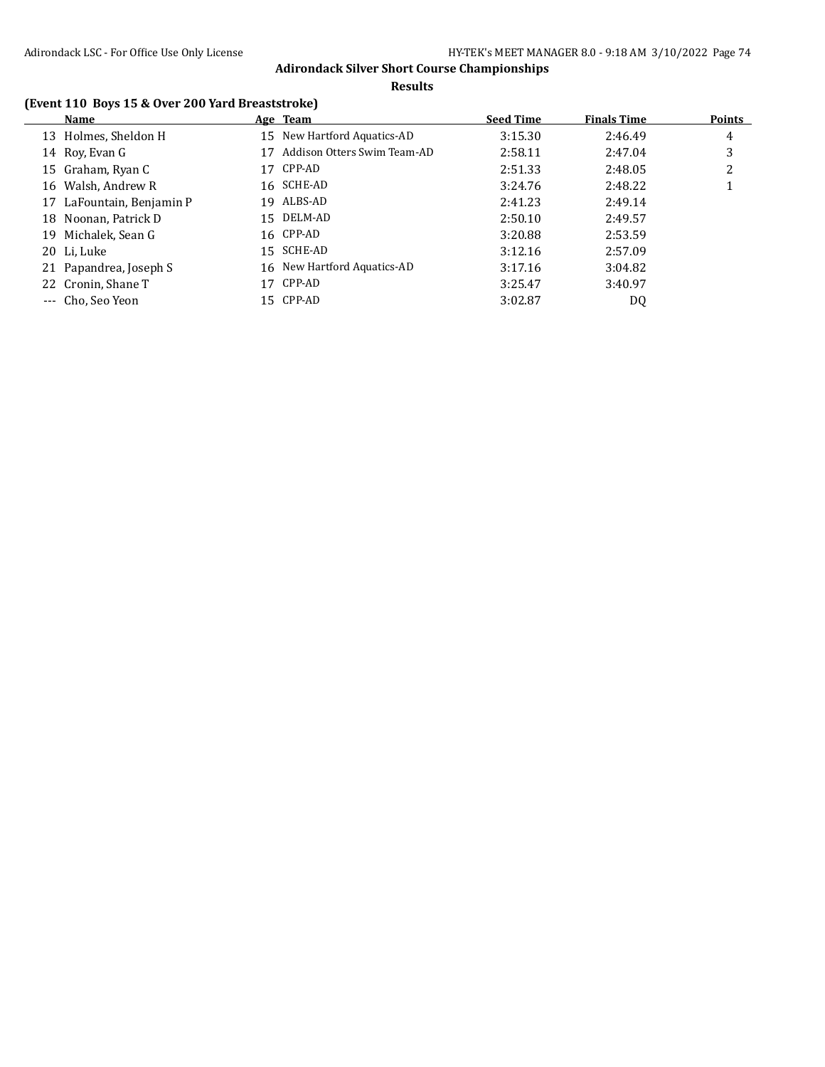# Adirondack Silver Short Course Championships

## Results

### (Event 110 Boys 15 & Over 200 Yard Breaststroke)

| | Name | Age | Team | Seed Time | Finals Time | Points |
|---|---|---|---|---|---|---|
| 13 | Holmes, Sheldon H | 15 | New Hartford Aquatics-AD | 3:15.30 | 2:46.49 | 4 |
| 14 | Roy, Evan G | 17 | Addison Otters Swim Team-AD | 2:58.11 | 2:47.04 | 3 |
| 15 | Graham, Ryan C | 17 | CPP-AD | 2:51.33 | 2:48.05 | 2 |
| 16 | Walsh, Andrew R | 16 | SCHE-AD | 3:24.76 | 2:48.22 | 1 |
| 17 | LaFountain, Benjamin P | 19 | ALBS-AD | 2:41.23 | 2:49.14 | |
| 18 | Noonan, Patrick D | 15 | DELM-AD | 2:50.10 | 2:49.57 | |
| 19 | Michalek, Sean G | 16 | CPP-AD | 3:20.88 | 2:53.59 | |
| 20 | Li, Luke | 15 | SCHE-AD | 3:12.16 | 2:57.09 | |
| 21 | Papandrea, Joseph S | 16 | New Hartford Aquatics-AD | 3:17.16 | 3:04.82 | |
| 22 | Cronin, Shane T | 17 | CPP-AD | 3:25.47 | 3:40.97 | |
| --- | Cho, Seo Yeon | 15 | CPP-AD | 3:02.87 | DQ | |